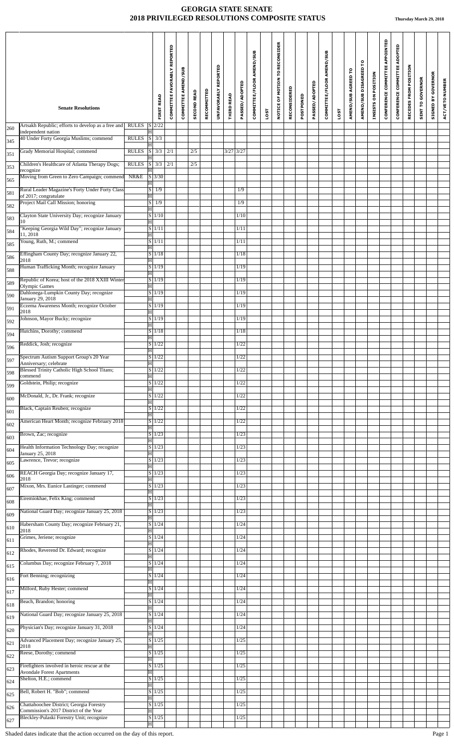# GEORGIA STATE SENATE
## 2018 PRIVILEGED RESOLUTIONS COMPOSITE STATUS

**Thursday March 29, 2018**

| | Senate Resolutions | | | FIRST READ | COMMITTEE FAVORABLY REPORTED | COMMITTEE AMEND/SUB | SECOND READ | RECOMMITTED | UNFAVORABLY REPORTED | THIRD READ | PASSED/ADOPTED | COMMITTEE/FLOOR AMEND/SUB | LOST | NOTICE OF MOTION TO RECONSIDER | RECONSIDERED | POSTPONED | PASSED/ADOPTED | COMMITTEE/FLOOR AMEND/SUB | LOST | AMEND/SUB AGREED TO | AMEND/SUB DISAGREED TO | INSISTS ON POSITION | CONFERENCE COMMITTEE APPOINTED | CONFERENCE COMMITTEE ADOPTED | RECEDES FROM POSITION | SENT TO GOVERNOR | SIGNED BY GOVERNOR | ACT/VETO NUMBER |
|---|---|---|---|---|---|---|---|---|---|---|---|---|---|---|---|---|---|---|---|---|---|---|---|---|---|---|---|---|
| 260 | Artsakh Republic; efforts to develop as a free and independent nation | RULES | S | 2/22 | | | | | | | | | | | | | | | | | | | | | | | | |
| | | | H | | | | | | | | | | | | | | | | | | | | | | | | | |
| 345 | 40 Under Forty Georgia Muslims; commend | RULES | S | 3/3 | | | | | | | | | | | | | | | | | | | | | | | | |
| | | | H | | | | | | | | | | | | | | | | | | | | | | | | | |
| 351 | Grady Memorial Hospital; commend | RULES | S | 3/3 | 2/1 | | 2/5 | | | 3/27 | 3/27 | | | | | | | | | | | | | | | | | |
| | | | H | | | | | | | | | | | | | | | | | | | | | | | | | |
| 353 | Children's Healthcare of Atlanta Therapy Dogs; recognize | RULES | S | 3/3 | 2/1 | | 2/5 | | | | | | | | | | | | | | | | | | | | | |
| | | | H | | | | | | | | | | | | | | | | | | | | | | | | | |
| 565 | Moving from Green to Zero Campaign; commend | NR&E | S | 3/30 | | | | | | | | | | | | | | | | | | | | | | | | |
| | | | H | | | | | | | | | | | | | | | | | | | | | | | | | |
| 581 | Rural Leader Magazine's Forty Under Forty Class of 2017; congratulate | | S | 1/9 | | | | | | | 1/9 | | | | | | | | | | | | | | | | | |
| | | | H | | | | | | | | | | | | | | | | | | | | | | | | | |
| 582 | Project Mail Call Mission; honoring | | S | 1/9 | | | | | | | 1/9 | | | | | | | | | | | | | | | | | |
| | | | H | | | | | | | | | | | | | | | | | | | | | | | | | |
| 583 | Clayton State University Day; recognize January 10 | | S | 1/10 | | | | | | | 1/10 | | | | | | | | | | | | | | | | | |
| | | | H | | | | | | | | | | | | | | | | | | | | | | | | | |
| 584 | "Keeping Georgia Wild Day"; recognize January 11, 2018 | | S | 1/11 | | | | | | | 1/11 | | | | | | | | | | | | | | | | | |
| | | | H | | | | | | | | | | | | | | | | | | | | | | | | | |
| 585 | Young, Ruth, M.; commend | | S | 1/11 | | | | | | | 1/11 | | | | | | | | | | | | | | | | | |
| | | | H | | | | | | | | | | | | | | | | | | | | | | | | | |
| 586 | Effingham County Day; recognize January 22, 2018 | | S | 1/18 | | | | | | | 1/18 | | | | | | | | | | | | | | | | | |
| | | | H | | | | | | | | | | | | | | | | | | | | | | | | | |
| 588 | Human Trafficking Month; recognize January | | S | 1/19 | | | | | | | 1/19 | | | | | | | | | | | | | | | | | |
| | | | H | | | | | | | | | | | | | | | | | | | | | | | | | |
| 589 | Republic of Korea; host of the 2018 XXIII Winter Olympic Games | | S | 1/19 | | | | | | | 1/19 | | | | | | | | | | | | | | | | | |
| | | | H | | | | | | | | | | | | | | | | | | | | | | | | | |
| 590 | Dahlonega-Lumpkin County Day; recognize January 29, 2018 | | S | 1/19 | | | | | | | 1/19 | | | | | | | | | | | | | | | | | |
| | | | H | | | | | | | | | | | | | | | | | | | | | | | | | |
| 591 | Eczema Awareness Month; recognize October 2018 | | S | 1/19 | | | | | | | 1/19 | | | | | | | | | | | | | | | | | |
| | | | H | | | | | | | | | | | | | | | | | | | | | | | | | |
| 592 | Johnson, Mayor Bucky; recognize | | S | 1/19 | | | | | | | 1/19 | | | | | | | | | | | | | | | | | |
| | | | H | | | | | | | | | | | | | | | | | | | | | | | | | |
| 594 | Hutchins, Dorothy; commend | | S | 1/18 | | | | | | | 1/18 | | | | | | | | | | | | | | | | | |
| | | | H | | | | | | | | | | | | | | | | | | | | | | | | | |
| 596 | Reddick, Josh; recognize | | S | 1/22 | | | | | | | 1/22 | | | | | | | | | | | | | | | | | |
| | | | H | | | | | | | | | | | | | | | | | | | | | | | | | |
| 597 | Spectrum Autism Support Group's 20 Year Anniversary; celebrate | | S | 1/22 | | | | | | | 1/22 | | | | | | | | | | | | | | | | | |
| | | | H | | | | | | | | | | | | | | | | | | | | | | | | | |
| 598 | Blessed Trinity Catholic High School Titans; commend | | S | 1/22 | | | | | | | 1/22 | | | | | | | | | | | | | | | | | |
| | | | H | | | | | | | | | | | | | | | | | | | | | | | | | |
| 599 | Goldstein, Philip; recognize | | S | 1/22 | | | | | | | 1/22 | | | | | | | | | | | | | | | | | |
| | | | H | | | | | | | | | | | | | | | | | | | | | | | | | |
| 600 | McDonald, Jr., Dr. Frank; recognize | | S | 1/22 | | | | | | | 1/22 | | | | | | | | | | | | | | | | | |
| | | | H | | | | | | | | | | | | | | | | | | | | | | | | | |
| 601 | Black, Captain Reuben; recognize | | S | 1/22 | | | | | | | 1/22 | | | | | | | | | | | | | | | | | |
| | | | H | | | | | | | | | | | | | | | | | | | | | | | | | |
| 602 | American Heart Month; recognize February 2018 | | S | 1/22 | | | | | | | 1/22 | | | | | | | | | | | | | | | | | |
| | | | H | | | | | | | | | | | | | | | | | | | | | | | | | |
| 603 | Brown, Zac; recognize | | S | 1/23 | | | | | | | 1/23 | | | | | | | | | | | | | | | | | |
| | | | H | | | | | | | | | | | | | | | | | | | | | | | | | |
| 604 | Health Information Technology Day; recognize January 25, 2018 | | S | 1/23 | | | | | | | 1/23 | | | | | | | | | | | | | | | | | |
| | | | H | | | | | | | | | | | | | | | | | | | | | | | | | |
| 605 | Lawrence, Trevor; recognize | | S | 1/23 | | | | | | | 1/23 | | | | | | | | | | | | | | | | | |
| | | | H | | | | | | | | | | | | | | | | | | | | | | | | | |
| 606 | REACH Georgia Day; recognize January 17, 2018 | | S | 1/23 | | | | | | | 1/23 | | | | | | | | | | | | | | | | | |
| | | | H | | | | | | | | | | | | | | | | | | | | | | | | | |
| 607 | Mixon, Mrs. Eunice Lastinger; commend | | S | 1/23 | | | | | | | 1/23 | | | | | | | | | | | | | | | | | |
| | | | H | | | | | | | | | | | | | | | | | | | | | | | | | |
| 608 | Eiremiokhae, Felix King; commend | | S | 1/23 | | | | | | | 1/23 | | | | | | | | | | | | | | | | | |
| | | | H | | | | | | | | | | | | | | | | | | | | | | | | | |
| 609 | National Guard Day; recognize January 25, 2018 | | S | 1/23 | | | | | | | 1/23 | | | | | | | | | | | | | | | | | |
| | | | H | | | | | | | | | | | | | | | | | | | | | | | | | |
| 610 | Habersham County Day; recognize February 21, 2018 | | S | 1/24 | | | | | | | 1/24 | | | | | | | | | | | | | | | | | |
| | | | H | | | | | | | | | | | | | | | | | | | | | | | | | |
| 611 | Grimes, Jeriene; recognize | | S | 1/24 | | | | | | | 1/24 | | | | | | | | | | | | | | | | | |
| | | | H | | | | | | | | | | | | | | | | | | | | | | | | | |
| 612 | Rhodes, Reverend Dr. Edward; recognize | | S | 1/24 | | | | | | | 1/24 | | | | | | | | | | | | | | | | | |
| | | | H | | | | | | | | | | | | | | | | | | | | | | | | | |
| 615 | Columbus Day; recognize February 7, 2018 | | S | 1/24 | | | | | | | 1/24 | | | | | | | | | | | | | | | | | |
| | | | H | | | | | | | | | | | | | | | | | | | | | | | | | |
| 616 | Fort Benning; recognizing | | S | 1/24 | | | | | | | 1/24 | | | | | | | | | | | | | | | | | |
| | | | H | | | | | | | | | | | | | | | | | | | | | | | | | |
| 617 | Milford, Ruby Hester; commend | | S | 1/24 | | | | | | | 1/24 | | | | | | | | | | | | | | | | | |
| | | | H | | | | | | | | | | | | | | | | | | | | | | | | | |
| 618 | Beach, Brandon; honoring | | S | 1/24 | | | | | | | 1/24 | | | | | | | | | | | | | | | | | |
| | | | H | | | | | | | | | | | | | | | | | | | | | | | | | |
| 619 | National Guard Day; recognize January 25, 2018 | | S | 1/24 | | | | | | | 1/24 | | | | | | | | | | | | | | | | | |
| | | | H | | | | | | | | | | | | | | | | | | | | | | | | | |
| 620 | Physician's Day; recognize January 31, 2018 | | S | 1/24 | | | | | | | 1/24 | | | | | | | | | | | | | | | | | |
| | | | H | | | | | | | | | | | | | | | | | | | | | | | | | |
| 621 | Advanced Placement Day; recognize January 25, 2018 | | S | 1/25 | | | | | | | 1/25 | | | | | | | | | | | | | | | | | |
| | | | H | | | | | | | | | | | | | | | | | | | | | | | | | |
| 622 | Reese, Dorothy; commend | | S | 1/25 | | | | | | | 1/25 | | | | | | | | | | | | | | | | | |
| | | | H | | | | | | | | | | | | | | | | | | | | | | | | | |
| 623 | Firefighters involved in heroic rescue at the Avondale Forest Apartments | | S | 1/25 | | | | | | | 1/25 | | | | | | | | | | | | | | | | | |
| | | | H | | | | | | | | | | | | | | | | | | | | | | | | | |
| 624 | Shelton, H.E.; commend | | S | 1/25 | | | | | | | 1/25 | | | | | | | | | | | | | | | | | |
| | | | H | | | | | | | | | | | | | | | | | | | | | | | | | |
| 625 | Bell, Robert H. "Bob"; commend | | S | 1/25 | | | | | | | 1/25 | | | | | | | | | | | | | | | | | |
| | | | H | | | | | | | | | | | | | | | | | | | | | | | | | |
| 626 | Chattahoochee District; Georgia Forestry Commission's 2017 District of the Year | | S | 1/25 | | | | | | | 1/25 | | | | | | | | | | | | | | | | | |
| | | | H | | | | | | | | | | | | | | | | | | | | | | | | | |
| 627 | Bleckley-Pulaski Forestry Unit; recognize | | S | 1/25 | | | | | | | 1/25 | | | | | | | | | | | | | | | | | |
| | | | H | | | | | | | | | | | | | | | | | | | | | | | | | |

Shaded dates indicate that the action occurred on the day of this report.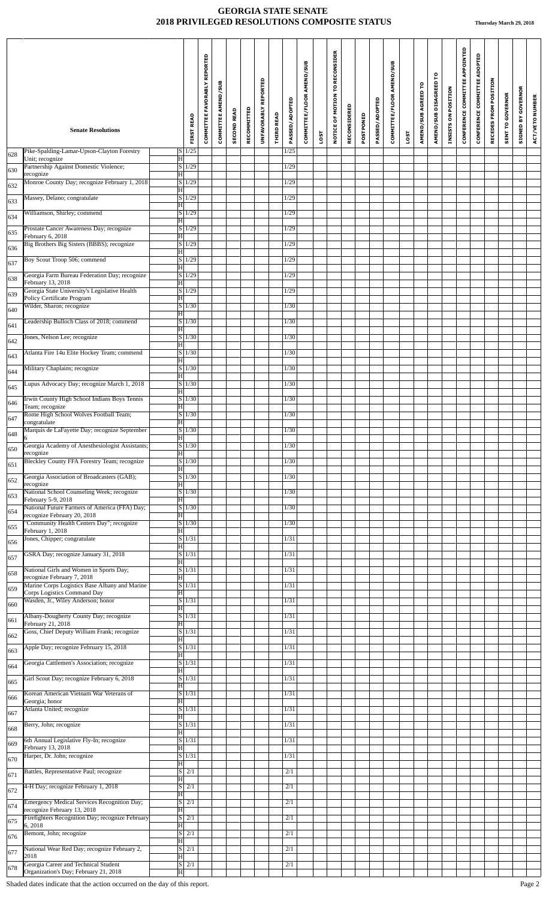# GEORGIA STATE SENATE
## 2018 PRIVILEGED RESOLUTIONS COMPOSITE STATUS

**Thursday March 29, 2018**

| | Senate Resolutions | | FIRST READ | COMMITTEE FAVORABLY REPORTED | COMMITTEE AMEND/SUB | SECOND READ | RECOMMITTED | UNFAVORABLY REPORTED | THIRD READ | PASSED/ADOPTED | COMMITTEE/FLOOR AMEND/SUB | LOST | NOTICE OF MOTION TO RECONSIDER | RECONSIDERED | POSTPONED | PASSED/ADOPTED | COMMITTEE/FLOOR AMEND/SUB | LOST | AMEND/SUB AGREED TO | AMEND/SUB DISAGREED TO | INSISTS ON POSITION | CONFERENCE COMMITTEE APPOINTED | CONFERENCE COMMITTEE ADOPTED | RECEDES FROM POSITION | SENT TO GOVERNOR | SIGNED BY GOVERNOR | ACT/VETO NUMBER |
|---|---|---|---|---|---|---|---|---|---|---|---|---|---|---|---|---|---|---|---|---|---|---|---|---|---|---|---|
| 628 | Pike-Spalding-Lamar-Upson-Clayton Forestry Unit; recognize | S | 1/25 | | | | | | | 1/25 | | | | | | | | | | | | | | | | | |
| | | H | | | | | | | | | | | | | | | | | | | | | | | | | |
| 630 | Partnership Against Domestic Violence; recognize | S | 1/29 | | | | | | | 1/29 | | | | | | | | | | | | | | | | | |
| | | H | | | | | | | | | | | | | | | | | | | | | | | | | |
| 632 | Monroe County Day; recognize February 1, 2018 | S | 1/29 | | | | | | | 1/29 | | | | | | | | | | | | | | | | | |
| | | H | | | | | | | | | | | | | | | | | | | | | | | | | |
| 633 | Massey, Delano; congratulate | S | 1/29 | | | | | | | 1/29 | | | | | | | | | | | | | | | | | |
| | | H | | | | | | | | | | | | | | | | | | | | | | | | | |
| 634 | Williamson, Shirley; commend | S | 1/29 | | | | | | | 1/29 | | | | | | | | | | | | | | | | | |
| | | H | | | | | | | | | | | | | | | | | | | | | | | | | |
| 635 | Prostate Cancer Awareness Day; recognize February 6, 2018 | S | 1/29 | | | | | | | 1/29 | | | | | | | | | | | | | | | | | |
| | | H | | | | | | | | | | | | | | | | | | | | | | | | | |
| 636 | Big Brothers Big Sisters (BBBS); recognize | S | 1/29 | | | | | | | 1/29 | | | | | | | | | | | | | | | | | |
| | | H | | | | | | | | | | | | | | | | | | | | | | | | | |
| 637 | Boy Scout Troop 506; commend | S | 1/29 | | | | | | | 1/29 | | | | | | | | | | | | | | | | | |
| | | H | | | | | | | | | | | | | | | | | | | | | | | | | |
| 638 | Georgia Farm Bureau Federation Day; recognize February 13, 2018 | S | 1/29 | | | | | | | 1/29 | | | | | | | | | | | | | | | | | |
| | | H | | | | | | | | | | | | | | | | | | | | | | | | | |
| 639 | Georgia State University's Legislative Health Policy Certificate Program | S | 1/29 | | | | | | | 1/29 | | | | | | | | | | | | | | | | | |
| | | H | | | | | | | | | | | | | | | | | | | | | | | | | |
| 640 | Wilder, Sharon; recognize | S | 1/30 | | | | | | | 1/30 | | | | | | | | | | | | | | | | | |
| | | H | | | | | | | | | | | | | | | | | | | | | | | | | |
| 641 | Leadership Bulloch Class of 2018; commend | S | 1/30 | | | | | | | 1/30 | | | | | | | | | | | | | | | | | |
| | | H | | | | | | | | | | | | | | | | | | | | | | | | | |
| 642 | Jones, Nelson Lee; recognize | S | 1/30 | | | | | | | 1/30 | | | | | | | | | | | | | | | | | |
| | | H | | | | | | | | | | | | | | | | | | | | | | | | | |
| 643 | Atlanta Fire 14u Elite Hockey Team; commend | S | 1/30 | | | | | | | 1/30 | | | | | | | | | | | | | | | | | |
| | | H | | | | | | | | | | | | | | | | | | | | | | | | | |
| 644 | Military Chaplains; recognize | S | 1/30 | | | | | | | 1/30 | | | | | | | | | | | | | | | | | |
| | | H | | | | | | | | | | | | | | | | | | | | | | | | | |
| 645 | Lupus Advocacy Day; recognize March 1, 2018 | S | 1/30 | | | | | | | 1/30 | | | | | | | | | | | | | | | | | |
| | | H | | | | | | | | | | | | | | | | | | | | | | | | | |
| 646 | Irwin County High School Indians Boys Tennis Team; recognize | S | 1/30 | | | | | | | 1/30 | | | | | | | | | | | | | | | | | |
| | | H | | | | | | | | | | | | | | | | | | | | | | | | | |
| 647 | Rome High School Wolves Football Team; congratulate | S | 1/30 | | | | | | | 1/30 | | | | | | | | | | | | | | | | | |
| | | H | | | | | | | | | | | | | | | | | | | | | | | | | |
| 648 | Marquis de LaFayette Day; recognize September 6 | S | 1/30 | | | | | | | 1/30 | | | | | | | | | | | | | | | | | |
| | | H | | | | | | | | | | | | | | | | | | | | | | | | | |
| 650 | Georgia Academy of Anesthesiologist Assistants; recognize | S | 1/30 | | | | | | | 1/30 | | | | | | | | | | | | | | | | | |
| | | H | | | | | | | | | | | | | | | | | | | | | | | | | |
| 651 | Bleckley County FFA Forestry Team; recognize | S | 1/30 | | | | | | | 1/30 | | | | | | | | | | | | | | | | | |
| | | H | | | | | | | | | | | | | | | | | | | | | | | | | |
| 652 | Georgia Association of Broadcasters (GAB); recognize | S | 1/30 | | | | | | | 1/30 | | | | | | | | | | | | | | | | | |
| | | H | | | | | | | | | | | | | | | | | | | | | | | | | |
| 653 | National School Counseling Week; recognize February 5-9, 2018 | S | 1/30 | | | | | | | 1/30 | | | | | | | | | | | | | | | | | |
| | | H | | | | | | | | | | | | | | | | | | | | | | | | | |
| 654 | National Future Farmers of America (FFA) Day; recognize February 20, 2018 | S | 1/30 | | | | | | | 1/30 | | | | | | | | | | | | | | | | | |
| | | H | | | | | | | | | | | | | | | | | | | | | | | | | |
| 655 | "Community Health Centers Day"; recognize February 1, 2018 | S | 1/30 | | | | | | | 1/30 | | | | | | | | | | | | | | | | | |
| | | H | | | | | | | | | | | | | | | | | | | | | | | | | |
| 656 | Jones, Chipper; congratulate | S | 1/31 | | | | | | | 1/31 | | | | | | | | | | | | | | | | | |
| | | H | | | | | | | | | | | | | | | | | | | | | | | | | |
| 657 | GSRA Day; recognize January 31, 2018 | S | 1/31 | | | | | | | 1/31 | | | | | | | | | | | | | | | | | |
| | | H | | | | | | | | | | | | | | | | | | | | | | | | | |
| 658 | National Girls and Women in Sports Day; recognize February 7, 2018 | S | 1/31 | | | | | | | 1/31 | | | | | | | | | | | | | | | | | |
| | | H | | | | | | | | | | | | | | | | | | | | | | | | | |
| 659 | Marine Corps Logistics Base Albany and Marine Corps Logistics Command Day | S | 1/31 | | | | | | | 1/31 | | | | | | | | | | | | | | | | | |
| | | H | | | | | | | | | | | | | | | | | | | | | | | | | |
| 660 | Wasden, Jr., Wiley Anderson; honor | S | 1/31 | | | | | | | 1/31 | | | | | | | | | | | | | | | | | |
| | | H | | | | | | | | | | | | | | | | | | | | | | | | | |
| 661 | Albany-Dougherty County Day; recognize February 21, 2018 | S | 1/31 | | | | | | | 1/31 | | | | | | | | | | | | | | | | | |
| | | H | | | | | | | | | | | | | | | | | | | | | | | | | |
| 662 | Goss, Chief Deputy William Frank; recognize | S | 1/31 | | | | | | | 1/31 | | | | | | | | | | | | | | | | | |
| | | H | | | | | | | | | | | | | | | | | | | | | | | | | |
| 663 | Apple Day; recognize February 15, 2018 | S | 1/31 | | | | | | | 1/31 | | | | | | | | | | | | | | | | | |
| | | H | | | | | | | | | | | | | | | | | | | | | | | | | |
| 664 | Georgia Cattlemen's Association; recognize | S | 1/31 | | | | | | | 1/31 | | | | | | | | | | | | | | | | | |
| | | H | | | | | | | | | | | | | | | | | | | | | | | | | |
| 665 | Girl Scout Day; recognize February 6, 2018 | S | 1/31 | | | | | | | 1/31 | | | | | | | | | | | | | | | | | |
| | | H | | | | | | | | | | | | | | | | | | | | | | | | | |
| 666 | Korean American Vietnam War Veterans of Georgia; honor | S | 1/31 | | | | | | | 1/31 | | | | | | | | | | | | | | | | | |
| | | H | | | | | | | | | | | | | | | | | | | | | | | | | |
| 667 | Atlanta United; recognize | S | 1/31 | | | | | | | 1/31 | | | | | | | | | | | | | | | | | |
| | | H | | | | | | | | | | | | | | | | | | | | | | | | | |
| 668 | Berry, John; recognize | S | 1/31 | | | | | | | 1/31 | | | | | | | | | | | | | | | | | |
| | | H | | | | | | | | | | | | | | | | | | | | | | | | | |
| 669 | 6th Annual Legislative Fly-In; recognize February 13, 2018 | S | 1/31 | | | | | | | 1/31 | | | | | | | | | | | | | | | | | |
| | | H | | | | | | | | | | | | | | | | | | | | | | | | | |
| 670 | Harper, Dr. John; recognize | S | 1/31 | | | | | | | 1/31 | | | | | | | | | | | | | | | | | |
| | | H | | | | | | | | | | | | | | | | | | | | | | | | | |
| 671 | Battles, Representative Paul; recognize | S | 2/1 | | | | | | | 2/1 | | | | | | | | | | | | | | | | | |
| | | H | | | | | | | | | | | | | | | | | | | | | | | | | |
| 672 | 4-H Day; recognize February 1, 2018 | S | 2/1 | | | | | | | 2/1 | | | | | | | | | | | | | | | | | |
| | | H | | | | | | | | | | | | | | | | | | | | | | | | | |
| 674 | Emergency Medical Services Recognition Day; recognize February 13, 2018 | S | 2/1 | | | | | | | 2/1 | | | | | | | | | | | | | | | | | |
| | | H | | | | | | | | | | | | | | | | | | | | | | | | | |
| 675 | Firefighters Recognition Day; recognize February 6, 2018 | S | 2/1 | | | | | | | 2/1 | | | | | | | | | | | | | | | | | |
| | | H | | | | | | | | | | | | | | | | | | | | | | | | | |
| 676 | Bemont, John; recognize | S | 2/1 | | | | | | | 2/1 | | | | | | | | | | | | | | | | | |
| | | H | | | | | | | | | | | | | | | | | | | | | | | | | |
| 677 | National Wear Red Day; recognize February 2, 2018 | S | 2/1 | | | | | | | 2/1 | | | | | | | | | | | | | | | | | |
| | | H | | | | | | | | | | | | | | | | | | | | | | | | | |
| 678 | Georgia Career and Technical Student Organization's Day; February 21, 2018 | S | 2/1 | | | | | | | 2/1 | | | | | | | | | | | | | | | | | |
| | | H | | | | | | | | | | | | | | | | | | | | | | | | | |

Shaded dates indicate that the action occurred on the day of this report.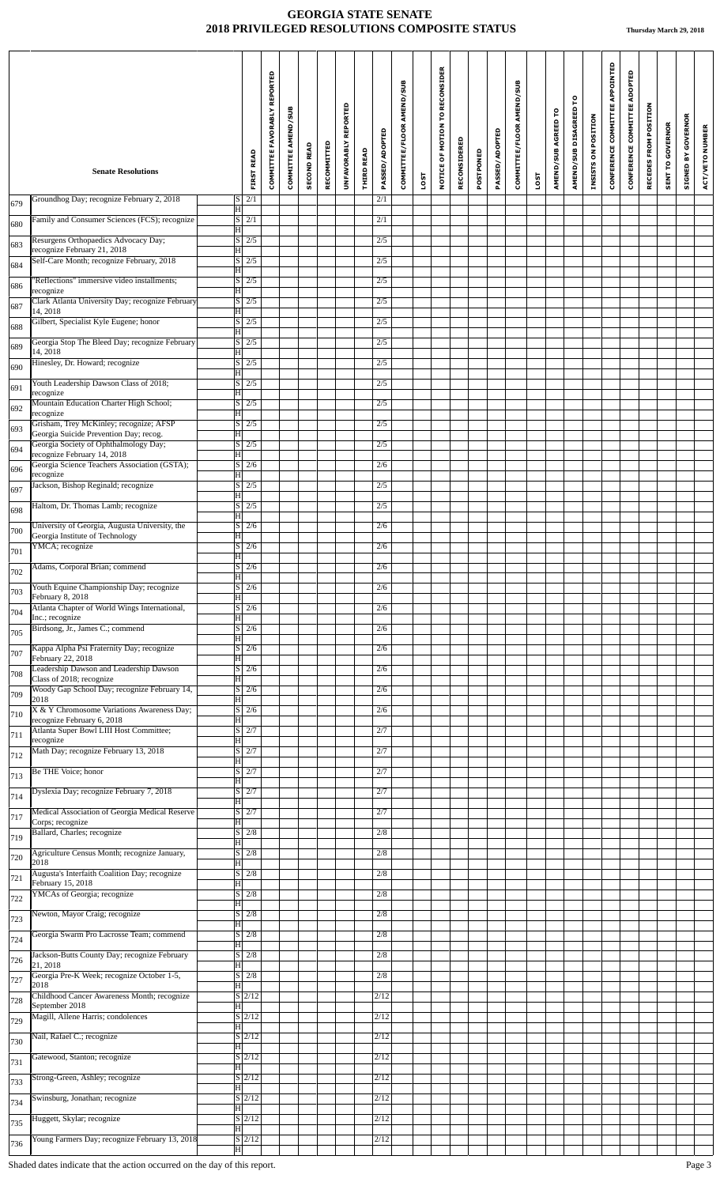# GEORGIA STATE SENATE
## 2018 PRIVILEGED RESOLUTIONS COMPOSITE STATUS

Thursday March 29, 2018

| | Senate Resolutions | | FIRST READ | COMMITTEE FAVORABLY REPORTED | COMMITTEE AMEND/SUB | SECOND READ | RECOMMITTED | UNFAVORABLY REPORTED | THIRD READ | PASSED/ADOPTED | COMMITTEE/FLOOR AMEND/SUB | LOST | NOTICE OF MOTION TO RECONSIDER | RECONSIDERED | POSTPONED | PASSED/ADOPTED | COMMITTEE/FLOOR AMEND/SUB | LOST | AMEND/SUB AGREED TO | AMEND/SUB DISAGREED TO | INSISTS ON POSITION | CONFERENCE COMMITTEE APPOINTED | CONFERENCE COMMITTEE ADOPTED | RECEDES FROM POSITION | SENT TO GOVERNOR | SIGNED BY GOVERNOR | ACT/VETO NUMBER |
|---|---|---|---|---|---|---|---|---|---|---|---|---|---|---|---|---|---|---|---|---|---|---|---|---|---|---|---|
| 679 | Groundhog Day; recognize February 2, 2018 | S | 2/1 | | | | | | | 2/1 | | | | | | | | | | | | | | | | | |
| | | H | | | | | | | | | | | | | | | | | | | | | | | | | |
| 680 | Family and Consumer Sciences (FCS); recognize | S | 2/1 | | | | | | | 2/1 | | | | | | | | | | | | | | | | | |
| | | H | | | | | | | | | | | | | | | | | | | | | | | | | |
| 683 | Resurgens Orthopaedics Advocacy Day; recognize February 21, 2018 | S | 2/5 | | | | | | | 2/5 | | | | | | | | | | | | | | | | | |
| | | H | | | | | | | | | | | | | | | | | | | | | | | | | |
| 684 | Self-Care Month; recognize February, 2018 | S | 2/5 | | | | | | | 2/5 | | | | | | | | | | | | | | | | | |
| | | H | | | | | | | | | | | | | | | | | | | | | | | | | |
| 686 | "Reflections" immersive video installments; recognize | S | 2/5 | | | | | | | 2/5 | | | | | | | | | | | | | | | | | |
| | | H | | | | | | | | | | | | | | | | | | | | | | | | | |
| 687 | Clark Atlanta University Day; recognize February 14, 2018 | S | 2/5 | | | | | | | 2/5 | | | | | | | | | | | | | | | | | |
| | | H | | | | | | | | | | | | | | | | | | | | | | | | | |
| 688 | Gilbert, Specialist Kyle Eugene; honor | S | 2/5 | | | | | | | 2/5 | | | | | | | | | | | | | | | | | |
| | | H | | | | | | | | | | | | | | | | | | | | | | | | | |
| 689 | Georgia Stop The Bleed Day; recognize February 14, 2018 | S | 2/5 | | | | | | | 2/5 | | | | | | | | | | | | | | | | | |
| | | H | | | | | | | | | | | | | | | | | | | | | | | | | |
| 690 | Hinesley, Dr. Howard; recognize | S | 2/5 | | | | | | | 2/5 | | | | | | | | | | | | | | | | | |
| | | H | | | | | | | | | | | | | | | | | | | | | | | | | |
| 691 | Youth Leadership Dawson Class of 2018; recognize | S | 2/5 | | | | | | | 2/5 | | | | | | | | | | | | | | | | | |
| | | H | | | | | | | | | | | | | | | | | | | | | | | | | |
| 692 | Mountain Education Charter High School; recognize | S | 2/5 | | | | | | | 2/5 | | | | | | | | | | | | | | | | | |
| | | H | | | | | | | | | | | | | | | | | | | | | | | | | |
| 693 | Grisham, Trey McKinley; recognize; AFSP Georgia Suicide Prevention Day; recog. | S | 2/5 | | | | | | | 2/5 | | | | | | | | | | | | | | | | | |
| | | H | | | | | | | | | | | | | | | | | | | | | | | | | |
| 694 | Georgia Society of Ophthalmology Day; recognize February 14, 2018 | S | 2/5 | | | | | | | 2/5 | | | | | | | | | | | | | | | | | |
| | | H | | | | | | | | | | | | | | | | | | | | | | | | | |
| 696 | Georgia Science Teachers Association (GSTA); recognize | S | 2/6 | | | | | | | 2/6 | | | | | | | | | | | | | | | | | |
| | | H | | | | | | | | | | | | | | | | | | | | | | | | | |
| 697 | Jackson, Bishop Reginald; recognize | S | 2/5 | | | | | | | 2/5 | | | | | | | | | | | | | | | | | |
| | | H | | | | | | | | | | | | | | | | | | | | | | | | | |
| 698 | Haltom, Dr. Thomas Lamb; recognize | S | 2/5 | | | | | | | 2/5 | | | | | | | | | | | | | | | | | |
| | | H | | | | | | | | | | | | | | | | | | | | | | | | | |
| 700 | University of Georgia, Augusta University, the Georgia Institute of Technology | S | 2/6 | | | | | | | 2/6 | | | | | | | | | | | | | | | | | |
| | | H | | | | | | | | | | | | | | | | | | | | | | | | | |
| 701 | YMCA; recognize | S | 2/6 | | | | | | | 2/6 | | | | | | | | | | | | | | | | | |
| | | H | | | | | | | | | | | | | | | | | | | | | | | | | |
| 702 | Adams, Corporal Brian; commend | S | 2/6 | | | | | | | 2/6 | | | | | | | | | | | | | | | | | |
| | | H | | | | | | | | | | | | | | | | | | | | | | | | | |
| 703 | Youth Equine Championship Day; recognize February 8, 2018 | S | 2/6 | | | | | | | 2/6 | | | | | | | | | | | | | | | | | |
| | | H | | | | | | | | | | | | | | | | | | | | | | | | | |
| 704 | Atlanta Chapter of World Wings International, Inc.; recognize | S | 2/6 | | | | | | | 2/6 | | | | | | | | | | | | | | | | | |
| | | H | | | | | | | | | | | | | | | | | | | | | | | | | |
| 705 | Birdsong, Jr., James C.; commend | S | 2/6 | | | | | | | 2/6 | | | | | | | | | | | | | | | | | |
| | | H | | | | | | | | | | | | | | | | | | | | | | | | | |
| 707 | Kappa Alpha Psi Fraternity Day; recognize February 22, 2018 | S | 2/6 | | | | | | | 2/6 | | | | | | | | | | | | | | | | | |
| | | H | | | | | | | | | | | | | | | | | | | | | | | | | |
| 708 | Leadership Dawson and Leadership Dawson Class of 2018; recognize | S | 2/6 | | | | | | | 2/6 | | | | | | | | | | | | | | | | | |
| | | H | | | | | | | | | | | | | | | | | | | | | | | | | |
| 709 | Woody Gap School Day; recognize February 14, 2018 | S | 2/6 | | | | | | | 2/6 | | | | | | | | | | | | | | | | | |
| | | H | | | | | | | | | | | | | | | | | | | | | | | | | |
| 710 | X & Y Chromosome Variations Awareness Day; recognize February 6, 2018 | S | 2/6 | | | | | | | 2/6 | | | | | | | | | | | | | | | | | |
| | | H | | | | | | | | | | | | | | | | | | | | | | | | | |
| 711 | Atlanta Super Bowl LIII Host Committee; recognize | S | 2/7 | | | | | | | 2/7 | | | | | | | | | | | | | | | | | |
| | | H | | | | | | | | | | | | | | | | | | | | | | | | | |
| 712 | Math Day; recognize February 13, 2018 | S | 2/7 | | | | | | | 2/7 | | | | | | | | | | | | | | | | | |
| | | H | | | | | | | | | | | | | | | | | | | | | | | | | |
| 713 | Be THE Voice; honor | S | 2/7 | | | | | | | 2/7 | | | | | | | | | | | | | | | | | |
| | | H | | | | | | | | | | | | | | | | | | | | | | | | | |
| 714 | Dyslexia Day; recognize February 7, 2018 | S | 2/7 | | | | | | | 2/7 | | | | | | | | | | | | | | | | | |
| | | H | | | | | | | | | | | | | | | | | | | | | | | | | |
| 717 | Medical Association of Georgia Medical Reserve Corps; recognize | S | 2/7 | | | | | | | 2/7 | | | | | | | | | | | | | | | | | |
| | | H | | | | | | | | | | | | | | | | | | | | | | | | | |
| 719 | Ballard, Charles; recognize | S | 2/8 | | | | | | | 2/8 | | | | | | | | | | | | | | | | | |
| | | H | | | | | | | | | | | | | | | | | | | | | | | | | |
| 720 | Agriculture Census Month; recognize January, 2018 | S | 2/8 | | | | | | | 2/8 | | | | | | | | | | | | | | | | | |
| | | H | | | | | | | | | | | | | | | | | | | | | | | | | |
| 721 | Augusta's Interfaith Coalition Day; recognize February 15, 2018 | S | 2/8 | | | | | | | 2/8 | | | | | | | | | | | | | | | | | |
| | | H | | | | | | | | | | | | | | | | | | | | | | | | | |
| 722 | YMCAs of Georgia; recognize | S | 2/8 | | | | | | | 2/8 | | | | | | | | | | | | | | | | | |
| | | H | | | | | | | | | | | | | | | | | | | | | | | | | |
| 723 | Newton, Mayor Craig; recognize | S | 2/8 | | | | | | | 2/8 | | | | | | | | | | | | | | | | | |
| | | H | | | | | | | | | | | | | | | | | | | | | | | | | |
| 724 | Georgia Swarm Pro Lacrosse Team; commend | S | 2/8 | | | | | | | 2/8 | | | | | | | | | | | | | | | | | |
| | | H | | | | | | | | | | | | | | | | | | | | | | | | | |
| 726 | Jackson-Butts County Day; recognize February 21, 2018 | S | 2/8 | | | | | | | 2/8 | | | | | | | | | | | | | | | | | |
| | | H | | | | | | | | | | | | | | | | | | | | | | | | | |
| 727 | Georgia Pre-K Week; recognize October 1-5, 2018 | S | 2/8 | | | | | | | 2/8 | | | | | | | | | | | | | | | | | |
| | | H | | | | | | | | | | | | | | | | | | | | | | | | | |
| 728 | Childhood Cancer Awareness Month; recognize September 2018 | S | 2/12 | | | | | | | 2/12 | | | | | | | | | | | | | | | | | |
| | | H | | | | | | | | | | | | | | | | | | | | | | | | | |
| 729 | Magill, Allene Harris; condolences | S | 2/12 | | | | | | | 2/12 | | | | | | | | | | | | | | | | | |
| | | H | | | | | | | | | | | | | | | | | | | | | | | | | |
| 730 | Nail, Rafael C.; recognize | S | 2/12 | | | | | | | 2/12 | | | | | | | | | | | | | | | | | |
| | | H | | | | | | | | | | | | | | | | | | | | | | | | | |
| 731 | Gatewood, Stanton; recognize | S | 2/12 | | | | | | | 2/12 | | | | | | | | | | | | | | | | | |
| | | H | | | | | | | | | | | | | | | | | | | | | | | | | |
| 733 | Strong-Green, Ashley; recognize | S | 2/12 | | | | | | | 2/12 | | | | | | | | | | | | | | | | | |
| | | H | | | | | | | | | | | | | | | | | | | | | | | | | |
| 734 | Swinsburg, Jonathan; recognize | S | 2/12 | | | | | | | 2/12 | | | | | | | | | | | | | | | | | |
| | | H | | | | | | | | | | | | | | | | | | | | | | | | | |
| 735 | Huggett, Skylar; recognize | S | 2/12 | | | | | | | 2/12 | | | | | | | | | | | | | | | | | |
| | | H | | | | | | | | | | | | | | | | | | | | | | | | | |
| 736 | Young Farmers Day; recognize February 13, 2018 | S | 2/12 | | | | | | | 2/12 | | | | | | | | | | | | | | | | | |
| | | H | | | | | | | | | | | | | | | | | | | | | | | | | |

Shaded dates indicate that the action occurred on the day of this report.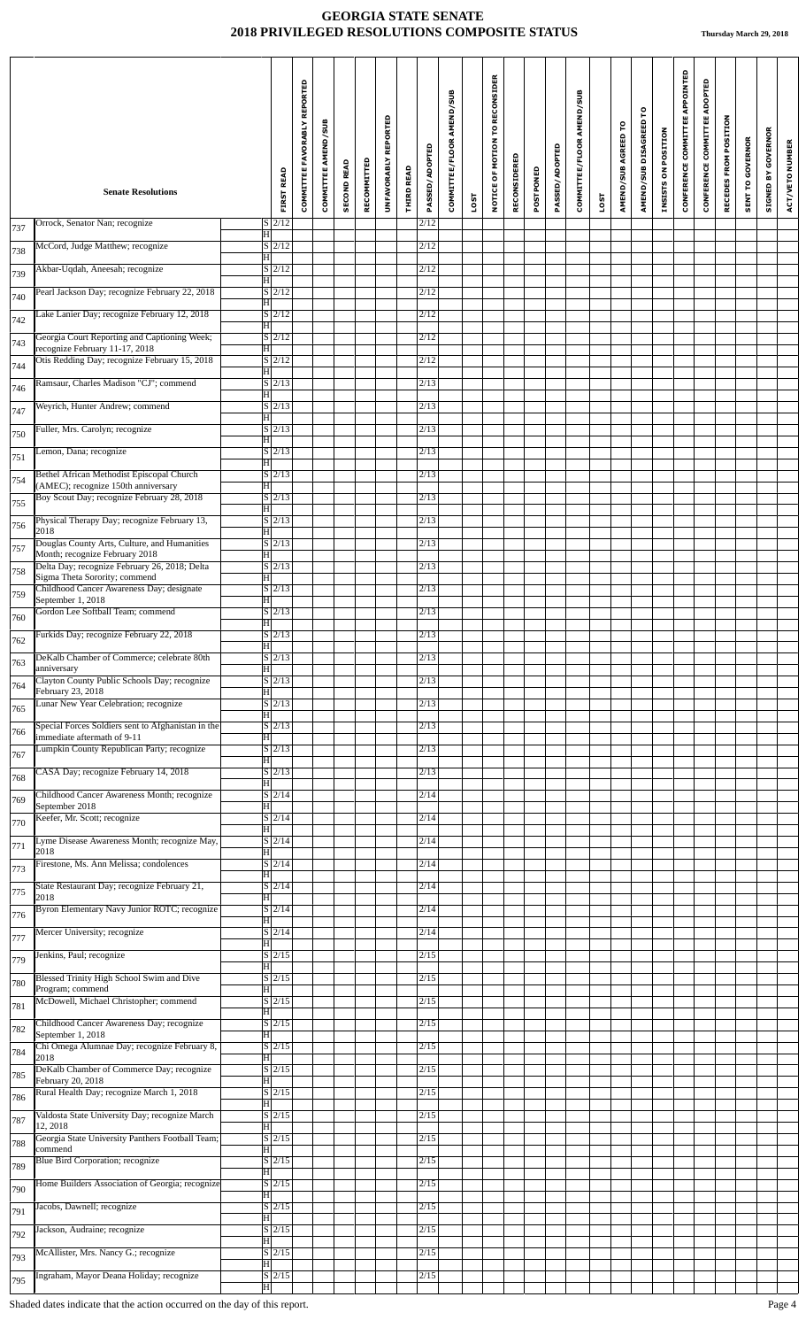# GEORGIA STATE SENATE
## 2018 PRIVILEGED RESOLUTIONS COMPOSITE STATUS

Thursday March 29, 2018

| | Senate Resolutions | | FIRST READ | COMMITTEE FAVORABLY REPORTED | COMMITTEE AMEND/SUB | SECOND READ | RECOMMITTED | UNFAVORABLY REPORTED | THIRD READ | PASSED/ADOPTED | COMMITTEE/FLOOR AMEND/SUB | LOST | NOTICE OF MOTION TO RECONSIDER | RECONSIDERED | POSTPONED | PASSED/ADOPTED | COMMITTEE/FLOOR AMEND/SUB | LOST | AMEND/SUB AGREED TO | AMEND/SUB DISAGREED TO | INSISTS ON POSITION | CONFERENCE COMMITTEE APPOINTED | CONFERENCE COMMITTEE ADOPTED | RECEDES FROM POSITION | SENT TO GOVERNOR | SIGNED BY GOVERNOR | ACT/VETO NUMBER |
|---|---|---|---|---|---|---|---|---|---|---|---|---|---|---|---|---|---|---|---|---|---|---|---|---|---|---|---|
| 737 | Orrock, Senator Nan; recognize | S | 2/12 | | | | | | | 2/12 | | | | | | | | | | | | | | | | | |
| | | H | | | | | | | | | | | | | | | | | | | | | | | | | |
| 738 | McCord, Judge Matthew; recognize | S | 2/12 | | | | | | | 2/12 | | | | | | | | | | | | | | | | | |
| | | H | | | | | | | | | | | | | | | | | | | | | | | | | |
| 739 | Akbar-Uqdah, Aneesah; recognize | S | 2/12 | | | | | | | 2/12 | | | | | | | | | | | | | | | | | |
| | | H | | | | | | | | | | | | | | | | | | | | | | | | | |
| 740 | Pearl Jackson Day; recognize February 22, 2018 | S | 2/12 | | | | | | | 2/12 | | | | | | | | | | | | | | | | | |
| | | H | | | | | | | | | | | | | | | | | | | | | | | | | |
| 742 | Lake Lanier Day; recognize February 12, 2018 | S | 2/12 | | | | | | | 2/12 | | | | | | | | | | | | | | | | | |
| | | H | | | | | | | | | | | | | | | | | | | | | | | | | |
| 743 | Georgia Court Reporting and Captioning Week; recognize February 11-17, 2018 | S | 2/12 | | | | | | | 2/12 | | | | | | | | | | | | | | | | | |
| | | H | | | | | | | | | | | | | | | | | | | | | | | | | |
| 744 | Otis Redding Day; recognize February 15, 2018 | S | 2/12 | | | | | | | 2/12 | | | | | | | | | | | | | | | | | |
| | | H | | | | | | | | | | | | | | | | | | | | | | | | | |
| 746 | Ramsaur, Charles Madison "CJ"; commend | S | 2/13 | | | | | | | 2/13 | | | | | | | | | | | | | | | | | |
| | | H | | | | | | | | | | | | | | | | | | | | | | | | | |
| 747 | Weyrich, Hunter Andrew; commend | S | 2/13 | | | | | | | 2/13 | | | | | | | | | | | | | | | | | |
| | | H | | | | | | | | | | | | | | | | | | | | | | | | | |
| 750 | Fuller, Mrs. Carolyn; recognize | S | 2/13 | | | | | | | 2/13 | | | | | | | | | | | | | | | | | |
| | | H | | | | | | | | | | | | | | | | | | | | | | | | | |
| 751 | Lemon, Dana; recognize | S | 2/13 | | | | | | | 2/13 | | | | | | | | | | | | | | | | | |
| | | H | | | | | | | | | | | | | | | | | | | | | | | | | |
| 754 | Bethel African Methodist Episcopal Church (AMEC); recognize 150th anniversary | S | 2/13 | | | | | | | 2/13 | | | | | | | | | | | | | | | | | |
| | | H | | | | | | | | | | | | | | | | | | | | | | | | | |
| 755 | Boy Scout Day; recognize February 28, 2018 | S | 2/13 | | | | | | | 2/13 | | | | | | | | | | | | | | | | | |
| | | H | | | | | | | | | | | | | | | | | | | | | | | | | |
| 756 | Physical Therapy Day; recognize February 13, 2018 | S | 2/13 | | | | | | | 2/13 | | | | | | | | | | | | | | | | | |
| | | H | | | | | | | | | | | | | | | | | | | | | | | | | |
| 757 | Douglas County Arts, Culture, and Humanities Month; recognize February 2018 | S | 2/13 | | | | | | | 2/13 | | | | | | | | | | | | | | | | | |
| | | H | | | | | | | | | | | | | | | | | | | | | | | | | |
| 758 | Delta Day; recognize February 26, 2018; Delta Sigma Theta Sorority; commend | S | 2/13 | | | | | | | 2/13 | | | | | | | | | | | | | | | | | |
| | | H | | | | | | | | | | | | | | | | | | | | | | | | | |
| 759 | Childhood Cancer Awareness Day; designate September 1, 2018 | S | 2/13 | | | | | | | 2/13 | | | | | | | | | | | | | | | | | |
| | | H | | | | | | | | | | | | | | | | | | | | | | | | | |
| 760 | Gordon Lee Softball Team; commend | S | 2/13 | | | | | | | 2/13 | | | | | | | | | | | | | | | | | |
| | | H | | | | | | | | | | | | | | | | | | | | | | | | | |
| 762 | Furkids Day; recognize February 22, 2018 | S | 2/13 | | | | | | | 2/13 | | | | | | | | | | | | | | | | | |
| | | H | | | | | | | | | | | | | | | | | | | | | | | | | |
| 763 | DeKalb Chamber of Commerce; celebrate 80th anniversary | S | 2/13 | | | | | | | 2/13 | | | | | | | | | | | | | | | | | |
| | | H | | | | | | | | | | | | | | | | | | | | | | | | | |
| 764 | Clayton County Public Schools Day; recognize February 23, 2018 | S | 2/13 | | | | | | | 2/13 | | | | | | | | | | | | | | | | | |
| | | H | | | | | | | | | | | | | | | | | | | | | | | | | |
| 765 | Lunar New Year Celebration; recognize | S | 2/13 | | | | | | | 2/13 | | | | | | | | | | | | | | | | | |
| | | H | | | | | | | | | | | | | | | | | | | | | | | | | |
| 766 | Special Forces Soldiers sent to Afghanistan in the immediate aftermath of 9-11 | S | 2/13 | | | | | | | 2/13 | | | | | | | | | | | | | | | | | |
| | | H | | | | | | | | | | | | | | | | | | | | | | | | | |
| 767 | Lumpkin County Republican Party; recognize | S | 2/13 | | | | | | | 2/13 | | | | | | | | | | | | | | | | | |
| | | H | | | | | | | | | | | | | | | | | | | | | | | | | |
| 768 | CASA Day; recognize February 14, 2018 | S | 2/13 | | | | | | | 2/13 | | | | | | | | | | | | | | | | | |
| | | H | | | | | | | | | | | | | | | | | | | | | | | | | |
| 769 | Childhood Cancer Awareness Month; recognize September 2018 | S | 2/14 | | | | | | | 2/14 | | | | | | | | | | | | | | | | | |
| | | H | | | | | | | | | | | | | | | | | | | | | | | | | |
| 770 | Keefer, Mr. Scott; recognize | S | 2/14 | | | | | | | 2/14 | | | | | | | | | | | | | | | | | |
| | | H | | | | | | | | | | | | | | | | | | | | | | | | | |
| 771 | Lyme Disease Awareness Month; recognize May, 2018 | S | 2/14 | | | | | | | 2/14 | | | | | | | | | | | | | | | | | |
| | | H | | | | | | | | | | | | | | | | | | | | | | | | | |
| 773 | Firestone, Ms. Ann Melissa; condolences | S | 2/14 | | | | | | | 2/14 | | | | | | | | | | | | | | | | | |
| | | H | | | | | | | | | | | | | | | | | | | | | | | | | |
| 775 | State Restaurant Day; recognize February 21, 2018 | S | 2/14 | | | | | | | 2/14 | | | | | | | | | | | | | | | | | |
| | | H | | | | | | | | | | | | | | | | | | | | | | | | | |
| 776 | Byron Elementary Navy Junior ROTC; recognize | S | 2/14 | | | | | | | 2/14 | | | | | | | | | | | | | | | | | |
| | | H | | | | | | | | | | | | | | | | | | | | | | | | | |
| 777 | Mercer University; recognize | S | 2/14 | | | | | | | 2/14 | | | | | | | | | | | | | | | | | |
| | | H | | | | | | | | | | | | | | | | | | | | | | | | | |
| 779 | Jenkins, Paul; recognize | S | 2/15 | | | | | | | 2/15 | | | | | | | | | | | | | | | | | |
| | | H | | | | | | | | | | | | | | | | | | | | | | | | | |
| 780 | Blessed Trinity High School Swim and Dive Program; commend | S | 2/15 | | | | | | | 2/15 | | | | | | | | | | | | | | | | | |
| | | H | | | | | | | | | | | | | | | | | | | | | | | | | |
| 781 | McDowell, Michael Christopher; commend | S | 2/15 | | | | | | | 2/15 | | | | | | | | | | | | | | | | | |
| | | H | | | | | | | | | | | | | | | | | | | | | | | | | |
| 782 | Childhood Cancer Awareness Day; recognize September 1, 2018 | S | 2/15 | | | | | | | 2/15 | | | | | | | | | | | | | | | | | |
| | | H | | | | | | | | | | | | | | | | | | | | | | | | | |
| 784 | Chi Omega Alumnae Day; recognize February 8, 2018 | S | 2/15 | | | | | | | 2/15 | | | | | | | | | | | | | | | | | |
| | | H | | | | | | | | | | | | | | | | | | | | | | | | | |
| 785 | DeKalb Chamber of Commerce Day; recognize February 20, 2018 | S | 2/15 | | | | | | | 2/15 | | | | | | | | | | | | | | | | | |
| | | H | | | | | | | | | | | | | | | | | | | | | | | | | |
| 786 | Rural Health Day; recognize March 1, 2018 | S | 2/15 | | | | | | | 2/15 | | | | | | | | | | | | | | | | | |
| | | H | | | | | | | | | | | | | | | | | | | | | | | | | |
| 787 | Valdosta State University Day; recognize March 12, 2018 | S | 2/15 | | | | | | | 2/15 | | | | | | | | | | | | | | | | | |
| | | H | | | | | | | | | | | | | | | | | | | | | | | | | |
| 788 | Georgia State University Panthers Football Team; commend | S | 2/15 | | | | | | | 2/15 | | | | | | | | | | | | | | | | | |
| | | H | | | | | | | | | | | | | | | | | | | | | | | | | |
| 789 | Blue Bird Corporation; recognize | S | 2/15 | | | | | | | 2/15 | | | | | | | | | | | | | | | | | |
| | | H | | | | | | | | | | | | | | | | | | | | | | | | | |
| 790 | Home Builders Association of Georgia; recognize | S | 2/15 | | | | | | | 2/15 | | | | | | | | | | | | | | | | | |
| | | H | | | | | | | | | | | | | | | | | | | | | | | | | |
| 791 | Jacobs, Dawnell; recognize | S | 2/15 | | | | | | | 2/15 | | | | | | | | | | | | | | | | | |
| | | H | | | | | | | | | | | | | | | | | | | | | | | | | |
| 792 | Jackson, Audraine; recognize | S | 2/15 | | | | | | | 2/15 | | | | | | | | | | | | | | | | | |
| | | H | | | | | | | | | | | | | | | | | | | | | | | | | |
| 793 | McAllister, Mrs. Nancy G.; recognize | S | 2/15 | | | | | | | 2/15 | | | | | | | | | | | | | | | | | |
| | | H | | | | | | | | | | | | | | | | | | | | | | | | | |
| 795 | Ingraham, Mayor Deana Holiday; recognize | S | 2/15 | | | | | | | 2/15 | | | | | | | | | | | | | | | | | |
| | | H | | | | | | | | | | | | | | | | | | | | | | | | | |

Shaded dates indicate that the action occurred on the day of this report.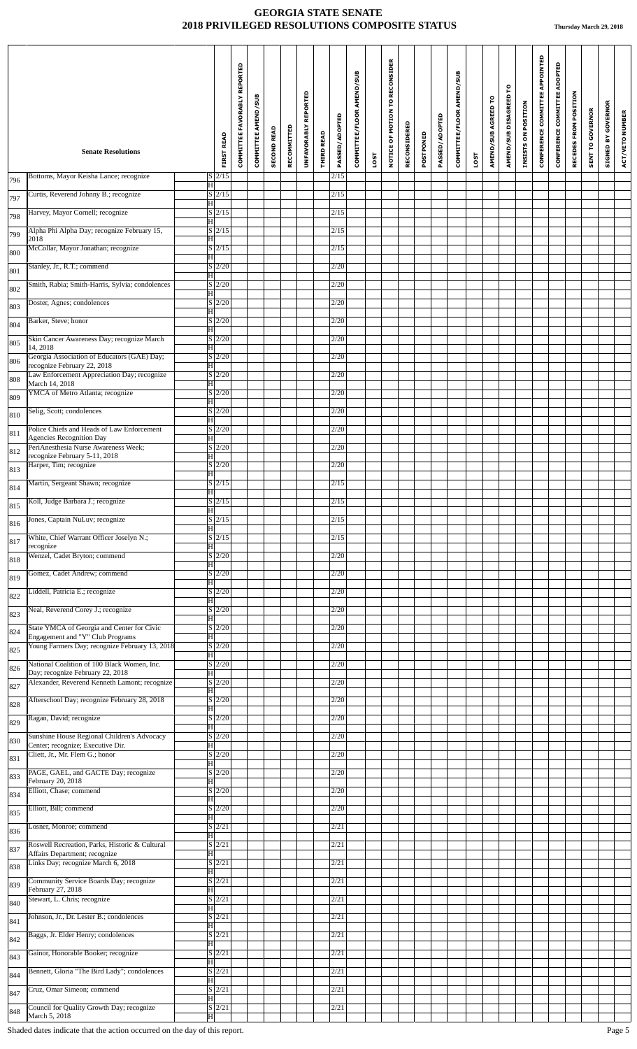# GEORGIA STATE SENATE
## 2018 PRIVILEGED RESOLUTIONS COMPOSITE STATUS

**Thursday March 29, 2018**

| | Senate Resolutions | | FIRST READ | COMMITTEE FAVORABLY REPORTED | COMMITTEE AMEND/SUB | SECOND READ | RECOMMITTED | UNFAVORABLY REPORTED | THIRD READ | PASSED/ADOPTED | COMMITTEE/FLOOR AMEND/SUB | LOST | NOTICE OF MOTION TO RECONSIDER | RECONSIDERED | POSTPONED | PASSED/ADOPTED | COMMITTEE/FLOOR AMEND/SUB | LOST | AMEND/SUB AGREED TO | AMEND/SUB DISAGREED TO | INSISTS ON POSITION | CONFERENCE COMMITTEE APPOINTED | CONFERENCE COMMITTEE ADOPTED | RECEDES FROM POSITION | SENT TO GOVERNOR | SIGNED BY GOVERNOR | ACT/VETO NUMBER |
|---|---|---|---|---|---|---|---|---|---|---|---|---|---|---|---|---|---|---|---|---|---|---|---|---|---|---|---|
| 796 | Bottoms, Mayor Keisha Lance; recognize | S | 2/15 | | | | | | | 2/15 | | | | | | | | | | | | | | | | | |
| | | H | | | | | | | | | | | | | | | | | | | | | | | | | |
| 797 | Curtis, Reverend Johnny B.; recognize | S | 2/15 | | | | | | | 2/15 | | | | | | | | | | | | | | | | | |
| | | H | | | | | | | | | | | | | | | | | | | | | | | | | |
| 798 | Harvey, Mayor Cornell; recognize | S | 2/15 | | | | | | | 2/15 | | | | | | | | | | | | | | | | | |
| | | H | | | | | | | | | | | | | | | | | | | | | | | | | |
| 799 | Alpha Phi Alpha Day; recognize February 15, 2018 | S | 2/15 | | | | | | | 2/15 | | | | | | | | | | | | | | | | | |
| | | H | | | | | | | | | | | | | | | | | | | | | | | | | |
| 800 | McCollar, Mayor Jonathan; recognize | S | 2/15 | | | | | | | 2/15 | | | | | | | | | | | | | | | | | |
| | | H | | | | | | | | | | | | | | | | | | | | | | | | | |
| 801 | Stanley, Jr., R.T.; commend | S | 2/20 | | | | | | | 2/20 | | | | | | | | | | | | | | | | | |
| | | H | | | | | | | | | | | | | | | | | | | | | | | | | |
| 802 | Smith, Rabia; Smith-Harris, Sylvia; condolences | S | 2/20 | | | | | | | 2/20 | | | | | | | | | | | | | | | | | |
| | | H | | | | | | | | | | | | | | | | | | | | | | | | | |
| 803 | Doster, Agnes; condolences | S | 2/20 | | | | | | | 2/20 | | | | | | | | | | | | | | | | | |
| | | H | | | | | | | | | | | | | | | | | | | | | | | | | |
| 804 | Barker, Steve; honor | S | 2/20 | | | | | | | 2/20 | | | | | | | | | | | | | | | | | |
| | | H | | | | | | | | | | | | | | | | | | | | | | | | | |
| 805 | Skin Cancer Awareness Day; recognize March 14, 2018 | S | 2/20 | | | | | | | 2/20 | | | | | | | | | | | | | | | | | |
| | | H | | | | | | | | | | | | | | | | | | | | | | | | | |
| 806 | Georgia Association of Educators (GAE) Day; recognize February 22, 2018 | S | 2/20 | | | | | | | 2/20 | | | | | | | | | | | | | | | | | |
| | | H | | | | | | | | | | | | | | | | | | | | | | | | | |
| 808 | Law Enforcement Appreciation Day; recognize March 14, 2018 | S | 2/20 | | | | | | | 2/20 | | | | | | | | | | | | | | | | | |
| | | H | | | | | | | | | | | | | | | | | | | | | | | | | |
| 809 | YMCA of Metro Atlanta; recognize | S | 2/20 | | | | | | | 2/20 | | | | | | | | | | | | | | | | | |
| | | H | | | | | | | | | | | | | | | | | | | | | | | | | |
| 810 | Selig, Scott; condolences | S | 2/20 | | | | | | | 2/20 | | | | | | | | | | | | | | | | | |
| | | H | | | | | | | | | | | | | | | | | | | | | | | | | |
| 811 | Police Chiefs and Heads of Law Enforcement Agencies Recognition Day | S | 2/20 | | | | | | | 2/20 | | | | | | | | | | | | | | | | | |
| | | H | | | | | | | | | | | | | | | | | | | | | | | | | |
| 812 | PeriAnesthesia Nurse Awareness Week; recognize February 5-11, 2018 | S | 2/20 | | | | | | | 2/20 | | | | | | | | | | | | | | | | | |
| | | H | | | | | | | | | | | | | | | | | | | | | | | | | |
| 813 | Harper, Tim; recognize | S | 2/20 | | | | | | | 2/20 | | | | | | | | | | | | | | | | | |
| | | H | | | | | | | | | | | | | | | | | | | | | | | | | |
| 814 | Martin, Sergeant Shawn; recognize | S | 2/15 | | | | | | | 2/15 | | | | | | | | | | | | | | | | | |
| | | H | | | | | | | | | | | | | | | | | | | | | | | | | |
| 815 | Koll, Judge Barbara J.; recognize | S | 2/15 | | | | | | | 2/15 | | | | | | | | | | | | | | | | | |
| | | H | | | | | | | | | | | | | | | | | | | | | | | | | |
| 816 | Jones, Captain NuLuv; recognize | S | 2/15 | | | | | | | 2/15 | | | | | | | | | | | | | | | | | |
| | | H | | | | | | | | | | | | | | | | | | | | | | | | | |
| 817 | White, Chief Warrant Officer Joselyn N.; recognize | S | 2/15 | | | | | | | 2/15 | | | | | | | | | | | | | | | | | |
| | | H | | | | | | | | | | | | | | | | | | | | | | | | | |
| 818 | Wenzel, Cadet Bryton; commend | S | 2/20 | | | | | | | 2/20 | | | | | | | | | | | | | | | | | |
| | | H | | | | | | | | | | | | | | | | | | | | | | | | | |
| 819 | Gomez, Cadet Andrew; commend | S | 2/20 | | | | | | | 2/20 | | | | | | | | | | | | | | | | | |
| | | H | | | | | | | | | | | | | | | | | | | | | | | | | |
| 822 | Liddell, Patricia E.; recognize | S | 2/20 | | | | | | | 2/20 | | | | | | | | | | | | | | | | | |
| | | H | | | | | | | | | | | | | | | | | | | | | | | | | |
| 823 | Neal, Reverend Corey J.; recognize | S | 2/20 | | | | | | | 2/20 | | | | | | | | | | | | | | | | | |
| | | H | | | | | | | | | | | | | | | | | | | | | | | | | |
| 824 | State YMCA of Georgia and Center for Civic Engagement and "Y" Club Programs | S | 2/20 | | | | | | | 2/20 | | | | | | | | | | | | | | | | | |
| | | H | | | | | | | | | | | | | | | | | | | | | | | | | |
| 825 | Young Farmers Day; recognize February 13, 2018 | S | 2/20 | | | | | | | 2/20 | | | | | | | | | | | | | | | | | |
| | | H | | | | | | | | | | | | | | | | | | | | | | | | | |
| 826 | National Coalition of 100 Black Women, Inc. Day; recognize February 22, 2018 | S | 2/20 | | | | | | | 2/20 | | | | | | | | | | | | | | | | | |
| | | H | | | | | | | | | | | | | | | | | | | | | | | | | |
| 827 | Alexander, Reverend Kenneth Lamont; recognize | S | 2/20 | | | | | | | 2/20 | | | | | | | | | | | | | | | | | |
| | | H | | | | | | | | | | | | | | | | | | | | | | | | | |
| 828 | Afterschool Day; recognize February 28, 2018 | S | 2/20 | | | | | | | 2/20 | | | | | | | | | | | | | | | | | |
| | | H | | | | | | | | | | | | | | | | | | | | | | | | | |
| 829 | Ragan, David; recognize | S | 2/20 | | | | | | | 2/20 | | | | | | | | | | | | | | | | | |
| | | H | | | | | | | | | | | | | | | | | | | | | | | | | |
| 830 | Sunshine House Regional Children's Advocacy Center; recognize; Executive Dir. | S | 2/20 | | | | | | | 2/20 | | | | | | | | | | | | | | | | | |
| | | H | | | | | | | | | | | | | | | | | | | | | | | | | |
| 831 | Cliett, Jr., Mr. Flem G.; honor | S | 2/20 | | | | | | | 2/20 | | | | | | | | | | | | | | | | | |
| | | H | | | | | | | | | | | | | | | | | | | | | | | | | |
| 833 | PAGE, GAEL, and GACTE Day; recognize February 20, 2018 | S | 2/20 | | | | | | | 2/20 | | | | | | | | | | | | | | | | | |
| | | H | | | | | | | | | | | | | | | | | | | | | | | | | |
| 834 | Elliott, Chase; commend | S | 2/20 | | | | | | | 2/20 | | | | | | | | | | | | | | | | | |
| | | H | | | | | | | | | | | | | | | | | | | | | | | | | |
| 835 | Elliott, Bill; commend | S | 2/20 | | | | | | | 2/20 | | | | | | | | | | | | | | | | | |
| | | H | | | | | | | | | | | | | | | | | | | | | | | | | |
| 836 | Losner, Monroe; commend | S | 2/21 | | | | | | | 2/21 | | | | | | | | | | | | | | | | | |
| | | H | | | | | | | | | | | | | | | | | | | | | | | | | |
| 837 | Roswell Recreation, Parks, Historic & Cultural Affairs Department; recognize | S | 2/21 | | | | | | | 2/21 | | | | | | | | | | | | | | | | | |
| | | H | | | | | | | | | | | | | | | | | | | | | | | | | |
| 838 | Links Day; recognize March 6, 2018 | S | 2/21 | | | | | | | 2/21 | | | | | | | | | | | | | | | | | |
| | | H | | | | | | | | | | | | | | | | | | | | | | | | | |
| 839 | Community Service Boards Day; recognize February 27, 2018 | S | 2/21 | | | | | | | 2/21 | | | | | | | | | | | | | | | | | |
| | | H | | | | | | | | | | | | | | | | | | | | | | | | | |
| 840 | Stewart, L. Chris; recognize | S | 2/21 | | | | | | | 2/21 | | | | | | | | | | | | | | | | | |
| | | H | | | | | | | | | | | | | | | | | | | | | | | | | |
| 841 | Johnson, Jr., Dr. Lester B.; condolences | S | 2/21 | | | | | | | 2/21 | | | | | | | | | | | | | | | | | |
| | | H | | | | | | | | | | | | | | | | | | | | | | | | | |
| 842 | Baggs, Jr. Elder Henry; condolences | S | 2/21 | | | | | | | 2/21 | | | | | | | | | | | | | | | | | |
| | | H | | | | | | | | | | | | | | | | | | | | | | | | | |
| 843 | Gainor, Honorable Booker; recognize | S | 2/21 | | | | | | | 2/21 | | | | | | | | | | | | | | | | | |
| | | H | | | | | | | | | | | | | | | | | | | | | | | | | |
| 844 | Bennett, Gloria "The Bird Lady"; condolences | S | 2/21 | | | | | | | 2/21 | | | | | | | | | | | | | | | | | |
| | | H | | | | | | | | | | | | | | | | | | | | | | | | | |
| 847 | Cruz, Omar Simeon; commend | S | 2/21 | | | | | | | 2/21 | | | | | | | | | | | | | | | | | |
| | | H | | | | | | | | | | | | | | | | | | | | | | | | | |
| 848 | Council for Quality Growth Day; recognize March 5, 2018 | S | 2/21 | | | | | | | 2/21 | | | | | | | | | | | | | | | | | |
| | | H | | | | | | | | | | | | | | | | | | | | | | | | | |

Shaded dates indicate that the action occurred on the day of this report.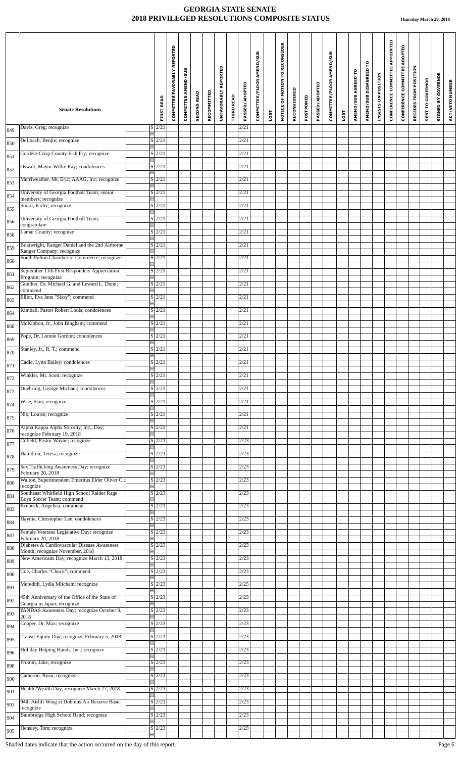# GEORGIA STATE SENATE
## 2018 PRIVILEGED RESOLUTIONS COMPOSITE STATUS

**Thursday March 29, 2018**

| | Senate Resolutions | | FIRST READ | COMMITTEE FAVORABLY REPORTED | COMMITTEE AMEND/SUB | SECOND READ | RECOMMITTED | UNFAVORABLY REPORTED | THIRD READ | PASSED/ADOPTED | COMMITTEE/FLOOR AMEND/SUB | LOST | NOTICE OF MOTION TO RECONSIDER | RECONSIDERED | POSTPONED | PASSED/ADOPTED | COMMITTEE/FLOOR AMEND/SUB | LOST | AMEND/SUB AGREED TO | AMEND/SUB DISAGREED TO | INSISTS ON POSITION | CONFERENCE COMMITTEE APPOINTED | CONFERENCE COMMITTEE ADOPTED | RECEDES FROM POSITION | SENT TO GOVERNOR | SIGNED BY GOVERNOR | ACT/VETO NUMBER |
|---|---|---|---|---|---|---|---|---|---|---|---|---|---|---|---|---|---|---|---|---|---|---|---|---|---|---|---|
| 849 | Davis, Greg; recognize | S | 2/21 | | | | | | | 2/21 | | | | | | | | | | | | | | | | | |
| | | H | | | | | | | | | | | | | | | | | | | | | | | | | |
| 850 | DeLoach, Benjie; recognize | S | 2/21 | | | | | | | 2/21 | | | | | | | | | | | | | | | | | |
| | | H | | | | | | | | | | | | | | | | | | | | | | | | | |
| 851 | Cordele-Crisp County Fish Fry; recognize | S | 2/21 | | | | | | | 2/21 | | | | | | | | | | | | | | | | | |
| | | H | | | | | | | | | | | | | | | | | | | | | | | | | |
| 852 | Oswalt, Mayor Willie Ray; condolences | S | 2/21 | | | | | | | 2/21 | | | | | | | | | | | | | | | | | |
| | | H | | | | | | | | | | | | | | | | | | | | | | | | | |
| 853 | Merriweather, Mr. Eric; AAAG, Inc; recognize | S | 2/21 | | | | | | | 2/21 | | | | | | | | | | | | | | | | | |
| | | H | | | | | | | | | | | | | | | | | | | | | | | | | |
| 854 | University of Georgia Football Team; senior members; recognize | S | 2/21 | | | | | | | 2/21 | | | | | | | | | | | | | | | | | |
| | | H | | | | | | | | | | | | | | | | | | | | | | | | | |
| 855 | Smart, Kirby; recognize | S | 2/21 | | | | | | | 2/21 | | | | | | | | | | | | | | | | | |
| | | H | | | | | | | | | | | | | | | | | | | | | | | | | |
| 856 | University of Georgia Football Team; congratulate | S | 2/21 | | | | | | | 2/21 | | | | | | | | | | | | | | | | | |
| | | H | | | | | | | | | | | | | | | | | | | | | | | | | |
| 858 | Lamar County; recognize | S | 2/21 | | | | | | | 2/21 | | | | | | | | | | | | | | | | | |
| | | H | | | | | | | | | | | | | | | | | | | | | | | | | |
| 859 | Boatwright, Ranger Daniel and the 2nd Airborne Ranger Company; recognize | S | 2/21 | | | | | | | 2/21 | | | | | | | | | | | | | | | | | |
| | | H | | | | | | | | | | | | | | | | | | | | | | | | | |
| 860 | South Fulton Chamber of Commerce; recognize | S | 2/21 | | | | | | | 2/21 | | | | | | | | | | | | | | | | | |
| | | H | | | | | | | | | | | | | | | | | | | | | | | | | |
| 861 | September 11th First Responders Appreciation Program; recognize | S | 2/21 | | | | | | | 2/21 | | | | | | | | | | | | | | | | | |
| | | H | | | | | | | | | | | | | | | | | | | | | | | | | |
| 862 | Gunther, Dr. Michael G. and Leward L. Dunn; commend | S | 2/21 | | | | | | | 2/21 | | | | | | | | | | | | | | | | | |
| | | H | | | | | | | | | | | | | | | | | | | | | | | | | |
| 863 | Elliot, Eva Jane "Sissy"; commend | S | 2/21 | | | | | | | 2/21 | | | | | | | | | | | | | | | | | |
| | | H | | | | | | | | | | | | | | | | | | | | | | | | | |
| 864 | Kimball, Pastor Robert Louis; condolences | S | 2/21 | | | | | | | 2/21 | | | | | | | | | | | | | | | | | |
| | | H | | | | | | | | | | | | | | | | | | | | | | | | | |
| 868 | McKibbon, Jr., John Bingham; commend | S | 2/21 | | | | | | | 2/21 | | | | | | | | | | | | | | | | | |
| | | H | | | | | | | | | | | | | | | | | | | | | | | | | |
| 869 | Pope, Dr. Lonnie Gordon; condolences | S | 2/21 | | | | | | | 2/21 | | | | | | | | | | | | | | | | | |
| | | H | | | | | | | | | | | | | | | | | | | | | | | | | |
| 870 | Stanley, Jr., R. T.; commend | S | 2/21 | | | | | | | 2/21 | | | | | | | | | | | | | | | | | |
| | | H | | | | | | | | | | | | | | | | | | | | | | | | | |
| 871 | Cadle, Lynn Bailey; condolences | S | 2/21 | | | | | | | 2/21 | | | | | | | | | | | | | | | | | |
| | | H | | | | | | | | | | | | | | | | | | | | | | | | | |
| 872 | Winkler, Mr. Scott; recognize | S | 2/21 | | | | | | | 2/21 | | | | | | | | | | | | | | | | | |
| | | H | | | | | | | | | | | | | | | | | | | | | | | | | |
| 873 | Duehring, George Michael; condolences | S | 2/21 | | | | | | | 2/21 | | | | | | | | | | | | | | | | | |
| | | H | | | | | | | | | | | | | | | | | | | | | | | | | |
| 874 | Wise, Stan; recognize | S | 2/21 | | | | | | | 2/21 | | | | | | | | | | | | | | | | | |
| | | H | | | | | | | | | | | | | | | | | | | | | | | | | |
| 875 | Nix, Louise; recognize | S | 2/21 | | | | | | | 2/21 | | | | | | | | | | | | | | | | | |
| | | H | | | | | | | | | | | | | | | | | | | | | | | | | |
| 876 | Alpha Kappa Alpha Sorority, Inc., Day; recognize February 19, 2018 | S | 2/21 | | | | | | | 2/21 | | | | | | | | | | | | | | | | | |
| | | H | | | | | | | | | | | | | | | | | | | | | | | | | |
| 877 | Cofield, Pastor Wayne; recognize | S | 2/23 | | | | | | | 2/23 | | | | | | | | | | | | | | | | | |
| | | H | | | | | | | | | | | | | | | | | | | | | | | | | |
| 878 | Hamilton, Teresa; recognize | S | 2/23 | | | | | | | 2/23 | | | | | | | | | | | | | | | | | |
| | | H | | | | | | | | | | | | | | | | | | | | | | | | | |
| 879 | Sex Trafficking Awareness Day; recognize February 20, 2018 | S | 2/23 | | | | | | | 2/23 | | | | | | | | | | | | | | | | | |
| | | H | | | | | | | | | | | | | | | | | | | | | | | | | |
| 880 | Walton, Superintendent Emeritus Elder Oliver C.; recognize | S | 2/23 | | | | | | | 2/23 | | | | | | | | | | | | | | | | | |
| | | H | | | | | | | | | | | | | | | | | | | | | | | | | |
| 881 | Southeast Whitfield High School Raider Rage Boys Soccer Team; commend | S | 2/23 | | | | | | | 2/23 | | | | | | | | | | | | | | | | | |
| | | H | | | | | | | | | | | | | | | | | | | | | | | | | |
| 883 | Krubeck, Angelica; commend | S | 2/23 | | | | | | | 2/23 | | | | | | | | | | | | | | | | | |
| | | H | | | | | | | | | | | | | | | | | | | | | | | | | |
| 884 | Haynie, Christopher Lee; condolences | S | 2/23 | | | | | | | 2/23 | | | | | | | | | | | | | | | | | |
| | | H | | | | | | | | | | | | | | | | | | | | | | | | | |
| 887 | Female Veterans Legislative Day; recognize February 20, 2018 | S | 2/23 | | | | | | | 2/23 | | | | | | | | | | | | | | | | | |
| | | H | | | | | | | | | | | | | | | | | | | | | | | | | |
| 888 | Diabetes & Cardiovascular Disease Awareness Month; recognize November, 2018 | S | 2/23 | | | | | | | 2/23 | | | | | | | | | | | | | | | | | |
| | | H | | | | | | | | | | | | | | | | | | | | | | | | | |
| 889 | New Americans Day; recognize March 13, 2018 | S | 2/23 | | | | | | | 2/23 | | | | | | | | | | | | | | | | | |
| | | H | | | | | | | | | | | | | | | | | | | | | | | | | |
| 890 | Coe, Charles "Chuck"; commend | S | 2/23 | | | | | | | 2/23 | | | | | | | | | | | | | | | | | |
| | | H | | | | | | | | | | | | | | | | | | | | | | | | | |
| 891 | Meredith, Lydia Mitcham; recognize | S | 2/23 | | | | | | | 2/23 | | | | | | | | | | | | | | | | | |
| | | H | | | | | | | | | | | | | | | | | | | | | | | | | |
| 892 | 45th Anniversary of the Office of the State of Georgia in Japan; recognize | S | 2/23 | | | | | | | 2/23 | | | | | | | | | | | | | | | | | |
| | | H | | | | | | | | | | | | | | | | | | | | | | | | | |
| 893 | PANDAS Awareness Day; recognize October 9, 2018 | S | 2/23 | | | | | | | 2/23 | | | | | | | | | | | | | | | | | |
| | | H | | | | | | | | | | | | | | | | | | | | | | | | | |
| 894 | Cooper, Dr. Max; recognize | S | 2/23 | | | | | | | 2/23 | | | | | | | | | | | | | | | | | |
| | | H | | | | | | | | | | | | | | | | | | | | | | | | | |
| 895 | Transit Equity Day; recognize February 5, 2018 | S | 2/23 | | | | | | | 2/23 | | | | | | | | | | | | | | | | | |
| | | H | | | | | | | | | | | | | | | | | | | | | | | | | |
| 896 | Holiday Helping Hands, Inc.; recognize | S | 2/23 | | | | | | | 2/23 | | | | | | | | | | | | | | | | | |
| | | H | | | | | | | | | | | | | | | | | | | | | | | | | |
| 898 | Fromm, Jake; recognize | S | 2/23 | | | | | | | 2/23 | | | | | | | | | | | | | | | | | |
| | | H | | | | | | | | | | | | | | | | | | | | | | | | | |
| 900 | Cameron, Ryan; recognize | S | 2/23 | | | | | | | 2/23 | | | | | | | | | | | | | | | | | |
| | | H | | | | | | | | | | | | | | | | | | | | | | | | | |
| 901 | Health2Wealth Day; recognize March 27, 2018 | S | 2/23 | | | | | | | 2/23 | | | | | | | | | | | | | | | | | |
| | | H | | | | | | | | | | | | | | | | | | | | | | | | | |
| 903 | 94th Airlift Wing at Dobbins Air Reserve Base; recognize | S | 2/23 | | | | | | | 2/23 | | | | | | | | | | | | | | | | | |
| | | H | | | | | | | | | | | | | | | | | | | | | | | | | |
| 904 | Bainbridge High School Band; recognize | S | 2/23 | | | | | | | 2/23 | | | | | | | | | | | | | | | | | |
| | | H | | | | | | | | | | | | | | | | | | | | | | | | | |
| 905 | Hensley, Tom; recognize | S | 2/23 | | | | | | | 2/23 | | | | | | | | | | | | | | | | | |
| | | H | | | | | | | | | | | | | | | | | | | | | | | | | |

Shaded dates indicate that the action occurred on the day of this report.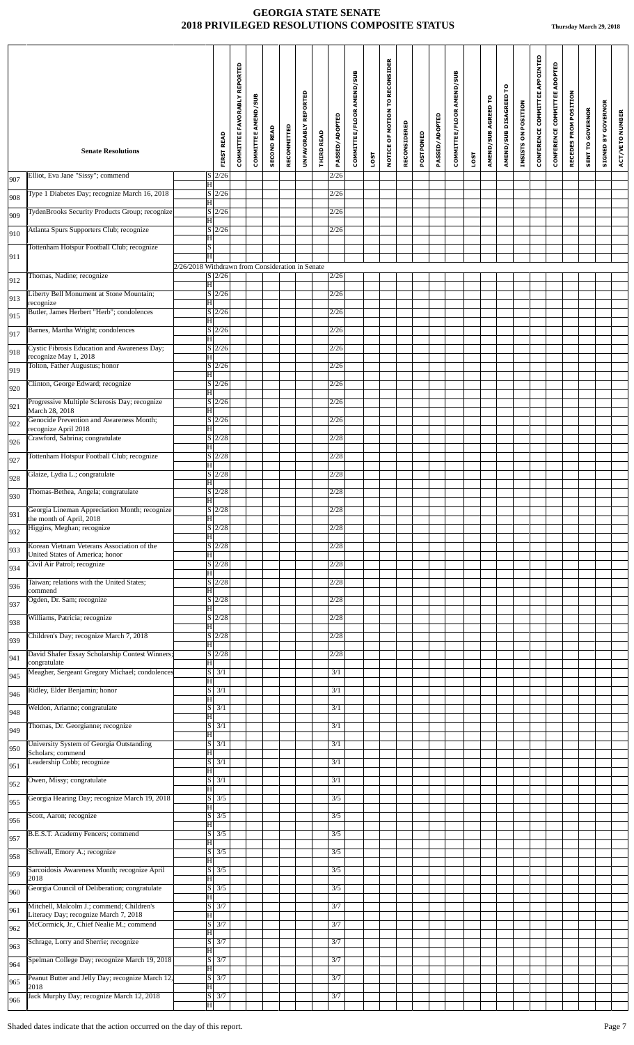# GEORGIA STATE SENATE
## 2018 PRIVILEGED RESOLUTIONS COMPOSITE STATUS

**Thursday March 29, 2018**

| | Senate Resolutions | | FIRST READ | COMMITTEE FAVORABLY REPORTED | COMMITTEE AMEND/SUB | SECOND READ | RECOMMITTED | UNFAVORABLY REPORTED | THIRD READ | PASSED/ADOPTED | COMMITTEE/FLOOR AMEND/SUB | LOST | NOTICE OF MOTION TO RECONSIDER | RECONSIDERED | POSTPONED | PASSED/ADOPTED | COMMITTEE/FLOOR AMEND/SUB | LOST | AMEND/SUB AGREED TO | AMEND/SUB DISAGREED TO | INSISTS ON POSITION | CONFERENCE COMMITTEE APPOINTED | CONFERENCE COMMITTEE ADOPTED | RECEDES FROM POSITION | SENT TO GOVERNOR | SIGNED BY GOVERNOR | ACT/VETO NUMBER |
|---|---|---|---|---|---|---|---|---|---|---|---|---|---|---|---|---|---|---|---|---|---|---|---|---|---|---|---|
| 907 | Elliot, Eva Jane "Sissy"; commend | S | 2/26 | | | | | | | 2/26 | | | | | | | | | | | | | | | | | |
| | | H | | | | | | | | | | | | | | | | | | | | | | | | | |
| 908 | Type 1 Diabetes Day; recognize March 16, 2018 | S | 2/26 | | | | | | | 2/26 | | | | | | | | | | | | | | | | | |
| | | H | | | | | | | | | | | | | | | | | | | | | | | | | |
| 909 | TydenBrooks Security Products Group; recognize | S | 2/26 | | | | | | | 2/26 | | | | | | | | | | | | | | | | | |
| | | H | | | | | | | | | | | | | | | | | | | | | | | | | |
| 910 | Atlanta Spurs Supporters Club; recognize | S | 2/26 | | | | | | | 2/26 | | | | | | | | | | | | | | | | | |
| | | H | | | | | | | | | | | | | | | | | | | | | | | | | |
| 911 | Tottenham Hotspur Football Club; recognize | S | | | | | | | | | | | | | | | | | | | | | | | | | |
| | | H | | | | | | | | | | | | | | | | | | | | | | | | | |
| | 2/26/2018 Withdrawn from Consideration in Senate | | | | | | | | | | | | | | | | | | | | | | | | | | |
| 912 | Thomas, Nadine; recognize | S | 2/26 | | | | | | | 2/26 | | | | | | | | | | | | | | | | | |
| | | H | | | | | | | | | | | | | | | | | | | | | | | | | |
| 913 | Liberty Bell Monument at Stone Mountain; recognize | S | 2/26 | | | | | | | 2/26 | | | | | | | | | | | | | | | | | |
| | | H | | | | | | | | | | | | | | | | | | | | | | | | | |
| 915 | Butler, James Herbert "Herb"; condolences | S | 2/26 | | | | | | | 2/26 | | | | | | | | | | | | | | | | | |
| | | H | | | | | | | | | | | | | | | | | | | | | | | | | |
| 917 | Barnes, Martha Wright; condolences | S | 2/26 | | | | | | | 2/26 | | | | | | | | | | | | | | | | | |
| | | H | | | | | | | | | | | | | | | | | | | | | | | | | |
| 918 | Cystic Fibrosis Education and Awareness Day; recognize May 1, 2018 | S | 2/26 | | | | | | | 2/26 | | | | | | | | | | | | | | | | | |
| | | H | | | | | | | | | | | | | | | | | | | | | | | | | |
| 919 | Tolton, Father Augustus; honor | S | 2/26 | | | | | | | 2/26 | | | | | | | | | | | | | | | | | |
| | | H | | | | | | | | | | | | | | | | | | | | | | | | | |
| 920 | Clinton, George Edward; recognize | S | 2/26 | | | | | | | 2/26 | | | | | | | | | | | | | | | | | |
| | | H | | | | | | | | | | | | | | | | | | | | | | | | | |
| 921 | Progressive Multiple Sclerosis Day; recognize March 28, 2018 | S | 2/26 | | | | | | | 2/26 | | | | | | | | | | | | | | | | | |
| | | H | | | | | | | | | | | | | | | | | | | | | | | | | |
| 922 | Genocide Prevention and Awareness Month; recognize April 2018 | S | 2/26 | | | | | | | 2/26 | | | | | | | | | | | | | | | | | |
| | | H | | | | | | | | | | | | | | | | | | | | | | | | | |
| 926 | Crawford, Sabrina; congratulate | S | 2/28 | | | | | | | 2/28 | | | | | | | | | | | | | | | | | |
| | | H | | | | | | | | | | | | | | | | | | | | | | | | | |
| 927 | Tottenham Hotspur Football Club; recognize | S | 2/28 | | | | | | | 2/28 | | | | | | | | | | | | | | | | | |
| | | H | | | | | | | | | | | | | | | | | | | | | | | | | |
| 928 | Glaize, Lydia L.; congratulate | S | 2/28 | | | | | | | 2/28 | | | | | | | | | | | | | | | | | |
| | | H | | | | | | | | | | | | | | | | | | | | | | | | | |
| 930 | Thomas-Bethea, Angela; congratulate | S | 2/28 | | | | | | | 2/28 | | | | | | | | | | | | | | | | | |
| | | H | | | | | | | | | | | | | | | | | | | | | | | | | |
| 931 | Georgia Lineman Appreciation Month; recognize the month of April, 2018 | S | 2/28 | | | | | | | 2/28 | | | | | | | | | | | | | | | | | |
| | | H | | | | | | | | | | | | | | | | | | | | | | | | | |
| 932 | Higgins, Meghan; recognize | S | 2/28 | | | | | | | 2/28 | | | | | | | | | | | | | | | | | |
| | | H | | | | | | | | | | | | | | | | | | | | | | | | | |
| 933 | Korean Vietnam Veterans Association of the United States of America; honor | S | 2/28 | | | | | | | 2/28 | | | | | | | | | | | | | | | | | |
| | | H | | | | | | | | | | | | | | | | | | | | | | | | | |
| 934 | Civil Air Patrol; recognize | S | 2/28 | | | | | | | 2/28 | | | | | | | | | | | | | | | | | |
| | | H | | | | | | | | | | | | | | | | | | | | | | | | | |
| 936 | Taiwan; relations with the United States; commend | S | 2/28 | | | | | | | 2/28 | | | | | | | | | | | | | | | | | |
| | | H | | | | | | | | | | | | | | | | | | | | | | | | | |
| 937 | Ogden, Dr. Sam; recognize | S | 2/28 | | | | | | | 2/28 | | | | | | | | | | | | | | | | | |
| | | H | | | | | | | | | | | | | | | | | | | | | | | | | |
| 938 | Williams, Patricia; recognize | S | 2/28 | | | | | | | 2/28 | | | | | | | | | | | | | | | | | |
| | | H | | | | | | | | | | | | | | | | | | | | | | | | | |
| 939 | Children's Day; recognize March 7, 2018 | S | 2/28 | | | | | | | 2/28 | | | | | | | | | | | | | | | | | |
| | | H | | | | | | | | | | | | | | | | | | | | | | | | | |
| 941 | David Shafer Essay Scholarship Contest Winners; congratulate | S | 2/28 | | | | | | | 2/28 | | | | | | | | | | | | | | | | | |
| | | H | | | | | | | | | | | | | | | | | | | | | | | | | |
| 945 | Meagher, Sergeant Gregory Michael; condolences | S | 3/1 | | | | | | | 3/1 | | | | | | | | | | | | | | | | | |
| | | H | | | | | | | | | | | | | | | | | | | | | | | | | |
| 946 | Ridley, Elder Benjamin; honor | S | 3/1 | | | | | | | 3/1 | | | | | | | | | | | | | | | | | |
| | | H | | | | | | | | | | | | | | | | | | | | | | | | | |
| 948 | Weldon, Arianne; congratulate | S | 3/1 | | | | | | | 3/1 | | | | | | | | | | | | | | | | | |
| | | H | | | | | | | | | | | | | | | | | | | | | | | | | |
| 949 | Thomas, Dr. Georgianne; recognize | S | 3/1 | | | | | | | 3/1 | | | | | | | | | | | | | | | | | |
| | | H | | | | | | | | | | | | | | | | | | | | | | | | | |
| 950 | University System of Georgia Outstanding Scholars; commend | S | 3/1 | | | | | | | 3/1 | | | | | | | | | | | | | | | | | |
| | | H | | | | | | | | | | | | | | | | | | | | | | | | | |
| 951 | Leadership Cobb; recognize | S | 3/1 | | | | | | | 3/1 | | | | | | | | | | | | | | | | | |
| | | H | | | | | | | | | | | | | | | | | | | | | | | | | |
| 952 | Owen, Missy; congratulate | S | 3/1 | | | | | | | 3/1 | | | | | | | | | | | | | | | | | |
| | | H | | | | | | | | | | | | | | | | | | | | | | | | | |
| 955 | Georgia Hearing Day; recognize March 19, 2018 | S | 3/5 | | | | | | | 3/5 | | | | | | | | | | | | | | | | | |
| | | H | | | | | | | | | | | | | | | | | | | | | | | | | |
| 956 | Scott, Aaron; recognize | S | 3/5 | | | | | | | 3/5 | | | | | | | | | | | | | | | | | |
| | | H | | | | | | | | | | | | | | | | | | | | | | | | | |
| 957 | B.E.S.T. Academy Fencers; commend | S | 3/5 | | | | | | | 3/5 | | | | | | | | | | | | | | | | | |
| | | H | | | | | | | | | | | | | | | | | | | | | | | | | |
| 958 | Schwall, Emory A.; recognize | S | 3/5 | | | | | | | 3/5 | | | | | | | | | | | | | | | | | |
| | | H | | | | | | | | | | | | | | | | | | | | | | | | | |
| 959 | Sarcoidosis Awareness Month; recognize April 2018 | S | 3/5 | | | | | | | 3/5 | | | | | | | | | | | | | | | | | |
| | | H | | | | | | | | | | | | | | | | | | | | | | | | | |
| 960 | Georgia Council of Deliberation; congratulate | S | 3/5 | | | | | | | 3/5 | | | | | | | | | | | | | | | | | |
| | | H | | | | | | | | | | | | | | | | | | | | | | | | | |
| 961 | Mitchell, Malcolm J.; commend; Children's Literacy Day; recognize March 7, 2018 | S | 3/7 | | | | | | | 3/7 | | | | | | | | | | | | | | | | | |
| | | H | | | | | | | | | | | | | | | | | | | | | | | | | |
| 962 | McCormick, Jr., Chief Nealie M.; commend | S | 3/7 | | | | | | | 3/7 | | | | | | | | | | | | | | | | | |
| | | H | | | | | | | | | | | | | | | | | | | | | | | | | |
| 963 | Schrage, Lorry and Sherrie; recognize | S | 3/7 | | | | | | | 3/7 | | | | | | | | | | | | | | | | | |
| | | H | | | | | | | | | | | | | | | | | | | | | | | | | |
| 964 | Spelman College Day; recognize March 19, 2018 | S | 3/7 | | | | | | | 3/7 | | | | | | | | | | | | | | | | | |
| | | H | | | | | | | | | | | | | | | | | | | | | | | | | |
| 965 | Peanut Butter and Jelly Day; recognize March 12, 2018 | S | 3/7 | | | | | | | 3/7 | | | | | | | | | | | | | | | | | |
| | | H | | | | | | | | | | | | | | | | | | | | | | | | | |
| 966 | Jack Murphy Day; recognize March 12, 2018 | S | 3/7 | | | | | | | 3/7 | | | | | | | | | | | | | | | | | |
| | | H | | | | | | | | | | | | | | | | | | | | | | | | | |

Shaded dates indicate that the action occurred on the day of this report.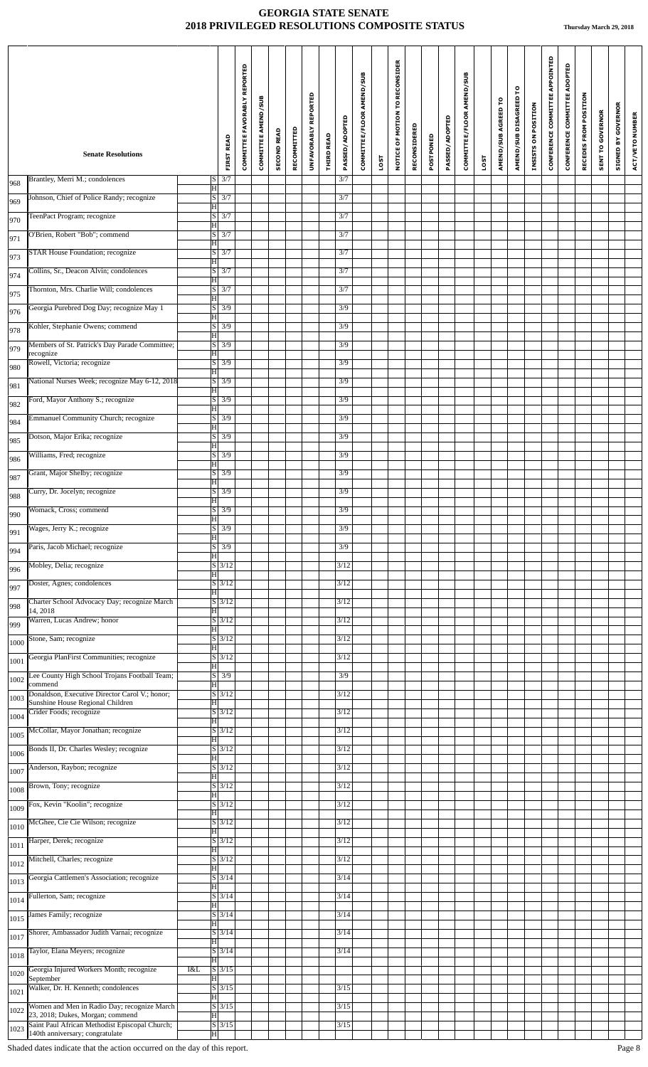# GEORGIA STATE SENATE
## 2018 PRIVILEGED RESOLUTIONS COMPOSITE STATUS

**Thursday March 29, 2018**

| | Senate Resolutions | | | FIRST READ | COMMITTEE FAVORABLY REPORTED | COMMITTEE AMEND/SUB | SECOND READ | RECOMMITTED | UNFAVORABLY REPORTED | THIRD READ | PASSED/ADOPTED | COMMITTEE/FLOOR AMEND/SUB | LOST | NOTICE OF MOTION TO RECONSIDER | RECONSIDERED | POSTPONED | PASSED/ADOPTED | COMMITTEE/FLOOR AMEND/SUB | LOST | AMEND/SUB AGREED TO | AMEND/SUB DISAGREED TO | INSISTS ON POSITION | CONFERENCE COMMITTEE APPOINTED | CONFERENCE COMMITTEE ADOPTED | RECEDES FROM POSITION | SENT TO GOVERNOR | SIGNED BY GOVERNOR | ACT/VETO NUMBER |
|---|---|---|---|---|---|---|---|---|---|---|---|---|---|---|---|---|---|---|---|---|---|---|---|---|---|---|---|---|
| 968 | Brantley, Merri M.; condolences | | S | 3/7 | | | | | | | 3/7 | | | | | | | | | | | | | | | | | |
| | | | H | | | | | | | | | | | | | | | | | | | | | | | | | |
| 969 | Johnson, Chief of Police Randy; recognize | | S | 3/7 | | | | | | | 3/7 | | | | | | | | | | | | | | | | | |
| | | | H | | | | | | | | | | | | | | | | | | | | | | | | | |
| 970 | TeenPact Program; recognize | | S | 3/7 | | | | | | | 3/7 | | | | | | | | | | | | | | | | | |
| | | | H | | | | | | | | | | | | | | | | | | | | | | | | | |
| 971 | O'Brien, Robert "Bob"; commend | | S | 3/7 | | | | | | | 3/7 | | | | | | | | | | | | | | | | | |
| | | | H | | | | | | | | | | | | | | | | | | | | | | | | | |
| 973 | STAR House Foundation; recognize | | S | 3/7 | | | | | | | 3/7 | | | | | | | | | | | | | | | | | |
| | | | H | | | | | | | | | | | | | | | | | | | | | | | | | |
| 974 | Collins, Sr., Deacon Alvin; condolences | | S | 3/7 | | | | | | | 3/7 | | | | | | | | | | | | | | | | | |
| | | | H | | | | | | | | | | | | | | | | | | | | | | | | | |
| 975 | Thornton, Mrs. Charlie Will; condolences | | S | 3/7 | | | | | | | 3/7 | | | | | | | | | | | | | | | | | |
| | | | H | | | | | | | | | | | | | | | | | | | | | | | | | |
| 976 | Georgia Purebred Dog Day; recognize May 1 | | S | 3/9 | | | | | | | 3/9 | | | | | | | | | | | | | | | | | |
| | | | H | | | | | | | | | | | | | | | | | | | | | | | | | |
| 978 | Kohler, Stephanie Owens; commend | | S | 3/9 | | | | | | | 3/9 | | | | | | | | | | | | | | | | | |
| | | | H | | | | | | | | | | | | | | | | | | | | | | | | | |
| 979 | Members of St. Patrick's Day Parade Committee; recognize | | S | 3/9 | | | | | | | 3/9 | | | | | | | | | | | | | | | | | |
| | | | H | | | | | | | | | | | | | | | | | | | | | | | | | |
| 980 | Rowell, Victoria; recognize | | S | 3/9 | | | | | | | 3/9 | | | | | | | | | | | | | | | | | |
| | | | H | | | | | | | | | | | | | | | | | | | | | | | | | |
| 981 | National Nurses Week; recognize May 6-12, 2018 | | S | 3/9 | | | | | | | 3/9 | | | | | | | | | | | | | | | | | |
| | | | H | | | | | | | | | | | | | | | | | | | | | | | | | |
| 982 | Ford, Mayor Anthony S.; recognize | | S | 3/9 | | | | | | | 3/9 | | | | | | | | | | | | | | | | | |
| | | | H | | | | | | | | | | | | | | | | | | | | | | | | | |
| 984 | Emmanuel Community Church; recognize | | S | 3/9 | | | | | | | 3/9 | | | | | | | | | | | | | | | | | |
| | | | H | | | | | | | | | | | | | | | | | | | | | | | | | |
| 985 | Dotson, Major Erika; recognize | | S | 3/9 | | | | | | | 3/9 | | | | | | | | | | | | | | | | | |
| | | | H | | | | | | | | | | | | | | | | | | | | | | | | | |
| 986 | Williams, Fred; recognize | | S | 3/9 | | | | | | | 3/9 | | | | | | | | | | | | | | | | | |
| | | | H | | | | | | | | | | | | | | | | | | | | | | | | | |
| 987 | Grant, Major Shelby; recognize | | S | 3/9 | | | | | | | 3/9 | | | | | | | | | | | | | | | | | |
| | | | H | | | | | | | | | | | | | | | | | | | | | | | | | |
| 988 | Curry, Dr. Jocelyn; recognize | | S | 3/9 | | | | | | | 3/9 | | | | | | | | | | | | | | | | | |
| | | | H | | | | | | | | | | | | | | | | | | | | | | | | | |
| 990 | Womack, Cross; commend | | S | 3/9 | | | | | | | 3/9 | | | | | | | | | | | | | | | | | |
| | | | H | | | | | | | | | | | | | | | | | | | | | | | | | |
| 991 | Wages, Jerry K.; recognize | | S | 3/9 | | | | | | | 3/9 | | | | | | | | | | | | | | | | | |
| | | | H | | | | | | | | | | | | | | | | | | | | | | | | | |
| 994 | Paris, Jacob Michael; recognize | | S | 3/9 | | | | | | | 3/9 | | | | | | | | | | | | | | | | | |
| | | | H | | | | | | | | | | | | | | | | | | | | | | | | | |
| 996 | Mobley, Delia; recognize | | S | 3/12 | | | | | | | 3/12 | | | | | | | | | | | | | | | | | |
| | | | H | | | | | | | | | | | | | | | | | | | | | | | | | |
| 997 | Doster, Agnes; condolences | | S | 3/12 | | | | | | | 3/12 | | | | | | | | | | | | | | | | | |
| | | | H | | | | | | | | | | | | | | | | | | | | | | | | | |
| 998 | Charter School Advocacy Day; recognize March 14, 2018 | | S | 3/12 | | | | | | | 3/12 | | | | | | | | | | | | | | | | | |
| | | | H | | | | | | | | | | | | | | | | | | | | | | | | | |
| 999 | Warren, Lucas Andrew; honor | | S | 3/12 | | | | | | | 3/12 | | | | | | | | | | | | | | | | | |
| | | | H | | | | | | | | | | | | | | | | | | | | | | | | | |
| 1000 | Stone, Sam; recognize | | S | 3/12 | | | | | | | 3/12 | | | | | | | | | | | | | | | | | |
| | | | H | | | | | | | | | | | | | | | | | | | | | | | | | |
| 1001 | Georgia PlanFirst Communities; recognize | | S | 3/12 | | | | | | | 3/12 | | | | | | | | | | | | | | | | | |
| | | | H | | | | | | | | | | | | | | | | | | | | | | | | | |
| 1002 | Lee County High School Trojans Football Team; commend | | S | 3/9 | | | | | | | 3/9 | | | | | | | | | | | | | | | | | |
| | | | H | | | | | | | | | | | | | | | | | | | | | | | | | |
| 1003 | Donaldson, Executive Director Carol V.; honor; Sunshine House Regional Children | | S | 3/12 | | | | | | | 3/12 | | | | | | | | | | | | | | | | | |
| | | | H | | | | | | | | | | | | | | | | | | | | | | | | | |
| 1004 | Crider Foods; recognize | | S | 3/12 | | | | | | | 3/12 | | | | | | | | | | | | | | | | | |
| | | | H | | | | | | | | | | | | | | | | | | | | | | | | | |
| 1005 | McCollar, Mayor Jonathan; recognize | | S | 3/12 | | | | | | | 3/12 | | | | | | | | | | | | | | | | | |
| | | | H | | | | | | | | | | | | | | | | | | | | | | | | | |
| 1006 | Bonds II, Dr. Charles Wesley; recognize | | S | 3/12 | | | | | | | 3/12 | | | | | | | | | | | | | | | | | |
| | | | H | | | | | | | | | | | | | | | | | | | | | | | | | |
| 1007 | Anderson, Raybon; recognize | | S | 3/12 | | | | | | | 3/12 | | | | | | | | | | | | | | | | | |
| | | | H | | | | | | | | | | | | | | | | | | | | | | | | | |
| 1008 | Brown, Tony; recognize | | S | 3/12 | | | | | | | 3/12 | | | | | | | | | | | | | | | | | |
| | | | H | | | | | | | | | | | | | | | | | | | | | | | | | |
| 1009 | Fox, Kevin "Koolin"; recognize | | S | 3/12 | | | | | | | 3/12 | | | | | | | | | | | | | | | | | |
| | | | H | | | | | | | | | | | | | | | | | | | | | | | | | |
| 1010 | McGhee, Cie Cie Wilson; recognize | | S | 3/12 | | | | | | | 3/12 | | | | | | | | | | | | | | | | | |
| | | | H | | | | | | | | | | | | | | | | | | | | | | | | | |
| 1011 | Harper, Derek; recognize | | S | 3/12 | | | | | | | 3/12 | | | | | | | | | | | | | | | | | |
| | | | H | | | | | | | | | | | | | | | | | | | | | | | | | |
| 1012 | Mitchell, Charles; recognize | | S | 3/12 | | | | | | | 3/12 | | | | | | | | | | | | | | | | | |
| | | | H | | | | | | | | | | | | | | | | | | | | | | | | | |
| 1013 | Georgia Cattlemen's Association; recognize | | S | 3/14 | | | | | | | 3/14 | | | | | | | | | | | | | | | | | |
| | | | H | | | | | | | | | | | | | | | | | | | | | | | | | |
| 1014 | Fullerton, Sam; recognize | | S | 3/14 | | | | | | | 3/14 | | | | | | | | | | | | | | | | | |
| | | | H | | | | | | | | | | | | | | | | | | | | | | | | | |
| 1015 | James Family; recognize | | S | 3/14 | | | | | | | 3/14 | | | | | | | | | | | | | | | | | |
| | | | H | | | | | | | | | | | | | | | | | | | | | | | | | |
| 1017 | Shorer, Ambassador Judith Varnai; recognize | | S | 3/14 | | | | | | | 3/14 | | | | | | | | | | | | | | | | | |
| | | | H | | | | | | | | | | | | | | | | | | | | | | | | | |
| 1018 | Taylor, Elana Meyers; recognize | | S | 3/14 | | | | | | | 3/14 | | | | | | | | | | | | | | | | | |
| | | | H | | | | | | | | | | | | | | | | | | | | | | | | | |
| 1020 | Georgia Injured Workers Month; recognize September | I&L | S | 3/15 | | | | | | | | | | | | | | | | | | | | | | | | |
| | | | H | | | | | | | | | | | | | | | | | | | | | | | | | |
| 1021 | Walker, Dr. H. Kenneth; condolences | | S | 3/15 | | | | | | | 3/15 | | | | | | | | | | | | | | | | | |
| | | | H | | | | | | | | | | | | | | | | | | | | | | | | | |
| 1022 | Women and Men in Radio Day; recognize March 23, 2018; Dukes, Morgan; commend | | S | 3/15 | | | | | | | 3/15 | | | | | | | | | | | | | | | | | |
| | | | H | | | | | | | | | | | | | | | | | | | | | | | | | |
| 1023 | Saint Paul African Methodist Episcopal Church; 140th anniversary; congratulate | | S | 3/15 | | | | | | | 3/15 | | | | | | | | | | | | | | | | | |
| | | | H | | | | | | | | | | | | | | | | | | | | | | | | | |

Shaded dates indicate that the action occurred on the day of this report.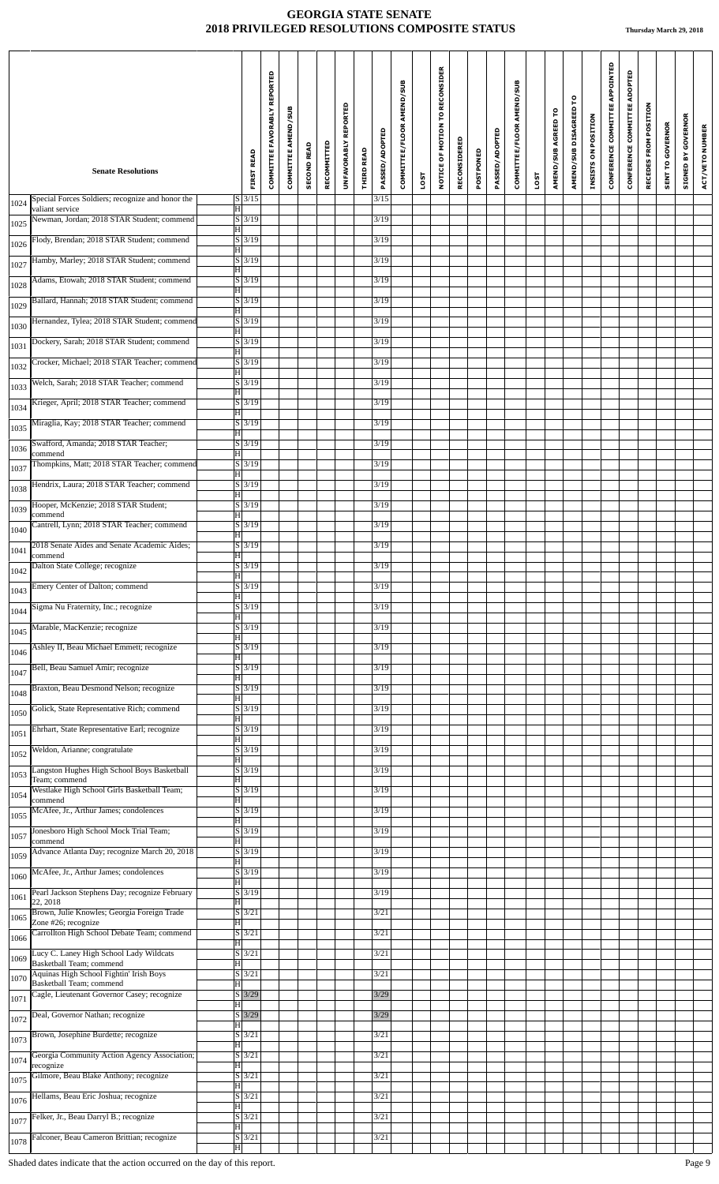# GEORGIA STATE SENATE
## 2018 PRIVILEGED RESOLUTIONS COMPOSITE STATUS

**Thursday March 29, 2018**

| | Senate Resolutions | | FIRST READ | COMMITTEE FAVORABLY REPORTED | COMMITTEE AMEND/SUB | SECOND READ | RECOMMITTED | UNFAVORABLY REPORTED | THIRD READ | PASSED/ADOPTED | COMMITTEE/FLOOR AMEND/SUB | LOST | NOTICE OF MOTION TO RECONSIDER | RECONSIDERED | POSTPONED | PASSED/ADOPTED | COMMITTEE/FLOOR AMEND/SUB | LOST | AMEND/SUB AGREED TO | AMEND/SUB DISAGREED TO | INSISTS ON POSITION | CONFERENCE COMMITTEE APPOINTED | CONFERENCE COMMITTEE ADOPTED | RECEDES FROM POSITION | SENT TO GOVERNOR | SIGNED BY GOVERNOR | ACT/VETO NUMBER |
|---|---|---|---|---|---|---|---|---|---|---|---|---|---|---|---|---|---|---|---|---|---|---|---|---|---|---|---|
| 1024 | Special Forces Soldiers; recognize and honor the valiant service | S | 3/15 | | | | | | | 3/15 | | | | | | | | | | | | | | | | | |
| | | H | | | | | | | | | | | | | | | | | | | | | | | | | |
| 1025 | Newman, Jordan; 2018 STAR Student; commend | S | 3/19 | | | | | | | 3/19 | | | | | | | | | | | | | | | | | |
| | | H | | | | | | | | | | | | | | | | | | | | | | | | | |
| 1026 | Flody, Brendan; 2018 STAR Student; commend | S | 3/19 | | | | | | | 3/19 | | | | | | | | | | | | | | | | | |
| | | H | | | | | | | | | | | | | | | | | | | | | | | | | |
| 1027 | Hamby, Marley; 2018 STAR Student; commend | S | 3/19 | | | | | | | 3/19 | | | | | | | | | | | | | | | | | |
| | | H | | | | | | | | | | | | | | | | | | | | | | | | | |
| 1028 | Adams, Etowah; 2018 STAR Student; commend | S | 3/19 | | | | | | | 3/19 | | | | | | | | | | | | | | | | | |
| | | H | | | | | | | | | | | | | | | | | | | | | | | | | |
| 1029 | Ballard, Hannah; 2018 STAR Student; commend | S | 3/19 | | | | | | | 3/19 | | | | | | | | | | | | | | | | | |
| | | H | | | | | | | | | | | | | | | | | | | | | | | | | |
| 1030 | Hernandez, Tylea; 2018 STAR Student; commend | S | 3/19 | | | | | | | 3/19 | | | | | | | | | | | | | | | | | |
| | | H | | | | | | | | | | | | | | | | | | | | | | | | | |
| 1031 | Dockery, Sarah; 2018 STAR Student; commend | S | 3/19 | | | | | | | 3/19 | | | | | | | | | | | | | | | | | |
| | | H | | | | | | | | | | | | | | | | | | | | | | | | | |
| 1032 | Crocker, Michael; 2018 STAR Teacher; commend | S | 3/19 | | | | | | | 3/19 | | | | | | | | | | | | | | | | | |
| | | H | | | | | | | | | | | | | | | | | | | | | | | | | |
| 1033 | Welch, Sarah; 2018 STAR Teacher; commend | S | 3/19 | | | | | | | 3/19 | | | | | | | | | | | | | | | | | |
| | | H | | | | | | | | | | | | | | | | | | | | | | | | | |
| 1034 | Krieger, April; 2018 STAR Teacher; commend | S | 3/19 | | | | | | | 3/19 | | | | | | | | | | | | | | | | | |
| | | H | | | | | | | | | | | | | | | | | | | | | | | | | |
| 1035 | Miraglia, Kay; 2018 STAR Teacher; commend | S | 3/19 | | | | | | | 3/19 | | | | | | | | | | | | | | | | | |
| | | H | | | | | | | | | | | | | | | | | | | | | | | | | |
| 1036 | Swafford, Amanda; 2018 STAR Teacher; commend | S | 3/19 | | | | | | | 3/19 | | | | | | | | | | | | | | | | | |
| | | H | | | | | | | | | | | | | | | | | | | | | | | | | |
| 1037 | Thompkins, Matt; 2018 STAR Teacher; commend | S | 3/19 | | | | | | | 3/19 | | | | | | | | | | | | | | | | | |
| | | H | | | | | | | | | | | | | | | | | | | | | | | | | |
| 1038 | Hendrix, Laura; 2018 STAR Teacher; commend | S | 3/19 | | | | | | | 3/19 | | | | | | | | | | | | | | | | | |
| | | H | | | | | | | | | | | | | | | | | | | | | | | | | |
| 1039 | Hooper, McKenzie; 2018 STAR Student; commend | S | 3/19 | | | | | | | 3/19 | | | | | | | | | | | | | | | | | |
| | | H | | | | | | | | | | | | | | | | | | | | | | | | | |
| 1040 | Cantrell, Lynn; 2018 STAR Teacher; commend | S | 3/19 | | | | | | | 3/19 | | | | | | | | | | | | | | | | | |
| | | H | | | | | | | | | | | | | | | | | | | | | | | | | |
| 1041 | 2018 Senate Aides and Senate Academic Aides; commend | S | 3/19 | | | | | | | 3/19 | | | | | | | | | | | | | | | | | |
| | | H | | | | | | | | | | | | | | | | | | | | | | | | | |
| 1042 | Dalton State College; recognize | S | 3/19 | | | | | | | 3/19 | | | | | | | | | | | | | | | | | |
| | | H | | | | | | | | | | | | | | | | | | | | | | | | | |
| 1043 | Emery Center of Dalton; commend | S | 3/19 | | | | | | | 3/19 | | | | | | | | | | | | | | | | | |
| | | H | | | | | | | | | | | | | | | | | | | | | | | | | |
| 1044 | Sigma Nu Fraternity, Inc.; recognize | S | 3/19 | | | | | | | 3/19 | | | | | | | | | | | | | | | | | |
| | | H | | | | | | | | | | | | | | | | | | | | | | | | | |
| 1045 | Marable, MacKenzie; recognize | S | 3/19 | | | | | | | 3/19 | | | | | | | | | | | | | | | | | |
| | | H | | | | | | | | | | | | | | | | | | | | | | | | | |
| 1046 | Ashley II, Beau Michael Emmett; recognize | S | 3/19 | | | | | | | 3/19 | | | | | | | | | | | | | | | | | |
| | | H | | | | | | | | | | | | | | | | | | | | | | | | | |
| 1047 | Bell, Beau Samuel Amir; recognize | S | 3/19 | | | | | | | 3/19 | | | | | | | | | | | | | | | | | |
| | | H | | | | | | | | | | | | | | | | | | | | | | | | | |
| 1048 | Braxton, Beau Desmond Nelson; recognize | S | 3/19 | | | | | | | 3/19 | | | | | | | | | | | | | | | | | |
| | | H | | | | | | | | | | | | | | | | | | | | | | | | | |
| 1050 | Golick, State Representative Rich; commend | S | 3/19 | | | | | | | 3/19 | | | | | | | | | | | | | | | | | |
| | | H | | | | | | | | | | | | | | | | | | | | | | | | | |
| 1051 | Ehrhart, State Representative Earl; recognize | S | 3/19 | | | | | | | 3/19 | | | | | | | | | | | | | | | | | |
| | | H | | | | | | | | | | | | | | | | | | | | | | | | | |
| 1052 | Weldon, Arianne; congratulate | S | 3/19 | | | | | | | 3/19 | | | | | | | | | | | | | | | | | |
| | | H | | | | | | | | | | | | | | | | | | | | | | | | | |
| 1053 | Langston Hughes High School Boys Basketball Team; commend | S | 3/19 | | | | | | | 3/19 | | | | | | | | | | | | | | | | | |
| | | H | | | | | | | | | | | | | | | | | | | | | | | | | |
| 1054 | Westlake High School Girls Basketball Team; commend | S | 3/19 | | | | | | | 3/19 | | | | | | | | | | | | | | | | | |
| | | H | | | | | | | | | | | | | | | | | | | | | | | | | |
| 1055 | McAfee, Jr., Arthur James; condolences | S | 3/19 | | | | | | | 3/19 | | | | | | | | | | | | | | | | | |
| | | H | | | | | | | | | | | | | | | | | | | | | | | | | |
| 1057 | Jonesboro High School Mock Trial Team; commend | S | 3/19 | | | | | | | 3/19 | | | | | | | | | | | | | | | | | |
| | | H | | | | | | | | | | | | | | | | | | | | | | | | | |
| 1059 | Advance Atlanta Day; recognize March 20, 2018 | S | 3/19 | | | | | | | 3/19 | | | | | | | | | | | | | | | | | |
| | | H | | | | | | | | | | | | | | | | | | | | | | | | | |
| 1060 | McAfee, Jr., Arthur James; condolences | S | 3/19 | | | | | | | 3/19 | | | | | | | | | | | | | | | | | |
| | | H | | | | | | | | | | | | | | | | | | | | | | | | | |
| 1061 | Pearl Jackson Stephens Day; recognize February 22, 2018 | S | 3/19 | | | | | | | 3/19 | | | | | | | | | | | | | | | | | |
| | | H | | | | | | | | | | | | | | | | | | | | | | | | | |
| 1065 | Brown, Julie Knowles; Georgia Foreign Trade Zone #26; recognize | S | 3/21 | | | | | | | 3/21 | | | | | | | | | | | | | | | | | |
| | | H | | | | | | | | | | | | | | | | | | | | | | | | | |
| 1066 | Carrollton High School Debate Team; commend | S | 3/21 | | | | | | | 3/21 | | | | | | | | | | | | | | | | | |
| | | H | | | | | | | | | | | | | | | | | | | | | | | | | |
| 1069 | Lucy C. Laney High School Lady Wildcats Basketball Team; commend | S | 3/21 | | | | | | | 3/21 | | | | | | | | | | | | | | | | | |
| | | H | | | | | | | | | | | | | | | | | | | | | | | | | |
| 1070 | Aquinas High School Fightin' Irish Boys Basketball Team; commend | S | 3/21 | | | | | | | 3/21 | | | | | | | | | | | | | | | | | |
| | | H | | | | | | | | | | | | | | | | | | | | | | | | | |
| 1071 | Cagle, Lieutenant Governor Casey; recognize | S | 3/29 | | | | | | | 3/29 | | | | | | | | | | | | | | | | | |
| | | H | | | | | | | | | | | | | | | | | | | | | | | | | |
| 1072 | Deal, Governor Nathan; recognize | S | 3/29 | | | | | | | 3/29 | | | | | | | | | | | | | | | | | |
| | | H | | | | | | | | | | | | | | | | | | | | | | | | | |
| 1073 | Brown, Josephine Burdette; recognize | S | 3/21 | | | | | | | 3/21 | | | | | | | | | | | | | | | | | |
| | | H | | | | | | | | | | | | | | | | | | | | | | | | | |
| 1074 | Georgia Community Action Agency Association; recognize | S | 3/21 | | | | | | | 3/21 | | | | | | | | | | | | | | | | | |
| | | H | | | | | | | | | | | | | | | | | | | | | | | | | |
| 1075 | Gilmore, Beau Blake Anthony; recognize | S | 3/21 | | | | | | | 3/21 | | | | | | | | | | | | | | | | | |
| | | H | | | | | | | | | | | | | | | | | | | | | | | | | |
| 1076 | Hellams, Beau Eric Joshua; recognize | S | 3/21 | | | | | | | 3/21 | | | | | | | | | | | | | | | | | |
| | | H | | | | | | | | | | | | | | | | | | | | | | | | | |
| 1077 | Felker, Jr., Beau Darryl B.; recognize | S | 3/21 | | | | | | | 3/21 | | | | | | | | | | | | | | | | | |
| | | H | | | | | | | | | | | | | | | | | | | | | | | | | |
| 1078 | Falconer, Beau Cameron Brittian; recognize | S | 3/21 | | | | | | | 3/21 | | | | | | | | | | | | | | | | | |
| | | H | | | | | | | | | | | | | | | | | | | | | | | | | |

Shaded dates indicate that the action occurred on the day of this report.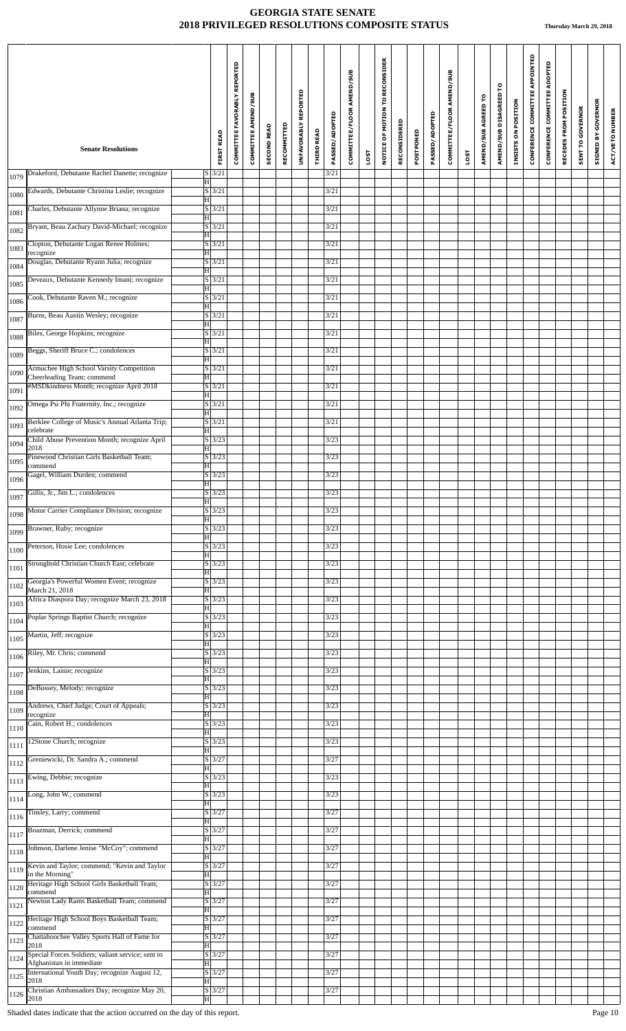# GEORGIA STATE SENATE
## 2018 PRIVILEGED RESOLUTIONS COMPOSITE STATUS

Thursday March 29, 2018

| | Senate Resolutions | | FIRST READ | COMMITTEE FAVORABLY REPORTED | COMMITTEE AMEND/SUB | SECOND READ | RECOMMITTED | UNFAVORABLY REPORTED | THIRD READ | PASSED/ADOPTED | COMMITTEE/FLOOR AMEND/SUB | LOST | NOTICE OF MOTION TO RECONSIDER | RECONSIDERED | POSTPONED | PASSED/ADOPTED | COMMITTEE/FLOOR AMEND/SUB | LOST | AMEND/SUB AGREED TO | AMEND/SUB DISAGREED TO | INSISTS ON POSITION | CONFERENCE COMMITTEE APPOINTED | CONFERENCE COMMITTEE ADOPTED | RECEDES FROM POSITION | SENT TO GOVERNOR | SIGNED BY GOVERNOR | ACT/VETO NUMBER |
|---|---|---|---|---|---|---|---|---|---|---|---|---|---|---|---|---|---|---|---|---|---|---|---|---|---|---|---|
| 1079 | Drakeford, Debutante Rachel Danette; recognize | S | 3/21 | | | | | | | 3/21 | | | | | | | | | | | | | | | | | |
| | | H | | | | | | | | | | | | | | | | | | | | | | | | | |
| 1080 | Edwards, Debutante Christina Leslie; recognize | S | 3/21 | | | | | | | 3/21 | | | | | | | | | | | | | | | | | |
| | | H | | | | | | | | | | | | | | | | | | | | | | | | | |
| 1081 | Charles, Debutante Allynne Briana; recognize | S | 3/21 | | | | | | | 3/21 | | | | | | | | | | | | | | | | | |
| | | H | | | | | | | | | | | | | | | | | | | | | | | | | |
| 1082 | Bryant, Beau Zachary David-Michael; recognize | S | 3/21 | | | | | | | 3/21 | | | | | | | | | | | | | | | | | |
| | | H | | | | | | | | | | | | | | | | | | | | | | | | | |
| 1083 | Clopton, Debutante Logan Renee Holmes; recognize | S | 3/21 | | | | | | | 3/21 | | | | | | | | | | | | | | | | | |
| | | H | | | | | | | | | | | | | | | | | | | | | | | | | |
| 1084 | Douglas, Debutante Ryann Julia; recognize | S | 3/21 | | | | | | | 3/21 | | | | | | | | | | | | | | | | | |
| | | H | | | | | | | | | | | | | | | | | | | | | | | | | |
| 1085 | Deveaux, Debutante Kennedy Imani; recognize | S | 3/21 | | | | | | | 3/21 | | | | | | | | | | | | | | | | | |
| | | H | | | | | | | | | | | | | | | | | | | | | | | | | |
| 1086 | Cook, Debutante Raven M.; recognize | S | 3/21 | | | | | | | 3/21 | | | | | | | | | | | | | | | | | |
| | | H | | | | | | | | | | | | | | | | | | | | | | | | | |
| 1087 | Burns, Beau Austin Wesley; recognize | S | 3/21 | | | | | | | 3/21 | | | | | | | | | | | | | | | | | |
| | | H | | | | | | | | | | | | | | | | | | | | | | | | | |
| 1088 | Biles, George Hopkins; recognize | S | 3/21 | | | | | | | 3/21 | | | | | | | | | | | | | | | | | |
| | | H | | | | | | | | | | | | | | | | | | | | | | | | | |
| 1089 | Beggs, Sheriff Bruce C.; condolences | S | 3/21 | | | | | | | 3/21 | | | | | | | | | | | | | | | | | |
| | | H | | | | | | | | | | | | | | | | | | | | | | | | | |
| 1090 | Armuchee High School Varsity Competition Cheerleading Team; commend | S | 3/21 | | | | | | | 3/21 | | | | | | | | | | | | | | | | | |
| | | H | | | | | | | | | | | | | | | | | | | | | | | | | |
| 1091 | #MSDkindness Month; recognize April 2018 | S | 3/21 | | | | | | | 3/21 | | | | | | | | | | | | | | | | | |
| | | H | | | | | | | | | | | | | | | | | | | | | | | | | |
| 1092 | Omega Psi Phi Fraternity, Inc.; recognize | S | 3/21 | | | | | | | 3/21 | | | | | | | | | | | | | | | | | |
| | | H | | | | | | | | | | | | | | | | | | | | | | | | | |
| 1093 | Berklee College of Music's Annual Atlanta Trip; celebrate | S | 3/21 | | | | | | | 3/21 | | | | | | | | | | | | | | | | | |
| | | H | | | | | | | | | | | | | | | | | | | | | | | | | |
| 1094 | Child Abuse Prevention Month; recognize April 2018 | S | 3/23 | | | | | | | 3/23 | | | | | | | | | | | | | | | | | |
| | | H | | | | | | | | | | | | | | | | | | | | | | | | | |
| 1095 | Pinewood Christian Girls Basketball Team; commend | S | 3/23 | | | | | | | 3/23 | | | | | | | | | | | | | | | | | |
| | | H | | | | | | | | | | | | | | | | | | | | | | | | | |
| 1096 | Gagel, William Durden; commend | S | 3/23 | | | | | | | 3/23 | | | | | | | | | | | | | | | | | |
| | | H | | | | | | | | | | | | | | | | | | | | | | | | | |
| 1097 | Gillis, Jr., Jim L.; condolences | S | 3/23 | | | | | | | 3/23 | | | | | | | | | | | | | | | | | |
| | | H | | | | | | | | | | | | | | | | | | | | | | | | | |
| 1098 | Motor Carrier Compliance Division; recognize | S | 3/23 | | | | | | | 3/23 | | | | | | | | | | | | | | | | | |
| | | H | | | | | | | | | | | | | | | | | | | | | | | | | |
| 1099 | Brawner, Ruby; recognize | S | 3/23 | | | | | | | 3/23 | | | | | | | | | | | | | | | | | |
| | | H | | | | | | | | | | | | | | | | | | | | | | | | | |
| 1100 | Peterson, Hosie Lee; condolences | S | 3/23 | | | | | | | 3/23 | | | | | | | | | | | | | | | | | |
| | | H | | | | | | | | | | | | | | | | | | | | | | | | | |
| 1101 | Stronghold Christian Church East; celebrate | S | 3/23 | | | | | | | 3/23 | | | | | | | | | | | | | | | | | |
| | | H | | | | | | | | | | | | | | | | | | | | | | | | | |
| 1102 | Georgia's Powerful Women Event; recognize March 21, 2018 | S | 3/23 | | | | | | | 3/23 | | | | | | | | | | | | | | | | | |
| | | H | | | | | | | | | | | | | | | | | | | | | | | | | |
| 1103 | Africa Diaspora Day; recognize March 23, 2018 | S | 3/23 | | | | | | | 3/23 | | | | | | | | | | | | | | | | | |
| | | H | | | | | | | | | | | | | | | | | | | | | | | | | |
| 1104 | Poplar Springs Baptist Church; recognize | S | 3/23 | | | | | | | 3/23 | | | | | | | | | | | | | | | | | |
| | | H | | | | | | | | | | | | | | | | | | | | | | | | | |
| 1105 | Martin, Jeff; recognize | S | 3/23 | | | | | | | 3/23 | | | | | | | | | | | | | | | | | |
| | | H | | | | | | | | | | | | | | | | | | | | | | | | | |
| 1106 | Riley, Mr. Chris; commend | S | 3/23 | | | | | | | 3/23 | | | | | | | | | | | | | | | | | |
| | | H | | | | | | | | | | | | | | | | | | | | | | | | | |
| 1107 | Jenkins, Lainie; recognize | S | 3/23 | | | | | | | 3/23 | | | | | | | | | | | | | | | | | |
| | | H | | | | | | | | | | | | | | | | | | | | | | | | | |
| 1108 | DeBussey, Melody; recognize | S | 3/23 | | | | | | | 3/23 | | | | | | | | | | | | | | | | | |
| | | H | | | | | | | | | | | | | | | | | | | | | | | | | |
| 1109 | Andrews, Chief Judge; Court of Appeals; recognize | S | 3/23 | | | | | | | 3/23 | | | | | | | | | | | | | | | | | |
| | | H | | | | | | | | | | | | | | | | | | | | | | | | | |
| 1110 | Cain, Robert H.; condolences | S | 3/23 | | | | | | | 3/23 | | | | | | | | | | | | | | | | | |
| | | H | | | | | | | | | | | | | | | | | | | | | | | | | |
| 1111 | 12Stone Church; recognize | S | 3/23 | | | | | | | 3/23 | | | | | | | | | | | | | | | | | |
| | | H | | | | | | | | | | | | | | | | | | | | | | | | | |
| 1112 | Greniewicki, Dr. Sandra A.; commend | S | 3/27 | | | | | | | 3/27 | | | | | | | | | | | | | | | | | |
| | | H | | | | | | | | | | | | | | | | | | | | | | | | | |
| 1113 | Ewing, Debbie; recognize | S | 3/23 | | | | | | | 3/23 | | | | | | | | | | | | | | | | | |
| | | H | | | | | | | | | | | | | | | | | | | | | | | | | |
| 1114 | Long, John W.; commend | S | 3/23 | | | | | | | 3/23 | | | | | | | | | | | | | | | | | |
| | | H | | | | | | | | | | | | | | | | | | | | | | | | | |
| 1116 | Tinsley, Larry; commend | S | 3/27 | | | | | | | 3/27 | | | | | | | | | | | | | | | | | |
| | | H | | | | | | | | | | | | | | | | | | | | | | | | | |
| 1117 | Boazman, Derrick; commend | S | 3/27 | | | | | | | 3/27 | | | | | | | | | | | | | | | | | |
| | | H | | | | | | | | | | | | | | | | | | | | | | | | | |
| 1118 | Johnson, Darlene Jenise "McCoy"; commend | S | 3/27 | | | | | | | 3/27 | | | | | | | | | | | | | | | | | |
| | | H | | | | | | | | | | | | | | | | | | | | | | | | | |
| 1119 | Kevin and Taylor; commend; "Kevin and Taylor in the Morning" | S | 3/27 | | | | | | | 3/27 | | | | | | | | | | | | | | | | | |
| | | H | | | | | | | | | | | | | | | | | | | | | | | | | |
| 1120 | Heritage High School Girls Basketball Team; commend | S | 3/27 | | | | | | | 3/27 | | | | | | | | | | | | | | | | | |
| | | H | | | | | | | | | | | | | | | | | | | | | | | | | |
| 1121 | Newton Lady Rams Basketball Team; commend | S | 3/27 | | | | | | | 3/27 | | | | | | | | | | | | | | | | | |
| | | H | | | | | | | | | | | | | | | | | | | | | | | | | |
| 1122 | Heritage High School Boys Basketball Team; commend | S | 3/27 | | | | | | | 3/27 | | | | | | | | | | | | | | | | | |
| | | H | | | | | | | | | | | | | | | | | | | | | | | | | |
| 1123 | Chattahoochee Valley Sports Hall of Fame for 2018 | S | 3/27 | | | | | | | 3/27 | | | | | | | | | | | | | | | | | |
| | | H | | | | | | | | | | | | | | | | | | | | | | | | | |
| 1124 | Special Forces Soldiers; valiant service; sent to Afghanistan in immediate | S | 3/27 | | | | | | | 3/27 | | | | | | | | | | | | | | | | | |
| | | H | | | | | | | | | | | | | | | | | | | | | | | | | |
| 1125 | International Youth Day; recognize August 12, 2018 | S | 3/27 | | | | | | | 3/27 | | | | | | | | | | | | | | | | | |
| | | H | | | | | | | | | | | | | | | | | | | | | | | | | |
| 1126 | Christian Ambassadors Day; recognize May 20, 2018 | S | 3/27 | | | | | | | 3/27 | | | | | | | | | | | | | | | | | |
| | | H | | | | | | | | | | | | | | | | | | | | | | | | | |

Shaded dates indicate that the action occurred on the day of this report.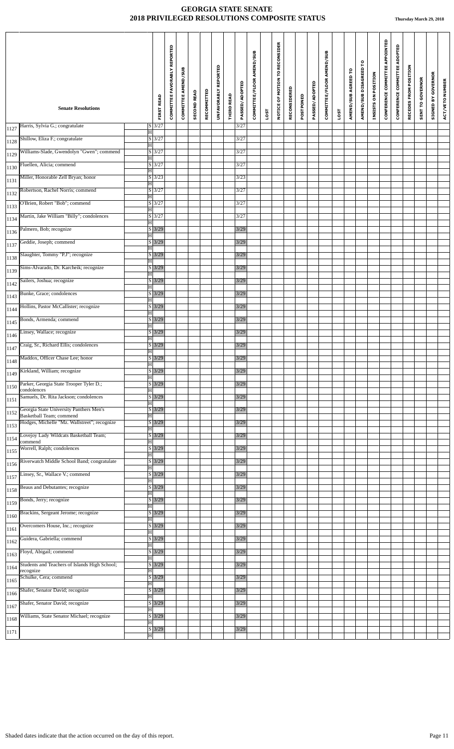# GEORGIA STATE SENATE
## 2018 PRIVILEGED RESOLUTIONS COMPOSITE STATUS

**Thursday March 29, 2018**

| | Senate Resolutions | | FIRST READ | COMMITTEE FAVORABLY REPORTED | COMMITTEE AMEND/SUB | SECOND READ | RECOMMITTED | UNFAVORABLY REPORTED | THIRD READ | PASSED/ADOPTED | COMMITTEE/FLOOR AMEND/SUB | LOST | NOTICE OF MOTION TO RECONSIDER | RECONSIDERED | POSTPONED | PASSED/ADOPTED | COMMITTEE/FLOOR AMEND/SUB | LOST | AMEND/SUB AGREED TO | AMEND/SUB DISAGREED TO | INSISTS ON POSITION | CONFERENCE COMMITTEE APPOINTED | CONFERENCE COMMITTEE ADOPTED | RECEDES FROM POSITION | SENT TO GOVERNOR | SIGNED BY GOVERNOR | ACT/VETO NUMBER |
|---|---|---|---|---|---|---|---|---|---|---|---|---|---|---|---|---|---|---|---|---|---|---|---|---|---|---|---|
| 1127 | Harris, Sylvia G.; congratulate | S | 3/27 | | | | | | | 3/27 | | | | | | | | | | | | | | | | | |
| | | H | | | | | | | | | | | | | | | | | | | | | | | | | |
| 1128 | Shillow, Eliza F.; congratulate | S | 3/27 | | | | | | | 3/27 | | | | | | | | | | | | | | | | | |
| | | H | | | | | | | | | | | | | | | | | | | | | | | | | |
| 1129 | Williams-Slade, Gwendolyn "Gwen"; commend | S | 3/27 | | | | | | | 3/27 | | | | | | | | | | | | | | | | | |
| | | H | | | | | | | | | | | | | | | | | | | | | | | | | |
| 1130 | Fluellen, Alicia; commend | S | 3/27 | | | | | | | 3/27 | | | | | | | | | | | | | | | | | |
| | | H | | | | | | | | | | | | | | | | | | | | | | | | | |
| 1131 | Miller, Honorable Zell Bryan; honor | S | 3/23 | | | | | | | 3/23 | | | | | | | | | | | | | | | | | |
| | | H | | | | | | | | | | | | | | | | | | | | | | | | | |
| 1132 | Robertson, Rachel Norris; commend | S | 3/27 | | | | | | | 3/27 | | | | | | | | | | | | | | | | | |
| | | H | | | | | | | | | | | | | | | | | | | | | | | | | |
| 1133 | O'Brien, Robert "Bob"; commend | S | 3/27 | | | | | | | 3/27 | | | | | | | | | | | | | | | | | |
| | | H | | | | | | | | | | | | | | | | | | | | | | | | | |
| 1134 | Martin, Jake William "Billy"; condolences | S | 3/27 | | | | | | | 3/27 | | | | | | | | | | | | | | | | | |
| | | H | | | | | | | | | | | | | | | | | | | | | | | | | |
| 1136 | Palmero, Bob; recognize | S | 3/29 | | | | | | | 3/29 | | | | | | | | | | | | | | | | | |
| | | H | | | | | | | | | | | | | | | | | | | | | | | | | |
| 1137 | Geddie, Joseph; commend | S | 3/29 | | | | | | | 3/29 | | | | | | | | | | | | | | | | | |
| | | H | | | | | | | | | | | | | | | | | | | | | | | | | |
| 1138 | Slaughter, Tommy "P.J"; recognize | S | 3/29 | | | | | | | 3/29 | | | | | | | | | | | | | | | | | |
| | | H | | | | | | | | | | | | | | | | | | | | | | | | | |
| 1139 | Sims-Alvarado, Dr. Karcheik; recognize | S | 3/29 | | | | | | | 3/29 | | | | | | | | | | | | | | | | | |
| | | H | | | | | | | | | | | | | | | | | | | | | | | | | |
| 1142 | Sailers, Joshua; recognize | S | 3/29 | | | | | | | 3/29 | | | | | | | | | | | | | | | | | |
| | | H | | | | | | | | | | | | | | | | | | | | | | | | | |
| 1143 | Bunke, Grace; condolences | S | 3/29 | | | | | | | 3/29 | | | | | | | | | | | | | | | | | |
| | | H | | | | | | | | | | | | | | | | | | | | | | | | | |
| 1144 | Hollins, Pastor McCallister; recognize | S | 3/29 | | | | | | | 3/29 | | | | | | | | | | | | | | | | | |
| | | H | | | | | | | | | | | | | | | | | | | | | | | | | |
| 1145 | Bonds, Armenda; commend | S | 3/29 | | | | | | | 3/29 | | | | | | | | | | | | | | | | | |
| | | H | | | | | | | | | | | | | | | | | | | | | | | | | |
| 1146 | Linsey, Wallace; recognize | S | 3/29 | | | | | | | 3/29 | | | | | | | | | | | | | | | | | |
| | | H | | | | | | | | | | | | | | | | | | | | | | | | | |
| 1147 | Craig, Sr., Richard Ellis; condolences | S | 3/29 | | | | | | | 3/29 | | | | | | | | | | | | | | | | | |
| | | H | | | | | | | | | | | | | | | | | | | | | | | | | |
| 1148 | Maddox, Officer Chase Lee; honor | S | 3/29 | | | | | | | 3/29 | | | | | | | | | | | | | | | | | |
| | | H | | | | | | | | | | | | | | | | | | | | | | | | | |
| 1149 | Kirkland, William; recognize | S | 3/29 | | | | | | | 3/29 | | | | | | | | | | | | | | | | | |
| | | H | | | | | | | | | | | | | | | | | | | | | | | | | |
| 1150 | Parker, Georgia State Trooper Tyler D.; condolences | S | 3/29 | | | | | | | 3/29 | | | | | | | | | | | | | | | | | |
| | | H | | | | | | | | | | | | | | | | | | | | | | | | | |
| 1151 | Samuels, Dr. Rita Jackson; condolences | S | 3/29 | | | | | | | 3/29 | | | | | | | | | | | | | | | | | |
| | | H | | | | | | | | | | | | | | | | | | | | | | | | | |
| 1152 | Georgia State University Panthers Men's Basketball Team; commend | S | 3/29 | | | | | | | 3/29 | | | | | | | | | | | | | | | | | |
| | | H | | | | | | | | | | | | | | | | | | | | | | | | | |
| 1153 | Hodges, Michelle "Mz. Wallstreet"; recognize | S | 3/29 | | | | | | | 3/29 | | | | | | | | | | | | | | | | | |
| | | H | | | | | | | | | | | | | | | | | | | | | | | | | |
| 1154 | Lovejoy Lady Wildcats Basketball Team; commend | S | 3/29 | | | | | | | 3/29 | | | | | | | | | | | | | | | | | |
| | | H | | | | | | | | | | | | | | | | | | | | | | | | | |
| 1155 | Worrell, Ralph; condolences | S | 3/29 | | | | | | | 3/29 | | | | | | | | | | | | | | | | | |
| | | H | | | | | | | | | | | | | | | | | | | | | | | | | |
| 1156 | Riverwatch Middle School Band; congratulate | S | 3/29 | | | | | | | 3/29 | | | | | | | | | | | | | | | | | |
| | | H | | | | | | | | | | | | | | | | | | | | | | | | | |
| 1157 | Linsey, Sr., Wallace V.; commend | S | 3/29 | | | | | | | 3/29 | | | | | | | | | | | | | | | | | |
| | | H | | | | | | | | | | | | | | | | | | | | | | | | | |
| 1158 | Beaus and Debutantes; recognize | S | 3/29 | | | | | | | 3/29 | | | | | | | | | | | | | | | | | |
| | | H | | | | | | | | | | | | | | | | | | | | | | | | | |
| 1159 | Bonds, Jerry; recognize | S | 3/29 | | | | | | | 3/29 | | | | | | | | | | | | | | | | | |
| | | H | | | | | | | | | | | | | | | | | | | | | | | | | |
| 1160 | Brackins, Sergeant Jerome; recognize | S | 3/29 | | | | | | | 3/29 | | | | | | | | | | | | | | | | | |
| | | H | | | | | | | | | | | | | | | | | | | | | | | | | |
| 1161 | Overcomers House, Inc.; recognize | S | 3/29 | | | | | | | 3/29 | | | | | | | | | | | | | | | | | |
| | | H | | | | | | | | | | | | | | | | | | | | | | | | | |
| 1162 | Guidera, Gabriella; commend | S | 3/29 | | | | | | | 3/29 | | | | | | | | | | | | | | | | | |
| | | H | | | | | | | | | | | | | | | | | | | | | | | | | |
| 1163 | Floyd, Abigail; commend | S | 3/29 | | | | | | | 3/29 | | | | | | | | | | | | | | | | | |
| | | H | | | | | | | | | | | | | | | | | | | | | | | | | |
| 1164 | Students and Teachers of Islands High School; recognize | S | 3/29 | | | | | | | 3/29 | | | | | | | | | | | | | | | | | |
| | | H | | | | | | | | | | | | | | | | | | | | | | | | | |
| 1165 | Schulke, Cera; commend | S | 3/29 | | | | | | | 3/29 | | | | | | | | | | | | | | | | | |
| | | H | | | | | | | | | | | | | | | | | | | | | | | | | |
| 1166 | Shafer, Senator David; recognize | S | 3/29 | | | | | | | 3/29 | | | | | | | | | | | | | | | | | |
| | | H | | | | | | | | | | | | | | | | | | | | | | | | | |
| 1167 | Shafer, Senator David; recognize | S | 3/29 | | | | | | | 3/29 | | | | | | | | | | | | | | | | | |
| | | H | | | | | | | | | | | | | | | | | | | | | | | | | |
| 1168 | Williams, State Senator Michael; recognize | S | 3/29 | | | | | | | 3/29 | | | | | | | | | | | | | | | | | |
| | | H | | | | | | | | | | | | | | | | | | | | | | | | | |
| 1171 | | S | 3/29 | | | | | | | 3/29 | | | | | | | | | | | | | | | | | |
| | | H | | | | | | | | | | | | | | | | | | | | | | | | | |

Shaded dates indicate that the action occurred on the day of this report.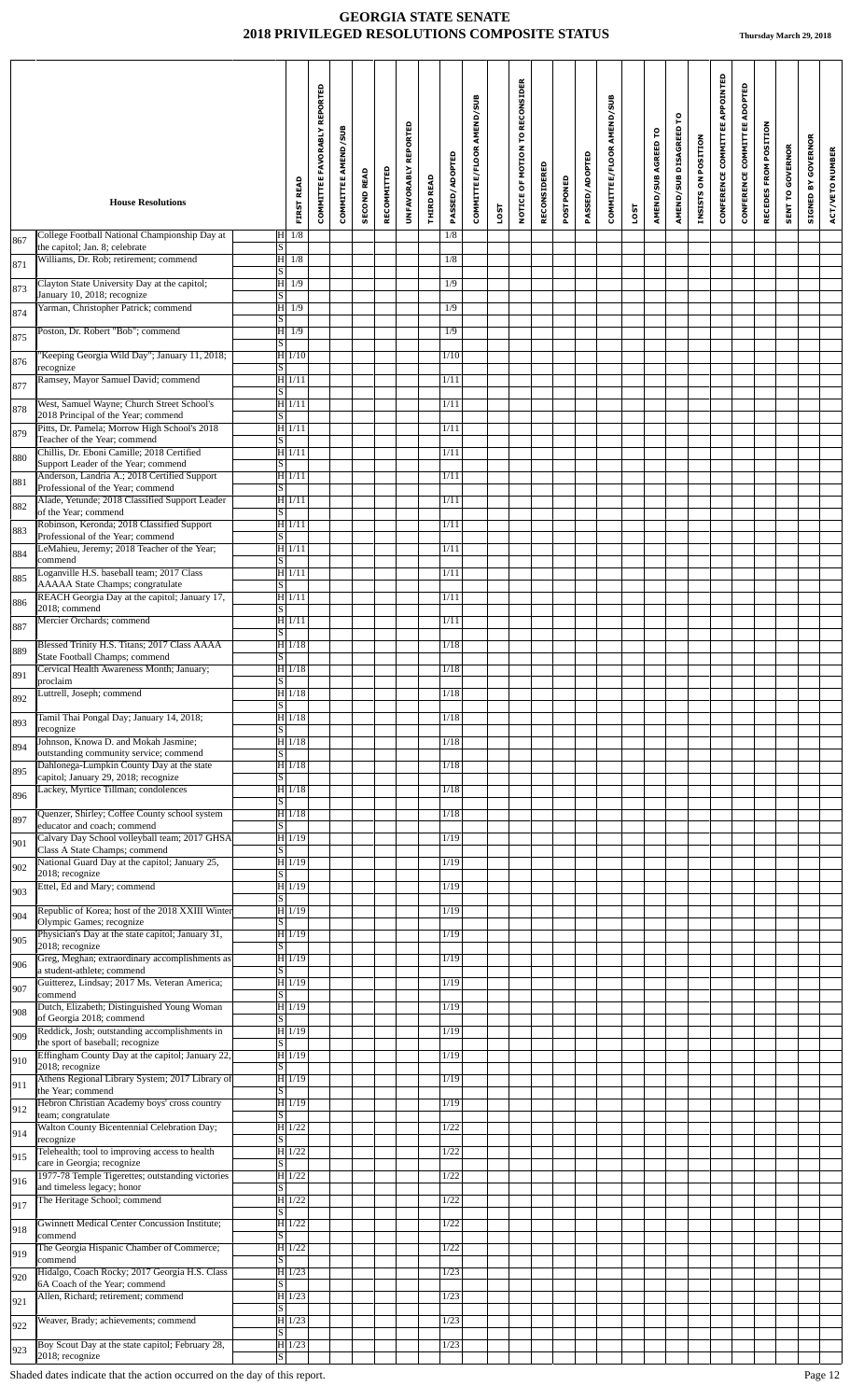# GEORGIA STATE SENATE
## 2018 PRIVILEGED RESOLUTIONS COMPOSITE STATUS

Thursday March 29, 2018

| | House Resolutions | | FIRST READ | COMMITTEE FAVORABLY REPORTED | COMMITTEE AMEND/SUB | SECOND READ | RECOMMITTED | UNFAVORABLY REPORTED | THIRD READ | PASSED/ADOPTED | COMMITTEE/FLOOR AMEND/SUB | LOST | NOTICE OF MOTION TO RECONSIDER | RECONSIDERED | POSTPONED | PASSED/ADOPTED | COMMITTEE/FLOOR AMEND/SUB | LOST | AMEND/SUB AGREED TO | AMEND/SUB DISAGREED TO | INSISTS ON POSITION | CONFERENCE COMMITTEE APPOINTED | CONFERENCE COMMITTEE ADOPTED | RECEDES FROM POSITION | SENT TO GOVERNOR | SIGNED BY GOVERNOR | ACT/VETO NUMBER |
|---|---|---|---|---|---|---|---|---|---|---|---|---|---|---|---|---|---|---|---|---|---|---|---|---|---|---|---|
| 867 | College Football National Championship Day at the capitol; Jan. 8; celebrate | H | 1/8 | | | | | | | 1/8 | | | | | | | | | | | | | | | | | |
| | | S | | | | | | | | | | | | | | | | | | | | | | | | | |
| 871 | Williams, Dr. Rob; retirement; commend | H | 1/8 | | | | | | | 1/8 | | | | | | | | | | | | | | | | | |
| | | S | | | | | | | | | | | | | | | | | | | | | | | | | |
| 873 | Clayton State University Day at the capitol; January 10, 2018; recognize | H | 1/9 | | | | | | | 1/9 | | | | | | | | | | | | | | | | | |
| | | S | | | | | | | | | | | | | | | | | | | | | | | | | |
| 874 | Yarman, Christopher Patrick; commend | H | 1/9 | | | | | | | 1/9 | | | | | | | | | | | | | | | | | |
| | | S | | | | | | | | | | | | | | | | | | | | | | | | | |
| 875 | Poston, Dr. Robert "Bob"; commend | H | 1/9 | | | | | | | 1/9 | | | | | | | | | | | | | | | | | |
| | | S | | | | | | | | | | | | | | | | | | | | | | | | | |
| 876 | "Keeping Georgia Wild Day"; January 11, 2018; recognize | H | 1/10 | | | | | | | 1/10 | | | | | | | | | | | | | | | | | |
| | | S | | | | | | | | | | | | | | | | | | | | | | | | | |
| 877 | Ramsey, Mayor Samuel David; commend | H | 1/11 | | | | | | | 1/11 | | | | | | | | | | | | | | | | | |
| | | S | | | | | | | | | | | | | | | | | | | | | | | | | |
| 878 | West, Samuel Wayne; Church Street School's 2018 Principal of the Year; commend | H | 1/11 | | | | | | | 1/11 | | | | | | | | | | | | | | | | | |
| | | S | | | | | | | | | | | | | | | | | | | | | | | | | |
| 879 | Pitts, Dr. Pamela; Morrow High School's 2018 Teacher of the Year; commend | H | 1/11 | | | | | | | 1/11 | | | | | | | | | | | | | | | | | |
| | | S | | | | | | | | | | | | | | | | | | | | | | | | | |
| 880 | Chillis, Dr. Eboni Camille; 2018 Certified Support Leader of the Year; commend | H | 1/11 | | | | | | | 1/11 | | | | | | | | | | | | | | | | | |
| | | S | | | | | | | | | | | | | | | | | | | | | | | | | |
| 881 | Anderson, Landria A.; 2018 Certified Support Professional of the Year; commend | H | 1/11 | | | | | | | 1/11 | | | | | | | | | | | | | | | | | |
| | | S | | | | | | | | | | | | | | | | | | | | | | | | | |
| 882 | Alade, Yetunde; 2018 Classified Support Leader of the Year; commend | H | 1/11 | | | | | | | 1/11 | | | | | | | | | | | | | | | | | |
| | | S | | | | | | | | | | | | | | | | | | | | | | | | | |
| 883 | Robinson, Keronda; 2018 Classified Support Professional of the Year; commend | H | 1/11 | | | | | | | 1/11 | | | | | | | | | | | | | | | | | |
| | | S | | | | | | | | | | | | | | | | | | | | | | | | | |
| 884 | LeMahieu, Jeremy; 2018 Teacher of the Year; commend | H | 1/11 | | | | | | | 1/11 | | | | | | | | | | | | | | | | | |
| | | S | | | | | | | | | | | | | | | | | | | | | | | | | |
| 885 | Loganville H.S. baseball team; 2017 Class AAAAA State Champs; congratulate | H | 1/11 | | | | | | | 1/11 | | | | | | | | | | | | | | | | | |
| | | S | | | | | | | | | | | | | | | | | | | | | | | | | |
| 886 | REACH Georgia Day at the capitol; January 17, 2018; commend | H | 1/11 | | | | | | | 1/11 | | | | | | | | | | | | | | | | | |
| | | S | | | | | | | | | | | | | | | | | | | | | | | | | |
| 887 | Mercier Orchards; commend | H | 1/11 | | | | | | | 1/11 | | | | | | | | | | | | | | | | | |
| | | S | | | | | | | | | | | | | | | | | | | | | | | | | |
| 889 | Blessed Trinity H.S. Titans; 2017 Class AAAA State Football Champs; commend | H | 1/18 | | | | | | | 1/18 | | | | | | | | | | | | | | | | | |
| | | S | | | | | | | | | | | | | | | | | | | | | | | | | |
| 891 | Cervical Health Awareness Month; January; proclaim | H | 1/18 | | | | | | | 1/18 | | | | | | | | | | | | | | | | | |
| | | S | | | | | | | | | | | | | | | | | | | | | | | | | |
| 892 | Luttrell, Joseph; commend | H | 1/18 | | | | | | | 1/18 | | | | | | | | | | | | | | | | | |
| | | S | | | | | | | | | | | | | | | | | | | | | | | | | |
| 893 | Tamil Thai Pongal Day; January 14, 2018; recognize | H | 1/18 | | | | | | | 1/18 | | | | | | | | | | | | | | | | | |
| | | S | | | | | | | | | | | | | | | | | | | | | | | | | |
| 894 | Johnson, Knowa D. and Mokah Jasmine; outstanding community service; commend | H | 1/18 | | | | | | | 1/18 | | | | | | | | | | | | | | | | | |
| | | S | | | | | | | | | | | | | | | | | | | | | | | | | |
| 895 | Dahlonega-Lumpkin County Day at the state capitol; January 29, 2018; recognize | H | 1/18 | | | | | | | 1/18 | | | | | | | | | | | | | | | | | |
| | | S | | | | | | | | | | | | | | | | | | | | | | | | | |
| 896 | Lackey, Myrtice Tillman; condolences | H | 1/18 | | | | | | | 1/18 | | | | | | | | | | | | | | | | | |
| | | S | | | | | | | | | | | | | | | | | | | | | | | | | |
| 897 | Quenzer, Shirley; Coffee County school system educator and coach; commend | H | 1/18 | | | | | | | 1/18 | | | | | | | | | | | | | | | | | |
| | | S | | | | | | | | | | | | | | | | | | | | | | | | | |
| 901 | Calvary Day School volleyball team; 2017 GHSA Class A State Champs; commend | H | 1/19 | | | | | | | 1/19 | | | | | | | | | | | | | | | | | |
| | | S | | | | | | | | | | | | | | | | | | | | | | | | | |
| 902 | National Guard Day at the capitol; January 25, 2018; recognize | H | 1/19 | | | | | | | 1/19 | | | | | | | | | | | | | | | | | |
| | | S | | | | | | | | | | | | | | | | | | | | | | | | | |
| 903 | Ettel, Ed and Mary; commend | H | 1/19 | | | | | | | 1/19 | | | | | | | | | | | | | | | | | |
| | | S | | | | | | | | | | | | | | | | | | | | | | | | | |
| 904 | Republic of Korea; host of the 2018 XXIII Winter Olympic Games; recognize | H | 1/19 | | | | | | | 1/19 | | | | | | | | | | | | | | | | | |
| | | S | | | | | | | | | | | | | | | | | | | | | | | | | |
| 905 | Physician's Day at the state capitol; January 31, 2018; recognize | H | 1/19 | | | | | | | 1/19 | | | | | | | | | | | | | | | | | |
| | | S | | | | | | | | | | | | | | | | | | | | | | | | | |
| 906 | Greg, Meghan; extraordinary accomplishments as a student-athlete; commend | H | 1/19 | | | | | | | 1/19 | | | | | | | | | | | | | | | | | |
| | | S | | | | | | | | | | | | | | | | | | | | | | | | | |
| 907 | Guitterez, Lindsay; 2017 Ms. Veteran America; commend | H | 1/19 | | | | | | | 1/19 | | | | | | | | | | | | | | | | | |
| | | S | | | | | | | | | | | | | | | | | | | | | | | | | |
| 908 | Dutch, Elizabeth; Distinguished Young Woman of Georgia 2018; commend | H | 1/19 | | | | | | | 1/19 | | | | | | | | | | | | | | | | | |
| | | S | | | | | | | | | | | | | | | | | | | | | | | | | |
| 909 | Reddick, Josh; outstanding accomplishments in the sport of baseball; recognize | H | 1/19 | | | | | | | 1/19 | | | | | | | | | | | | | | | | | |
| | | S | | | | | | | | | | | | | | | | | | | | | | | | | |
| 910 | Effingham County Day at the capitol; January 22, 2018; recognize | H | 1/19 | | | | | | | 1/19 | | | | | | | | | | | | | | | | | |
| | | S | | | | | | | | | | | | | | | | | | | | | | | | | |
| 911 | Athens Regional Library System; 2017 Library of the Year; commend | H | 1/19 | | | | | | | 1/19 | | | | | | | | | | | | | | | | | |
| | | S | | | | | | | | | | | | | | | | | | | | | | | | | |
| 912 | Hebron Christian Academy boys' cross country team; congratulate | H | 1/19 | | | | | | | 1/19 | | | | | | | | | | | | | | | | | |
| | | S | | | | | | | | | | | | | | | | | | | | | | | | | |
| 914 | Walton County Bicentennial Celebration Day; recognize | H | 1/22 | | | | | | | 1/22 | | | | | | | | | | | | | | | | | |
| | | S | | | | | | | | | | | | | | | | | | | | | | | | | |
| 915 | Telehealth; tool to improving access to health care in Georgia; recognize | H | 1/22 | | | | | | | 1/22 | | | | | | | | | | | | | | | | | |
| | | S | | | | | | | | | | | | | | | | | | | | | | | | | |
| 916 | 1977-78 Temple Tigerettes; outstanding victories and timeless legacy; honor | H | 1/22 | | | | | | | 1/22 | | | | | | | | | | | | | | | | | |
| | | S | | | | | | | | | | | | | | | | | | | | | | | | | |
| 917 | The Heritage School; commend | H | 1/22 | | | | | | | 1/22 | | | | | | | | | | | | | | | | | |
| | | S | | | | | | | | | | | | | | | | | | | | | | | | | |
| 918 | Gwinnett Medical Center Concussion Institute; commend | H | 1/22 | | | | | | | 1/22 | | | | | | | | | | | | | | | | | |
| | | S | | | | | | | | | | | | | | | | | | | | | | | | | |
| 919 | The Georgia Hispanic Chamber of Commerce; commend | H | 1/22 | | | | | | | 1/22 | | | | | | | | | | | | | | | | | |
| | | S | | | | | | | | | | | | | | | | | | | | | | | | | |
| 920 | Hidalgo, Coach Rocky; 2017 Georgia H.S. Class 6A Coach of the Year; commend | H | 1/23 | | | | | | | 1/23 | | | | | | | | | | | | | | | | | |
| | | S | | | | | | | | | | | | | | | | | | | | | | | | | |
| 921 | Allen, Richard; retirement; commend | H | 1/23 | | | | | | | 1/23 | | | | | | | | | | | | | | | | | |
| | | S | | | | | | | | | | | | | | | | | | | | | | | | | |
| 922 | Weaver, Brady; achievements; commend | H | 1/23 | | | | | | | 1/23 | | | | | | | | | | | | | | | | | |
| | | S | | | | | | | | | | | | | | | | | | | | | | | | | |
| 923 | Boy Scout Day at the state capitol; February 28, 2018; recognize | H | 1/23 | | | | | | | 1/23 | | | | | | | | | | | | | | | | | |
| | | S | | | | | | | | | | | | | | | | | | | | | | | | | |

Shaded dates indicate that the action occurred on the day of this report.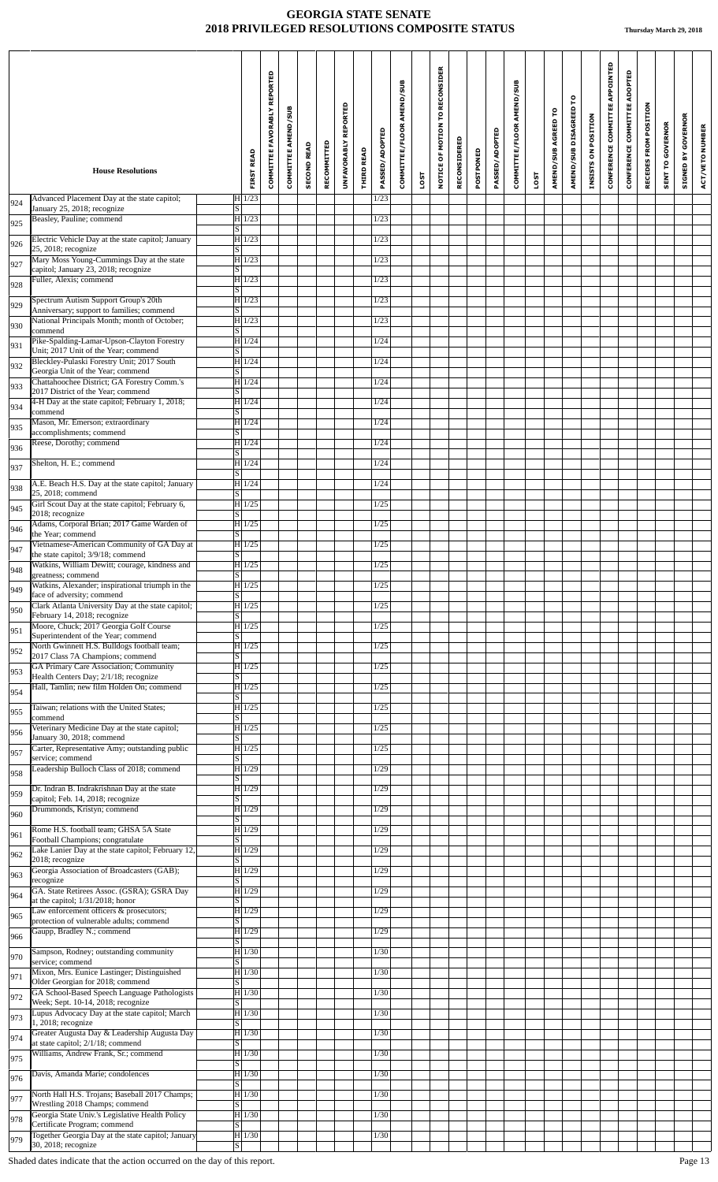# GEORGIA STATE SENATE
# 2018 PRIVILEGED RESOLUTIONS COMPOSITE STATUS

**Thursday March 29, 2018**

| # | House Resolutions | | FIRST READ | COMMITTEE FAVORABLY REPORTED | COMMITTEE AMEND/SUB | SECOND READ | RECOMMITTED | UNFAVORABLY REPORTED | THIRD READ | PASSED/ADOPTED | COMMITTEE/FLOOR AMEND/SUB | LOST | NOTICE OF MOTION TO RECONSIDER | RECONSIDERED | POSTPONED | PASSED/ADOPTED | COMMITTEE/FLOOR AMEND/SUB | LOST | AMEND/SUB AGREED TO | AMEND/SUB DISAGREED TO | INSISTS ON POSITION | CONFERENCE COMMITTEE APPOINTED | CONFERENCE COMMITTEE ADOPTED | RECEDES FROM POSITION | SENT TO GOVERNOR | SIGNED BY GOVERNOR | ACT/VETO NUMBER |
|---|---|---|---|---|---|---|---|---|---|---|---|---|---|---|---|---|---|---|---|---|---|---|---|---|---|---|---|
| 924 | Advanced Placement Day at the state capitol; January 25, 2018; recognize | H | 1/23 | | | | | | | 1/23 | | | | | | | | | | | | | | | | | |
| | | S | | | | | | | | | | | | | | | | | | | | | | | | | |
| 925 | Beasley, Pauline; commend | H | 1/23 | | | | | | | 1/23 | | | | | | | | | | | | | | | | | |
| | | S | | | | | | | | | | | | | | | | | | | | | | | | | |
| 926 | Electric Vehicle Day at the state capitol; January 25, 2018; recognize | H | 1/23 | | | | | | | 1/23 | | | | | | | | | | | | | | | | | |
| | | S | | | | | | | | | | | | | | | | | | | | | | | | | |
| 927 | Mary Moss Young-Cummings Day at the state capitol; January 23, 2018; recognize | H | 1/23 | | | | | | | 1/23 | | | | | | | | | | | | | | | | | |
| | | S | | | | | | | | | | | | | | | | | | | | | | | | | |
| 928 | Fuller, Alexis; commend | H | 1/23 | | | | | | | 1/23 | | | | | | | | | | | | | | | | | |
| | | S | | | | | | | | | | | | | | | | | | | | | | | | | |
| 929 | Spectrum Autism Support Group's 20th Anniversary; support to families; commend | H | 1/23 | | | | | | | 1/23 | | | | | | | | | | | | | | | | | |
| | | S | | | | | | | | | | | | | | | | | | | | | | | | | |
| 930 | National Principals Month; month of October; commend | H | 1/23 | | | | | | | 1/23 | | | | | | | | | | | | | | | | | |
| | | S | | | | | | | | | | | | | | | | | | | | | | | | | |
| 931 | Pike-Spalding-Lamar-Upson-Clayton Forestry Unit; 2017 Unit of the Year; commend | H | 1/24 | | | | | | | 1/24 | | | | | | | | | | | | | | | | | |
| | | S | | | | | | | | | | | | | | | | | | | | | | | | | |
| 932 | Bleckley-Pulaski Forestry Unit; 2017 South Georgia Unit of the Year; commend | H | 1/24 | | | | | | | 1/24 | | | | | | | | | | | | | | | | | |
| | | S | | | | | | | | | | | | | | | | | | | | | | | | | |
| 933 | Chattahoochee District; GA Forestry Comm.'s 2017 District of the Year; commend | H | 1/24 | | | | | | | 1/24 | | | | | | | | | | | | | | | | | |
| | | S | | | | | | | | | | | | | | | | | | | | | | | | | |
| 934 | 4-H Day at the state capitol; February 1, 2018; commend | H | 1/24 | | | | | | | 1/24 | | | | | | | | | | | | | | | | | |
| | | S | | | | | | | | | | | | | | | | | | | | | | | | | |
| 935 | Mason, Mr. Emerson; extraordinary accomplishments; commend | H | 1/24 | | | | | | | 1/24 | | | | | | | | | | | | | | | | | |
| | | S | | | | | | | | | | | | | | | | | | | | | | | | | |
| 936 | Reese, Dorothy; commend | H | 1/24 | | | | | | | 1/24 | | | | | | | | | | | | | | | | | |
| | | S | | | | | | | | | | | | | | | | | | | | | | | | | |
| 937 | Shelton, H. E.; commend | H | 1/24 | | | | | | | 1/24 | | | | | | | | | | | | | | | | | |
| | | S | | | | | | | | | | | | | | | | | | | | | | | | | |
| 938 | A.E. Beach H.S. Day at the state capitol; January 25, 2018; commend | H | 1/24 | | | | | | | 1/24 | | | | | | | | | | | | | | | | | |
| | | S | | | | | | | | | | | | | | | | | | | | | | | | | |
| 945 | Girl Scout Day at the state capitol; February 6, 2018; recognize | H | 1/25 | | | | | | | 1/25 | | | | | | | | | | | | | | | | | |
| | | S | | | | | | | | | | | | | | | | | | | | | | | | | |
| 946 | Adams, Corporal Brian; 2017 Game Warden of the Year; commend | H | 1/25 | | | | | | | 1/25 | | | | | | | | | | | | | | | | | |
| | | S | | | | | | | | | | | | | | | | | | | | | | | | | |
| 947 | Vietnamese-American Community of GA Day at the state capitol; 3/9/18; commend | H | 1/25 | | | | | | | 1/25 | | | | | | | | | | | | | | | | | |
| | | S | | | | | | | | | | | | | | | | | | | | | | | | | |
| 948 | Watkins, William Dewitt; courage, kindness and greatness; commend | H | 1/25 | | | | | | | 1/25 | | | | | | | | | | | | | | | | | |
| | | S | | | | | | | | | | | | | | | | | | | | | | | | | |
| 949 | Watkins, Alexander; inspirational triumph in the face of adversity; commend | H | 1/25 | | | | | | | 1/25 | | | | | | | | | | | | | | | | | |
| | | S | | | | | | | | | | | | | | | | | | | | | | | | | |
| 950 | Clark Atlanta University Day at the state capitol; February 14, 2018; recognize | H | 1/25 | | | | | | | 1/25 | | | | | | | | | | | | | | | | | |
| | | S | | | | | | | | | | | | | | | | | | | | | | | | | |
| 951 | Moore, Chuck; 2017 Georgia Golf Course Superintendent of the Year; commend | H | 1/25 | | | | | | | 1/25 | | | | | | | | | | | | | | | | | |
| | | S | | | | | | | | | | | | | | | | | | | | | | | | | |
| 952 | North Gwinnett H.S. Bulldogs football team; 2017 Class 7A Champions; commend | H | 1/25 | | | | | | | 1/25 | | | | | | | | | | | | | | | | | |
| | | S | | | | | | | | | | | | | | | | | | | | | | | | | |
| 953 | GA Primary Care Association; Community Health Centers Day; 2/1/18; recognize | H | 1/25 | | | | | | | 1/25 | | | | | | | | | | | | | | | | | |
| | | S | | | | | | | | | | | | | | | | | | | | | | | | | |
| 954 | Hall, Tamlin; new film Holden On; commend | H | 1/25 | | | | | | | 1/25 | | | | | | | | | | | | | | | | | |
| | | S | | | | | | | | | | | | | | | | | | | | | | | | | |
| 955 | Taiwan; relations with the United States; commend | H | 1/25 | | | | | | | 1/25 | | | | | | | | | | | | | | | | | |
| | | S | | | | | | | | | | | | | | | | | | | | | | | | | |
| 956 | Veterinary Medicine Day at the state capitol; January 30, 2018; commend | H | 1/25 | | | | | | | 1/25 | | | | | | | | | | | | | | | | | |
| | | S | | | | | | | | | | | | | | | | | | | | | | | | | |
| 957 | Carter, Representative Amy; outstanding public service; commend | H | 1/25 | | | | | | | 1/25 | | | | | | | | | | | | | | | | | |
| | | S | | | | | | | | | | | | | | | | | | | | | | | | | |
| 958 | Leadership Bulloch Class of 2018; commend | H | 1/29 | | | | | | | 1/29 | | | | | | | | | | | | | | | | | |
| | | S | | | | | | | | | | | | | | | | | | | | | | | | | |
| 959 | Dr. Indran B. Indrakrishnan Day at the state capitol; Feb. 14, 2018; recognize | H | 1/29 | | | | | | | 1/29 | | | | | | | | | | | | | | | | | |
| | | S | | | | | | | | | | | | | | | | | | | | | | | | | |
| 960 | Drummonds, Kristyn; commend | H | 1/29 | | | | | | | 1/29 | | | | | | | | | | | | | | | | | |
| | | S | | | | | | | | | | | | | | | | | | | | | | | | | |
| 961 | Rome H.S. football team; GHSA 5A State Football Champions; congratulate | H | 1/29 | | | | | | | 1/29 | | | | | | | | | | | | | | | | | |
| | | S | | | | | | | | | | | | | | | | | | | | | | | | | |
| 962 | Lake Lanier Day at the state capitol; February 12, 2018; recognize | H | 1/29 | | | | | | | 1/29 | | | | | | | | | | | | | | | | | |
| | | S | | | | | | | | | | | | | | | | | | | | | | | | | |
| 963 | Georgia Association of Broadcasters (GAB); recognize | H | 1/29 | | | | | | | 1/29 | | | | | | | | | | | | | | | | | |
| | | S | | | | | | | | | | | | | | | | | | | | | | | | | |
| 964 | GA. State Retirees Assoc. (GSRA); GSRA Day at the capitol; 1/31/2018; honor | H | 1/29 | | | | | | | 1/29 | | | | | | | | | | | | | | | | | |
| | | S | | | | | | | | | | | | | | | | | | | | | | | | | |
| 965 | Law enforcement officers & prosecutors; protection of vulnerable adults; commend | H | 1/29 | | | | | | | 1/29 | | | | | | | | | | | | | | | | | |
| | | S | | | | | | | | | | | | | | | | | | | | | | | | | |
| 966 | Gaupp, Bradley N.; commend | H | 1/29 | | | | | | | 1/29 | | | | | | | | | | | | | | | | | |
| | | S | | | | | | | | | | | | | | | | | | | | | | | | | |
| 970 | Sampson, Rodney; outstanding community service; commend | H | 1/30 | | | | | | | 1/30 | | | | | | | | | | | | | | | | | |
| | | S | | | | | | | | | | | | | | | | | | | | | | | | | |
| 971 | Mixon, Mrs. Eunice Lastinger; Distinguished Older Georgian for 2018; commend | H | 1/30 | | | | | | | 1/30 | | | | | | | | | | | | | | | | | |
| | | S | | | | | | | | | | | | | | | | | | | | | | | | | |
| 972 | GA School-Based Speech Language Pathologists Week; Sept. 10-14, 2018; recognize | H | 1/30 | | | | | | | 1/30 | | | | | | | | | | | | | | | | | |
| | | S | | | | | | | | | | | | | | | | | | | | | | | | | |
| 973 | Lupus Advocacy Day at the state capitol; March 1, 2018; recognize | H | 1/30 | | | | | | | 1/30 | | | | | | | | | | | | | | | | | |
| | | S | | | | | | | | | | | | | | | | | | | | | | | | | |
| 974 | Greater Augusta Day & Leadership Augusta Day at state capitol; 2/1/18; commend | H | 1/30 | | | | | | | 1/30 | | | | | | | | | | | | | | | | | |
| | | S | | | | | | | | | | | | | | | | | | | | | | | | | |
| 975 | Williams, Andrew Frank, Sr.; commend | H | 1/30 | | | | | | | 1/30 | | | | | | | | | | | | | | | | | |
| | | S | | | | | | | | | | | | | | | | | | | | | | | | | |
| 976 | Davis, Amanda Marie; condolences | H | 1/30 | | | | | | | 1/30 | | | | | | | | | | | | | | | | | |
| | | S | | | | | | | | | | | | | | | | | | | | | | | | | |
| 977 | North Hall H.S. Trojans; Baseball 2017 Champs; Wrestling 2018 Champs; commend | H | 1/30 | | | | | | | 1/30 | | | | | | | | | | | | | | | | | |
| | | S | | | | | | | | | | | | | | | | | | | | | | | | | |
| 978 | Georgia State Univ.'s Legislative Health Policy Certificate Program; commend | H | 1/30 | | | | | | | 1/30 | | | | | | | | | | | | | | | | | |
| | | S | | | | | | | | | | | | | | | | | | | | | | | | | |
| 979 | Together Georgia Day at the state capitol; January 30, 2018; recognize | H | 1/30 | | | | | | | 1/30 | | | | | | | | | | | | | | | | | |
| | | S | | | | | | | | | | | | | | | | | | | | | | | | | |

Shaded dates indicate that the action occurred on the day of this report.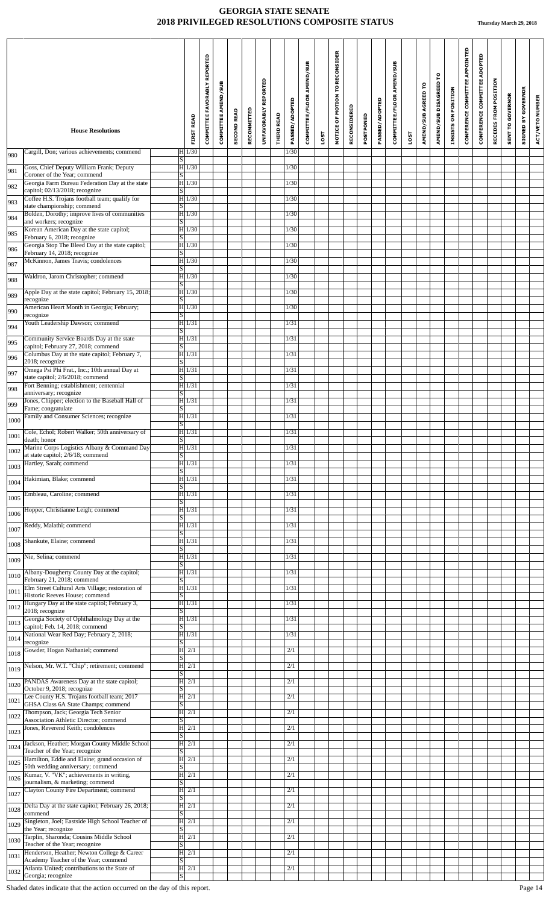# GEORGIA STATE SENATE
## 2018 PRIVILEGED RESOLUTIONS COMPOSITE STATUS

**Thursday March 29, 2018**

| | House Resolutions | | FIRST READ | COMMITTEE FAVORABLY REPORTED | COMMITTEE AMEND/SUB | SECOND READ | RECOMMITTED | UNFAVORABLY REPORTED | THIRD READ | PASSED/ADOPTED | COMMITTEE/FLOOR AMEND/SUB | LOST | NOTICE OF MOTION TO RECONSIDER | RECONSIDERED | POSTPONED | PASSED/ADOPTED | COMMITTEE/FLOOR AMEND/SUB | LOST | AMEND/SUB AGREED TO | AMEND/SUB DISAGREED TO | INSISTS ON POSITION | CONFERENCE COMMITTEE APPOINTED | CONFERENCE COMMITTEE ADOPTED | RECEDES FROM POSITION | SENT TO GOVERNOR | SIGNED BY GOVERNOR | ACT/VETO NUMBER |
|---|---|---|---|---|---|---|---|---|---|---|---|---|---|---|---|---|---|---|---|---|---|---|---|---|---|---|---|
| 980 | Cargill, Don; various achievements; commend | H | 1/30 | | | | | | | 1/30 | | | | | | | | | | | | | | | | | |
| | | S | | | | | | | | | | | | | | | | | | | | | | | | | |
| 981 | Goss, Chief Deputy William Frank; Deputy Coroner of the Year; commend | H | 1/30 | | | | | | | 1/30 | | | | | | | | | | | | | | | | | |
| | | S | | | | | | | | | | | | | | | | | | | | | | | | | |
| 982 | Georgia Farm Bureau Federation Day at the state capitol; 02/13/2018; recognize | H | 1/30 | | | | | | | 1/30 | | | | | | | | | | | | | | | | | |
| | | S | | | | | | | | | | | | | | | | | | | | | | | | | |
| 983 | Coffee H.S. Trojans football team; qualify for state championship; commend | H | 1/30 | | | | | | | 1/30 | | | | | | | | | | | | | | | | | |
| | | S | | | | | | | | | | | | | | | | | | | | | | | | | |
| 984 | Bolden, Dorothy; improve lives of communities and workers; recognize | H | 1/30 | | | | | | | 1/30 | | | | | | | | | | | | | | | | | |
| | | S | | | | | | | | | | | | | | | | | | | | | | | | | |
| 985 | Korean American Day at the state capitol; February 6, 2018; recognize | H | 1/30 | | | | | | | 1/30 | | | | | | | | | | | | | | | | | |
| | | S | | | | | | | | | | | | | | | | | | | | | | | | | |
| 986 | Georgia Stop The Bleed Day at the state capitol; February 14, 2018; recognize | H | 1/30 | | | | | | | 1/30 | | | | | | | | | | | | | | | | | |
| | | S | | | | | | | | | | | | | | | | | | | | | | | | | |
| 987 | McKinnon, James Travis; condolences | H | 1/30 | | | | | | | 1/30 | | | | | | | | | | | | | | | | | |
| | | S | | | | | | | | | | | | | | | | | | | | | | | | | |
| 988 | Waldron, Jarom Christopher; commend | H | 1/30 | | | | | | | 1/30 | | | | | | | | | | | | | | | | | |
| | | S | | | | | | | | | | | | | | | | | | | | | | | | | |
| 989 | Apple Day at the state capitol; February 15, 2018; recognize | H | 1/30 | | | | | | | 1/30 | | | | | | | | | | | | | | | | | |
| | | S | | | | | | | | | | | | | | | | | | | | | | | | | |
| 990 | American Heart Month in Georgia; February; recognize | H | 1/30 | | | | | | | 1/30 | | | | | | | | | | | | | | | | | |
| | | S | | | | | | | | | | | | | | | | | | | | | | | | | |
| 994 | Youth Leadership Dawson; commend | H | 1/31 | | | | | | | 1/31 | | | | | | | | | | | | | | | | | |
| | | S | | | | | | | | | | | | | | | | | | | | | | | | | |
| 995 | Community Service Boards Day at the state capitol; February 27, 2018; commend | H | 1/31 | | | | | | | 1/31 | | | | | | | | | | | | | | | | | |
| | | S | | | | | | | | | | | | | | | | | | | | | | | | | |
| 996 | Columbus Day at the state capitol; February 7, 2018; recognize | H | 1/31 | | | | | | | 1/31 | | | | | | | | | | | | | | | | | |
| | | S | | | | | | | | | | | | | | | | | | | | | | | | | |
| 997 | Omega Psi Phi Frat., Inc.; 10th annual Day at state capitol; 2/6/2018; commend | H | 1/31 | | | | | | | 1/31 | | | | | | | | | | | | | | | | | |
| | | S | | | | | | | | | | | | | | | | | | | | | | | | | |
| 998 | Fort Benning; establishment; centennial anniversary; recognize | H | 1/31 | | | | | | | 1/31 | | | | | | | | | | | | | | | | | |
| | | S | | | | | | | | | | | | | | | | | | | | | | | | | |
| 999 | Jones, Chipper; election to the Baseball Hall of Fame; congratulate | H | 1/31 | | | | | | | 1/31 | | | | | | | | | | | | | | | | | |
| | | S | | | | | | | | | | | | | | | | | | | | | | | | | |
| 1000 | Family and Consumer Sciences; recognize | H | 1/31 | | | | | | | 1/31 | | | | | | | | | | | | | | | | | |
| | | S | | | | | | | | | | | | | | | | | | | | | | | | | |
| 1001 | Cole, Echol; Robert Walker; 50th anniversary of death; honor | H | 1/31 | | | | | | | 1/31 | | | | | | | | | | | | | | | | | |
| | | S | | | | | | | | | | | | | | | | | | | | | | | | | |
| 1002 | Marine Corps Logistics Albany & Command Day at state capitol; 2/6/18; commend | H | 1/31 | | | | | | | 1/31 | | | | | | | | | | | | | | | | | |
| | | S | | | | | | | | | | | | | | | | | | | | | | | | | |
| 1003 | Hartley, Sarah; commend | H | 1/31 | | | | | | | 1/31 | | | | | | | | | | | | | | | | | |
| | | S | | | | | | | | | | | | | | | | | | | | | | | | | |
| 1004 | Hakimian, Blake; commend | H | 1/31 | | | | | | | 1/31 | | | | | | | | | | | | | | | | | |
| | | S | | | | | | | | | | | | | | | | | | | | | | | | | |
| 1005 | Embleau, Caroline; commend | H | 1/31 | | | | | | | 1/31 | | | | | | | | | | | | | | | | | |
| | | S | | | | | | | | | | | | | | | | | | | | | | | | | |
| 1006 | Hopper, Christianne Leigh; commend | H | 1/31 | | | | | | | 1/31 | | | | | | | | | | | | | | | | | |
| | | S | | | | | | | | | | | | | | | | | | | | | | | | | |
| 1007 | Reddy, Malathi; commend | H | 1/31 | | | | | | | 1/31 | | | | | | | | | | | | | | | | | |
| | | S | | | | | | | | | | | | | | | | | | | | | | | | | |
| 1008 | Shankute, Elaine; commend | H | 1/31 | | | | | | | 1/31 | | | | | | | | | | | | | | | | | |
| | | S | | | | | | | | | | | | | | | | | | | | | | | | | |
| 1009 | Nie, Selina; commend | H | 1/31 | | | | | | | 1/31 | | | | | | | | | | | | | | | | | |
| | | S | | | | | | | | | | | | | | | | | | | | | | | | | |
| 1010 | Albany-Dougherty County Day at the capitol; February 21, 2018; commend | H | 1/31 | | | | | | | 1/31 | | | | | | | | | | | | | | | | | |
| | | S | | | | | | | | | | | | | | | | | | | | | | | | | |
| 1011 | Elm Street Cultural Arts Village; restoration of Historic Reeves House; commend | H | 1/31 | | | | | | | 1/31 | | | | | | | | | | | | | | | | | |
| | | S | | | | | | | | | | | | | | | | | | | | | | | | | |
| 1012 | Hungary Day at the state capitol; February 3, 2018; recognize | H | 1/31 | | | | | | | 1/31 | | | | | | | | | | | | | | | | | |
| | | S | | | | | | | | | | | | | | | | | | | | | | | | | |
| 1013 | Georgia Society of Ophthalmology Day at the capitol; Feb. 14, 2018; commend | H | 1/31 | | | | | | | 1/31 | | | | | | | | | | | | | | | | | |
| | | S | | | | | | | | | | | | | | | | | | | | | | | | | |
| 1014 | National Wear Red Day; February 2, 2018; recognize | H | 1/31 | | | | | | | 1/31 | | | | | | | | | | | | | | | | | |
| | | S | | | | | | | | | | | | | | | | | | | | | | | | | |
| 1018 | Gowder, Hogan Nathaniel; commend | H | 2/1 | | | | | | | 2/1 | | | | | | | | | | | | | | | | | |
| | | S | | | | | | | | | | | | | | | | | | | | | | | | | |
| 1019 | Nelson, Mr. W.T. "Chip"; retirement; commend | H | 2/1 | | | | | | | 2/1 | | | | | | | | | | | | | | | | | |
| | | S | | | | | | | | | | | | | | | | | | | | | | | | | |
| 1020 | PANDAS Awareness Day at the state capitol; October 9, 2018; recognize | H | 2/1 | | | | | | | 2/1 | | | | | | | | | | | | | | | | | |
| | | S | | | | | | | | | | | | | | | | | | | | | | | | | |
| 1021 | Lee County H.S. Trojans football team; 2017 GHSA Class 6A State Champs; commend | H | 2/1 | | | | | | | 2/1 | | | | | | | | | | | | | | | | | |
| | | S | | | | | | | | | | | | | | | | | | | | | | | | | |
| 1022 | Thompson, Jack; Georgia Tech Senior Association Athletic Director; commend | H | 2/1 | | | | | | | 2/1 | | | | | | | | | | | | | | | | | |
| | | S | | | | | | | | | | | | | | | | | | | | | | | | | |
| 1023 | Jones, Reverend Keith; condolences | H | 2/1 | | | | | | | 2/1 | | | | | | | | | | | | | | | | | |
| | | S | | | | | | | | | | | | | | | | | | | | | | | | | |
| 1024 | Jackson, Heather; Morgan County Middle School Teacher of the Year; recognize | H | 2/1 | | | | | | | 2/1 | | | | | | | | | | | | | | | | | |
| | | S | | | | | | | | | | | | | | | | | | | | | | | | | |
| 1025 | Hamilton, Eddie and Elaine; grand occasion of 50th wedding anniversary; commend | H | 2/1 | | | | | | | 2/1 | | | | | | | | | | | | | | | | | |
| | | S | | | | | | | | | | | | | | | | | | | | | | | | | |
| 1026 | Kumar, V. "VK"; achievements in writing, journalism, & marketing; commend | H | 2/1 | | | | | | | 2/1 | | | | | | | | | | | | | | | | | |
| | | S | | | | | | | | | | | | | | | | | | | | | | | | | |
| 1027 | Clayton County Fire Department; commend | H | 2/1 | | | | | | | 2/1 | | | | | | | | | | | | | | | | | |
| | | S | | | | | | | | | | | | | | | | | | | | | | | | | |
| 1028 | Delta Day at the state capitol; February 26, 2018; commend | H | 2/1 | | | | | | | 2/1 | | | | | | | | | | | | | | | | | |
| | | S | | | | | | | | | | | | | | | | | | | | | | | | | |
| 1029 | Singleton, Joel; Eastside High School Teacher of the Year; recognize | H | 2/1 | | | | | | | 2/1 | | | | | | | | | | | | | | | | | |
| | | S | | | | | | | | | | | | | | | | | | | | | | | | | |
| 1030 | Tarplin, Sharonda; Cousins Middle School Teacher of the Year; recognize | H | 2/1 | | | | | | | 2/1 | | | | | | | | | | | | | | | | | |
| | | S | | | | | | | | | | | | | | | | | | | | | | | | | |
| 1031 | Henderson, Heather; Newton College & Career Academy Teacher of the Year; commend | H | 2/1 | | | | | | | 2/1 | | | | | | | | | | | | | | | | | |
| | | S | | | | | | | | | | | | | | | | | | | | | | | | | |
| 1032 | Atlanta United; contributions to the State of Georgia; recognize | H | 2/1 | | | | | | | 2/1 | | | | | | | | | | | | | | | | | |
| | | S | | | | | | | | | | | | | | | | | | | | | | | | | |

Shaded dates indicate that the action occurred on the day of this report.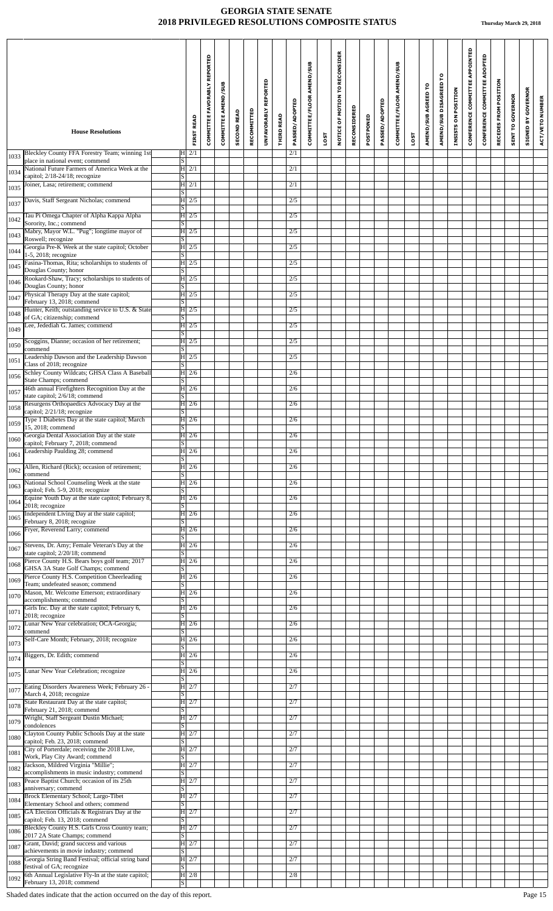# GEORGIA STATE SENATE
## 2018 PRIVILEGED RESOLUTIONS COMPOSITE STATUS

**Thursday March 29, 2018**

| | House Resolutions | | FIRST READ | COMMITTEE FAVORABLY REPORTED | COMMITTEE AMEND/SUB | SECOND READ | RECOMMITTED | UNFAVORABLY REPORTED | THIRD READ | PASSED/ADOPTED | COMMITTEE/FLOOR AMEND/SUB | LOST | NOTICE OF MOTION TO RECONSIDER | RECONSIDERED | POSTPONED | PASSED/ADOPTED | COMMITTEE/FLOOR AMEND/SUB | LOST | AMEND/SUB AGREED TO | AMEND/SUB DISAGREED TO | INSISTS ON POSITION | CONFERENCE COMMITTEE APPOINTED | CONFERENCE COMMITTEE ADOPTED | RECEDES FROM POSITION | SENT TO GOVERNOR | SIGNED BY GOVERNOR | ACT/VETO NUMBER |
|---|---|---|---|---|---|---|---|---|---|---|---|---|---|---|---|---|---|---|---|---|---|---|---|---|---|---|---|
| 1033 | Bleckley County FFA Forestry Team; winning 1st place in national event; commend | H | 2/1 | | | | | | | 2/1 | | | | | | | | | | | | | | | | | |
| | | S | | | | | | | | | | | | | | | | | | | | | | | | | |
| 1034 | National Future Farmers of America Week at the capitol; 2/18-24/18; recognize | H | 2/1 | | | | | | | 2/1 | | | | | | | | | | | | | | | | | |
| | | S | | | | | | | | | | | | | | | | | | | | | | | | | |
| 1035 | Joiner, Lasa; retirement; commend | H | 2/1 | | | | | | | 2/1 | | | | | | | | | | | | | | | | | |
| | | S | | | | | | | | | | | | | | | | | | | | | | | | | |
| 1037 | Davis, Staff Sergeant Nicholas; commend | H | 2/5 | | | | | | | 2/5 | | | | | | | | | | | | | | | | | |
| | | S | | | | | | | | | | | | | | | | | | | | | | | | | |
| 1042 | Tau Pi Omega Chapter of Alpha Kappa Alpha Sorority, Inc.; commend | H | 2/5 | | | | | | | 2/5 | | | | | | | | | | | | | | | | | |
| | | S | | | | | | | | | | | | | | | | | | | | | | | | | |
| 1043 | Mabry, Mayor W.L. "Pug"; longtime mayor of Roswell; recognize | H | 2/5 | | | | | | | 2/5 | | | | | | | | | | | | | | | | | |
| | | S | | | | | | | | | | | | | | | | | | | | | | | | | |
| 1044 | Georgia Pre-K Week at the state capitol; October 1-5, 2018; recognize | H | 2/5 | | | | | | | 2/5 | | | | | | | | | | | | | | | | | |
| | | S | | | | | | | | | | | | | | | | | | | | | | | | | |
| 1045 | Fasina-Thomas, Rita; scholarships to students of Douglas County; honor | H | 2/5 | | | | | | | 2/5 | | | | | | | | | | | | | | | | | |
| | | S | | | | | | | | | | | | | | | | | | | | | | | | | |
| 1046 | Rookard-Shaw, Tracy; scholarships to students of Douglas County; honor | H | 2/5 | | | | | | | 2/5 | | | | | | | | | | | | | | | | | |
| | | S | | | | | | | | | | | | | | | | | | | | | | | | | |
| 1047 | Physical Therapy Day at the state capitol; February 13, 2018; commend | H | 2/5 | | | | | | | 2/5 | | | | | | | | | | | | | | | | | |
| | | S | | | | | | | | | | | | | | | | | | | | | | | | | |
| 1048 | Hunter, Keith; outstanding service to U.S. & State of GA; citizenship; commend | H | 2/5 | | | | | | | 2/5 | | | | | | | | | | | | | | | | | |
| | | S | | | | | | | | | | | | | | | | | | | | | | | | | |
| 1049 | Lee, Jedediah G. James; commend | H | 2/5 | | | | | | | 2/5 | | | | | | | | | | | | | | | | | |
| | | S | | | | | | | | | | | | | | | | | | | | | | | | | |
| 1050 | Scoggins, Dianne; occasion of her retirement; commend | H | 2/5 | | | | | | | 2/5 | | | | | | | | | | | | | | | | | |
| | | S | | | | | | | | | | | | | | | | | | | | | | | | | |
| 1051 | Leadership Dawson and the Leadership Dawson Class of 2018; recognize | H | 2/5 | | | | | | | 2/5 | | | | | | | | | | | | | | | | | |
| | | S | | | | | | | | | | | | | | | | | | | | | | | | | |
| 1056 | Schley County Wildcats; GHSA Class A Baseball State Champs; commend | H | 2/6 | | | | | | | 2/6 | | | | | | | | | | | | | | | | | |
| | | S | | | | | | | | | | | | | | | | | | | | | | | | | |
| 1057 | 46th annual Firefighters Recognition Day at the state capitol; 2/6/18; commend | H | 2/6 | | | | | | | 2/6 | | | | | | | | | | | | | | | | | |
| | | S | | | | | | | | | | | | | | | | | | | | | | | | | |
| 1058 | Resurgens Orthopaedics Advocacy Day at the capitol; 2/21/18; recognize | H | 2/6 | | | | | | | 2/6 | | | | | | | | | | | | | | | | | |
| | | S | | | | | | | | | | | | | | | | | | | | | | | | | |
| 1059 | Type 1 Diabetes Day at the state capitol; March 15, 2018; commend | H | 2/6 | | | | | | | 2/6 | | | | | | | | | | | | | | | | | |
| | | S | | | | | | | | | | | | | | | | | | | | | | | | | |
| 1060 | Georgia Dental Association Day at the state capitol; February 7, 2018; commend | H | 2/6 | | | | | | | 2/6 | | | | | | | | | | | | | | | | | |
| | | S | | | | | | | | | | | | | | | | | | | | | | | | | |
| 1061 | Leadership Paulding 28; commend | H | 2/6 | | | | | | | 2/6 | | | | | | | | | | | | | | | | | |
| | | S | | | | | | | | | | | | | | | | | | | | | | | | | |
| 1062 | Allen, Richard (Rick); occasion of retirement; commend | H | 2/6 | | | | | | | 2/6 | | | | | | | | | | | | | | | | | |
| | | S | | | | | | | | | | | | | | | | | | | | | | | | | |
| 1063 | National School Counseling Week at the state capitol; Feb. 5-9, 2018; recognize | H | 2/6 | | | | | | | 2/6 | | | | | | | | | | | | | | | | | |
| | | S | | | | | | | | | | | | | | | | | | | | | | | | | |
| 1064 | Equine Youth Day at the state capitol; February 8, 2018; recognize | H | 2/6 | | | | | | | 2/6 | | | | | | | | | | | | | | | | | |
| | | S | | | | | | | | | | | | | | | | | | | | | | | | | |
| 1065 | Independent Living Day at the state capitol; February 8, 2018; recognize | H | 2/6 | | | | | | | 2/6 | | | | | | | | | | | | | | | | | |
| | | S | | | | | | | | | | | | | | | | | | | | | | | | | |
| 1066 | Fryer, Reverend Larry; commend | H | 2/6 | | | | | | | 2/6 | | | | | | | | | | | | | | | | | |
| | | S | | | | | | | | | | | | | | | | | | | | | | | | | |
| 1067 | Stevens, Dr. Amy; Female Veteran's Day at the state capitol; 2/20/18; commend | H | 2/6 | | | | | | | 2/6 | | | | | | | | | | | | | | | | | |
| | | S | | | | | | | | | | | | | | | | | | | | | | | | | |
| 1068 | Pierce County H.S. Bears boys golf team; 2017 GHSA 3A State Golf Champs; commend | H | 2/6 | | | | | | | 2/6 | | | | | | | | | | | | | | | | | |
| | | S | | | | | | | | | | | | | | | | | | | | | | | | | |
| 1069 | Pierce County H.S. Competition Cheerleading Team; undefeated season; commend | H | 2/6 | | | | | | | 2/6 | | | | | | | | | | | | | | | | | |
| | | S | | | | | | | | | | | | | | | | | | | | | | | | | |
| 1070 | Mason, Mr. Welcome Emerson; extraordinary accomplishments; commend | H | 2/6 | | | | | | | 2/6 | | | | | | | | | | | | | | | | | |
| | | S | | | | | | | | | | | | | | | | | | | | | | | | | |
| 1071 | Girls Inc. Day at the state capitol; February 6, 2018; recognize | H | 2/6 | | | | | | | 2/6 | | | | | | | | | | | | | | | | | |
| | | S | | | | | | | | | | | | | | | | | | | | | | | | | |
| 1072 | Lunar New Year celebration; OCA-Georgia; commend | H | 2/6 | | | | | | | 2/6 | | | | | | | | | | | | | | | | | |
| | | S | | | | | | | | | | | | | | | | | | | | | | | | | |
| 1073 | Self-Care Month; February, 2018; recognize | H | 2/6 | | | | | | | 2/6 | | | | | | | | | | | | | | | | | |
| | | S | | | | | | | | | | | | | | | | | | | | | | | | | |
| 1074 | Biggers, Dr. Edith; commend | H | 2/6 | | | | | | | 2/6 | | | | | | | | | | | | | | | | | |
| | | S | | | | | | | | | | | | | | | | | | | | | | | | | |
| 1075 | Lunar New Year Celebration; recognize | H | 2/6 | | | | | | | 2/6 | | | | | | | | | | | | | | | | | |
| | | S | | | | | | | | | | | | | | | | | | | | | | | | | |
| 1077 | Eating Disorders Awareness Week; February 26 - March 4, 2018; recognize | H | 2/7 | | | | | | | 2/7 | | | | | | | | | | | | | | | | | |
| | | S | | | | | | | | | | | | | | | | | | | | | | | | | |
| 1078 | State Restaurant Day at the state capitol; February 21, 2018; commend | H | 2/7 | | | | | | | 2/7 | | | | | | | | | | | | | | | | | |
| | | S | | | | | | | | | | | | | | | | | | | | | | | | | |
| 1079 | Wright, Staff Sergeant Dustin Michael; condolences | H | 2/7 | | | | | | | 2/7 | | | | | | | | | | | | | | | | | |
| | | S | | | | | | | | | | | | | | | | | | | | | | | | | |
| 1080 | Clayton County Public Schools Day at the state capitol; Feb. 23, 2018; commend | H | 2/7 | | | | | | | 2/7 | | | | | | | | | | | | | | | | | |
| | | S | | | | | | | | | | | | | | | | | | | | | | | | | |
| 1081 | City of Porterdale; receiving the 2018 Live, Work, Play City Award; commend | H | 2/7 | | | | | | | 2/7 | | | | | | | | | | | | | | | | | |
| | | S | | | | | | | | | | | | | | | | | | | | | | | | | |
| 1082 | Jackson, Mildred Virginia "Millie"; accomplishments in music industry; commend | H | 2/7 | | | | | | | 2/7 | | | | | | | | | | | | | | | | | |
| | | S | | | | | | | | | | | | | | | | | | | | | | | | | |
| 1083 | Peace Baptist Church; occasion of its 25th anniversary; commend | H | 2/7 | | | | | | | 2/7 | | | | | | | | | | | | | | | | | |
| | | S | | | | | | | | | | | | | | | | | | | | | | | | | |
| 1084 | Brock Elementary School; Largo-Tibet Elementary School and others; commend | H | 2/7 | | | | | | | 2/7 | | | | | | | | | | | | | | | | | |
| | | S | | | | | | | | | | | | | | | | | | | | | | | | | |
| 1085 | GA Election Officials & Registrars Day at the capitol; Feb. 13, 2018; commend | H | 2/7 | | | | | | | 2/7 | | | | | | | | | | | | | | | | | |
| | | S | | | | | | | | | | | | | | | | | | | | | | | | | |
| 1086 | Bleckley County H.S. Girls Cross Country team; 2017 2A State Champs; commend | H | 2/7 | | | | | | | 2/7 | | | | | | | | | | | | | | | | | |
| | | S | | | | | | | | | | | | | | | | | | | | | | | | | |
| 1087 | Grant, David; grand success and various achievements in movie industry; commend | H | 2/7 | | | | | | | 2/7 | | | | | | | | | | | | | | | | | |
| | | S | | | | | | | | | | | | | | | | | | | | | | | | | |
| 1088 | Georgia String Band Festival; official string band festival of GA; recognize | H | 2/7 | | | | | | | 2/7 | | | | | | | | | | | | | | | | | |
| | | S | | | | | | | | | | | | | | | | | | | | | | | | | |
| 1092 | 6th Annual Legislative Fly-In at the state capitol; February 13, 2018; commend | H | 2/8 | | | | | | | 2/8 | | | | | | | | | | | | | | | | | |
| | | S | | | | | | | | | | | | | | | | | | | | | | | | | |

Shaded dates indicate that the action occurred on the day of this report.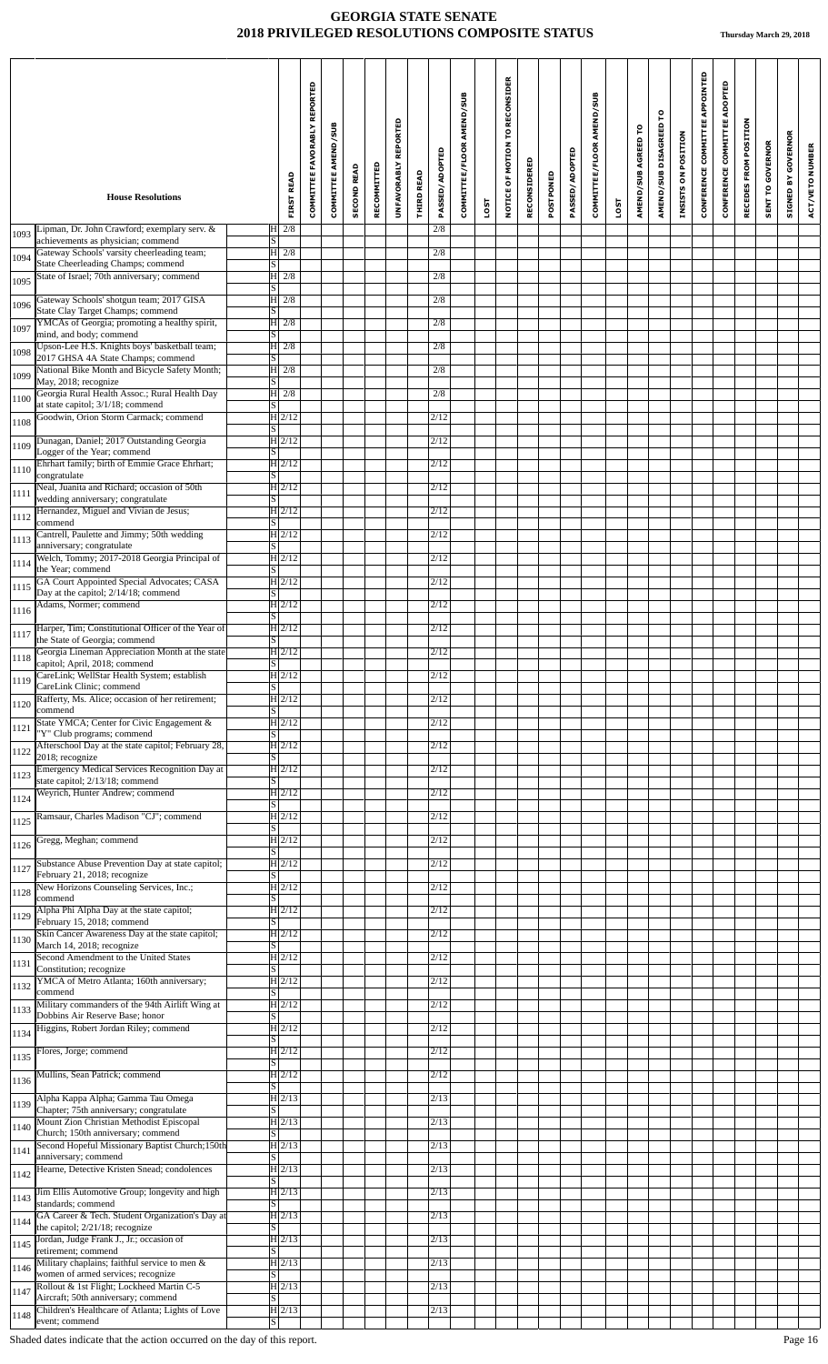# GEORGIA STATE SENATE
## 2018 PRIVILEGED RESOLUTIONS COMPOSITE STATUS

Thursday March 29, 2018

| | House Resolutions | | FIRST READ | COMMITTEE FAVORABLY REPORTED | COMMITTEE AMEND/SUB | SECOND READ | RECOMMITTED | UNFAVORABLY REPORTED | THIRD READ | PASSED/ADOPTED | COMMITTEE/FLOOR AMEND/SUB | LOST | NOTICE OF MOTION TO RECONSIDER | RECONSIDERED | POSTPONED | PASSED/ADOPTED | COMMITTEE/FLOOR AMEND/SUB | LOST | AMEND/SUB AGREED TO | AMEND/SUB DISAGREED TO | INSISTS ON POSITION | CONFERENCE COMMITTEE APPOINTED | CONFERENCE COMMITTEE ADOPTED | RECEDES FROM POSITION | SENT TO GOVERNOR | SIGNED BY GOVERNOR | ACT/VETO NUMBER |
|---|---|---|---|---|---|---|---|---|---|---|---|---|---|---|---|---|---|---|---|---|---|---|---|---|---|---|---|
| 1093 | Lipman, Dr. John Crawford; exemplary serv. & achievements as physician; commend | H | 2/8 | | | | | | | 2/8 | | | | | | | | | | | | | | | | | |
| | | S | | | | | | | | | | | | | | | | | | | | | | | | | |
| 1094 | Gateway Schools' varsity cheerleading team; State Cheerleading Champs; commend | H | 2/8 | | | | | | | 2/8 | | | | | | | | | | | | | | | | | |
| | | S | | | | | | | | | | | | | | | | | | | | | | | | | |
| 1095 | State of Israel; 70th anniversary; commend | H | 2/8 | | | | | | | 2/8 | | | | | | | | | | | | | | | | | |
| | | S | | | | | | | | | | | | | | | | | | | | | | | | | |
| 1096 | Gateway Schools' shotgun team; 2017 GISA State Clay Target Champs; commend | H | 2/8 | | | | | | | 2/8 | | | | | | | | | | | | | | | | | |
| | | S | | | | | | | | | | | | | | | | | | | | | | | | | |
| 1097 | YMCAs of Georgia; promoting a healthy spirit, mind, and body; commend | H | 2/8 | | | | | | | 2/8 | | | | | | | | | | | | | | | | | |
| | | S | | | | | | | | | | | | | | | | | | | | | | | | | |
| 1098 | Upson-Lee H.S. Knights boys' basketball team; 2017 GHSA 4A State Champs; commend | H | 2/8 | | | | | | | 2/8 | | | | | | | | | | | | | | | | | |
| | | S | | | | | | | | | | | | | | | | | | | | | | | | | |
| 1099 | National Bike Month and Bicycle Safety Month; May, 2018; recognize | H | 2/8 | | | | | | | 2/8 | | | | | | | | | | | | | | | | | |
| | | S | | | | | | | | | | | | | | | | | | | | | | | | | |
| 1100 | Georgia Rural Health Assoc.; Rural Health Day at state capitol; 3/1/18; commend | H | 2/8 | | | | | | | 2/8 | | | | | | | | | | | | | | | | | |
| | | S | | | | | | | | | | | | | | | | | | | | | | | | | |
| 1108 | Goodwin, Orion Storm Carmack; commend | H | 2/12 | | | | | | | 2/12 | | | | | | | | | | | | | | | | | |
| | | S | | | | | | | | | | | | | | | | | | | | | | | | | |
| 1109 | Dunagan, Daniel; 2017 Outstanding Georgia Logger of the Year; commend | H | 2/12 | | | | | | | 2/12 | | | | | | | | | | | | | | | | | |
| | | S | | | | | | | | | | | | | | | | | | | | | | | | | |
| 1110 | Ehrhart family; birth of Emmie Grace Ehrhart; congratulate | H | 2/12 | | | | | | | 2/12 | | | | | | | | | | | | | | | | | |
| | | S | | | | | | | | | | | | | | | | | | | | | | | | | |
| 1111 | Neal, Juanita and Richard; occasion of 50th wedding anniversary; congratulate | H | 2/12 | | | | | | | 2/12 | | | | | | | | | | | | | | | | | |
| | | S | | | | | | | | | | | | | | | | | | | | | | | | | |
| 1112 | Hernandez, Miguel and Vivian de Jesus; commend | H | 2/12 | | | | | | | 2/12 | | | | | | | | | | | | | | | | | |
| | | S | | | | | | | | | | | | | | | | | | | | | | | | | |
| 1113 | Cantrell, Paulette and Jimmy; 50th wedding anniversary; congratulate | H | 2/12 | | | | | | | 2/12 | | | | | | | | | | | | | | | | | |
| | | S | | | | | | | | | | | | | | | | | | | | | | | | | |
| 1114 | Welch, Tommy; 2017-2018 Georgia Principal of the Year; commend | H | 2/12 | | | | | | | 2/12 | | | | | | | | | | | | | | | | | |
| | | S | | | | | | | | | | | | | | | | | | | | | | | | | |
| 1115 | GA Court Appointed Special Advocates; CASA Day at the capitol; 2/14/18; commend | H | 2/12 | | | | | | | 2/12 | | | | | | | | | | | | | | | | | |
| | | S | | | | | | | | | | | | | | | | | | | | | | | | | |
| 1116 | Adams, Normer; commend | H | 2/12 | | | | | | | 2/12 | | | | | | | | | | | | | | | | | |
| | | S | | | | | | | | | | | | | | | | | | | | | | | | | |
| 1117 | Harper, Tim; Constitutional Officer of the Year of the State of Georgia; commend | H | 2/12 | | | | | | | 2/12 | | | | | | | | | | | | | | | | | |
| | | S | | | | | | | | | | | | | | | | | | | | | | | | | |
| 1118 | Georgia Lineman Appreciation Month at the state capitol; April, 2018; commend | H | 2/12 | | | | | | | 2/12 | | | | | | | | | | | | | | | | | |
| | | S | | | | | | | | | | | | | | | | | | | | | | | | | |
| 1119 | CareLink; WellStar Health System; establish CareLink Clinic; commend | H | 2/12 | | | | | | | 2/12 | | | | | | | | | | | | | | | | | |
| | | S | | | | | | | | | | | | | | | | | | | | | | | | | |
| 1120 | Rafferty, Ms. Alice; occasion of her retirement; commend | H | 2/12 | | | | | | | 2/12 | | | | | | | | | | | | | | | | | |
| | | S | | | | | | | | | | | | | | | | | | | | | | | | | |
| 1121 | State YMCA; Center for Civic Engagement & "Y" Club programs; commend | H | 2/12 | | | | | | | 2/12 | | | | | | | | | | | | | | | | | |
| | | S | | | | | | | | | | | | | | | | | | | | | | | | | |
| 1122 | Afterschool Day at the state capitol; February 28, 2018; recognize | H | 2/12 | | | | | | | 2/12 | | | | | | | | | | | | | | | | | |
| | | S | | | | | | | | | | | | | | | | | | | | | | | | | |
| 1123 | Emergency Medical Services Recognition Day at state capitol; 2/13/18; commend | H | 2/12 | | | | | | | 2/12 | | | | | | | | | | | | | | | | | |
| | | S | | | | | | | | | | | | | | | | | | | | | | | | | |
| 1124 | Weyrich, Hunter Andrew; commend | H | 2/12 | | | | | | | 2/12 | | | | | | | | | | | | | | | | | |
| | | S | | | | | | | | | | | | | | | | | | | | | | | | | |
| 1125 | Ramsaur, Charles Madison "CJ"; commend | H | 2/12 | | | | | | | 2/12 | | | | | | | | | | | | | | | | | |
| | | S | | | | | | | | | | | | | | | | | | | | | | | | | |
| 1126 | Gregg, Meghan; commend | H | 2/12 | | | | | | | 2/12 | | | | | | | | | | | | | | | | | |
| | | S | | | | | | | | | | | | | | | | | | | | | | | | | |
| 1127 | Substance Abuse Prevention Day at state capitol; February 21, 2018; recognize | H | 2/12 | | | | | | | 2/12 | | | | | | | | | | | | | | | | | |
| | | S | | | | | | | | | | | | | | | | | | | | | | | | | |
| 1128 | New Horizons Counseling Services, Inc.; commend | H | 2/12 | | | | | | | 2/12 | | | | | | | | | | | | | | | | | |
| | | S | | | | | | | | | | | | | | | | | | | | | | | | | |
| 1129 | Alpha Phi Alpha Day at the state capitol; February 15, 2018; commend | H | 2/12 | | | | | | | 2/12 | | | | | | | | | | | | | | | | | |
| | | S | | | | | | | | | | | | | | | | | | | | | | | | | |
| 1130 | Skin Cancer Awareness Day at the state capitol; March 14, 2018; recognize | H | 2/12 | | | | | | | 2/12 | | | | | | | | | | | | | | | | | |
| | | S | | | | | | | | | | | | | | | | | | | | | | | | | |
| 1131 | Second Amendment to the United States Constitution; recognize | H | 2/12 | | | | | | | 2/12 | | | | | | | | | | | | | | | | | |
| | | S | | | | | | | | | | | | | | | | | | | | | | | | | |
| 1132 | YMCA of Metro Atlanta; 160th anniversary; commend | H | 2/12 | | | | | | | 2/12 | | | | | | | | | | | | | | | | | |
| | | S | | | | | | | | | | | | | | | | | | | | | | | | | |
| 1133 | Military commanders of the 94th Airlift Wing at Dobbins Air Reserve Base; honor | H | 2/12 | | | | | | | 2/12 | | | | | | | | | | | | | | | | | |
| | | S | | | | | | | | | | | | | | | | | | | | | | | | | |
| 1134 | Higgins, Robert Jordan Riley; commend | H | 2/12 | | | | | | | 2/12 | | | | | | | | | | | | | | | | | |
| | | S | | | | | | | | | | | | | | | | | | | | | | | | | |
| 1135 | Flores, Jorge; commend | H | 2/12 | | | | | | | 2/12 | | | | | | | | | | | | | | | | | |
| | | S | | | | | | | | | | | | | | | | | | | | | | | | | |
| 1136 | Mullins, Sean Patrick; commend | H | 2/12 | | | | | | | 2/12 | | | | | | | | | | | | | | | | | |
| | | S | | | | | | | | | | | | | | | | | | | | | | | | | |
| 1139 | Alpha Kappa Alpha; Gamma Tau Omega Chapter; 75th anniversary; congratulate | H | 2/13 | | | | | | | 2/13 | | | | | | | | | | | | | | | | | |
| | | S | | | | | | | | | | | | | | | | | | | | | | | | | |
| 1140 | Mount Zion Christian Methodist Episcopal Church; 150th anniversary; commend | H | 2/13 | | | | | | | 2/13 | | | | | | | | | | | | | | | | | |
| | | S | | | | | | | | | | | | | | | | | | | | | | | | | |
| 1141 | Second Hopeful Missionary Baptist Church;150th anniversary; commend | H | 2/13 | | | | | | | 2/13 | | | | | | | | | | | | | | | | | |
| | | S | | | | | | | | | | | | | | | | | | | | | | | | | |
| 1142 | Hearne, Detective Kristen Snead; condolences | H | 2/13 | | | | | | | 2/13 | | | | | | | | | | | | | | | | | |
| | | S | | | | | | | | | | | | | | | | | | | | | | | | | |
| 1143 | Jim Ellis Automotive Group; longevity and high standards; commend | H | 2/13 | | | | | | | 2/13 | | | | | | | | | | | | | | | | | |
| | | S | | | | | | | | | | | | | | | | | | | | | | | | | |
| 1144 | GA Career & Tech. Student Organization's Day at the capitol; 2/21/18; recognize | H | 2/13 | | | | | | | 2/13 | | | | | | | | | | | | | | | | | |
| | | S | | | | | | | | | | | | | | | | | | | | | | | | | |
| 1145 | Jordan, Judge Frank J., Jr.; occasion of retirement; commend | H | 2/13 | | | | | | | 2/13 | | | | | | | | | | | | | | | | | |
| | | S | | | | | | | | | | | | | | | | | | | | | | | | | |
| 1146 | Military chaplains; faithful service to men & women of armed services; recognize | H | 2/13 | | | | | | | 2/13 | | | | | | | | | | | | | | | | | |
| | | S | | | | | | | | | | | | | | | | | | | | | | | | | |
| 1147 | Rollout & 1st Flight; Lockheed Martin C-5 Aircraft; 50th anniversary; commend | H | 2/13 | | | | | | | 2/13 | | | | | | | | | | | | | | | | | |
| | | S | | | | | | | | | | | | | | | | | | | | | | | | | |
| 1148 | Children's Healthcare of Atlanta; Lights of Love event; commend | H | 2/13 | | | | | | | 2/13 | | | | | | | | | | | | | | | | | |
| | | S | | | | | | | | | | | | | | | | | | | | | | | | | |

Shaded dates indicate that the action occurred on the day of this report.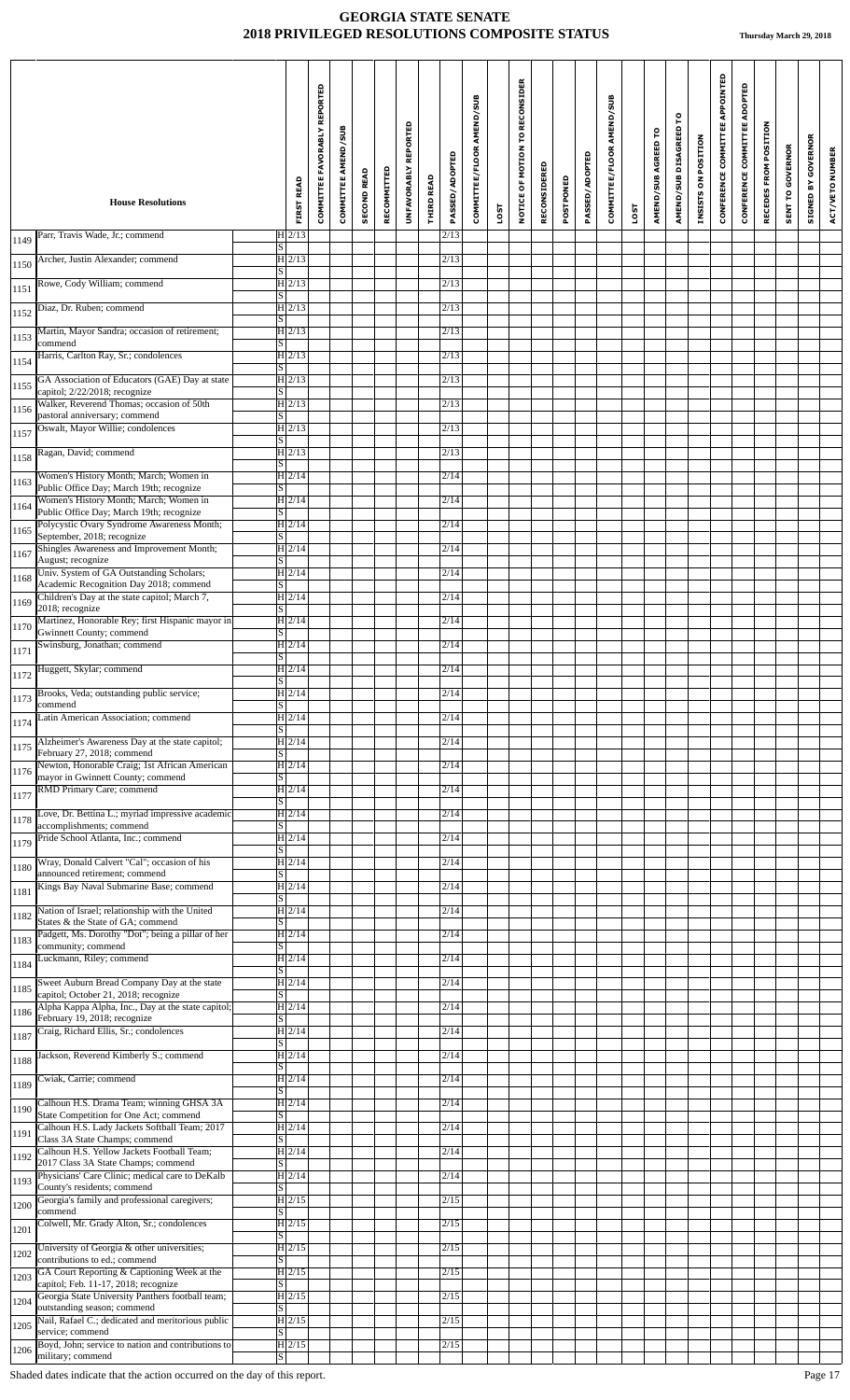# GEORGIA STATE SENATE
## 2018 PRIVILEGED RESOLUTIONS COMPOSITE STATUS

**Thursday March 29, 2018**

| | House Resolutions | | FIRST READ | COMMITTEE FAVORABLY REPORTED | COMMITTEE AMEND/SUB | SECOND READ | RECOMMITTED | UNFAVORABLY REPORTED | THIRD READ | PASSED/ADOPTED | COMMITTEE/FLOOR AMEND/SUB | LOST | NOTICE OF MOTION TO RECONSIDER | RECONSIDERED | POSTPONED | PASSED/ADOPTED | COMMITTEE/FLOOR AMEND/SUB | LOST | AMEND/SUB AGREED TO | AMEND/SUB DISAGREED TO | INSISTS ON POSITION | CONFERENCE COMMITTEE APPOINTED | CONFERENCE COMMITTEE ADOPTED | RECEDES FROM POSITION | SENT TO GOVERNOR | SIGNED BY GOVERNOR | ACT/VETO NUMBER |
|---|---|---|---|---|---|---|---|---|---|---|---|---|---|---|---|---|---|---|---|---|---|---|---|---|---|---|---|
| 1149 | Parr, Travis Wade, Jr.; commend | H | 2/13 | | | | | | | 2/13 | | | | | | | | | | | | | | | | | |
| | | S | | | | | | | | | | | | | | | | | | | | | | | | | |
| 1150 | Archer, Justin Alexander; commend | H | 2/13 | | | | | | | 2/13 | | | | | | | | | | | | | | | | | |
| | | S | | | | | | | | | | | | | | | | | | | | | | | | | |
| 1151 | Rowe, Cody William; commend | H | 2/13 | | | | | | | 2/13 | | | | | | | | | | | | | | | | | |
| | | S | | | | | | | | | | | | | | | | | | | | | | | | | |
| 1152 | Diaz, Dr. Ruben; commend | H | 2/13 | | | | | | | 2/13 | | | | | | | | | | | | | | | | | |
| | | S | | | | | | | | | | | | | | | | | | | | | | | | | |
| 1153 | Martin, Mayor Sandra; occasion of retirement; commend | H | 2/13 | | | | | | | 2/13 | | | | | | | | | | | | | | | | | |
| | | S | | | | | | | | | | | | | | | | | | | | | | | | | |
| 1154 | Harris, Carlton Ray, Sr.; condolences | H | 2/13 | | | | | | | 2/13 | | | | | | | | | | | | | | | | | |
| | | S | | | | | | | | | | | | | | | | | | | | | | | | | |
| 1155 | GA Association of Educators (GAE) Day at state capitol; 2/22/2018; recognize | H | 2/13 | | | | | | | 2/13 | | | | | | | | | | | | | | | | | |
| | | S | | | | | | | | | | | | | | | | | | | | | | | | | |
| 1156 | Walker, Reverend Thomas; occasion of 50th pastoral anniversary; commend | H | 2/13 | | | | | | | 2/13 | | | | | | | | | | | | | | | | | |
| | | S | | | | | | | | | | | | | | | | | | | | | | | | | |
| 1157 | Oswalt, Mayor Willie; condolences | H | 2/13 | | | | | | | 2/13 | | | | | | | | | | | | | | | | | |
| | | S | | | | | | | | | | | | | | | | | | | | | | | | | |
| 1158 | Ragan, David; commend | H | 2/13 | | | | | | | 2/13 | | | | | | | | | | | | | | | | | |
| | | S | | | | | | | | | | | | | | | | | | | | | | | | | |
| 1163 | Women's History Month; March; Women in Public Office Day; March 19th; recognize | H | 2/14 | | | | | | | 2/14 | | | | | | | | | | | | | | | | | |
| | | S | | | | | | | | | | | | | | | | | | | | | | | | | |
| 1164 | Women's History Month; March; Women in Public Office Day; March 19th; recognize | H | 2/14 | | | | | | | 2/14 | | | | | | | | | | | | | | | | | |
| | | S | | | | | | | | | | | | | | | | | | | | | | | | | |
| 1165 | Polycystic Ovary Syndrome Awareness Month; September, 2018; recognize | H | 2/14 | | | | | | | 2/14 | | | | | | | | | | | | | | | | | |
| | | S | | | | | | | | | | | | | | | | | | | | | | | | | |
| 1167 | Shingles Awareness and Improvement Month; August; recognize | H | 2/14 | | | | | | | 2/14 | | | | | | | | | | | | | | | | | |
| | | S | | | | | | | | | | | | | | | | | | | | | | | | | |
| 1168 | Univ. System of GA Outstanding Scholars; Academic Recognition Day 2018; commend | H | 2/14 | | | | | | | 2/14 | | | | | | | | | | | | | | | | | |
| | | S | | | | | | | | | | | | | | | | | | | | | | | | | |
| 1169 | Children's Day at the state capitol; March 7, 2018; recognize | H | 2/14 | | | | | | | 2/14 | | | | | | | | | | | | | | | | | |
| | | S | | | | | | | | | | | | | | | | | | | | | | | | | |
| 1170 | Martinez, Honorable Rey; first Hispanic mayor in Gwinnett County; commend | H | 2/14 | | | | | | | 2/14 | | | | | | | | | | | | | | | | | |
| | | S | | | | | | | | | | | | | | | | | | | | | | | | | |
| 1171 | Swinsburg, Jonathan; commend | H | 2/14 | | | | | | | 2/14 | | | | | | | | | | | | | | | | | |
| | | S | | | | | | | | | | | | | | | | | | | | | | | | | |
| 1172 | Huggett, Skylar; commend | H | 2/14 | | | | | | | 2/14 | | | | | | | | | | | | | | | | | |
| | | S | | | | | | | | | | | | | | | | | | | | | | | | | |
| 1173 | Brooks, Veda; outstanding public service; commend | H | 2/14 | | | | | | | 2/14 | | | | | | | | | | | | | | | | | |
| | | S | | | | | | | | | | | | | | | | | | | | | | | | | |
| 1174 | Latin American Association; commend | H | 2/14 | | | | | | | 2/14 | | | | | | | | | | | | | | | | | |
| | | S | | | | | | | | | | | | | | | | | | | | | | | | | |
| 1175 | Alzheimer's Awareness Day at the state capitol; February 27, 2018; commend | H | 2/14 | | | | | | | 2/14 | | | | | | | | | | | | | | | | | |
| | | S | | | | | | | | | | | | | | | | | | | | | | | | | |
| 1176 | Newton, Honorable Craig; 1st African American mayor in Gwinnett County; commend | H | 2/14 | | | | | | | 2/14 | | | | | | | | | | | | | | | | | |
| | | S | | | | | | | | | | | | | | | | | | | | | | | | | |
| 1177 | RMD Primary Care; commend | H | 2/14 | | | | | | | 2/14 | | | | | | | | | | | | | | | | | |
| | | S | | | | | | | | | | | | | | | | | | | | | | | | | |
| 1178 | Love, Dr. Bettina L.; myriad impressive academic accomplishments; commend | H | 2/14 | | | | | | | 2/14 | | | | | | | | | | | | | | | | | |
| | | S | | | | | | | | | | | | | | | | | | | | | | | | | |
| 1179 | Pride School Atlanta, Inc.; commend | H | 2/14 | | | | | | | 2/14 | | | | | | | | | | | | | | | | | |
| | | S | | | | | | | | | | | | | | | | | | | | | | | | | |
| 1180 | Wray, Donald Calvert "Cal"; occasion of his announced retirement; commend | H | 2/14 | | | | | | | 2/14 | | | | | | | | | | | | | | | | | |
| | | S | | | | | | | | | | | | | | | | | | | | | | | | | |
| 1181 | Kings Bay Naval Submarine Base; commend | H | 2/14 | | | | | | | 2/14 | | | | | | | | | | | | | | | | | |
| | | S | | | | | | | | | | | | | | | | | | | | | | | | | |
| 1182 | Nation of Israel; relationship with the United States & the State of GA; commend | H | 2/14 | | | | | | | 2/14 | | | | | | | | | | | | | | | | | |
| | | S | | | | | | | | | | | | | | | | | | | | | | | | | |
| 1183 | Padgett, Ms. Dorothy "Dot"; being a pillar of her community; commend | H | 2/14 | | | | | | | 2/14 | | | | | | | | | | | | | | | | | |
| | | S | | | | | | | | | | | | | | | | | | | | | | | | | |
| 1184 | Luckmann, Riley; commend | H | 2/14 | | | | | | | 2/14 | | | | | | | | | | | | | | | | | |
| | | S | | | | | | | | | | | | | | | | | | | | | | | | | |
| 1185 | Sweet Auburn Bread Company Day at the state capitol; October 21, 2018; recognize | H | 2/14 | | | | | | | 2/14 | | | | | | | | | | | | | | | | | |
| | | S | | | | | | | | | | | | | | | | | | | | | | | | | |
| 1186 | Alpha Kappa Alpha, Inc., Day at the state capitol; February 19, 2018; recognize | H | 2/14 | | | | | | | 2/14 | | | | | | | | | | | | | | | | | |
| | | S | | | | | | | | | | | | | | | | | | | | | | | | | |
| 1187 | Craig, Richard Ellis, Sr.; condolences | H | 2/14 | | | | | | | 2/14 | | | | | | | | | | | | | | | | | |
| | | S | | | | | | | | | | | | | | | | | | | | | | | | | |
| 1188 | Jackson, Reverend Kimberly S.; commend | H | 2/14 | | | | | | | 2/14 | | | | | | | | | | | | | | | | | |
| | | S | | | | | | | | | | | | | | | | | | | | | | | | | |
| 1189 | Cwiak, Carrie; commend | H | 2/14 | | | | | | | 2/14 | | | | | | | | | | | | | | | | | |
| | | S | | | | | | | | | | | | | | | | | | | | | | | | | |
| 1190 | Calhoun H.S. Drama Team; winning GHSA 3A State Competition for One Act; commend | H | 2/14 | | | | | | | 2/14 | | | | | | | | | | | | | | | | | |
| | | S | | | | | | | | | | | | | | | | | | | | | | | | | |
| 1191 | Calhoun H.S. Lady Jackets Softball Team; 2017 Class 3A State Champs; commend | H | 2/14 | | | | | | | 2/14 | | | | | | | | | | | | | | | | | |
| | | S | | | | | | | | | | | | | | | | | | | | | | | | | |
| 1192 | Calhoun H.S. Yellow Jackets Football Team; 2017 Class 3A State Champs; commend | H | 2/14 | | | | | | | 2/14 | | | | | | | | | | | | | | | | | |
| | | S | | | | | | | | | | | | | | | | | | | | | | | | | |
| 1193 | Physicians' Care Clinic; medical care to DeKalb County's residents; commend | H | 2/14 | | | | | | | 2/14 | | | | | | | | | | | | | | | | | |
| | | S | | | | | | | | | | | | | | | | | | | | | | | | | |
| 1200 | Georgia's family and professional caregivers; commend | H | 2/15 | | | | | | | 2/15 | | | | | | | | | | | | | | | | | |
| | | S | | | | | | | | | | | | | | | | | | | | | | | | | |
| 1201 | Colwell, Mr. Grady Alton, Sr.; condolences | H | 2/15 | | | | | | | 2/15 | | | | | | | | | | | | | | | | | |
| | | S | | | | | | | | | | | | | | | | | | | | | | | | | |
| 1202 | University of Georgia & other universities; contributions to ed.; commend | H | 2/15 | | | | | | | 2/15 | | | | | | | | | | | | | | | | | |
| | | S | | | | | | | | | | | | | | | | | | | | | | | | | |
| 1203 | GA Court Reporting & Captioning Week at the capitol; Feb. 11-17, 2018; recognize | H | 2/15 | | | | | | | 2/15 | | | | | | | | | | | | | | | | | |
| | | S | | | | | | | | | | | | | | | | | | | | | | | | | |
| 1204 | Georgia State University Panthers football team; outstanding season; commend | H | 2/15 | | | | | | | 2/15 | | | | | | | | | | | | | | | | | |
| | | S | | | | | | | | | | | | | | | | | | | | | | | | | |
| 1205 | Nail, Rafael C.; dedicated and meritorious public service; commend | H | 2/15 | | | | | | | 2/15 | | | | | | | | | | | | | | | | | |
| | | S | | | | | | | | | | | | | | | | | | | | | | | | | |
| 1206 | Boyd, John; service to nation and contributions to military; commend | H | 2/15 | | | | | | | 2/15 | | | | | | | | | | | | | | | | | |
| | | S | | | | | | | | | | | | | | | | | | | | | | | | | |

Shaded dates indicate that the action occurred on the day of this report.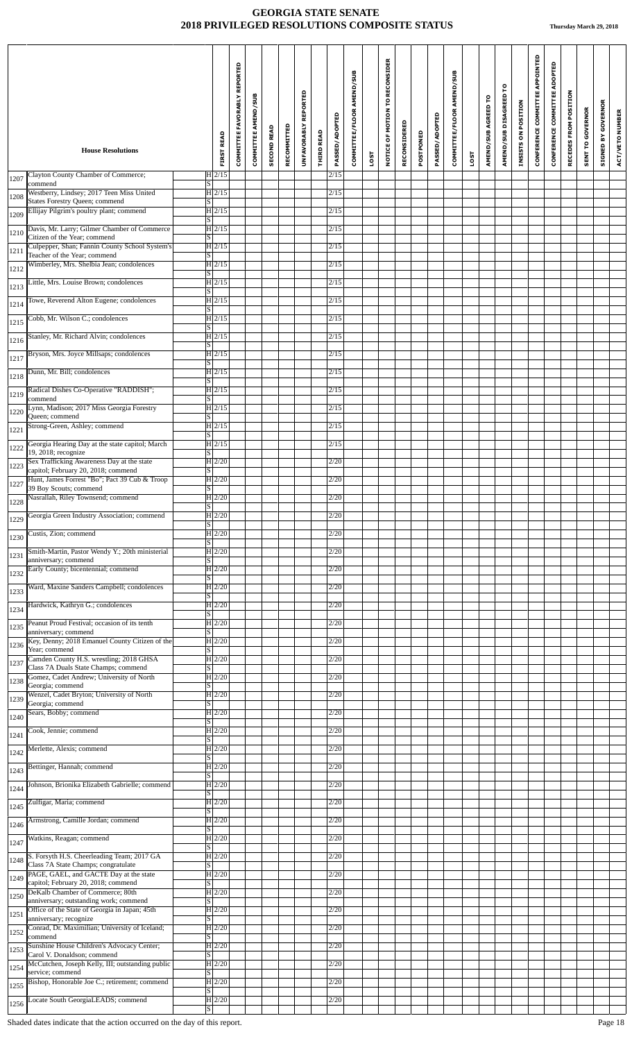# GEORGIA STATE SENATE
## 2018 PRIVILEGED RESOLUTIONS COMPOSITE STATUS

**Thursday March 29, 2018**

| | House Resolutions | | FIRST READ | COMMITTEE FAVORABLY REPORTED | COMMITTEE AMEND/SUB | SECOND READ | RECOMMITTED | UNFAVORABLY REPORTED | THIRD READ | PASSED/ADOPTED | COMMITTEE/FLOOR AMEND/SUB | LOST | NOTICE OF MOTION TO RECONSIDER | RECONSIDERED | POSTPONED | PASSED/ADOPTED | COMMITTEE/FLOOR AMEND/SUB | LOST | AMEND/SUB AGREED TO | AMEND/SUB DISAGREED TO | INSISTS ON POSITION | CONFERENCE COMMITTEE APPOINTED | CONFERENCE COMMITTEE ADOPTED | RECEDES FROM POSITION | SENT TO GOVERNOR | SIGNED BY GOVERNOR | ACT/VETO NUMBER |
|---|---|---|---|---|---|---|---|---|---|---|---|---|---|---|---|---|---|---|---|---|---|---|---|---|---|---|---|
| 1207 | Clayton County Chamber of Commerce; commend | H | 2/15 | | | | | | | 2/15 | | | | | | | | | | | | | | | | | |
| | | S | | | | | | | | | | | | | | | | | | | | | | | | | |
| 1208 | Westberry, Lindsey; 2017 Teen Miss United States Forestry Queen; commend | H | 2/15 | | | | | | | 2/15 | | | | | | | | | | | | | | | | | |
| | | S | | | | | | | | | | | | | | | | | | | | | | | | | |
| 1209 | Ellijay Pilgrim's poultry plant; commend | H | 2/15 | | | | | | | 2/15 | | | | | | | | | | | | | | | | | |
| | | S | | | | | | | | | | | | | | | | | | | | | | | | | |
| 1210 | Davis, Mr. Larry; Gilmer Chamber of Commerce Citizen of the Year; commend | H | 2/15 | | | | | | | 2/15 | | | | | | | | | | | | | | | | | |
| | | S | | | | | | | | | | | | | | | | | | | | | | | | | |
| 1211 | Culpepper, Shan; Fannin County School System's Teacher of the Year; commend | H | 2/15 | | | | | | | 2/15 | | | | | | | | | | | | | | | | | |
| | | S | | | | | | | | | | | | | | | | | | | | | | | | | |
| 1212 | Wimberley, Mrs. Shelbia Jean; condolences | H | 2/15 | | | | | | | 2/15 | | | | | | | | | | | | | | | | | |
| | | S | | | | | | | | | | | | | | | | | | | | | | | | | |
| 1213 | Little, Mrs. Louise Brown; condolences | H | 2/15 | | | | | | | 2/15 | | | | | | | | | | | | | | | | | |
| | | S | | | | | | | | | | | | | | | | | | | | | | | | | |
| 1214 | Towe, Reverend Alton Eugene; condolences | H | 2/15 | | | | | | | 2/15 | | | | | | | | | | | | | | | | | |
| | | S | | | | | | | | | | | | | | | | | | | | | | | | | |
| 1215 | Cobb, Mr. Wilson C.; condolences | H | 2/15 | | | | | | | 2/15 | | | | | | | | | | | | | | | | | |
| | | S | | | | | | | | | | | | | | | | | | | | | | | | | |
| 1216 | Stanley, Mr. Richard Alvin; condolences | H | 2/15 | | | | | | | 2/15 | | | | | | | | | | | | | | | | | |
| | | S | | | | | | | | | | | | | | | | | | | | | | | | | |
| 1217 | Bryson, Mrs. Joyce Millsaps; condolences | H | 2/15 | | | | | | | 2/15 | | | | | | | | | | | | | | | | | |
| | | S | | | | | | | | | | | | | | | | | | | | | | | | | |
| 1218 | Dunn, Mr. Bill; condolences | H | 2/15 | | | | | | | 2/15 | | | | | | | | | | | | | | | | | |
| | | S | | | | | | | | | | | | | | | | | | | | | | | | | |
| 1219 | Radical Dishes Co-Operative "RADDISH"; commend | H | 2/15 | | | | | | | 2/15 | | | | | | | | | | | | | | | | | |
| | | S | | | | | | | | | | | | | | | | | | | | | | | | | |
| 1220 | Lynn, Madison; 2017 Miss Georgia Forestry Queen; commend | H | 2/15 | | | | | | | 2/15 | | | | | | | | | | | | | | | | | |
| | | S | | | | | | | | | | | | | | | | | | | | | | | | | |
| 1221 | Strong-Green, Ashley; commend | H | 2/15 | | | | | | | 2/15 | | | | | | | | | | | | | | | | | |
| | | S | | | | | | | | | | | | | | | | | | | | | | | | | |
| 1222 | Georgia Hearing Day at the state capitol; March 19, 2018; recognize | H | 2/15 | | | | | | | 2/15 | | | | | | | | | | | | | | | | | |
| | | S | | | | | | | | | | | | | | | | | | | | | | | | | |
| 1223 | Sex Trafficking Awareness Day at the state capitol; February 20, 2018; commend | H | 2/20 | | | | | | | 2/20 | | | | | | | | | | | | | | | | | |
| | | S | | | | | | | | | | | | | | | | | | | | | | | | | |
| 1227 | Hunt, James Forrest "Bo"; Pact 39 Cub & Troop 39 Boy Scouts; commend | H | 2/20 | | | | | | | 2/20 | | | | | | | | | | | | | | | | | |
| | | S | | | | | | | | | | | | | | | | | | | | | | | | | |
| 1228 | Nasrallah, Riley Townsend; commend | H | 2/20 | | | | | | | 2/20 | | | | | | | | | | | | | | | | | |
| | | S | | | | | | | | | | | | | | | | | | | | | | | | | |
| 1229 | Georgia Green Industry Association; commend | H | 2/20 | | | | | | | 2/20 | | | | | | | | | | | | | | | | | |
| | | S | | | | | | | | | | | | | | | | | | | | | | | | | |
| 1230 | Custis, Zion; commend | H | 2/20 | | | | | | | 2/20 | | | | | | | | | | | | | | | | | |
| | | S | | | | | | | | | | | | | | | | | | | | | | | | | |
| 1231 | Smith-Martin, Pastor Wendy Y.; 20th ministerial anniversary; commend | H | 2/20 | | | | | | | 2/20 | | | | | | | | | | | | | | | | | |
| | | S | | | | | | | | | | | | | | | | | | | | | | | | | |
| 1232 | Early County; bicentennial; commend | H | 2/20 | | | | | | | 2/20 | | | | | | | | | | | | | | | | | |
| | | S | | | | | | | | | | | | | | | | | | | | | | | | | |
| 1233 | Ward, Maxine Sanders Campbell; condolences | H | 2/20 | | | | | | | 2/20 | | | | | | | | | | | | | | | | | |
| | | S | | | | | | | | | | | | | | | | | | | | | | | | | |
| 1234 | Hardwick, Kathryn G.; condolences | H | 2/20 | | | | | | | 2/20 | | | | | | | | | | | | | | | | | |
| | | S | | | | | | | | | | | | | | | | | | | | | | | | | |
| 1235 | Peanut Proud Festival; occasion of its tenth anniversary; commend | H | 2/20 | | | | | | | 2/20 | | | | | | | | | | | | | | | | | |
| | | S | | | | | | | | | | | | | | | | | | | | | | | | | |
| 1236 | Key, Denny; 2018 Emanuel County Citizen of the Year; commend | H | 2/20 | | | | | | | 2/20 | | | | | | | | | | | | | | | | | |
| | | S | | | | | | | | | | | | | | | | | | | | | | | | | |
| 1237 | Camden County H.S. wrestling; 2018 GHSA Class 7A Duals State Champs; commend | H | 2/20 | | | | | | | 2/20 | | | | | | | | | | | | | | | | | |
| | | S | | | | | | | | | | | | | | | | | | | | | | | | | |
| 1238 | Gomez, Cadet Andrew; University of North Georgia; commend | H | 2/20 | | | | | | | 2/20 | | | | | | | | | | | | | | | | | |
| | | S | | | | | | | | | | | | | | | | | | | | | | | | | |
| 1239 | Wenzel, Cadet Bryton; University of North Georgia; commend | H | 2/20 | | | | | | | 2/20 | | | | | | | | | | | | | | | | | |
| | | S | | | | | | | | | | | | | | | | | | | | | | | | | |
| 1240 | Sears, Bobby; commend | H | 2/20 | | | | | | | 2/20 | | | | | | | | | | | | | | | | | |
| | | S | | | | | | | | | | | | | | | | | | | | | | | | | |
| 1241 | Cook, Jennie; commend | H | 2/20 | | | | | | | 2/20 | | | | | | | | | | | | | | | | | |
| | | S | | | | | | | | | | | | | | | | | | | | | | | | | |
| 1242 | Merlette, Alexis; commend | H | 2/20 | | | | | | | 2/20 | | | | | | | | | | | | | | | | | |
| | | S | | | | | | | | | | | | | | | | | | | | | | | | | |
| 1243 | Bettinger, Hannah; commend | H | 2/20 | | | | | | | 2/20 | | | | | | | | | | | | | | | | | |
| | | S | | | | | | | | | | | | | | | | | | | | | | | | | |
| 1244 | Johnson, Brionika Elizabeth Gabrielle; commend | H | 2/20 | | | | | | | 2/20 | | | | | | | | | | | | | | | | | |
| | | S | | | | | | | | | | | | | | | | | | | | | | | | | |
| 1245 | Zulfigar, Maria; commend | H | 2/20 | | | | | | | 2/20 | | | | | | | | | | | | | | | | | |
| | | S | | | | | | | | | | | | | | | | | | | | | | | | | |
| 1246 | Armstrong, Camille Jordan; commend | H | 2/20 | | | | | | | 2/20 | | | | | | | | | | | | | | | | | |
| | | S | | | | | | | | | | | | | | | | | | | | | | | | | |
| 1247 | Watkins, Reagan; commend | H | 2/20 | | | | | | | 2/20 | | | | | | | | | | | | | | | | | |
| | | S | | | | | | | | | | | | | | | | | | | | | | | | | |
| 1248 | S. Forsyth H.S. Cheerleading Team; 2017 GA Class 7A State Champs; congratulate | H | 2/20 | | | | | | | 2/20 | | | | | | | | | | | | | | | | | |
| | | S | | | | | | | | | | | | | | | | | | | | | | | | | |
| 1249 | PAGE, GAEL, and GACTE Day at the state capitol; February 20, 2018; commend | H | 2/20 | | | | | | | 2/20 | | | | | | | | | | | | | | | | | |
| | | S | | | | | | | | | | | | | | | | | | | | | | | | | |
| 1250 | DeKalb Chamber of Commerce; 80th anniversary; outstanding work; commend | H | 2/20 | | | | | | | 2/20 | | | | | | | | | | | | | | | | | |
| | | S | | | | | | | | | | | | | | | | | | | | | | | | | |
| 1251 | Office of the State of Georgia in Japan; 45th anniversary; recognize | H | 2/20 | | | | | | | 2/20 | | | | | | | | | | | | | | | | | |
| | | S | | | | | | | | | | | | | | | | | | | | | | | | | |
| 1252 | Conrad, Dr. Maximilian; University of Iceland; commend | H | 2/20 | | | | | | | 2/20 | | | | | | | | | | | | | | | | | |
| | | S | | | | | | | | | | | | | | | | | | | | | | | | | |
| 1253 | Sunshine House Children's Advocacy Center; Carol V. Donaldson; commend | H | 2/20 | | | | | | | 2/20 | | | | | | | | | | | | | | | | | |
| | | S | | | | | | | | | | | | | | | | | | | | | | | | | |
| 1254 | McCutchen, Joseph Kelly, III; outstanding public service; commend | H | 2/20 | | | | | | | 2/20 | | | | | | | | | | | | | | | | | |
| | | S | | | | | | | | | | | | | | | | | | | | | | | | | |
| 1255 | Bishop, Honorable Joe C.; retirement; commend | H | 2/20 | | | | | | | 2/20 | | | | | | | | | | | | | | | | | |
| | | S | | | | | | | | | | | | | | | | | | | | | | | | | |
| 1256 | Locate South GeorgiaLEADS; commend | H | 2/20 | | | | | | | 2/20 | | | | | | | | | | | | | | | | | |
| | | S | | | | | | | | | | | | | | | | | | | | | | | | | |

Shaded dates indicate that the action occurred on the day of this report.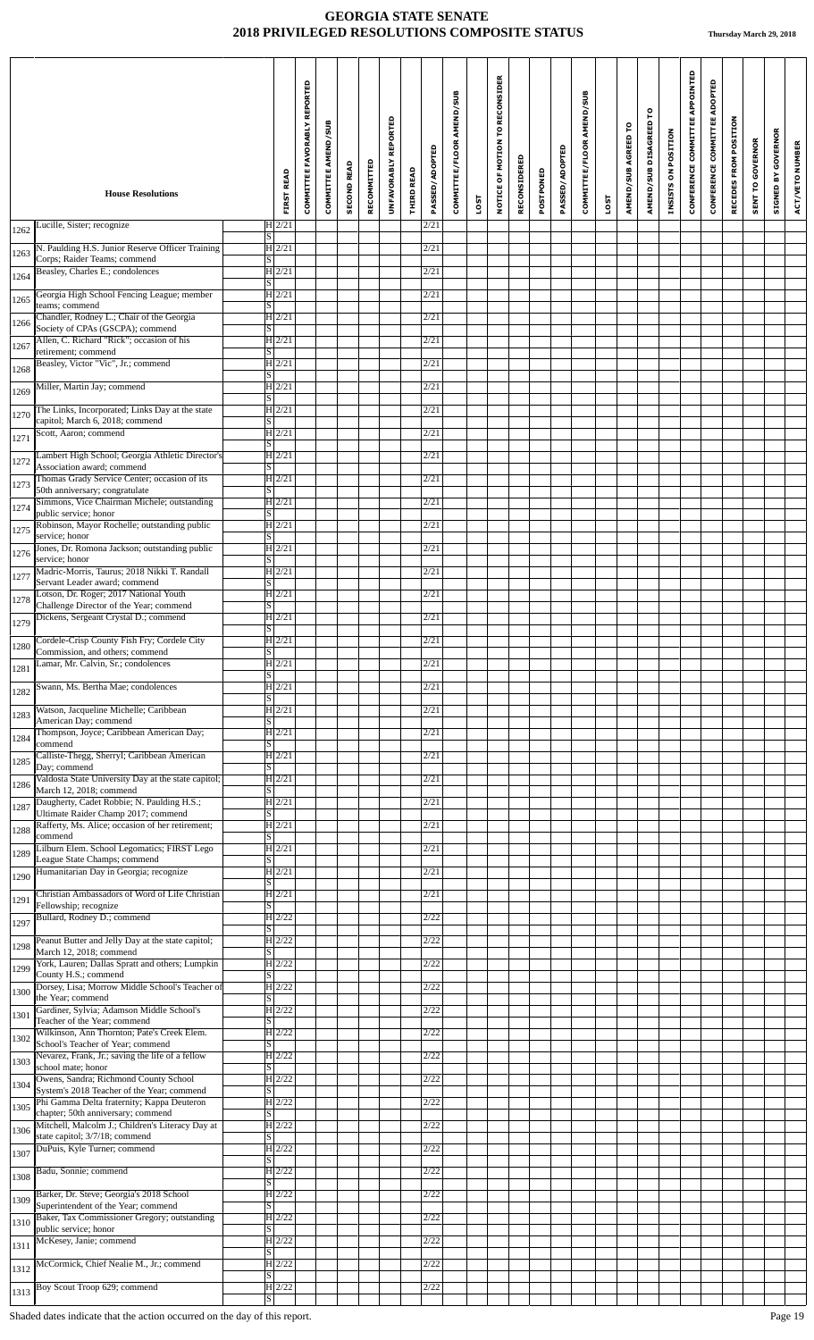# GEORGIA STATE SENATE
## 2018 PRIVILEGED RESOLUTIONS COMPOSITE STATUS

Thursday March 29, 2018

| | House Resolutions | | FIRST READ | COMMITTEE FAVORABLY REPORTED | COMMITTEE AMEND/SUB | SECOND READ | RECOMMITTED | UNFAVORABLY REPORTED | THIRD READ | PASSED/ADOPTED | COMMITTEE/FLOOR AMEND/SUB | LOST | NOTICE OF MOTION TO RECONSIDER | RECONSIDERED | POSTPONED | PASSED/ADOPTED | COMMITTEE/FLOOR AMEND/SUB | LOST | AMEND/SUB AGREED TO | AMEND/SUB DISAGREED TO | INSISTS ON POSITION | CONFERENCE COMMITTEE APPOINTED | CONFERENCE COMMITTEE ADOPTED | RECEDES FROM POSITION | SENT TO GOVERNOR | SIGNED BY GOVERNOR | ACT/VETO NUMBER |
|---|---|---|---|---|---|---|---|---|---|---|---|---|---|---|---|---|---|---|---|---|---|---|---|---|---|---|---|
| 1262 | Lucille, Sister; recognize | H | 2/21 | | | | | | | 2/21 | | | | | | | | | | | | | | | | | |
| | | S | | | | | | | | | | | | | | | | | | | | | | | | | |
| 1263 | N. Paulding H.S. Junior Reserve Officer Training Corps; Raider Teams; commend | H | 2/21 | | | | | | | 2/21 | | | | | | | | | | | | | | | | | |
| | | S | | | | | | | | | | | | | | | | | | | | | | | | | |
| 1264 | Beasley, Charles E.; condolences | H | 2/21 | | | | | | | 2/21 | | | | | | | | | | | | | | | | | |
| | | S | | | | | | | | | | | | | | | | | | | | | | | | | |
| 1265 | Georgia High School Fencing League; member teams; commend | H | 2/21 | | | | | | | 2/21 | | | | | | | | | | | | | | | | | |
| | | S | | | | | | | | | | | | | | | | | | | | | | | | | |
| 1266 | Chandler, Rodney L.; Chair of the Georgia Society of CPAs (GSCPA); commend | H | 2/21 | | | | | | | 2/21 | | | | | | | | | | | | | | | | | |
| | | S | | | | | | | | | | | | | | | | | | | | | | | | | |
| 1267 | Allen, C. Richard "Rick"; occasion of his retirement; commend | H | 2/21 | | | | | | | 2/21 | | | | | | | | | | | | | | | | | |
| | | S | | | | | | | | | | | | | | | | | | | | | | | | | |
| 1268 | Beasley, Victor "Vic", Jr.; commend | H | 2/21 | | | | | | | 2/21 | | | | | | | | | | | | | | | | | |
| | | S | | | | | | | | | | | | | | | | | | | | | | | | | |
| 1269 | Miller, Martin Jay; commend | H | 2/21 | | | | | | | 2/21 | | | | | | | | | | | | | | | | | |
| | | S | | | | | | | | | | | | | | | | | | | | | | | | | |
| 1270 | The Links, Incorporated; Links Day at the state capitol; March 6, 2018; commend | H | 2/21 | | | | | | | 2/21 | | | | | | | | | | | | | | | | | |
| | | S | | | | | | | | | | | | | | | | | | | | | | | | | |
| 1271 | Scott, Aaron; commend | H | 2/21 | | | | | | | 2/21 | | | | | | | | | | | | | | | | | |
| | | S | | | | | | | | | | | | | | | | | | | | | | | | | |
| 1272 | Lambert High School; Georgia Athletic Director's Association award; commend | H | 2/21 | | | | | | | 2/21 | | | | | | | | | | | | | | | | | |
| | | S | | | | | | | | | | | | | | | | | | | | | | | | | |
| 1273 | Thomas Grady Service Center; occasion of its 50th anniversary; congratulate | H | 2/21 | | | | | | | 2/21 | | | | | | | | | | | | | | | | | |
| | | S | | | | | | | | | | | | | | | | | | | | | | | | | |
| 1274 | Simmons, Vice Chairman Michele; outstanding public service; honor | H | 2/21 | | | | | | | 2/21 | | | | | | | | | | | | | | | | | |
| | | S | | | | | | | | | | | | | | | | | | | | | | | | | |
| 1275 | Robinson, Mayor Rochelle; outstanding public service; honor | H | 2/21 | | | | | | | 2/21 | | | | | | | | | | | | | | | | | |
| | | S | | | | | | | | | | | | | | | | | | | | | | | | | |
| 1276 | Jones, Dr. Romona Jackson; outstanding public service; honor | H | 2/21 | | | | | | | 2/21 | | | | | | | | | | | | | | | | | |
| | | S | | | | | | | | | | | | | | | | | | | | | | | | | |
| 1277 | Madric-Morris, Taurus; 2018 Nikki T. Randall Servant Leader award; commend | H | 2/21 | | | | | | | 2/21 | | | | | | | | | | | | | | | | | |
| | | S | | | | | | | | | | | | | | | | | | | | | | | | | |
| 1278 | Lotson, Dr. Roger; 2017 National Youth Challenge Director of the Year; commend | H | 2/21 | | | | | | | 2/21 | | | | | | | | | | | | | | | | | |
| | | S | | | | | | | | | | | | | | | | | | | | | | | | | |
| 1279 | Dickens, Sergeant Crystal D.; commend | H | 2/21 | | | | | | | 2/21 | | | | | | | | | | | | | | | | | |
| | | S | | | | | | | | | | | | | | | | | | | | | | | | | |
| 1280 | Cordele-Crisp County Fish Fry; Cordele City Commission, and others; commend | H | 2/21 | | | | | | | 2/21 | | | | | | | | | | | | | | | | | |
| | | S | | | | | | | | | | | | | | | | | | | | | | | | | |
| 1281 | Lamar, Mr. Calvin, Sr.; condolences | H | 2/21 | | | | | | | 2/21 | | | | | | | | | | | | | | | | | |
| | | S | | | | | | | | | | | | | | | | | | | | | | | | | |
| 1282 | Swann, Ms. Bertha Mae; condolences | H | 2/21 | | | | | | | 2/21 | | | | | | | | | | | | | | | | | |
| | | S | | | | | | | | | | | | | | | | | | | | | | | | | |
| 1283 | Watson, Jacqueline Michelle; Caribbean American Day; commend | H | 2/21 | | | | | | | 2/21 | | | | | | | | | | | | | | | | | |
| | | S | | | | | | | | | | | | | | | | | | | | | | | | | |
| 1284 | Thompson, Joyce; Caribbean American Day; commend | H | 2/21 | | | | | | | 2/21 | | | | | | | | | | | | | | | | | |
| | | S | | | | | | | | | | | | | | | | | | | | | | | | | |
| 1285 | Calliste-Thegg, Sherryl; Caribbean American Day; commend | H | 2/21 | | | | | | | 2/21 | | | | | | | | | | | | | | | | | |
| | | S | | | | | | | | | | | | | | | | | | | | | | | | | |
| 1286 | Valdosta State University Day at the state capitol; March 12, 2018; commend | H | 2/21 | | | | | | | 2/21 | | | | | | | | | | | | | | | | | |
| | | S | | | | | | | | | | | | | | | | | | | | | | | | | |
| 1287 | Daugherty, Cadet Robbie; N. Paulding H.S.; Ultimate Raider Champ 2017; commend | H | 2/21 | | | | | | | 2/21 | | | | | | | | | | | | | | | | | |
| | | S | | | | | | | | | | | | | | | | | | | | | | | | | |
| 1288 | Rafferty, Ms. Alice; occasion of her retirement; commend | H | 2/21 | | | | | | | 2/21 | | | | | | | | | | | | | | | | | |
| | | S | | | | | | | | | | | | | | | | | | | | | | | | | |
| 1289 | Lilburn Elem. School Legomatics; FIRST Lego League State Champs; commend | H | 2/21 | | | | | | | 2/21 | | | | | | | | | | | | | | | | | |
| | | S | | | | | | | | | | | | | | | | | | | | | | | | | |
| 1290 | Humanitarian Day in Georgia; recognize | H | 2/21 | | | | | | | 2/21 | | | | | | | | | | | | | | | | | |
| | | S | | | | | | | | | | | | | | | | | | | | | | | | | |
| 1291 | Christian Ambassadors of Word of Life Christian Fellowship; recognize | H | 2/21 | | | | | | | 2/21 | | | | | | | | | | | | | | | | | |
| | | S | | | | | | | | | | | | | | | | | | | | | | | | | |
| 1297 | Bullard, Rodney D.; commend | H | 2/22 | | | | | | | 2/22 | | | | | | | | | | | | | | | | | |
| | | S | | | | | | | | | | | | | | | | | | | | | | | | | |
| 1298 | Peanut Butter and Jelly Day at the state capitol; March 12, 2018; commend | H | 2/22 | | | | | | | 2/22 | | | | | | | | | | | | | | | | | |
| | | S | | | | | | | | | | | | | | | | | | | | | | | | | |
| 1299 | York, Lauren; Dallas Spratt and others; Lumpkin County H.S.; commend | H | 2/22 | | | | | | | 2/22 | | | | | | | | | | | | | | | | | |
| | | S | | | | | | | | | | | | | | | | | | | | | | | | | |
| 1300 | Dorsey, Lisa; Morrow Middle School's Teacher of the Year; commend | H | 2/22 | | | | | | | 2/22 | | | | | | | | | | | | | | | | | |
| | | S | | | | | | | | | | | | | | | | | | | | | | | | | |
| 1301 | Gardiner, Sylvia; Adamson Middle School's Teacher of the Year; commend | H | 2/22 | | | | | | | 2/22 | | | | | | | | | | | | | | | | | |
| | | S | | | | | | | | | | | | | | | | | | | | | | | | | |
| 1302 | Wilkinson, Ann Thornton; Pate's Creek Elem. School's Teacher of Year; commend | H | 2/22 | | | | | | | 2/22 | | | | | | | | | | | | | | | | | |
| | | S | | | | | | | | | | | | | | | | | | | | | | | | | |
| 1303 | Nevarez, Frank, Jr.; saving the life of a fellow school mate; honor | H | 2/22 | | | | | | | 2/22 | | | | | | | | | | | | | | | | | |
| | | S | | | | | | | | | | | | | | | | | | | | | | | | | |
| 1304 | Owens, Sandra; Richmond County School System's 2018 Teacher of the Year; commend | H | 2/22 | | | | | | | 2/22 | | | | | | | | | | | | | | | | | |
| | | S | | | | | | | | | | | | | | | | | | | | | | | | | |
| 1305 | Phi Gamma Delta fraternity; Kappa Deuteron chapter; 50th anniversary; commend | H | 2/22 | | | | | | | 2/22 | | | | | | | | | | | | | | | | | |
| | | S | | | | | | | | | | | | | | | | | | | | | | | | | |
| 1306 | Mitchell, Malcolm J.; Children's Literacy Day at state capitol; 3/7/18; commend | H | 2/22 | | | | | | | 2/22 | | | | | | | | | | | | | | | | | |
| | | S | | | | | | | | | | | | | | | | | | | | | | | | | |
| 1307 | DuPuis, Kyle Turner; commend | H | 2/22 | | | | | | | 2/22 | | | | | | | | | | | | | | | | | |
| | | S | | | | | | | | | | | | | | | | | | | | | | | | | |
| 1308 | Badu, Sonnie; commend | H | 2/22 | | | | | | | 2/22 | | | | | | | | | | | | | | | | | |
| | | S | | | | | | | | | | | | | | | | | | | | | | | | | |
| 1309 | Barker, Dr. Steve; Georgia's 2018 School Superintendent of the Year; commend | H | 2/22 | | | | | | | 2/22 | | | | | | | | | | | | | | | | | |
| | | S | | | | | | | | | | | | | | | | | | | | | | | | | |
| 1310 | Baker, Tax Commissioner Gregory; outstanding public service; honor | H | 2/22 | | | | | | | 2/22 | | | | | | | | | | | | | | | | | |
| | | S | | | | | | | | | | | | | | | | | | | | | | | | | |
| 1311 | McKesey, Janie; commend | H | 2/22 | | | | | | | 2/22 | | | | | | | | | | | | | | | | | |
| | | S | | | | | | | | | | | | | | | | | | | | | | | | | |
| 1312 | McCormick, Chief Nealie M., Jr.; commend | H | 2/22 | | | | | | | 2/22 | | | | | | | | | | | | | | | | | |
| | | S | | | | | | | | | | | | | | | | | | | | | | | | | |
| 1313 | Boy Scout Troop 629; commend | H | 2/22 | | | | | | | 2/22 | | | | | | | | | | | | | | | | | |
| | | S | | | | | | | | | | | | | | | | | | | | | | | | | |

Shaded dates indicate that the action occurred on the day of this report.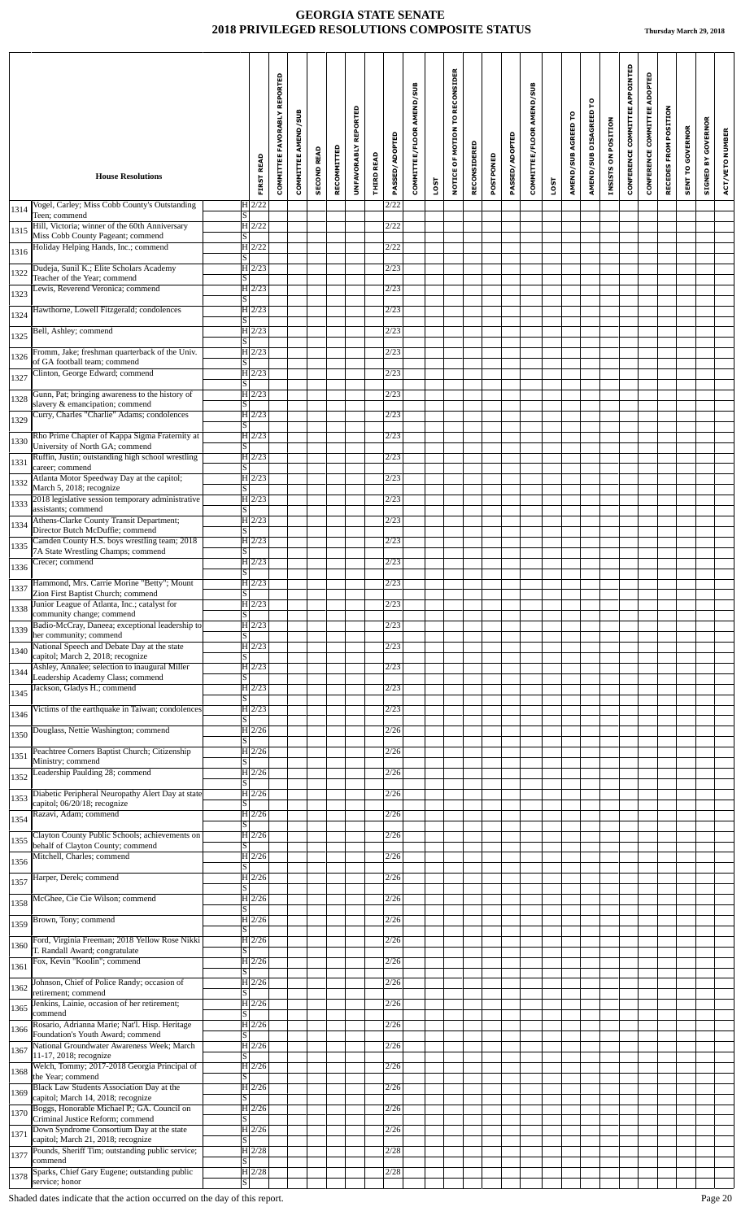# GEORGIA STATE SENATE
## 2018 PRIVILEGED RESOLUTIONS COMPOSITE STATUS

**Thursday March 29, 2018**

| | House Resolutions | | FIRST READ | COMMITTEE FAVORABLY REPORTED | COMMITTEE AMEND/SUB | SECOND READ | RECOMMITTED | UNFAVORABLY REPORTED | THIRD READ | PASSED/ADOPTED | COMMITTEE/FLOOR AMEND/SUB | LOST | NOTICE OF MOTION TO RECONSIDER | RECONSIDERED | POSTPONED | PASSED/ADOPTED | COMMITTEE/FLOOR AMEND/SUB | LOST | AMEND/SUB AGREED TO | AMEND/SUB DISAGREED TO | INSISTS ON POSITION | CONFERENCE COMMITTEE APPOINTED | CONFERENCE COMMITTEE ADOPTED | RECEDES FROM POSITION | SENT TO GOVERNOR | SIGNED BY GOVERNOR | ACT/VETO NUMBER |
|---|---|---|---|---|---|---|---|---|---|---|---|---|---|---|---|---|---|---|---|---|---|---|---|---|---|---|---|
| 1314 | Vogel, Carley; Miss Cobb County's Outstanding Teen; commend | H | 2/22 | | | | | | | 2/22 | | | | | | | | | | | | | | | | | |
| | | S | | | | | | | | | | | | | | | | | | | | | | | | | |
| 1315 | Hill, Victoria; winner of the 60th Anniversary Miss Cobb County Pageant; commend | H | 2/22 | | | | | | | 2/22 | | | | | | | | | | | | | | | | | |
| | | S | | | | | | | | | | | | | | | | | | | | | | | | | |
| 1316 | Holiday Helping Hands, Inc.; commend | H | 2/22 | | | | | | | 2/22 | | | | | | | | | | | | | | | | | |
| | | S | | | | | | | | | | | | | | | | | | | | | | | | | |
| 1322 | Dudeja, Sunil K.; Elite Scholars Academy Teacher of the Year; commend | H | 2/23 | | | | | | | 2/23 | | | | | | | | | | | | | | | | | |
| | | S | | | | | | | | | | | | | | | | | | | | | | | | | |
| 1323 | Lewis, Reverend Veronica; commend | H | 2/23 | | | | | | | 2/23 | | | | | | | | | | | | | | | | | |
| | | S | | | | | | | | | | | | | | | | | | | | | | | | | |
| 1324 | Hawthorne, Lowell Fitzgerald; condolences | H | 2/23 | | | | | | | 2/23 | | | | | | | | | | | | | | | | | |
| | | S | | | | | | | | | | | | | | | | | | | | | | | | | |
| 1325 | Bell, Ashley; commend | H | 2/23 | | | | | | | 2/23 | | | | | | | | | | | | | | | | | |
| | | S | | | | | | | | | | | | | | | | | | | | | | | | | |
| 1326 | Fromm, Jake; freshman quarterback of the Univ. of GA football team; commend | H | 2/23 | | | | | | | 2/23 | | | | | | | | | | | | | | | | | |
| | | S | | | | | | | | | | | | | | | | | | | | | | | | | |
| 1327 | Clinton, George Edward; commend | H | 2/23 | | | | | | | 2/23 | | | | | | | | | | | | | | | | | |
| | | S | | | | | | | | | | | | | | | | | | | | | | | | | |
| 1328 | Gunn, Pat; bringing awareness to the history of slavery & emancipation; commend | H | 2/23 | | | | | | | 2/23 | | | | | | | | | | | | | | | | | |
| | | S | | | | | | | | | | | | | | | | | | | | | | | | | |
| 1329 | Curry, Charles "Charlie" Adams; condolences | H | 2/23 | | | | | | | 2/23 | | | | | | | | | | | | | | | | | |
| | | S | | | | | | | | | | | | | | | | | | | | | | | | | |
| 1330 | Rho Prime Chapter of Kappa Sigma Fraternity at University of North GA; commend | H | 2/23 | | | | | | | 2/23 | | | | | | | | | | | | | | | | | |
| | | S | | | | | | | | | | | | | | | | | | | | | | | | | |
| 1331 | Ruffin, Justin; outstanding high school wrestling career; commend | H | 2/23 | | | | | | | 2/23 | | | | | | | | | | | | | | | | | |
| | | S | | | | | | | | | | | | | | | | | | | | | | | | | |
| 1332 | Atlanta Motor Speedway Day at the capitol; March 5, 2018; recognize | H | 2/23 | | | | | | | 2/23 | | | | | | | | | | | | | | | | | |
| | | S | | | | | | | | | | | | | | | | | | | | | | | | | |
| 1333 | 2018 legislative session temporary administrative assistants; commend | H | 2/23 | | | | | | | 2/23 | | | | | | | | | | | | | | | | | |
| | | S | | | | | | | | | | | | | | | | | | | | | | | | | |
| 1334 | Athens-Clarke County Transit Department; Director Butch McDuffie; commend | H | 2/23 | | | | | | | 2/23 | | | | | | | | | | | | | | | | | |
| | | S | | | | | | | | | | | | | | | | | | | | | | | | | |
| 1335 | Camden County H.S. boys wrestling team; 2018 7A State Wrestling Champs; commend | H | 2/23 | | | | | | | 2/23 | | | | | | | | | | | | | | | | | |
| | | S | | | | | | | | | | | | | | | | | | | | | | | | | |
| 1336 | Crecer; commend | H | 2/23 | | | | | | | 2/23 | | | | | | | | | | | | | | | | | |
| | | S | | | | | | | | | | | | | | | | | | | | | | | | | |
| 1337 | Hammond, Mrs. Carrie Morine "Betty"; Mount Zion First Baptist Church; commend | H | 2/23 | | | | | | | 2/23 | | | | | | | | | | | | | | | | | |
| | | S | | | | | | | | | | | | | | | | | | | | | | | | | |
| 1338 | Junior League of Atlanta, Inc.; catalyst for community change; commend | H | 2/23 | | | | | | | 2/23 | | | | | | | | | | | | | | | | | |
| | | S | | | | | | | | | | | | | | | | | | | | | | | | | |
| 1339 | Badio-McCray, Daneea; exceptional leadership to her community; commend | H | 2/23 | | | | | | | 2/23 | | | | | | | | | | | | | | | | | |
| | | S | | | | | | | | | | | | | | | | | | | | | | | | | |
| 1340 | National Speech and Debate Day at the state capitol; March 2, 2018; recognize | H | 2/23 | | | | | | | 2/23 | | | | | | | | | | | | | | | | | |
| | | S | | | | | | | | | | | | | | | | | | | | | | | | | |
| 1344 | Ashley, Annalee; selection to inaugural Miller Leadership Academy Class; commend | H | 2/23 | | | | | | | 2/23 | | | | | | | | | | | | | | | | | |
| | | S | | | | | | | | | | | | | | | | | | | | | | | | | |
| 1345 | Jackson, Gladys H.; commend | H | 2/23 | | | | | | | 2/23 | | | | | | | | | | | | | | | | | |
| | | S | | | | | | | | | | | | | | | | | | | | | | | | | |
| 1346 | Victims of the earthquake in Taiwan; condolences | H | 2/23 | | | | | | | 2/23 | | | | | | | | | | | | | | | | | |
| | | S | | | | | | | | | | | | | | | | | | | | | | | | | |
| 1350 | Douglass, Nettie Washington; commend | H | 2/26 | | | | | | | 2/26 | | | | | | | | | | | | | | | | | |
| | | S | | | | | | | | | | | | | | | | | | | | | | | | | |
| 1351 | Peachtree Corners Baptist Church; Citizenship Ministry; commend | H | 2/26 | | | | | | | 2/26 | | | | | | | | | | | | | | | | | |
| | | S | | | | | | | | | | | | | | | | | | | | | | | | | |
| 1352 | Leadership Paulding 28; commend | H | 2/26 | | | | | | | 2/26 | | | | | | | | | | | | | | | | | |
| | | S | | | | | | | | | | | | | | | | | | | | | | | | | |
| 1353 | Diabetic Peripheral Neuropathy Alert Day at state capitol; 06/20/18; recognize | H | 2/26 | | | | | | | 2/26 | | | | | | | | | | | | | | | | | |
| | | S | | | | | | | | | | | | | | | | | | | | | | | | | |
| 1354 | Razavi, Adam; commend | H | 2/26 | | | | | | | 2/26 | | | | | | | | | | | | | | | | | |
| | | S | | | | | | | | | | | | | | | | | | | | | | | | | |
| 1355 | Clayton County Public Schools; achievements on behalf of Clayton County; commend | H | 2/26 | | | | | | | 2/26 | | | | | | | | | | | | | | | | | |
| | | S | | | | | | | | | | | | | | | | | | | | | | | | | |
| 1356 | Mitchell, Charles; commend | H | 2/26 | | | | | | | 2/26 | | | | | | | | | | | | | | | | | |
| | | S | | | | | | | | | | | | | | | | | | | | | | | | | |
| 1357 | Harper, Derek; commend | H | 2/26 | | | | | | | 2/26 | | | | | | | | | | | | | | | | | |
| | | S | | | | | | | | | | | | | | | | | | | | | | | | | |
| 1358 | McGhee, Cie Cie Wilson; commend | H | 2/26 | | | | | | | 2/26 | | | | | | | | | | | | | | | | | |
| | | S | | | | | | | | | | | | | | | | | | | | | | | | | |
| 1359 | Brown, Tony; commend | H | 2/26 | | | | | | | 2/26 | | | | | | | | | | | | | | | | | |
| | | S | | | | | | | | | | | | | | | | | | | | | | | | | |
| 1360 | Ford, Virginia Freeman; 2018 Yellow Rose Nikki T. Randall Award; congratulate | H | 2/26 | | | | | | | 2/26 | | | | | | | | | | | | | | | | | |
| | | S | | | | | | | | | | | | | | | | | | | | | | | | | |
| 1361 | Fox, Kevin "Koolin"; commend | H | 2/26 | | | | | | | 2/26 | | | | | | | | | | | | | | | | | |
| | | S | | | | | | | | | | | | | | | | | | | | | | | | | |
| 1362 | Johnson, Chief of Police Randy; occasion of retirement; commend | H | 2/26 | | | | | | | 2/26 | | | | | | | | | | | | | | | | | |
| | | S | | | | | | | | | | | | | | | | | | | | | | | | | |
| 1365 | Jenkins, Lainie, occasion of her retirement; commend | H | 2/26 | | | | | | | 2/26 | | | | | | | | | | | | | | | | | |
| | | S | | | | | | | | | | | | | | | | | | | | | | | | | |
| 1366 | Rosario, Adrianna Marie; Nat'l. Hisp. Heritage Foundation's Youth Award; commend | H | 2/26 | | | | | | | 2/26 | | | | | | | | | | | | | | | | | |
| | | S | | | | | | | | | | | | | | | | | | | | | | | | | |
| 1367 | National Groundwater Awareness Week; March 11-17, 2018; recognize | H | 2/26 | | | | | | | 2/26 | | | | | | | | | | | | | | | | | |
| | | S | | | | | | | | | | | | | | | | | | | | | | | | | |
| 1368 | Welch, Tommy; 2017-2018 Georgia Principal of the Year; commend | H | 2/26 | | | | | | | 2/26 | | | | | | | | | | | | | | | | | |
| | | S | | | | | | | | | | | | | | | | | | | | | | | | | |
| 1369 | Black Law Students Association Day at the capitol; March 14, 2018; recognize | H | 2/26 | | | | | | | 2/26 | | | | | | | | | | | | | | | | | |
| | | S | | | | | | | | | | | | | | | | | | | | | | | | | |
| 1370 | Boggs, Honorable Michael P.; GA. Council on Criminal Justice Reform; commend | H | 2/26 | | | | | | | 2/26 | | | | | | | | | | | | | | | | | |
| | | S | | | | | | | | | | | | | | | | | | | | | | | | | |
| 1371 | Down Syndrome Consortium Day at the state capitol; March 21, 2018; recognize | H | 2/26 | | | | | | | 2/26 | | | | | | | | | | | | | | | | | |
| | | S | | | | | | | | | | | | | | | | | | | | | | | | | |
| 1377 | Pounds, Sheriff Tim; outstanding public service; commend | H | 2/28 | | | | | | | 2/28 | | | | | | | | | | | | | | | | | |
| | | S | | | | | | | | | | | | | | | | | | | | | | | | | |
| 1378 | Sparks, Chief Gary Eugene; outstanding public service; honor | H | 2/28 | | | | | | | 2/28 | | | | | | | | | | | | | | | | | |
| | | S | | | | | | | | | | | | | | | | | | | | | | | | | |

Shaded dates indicate that the action occurred on the day of this report.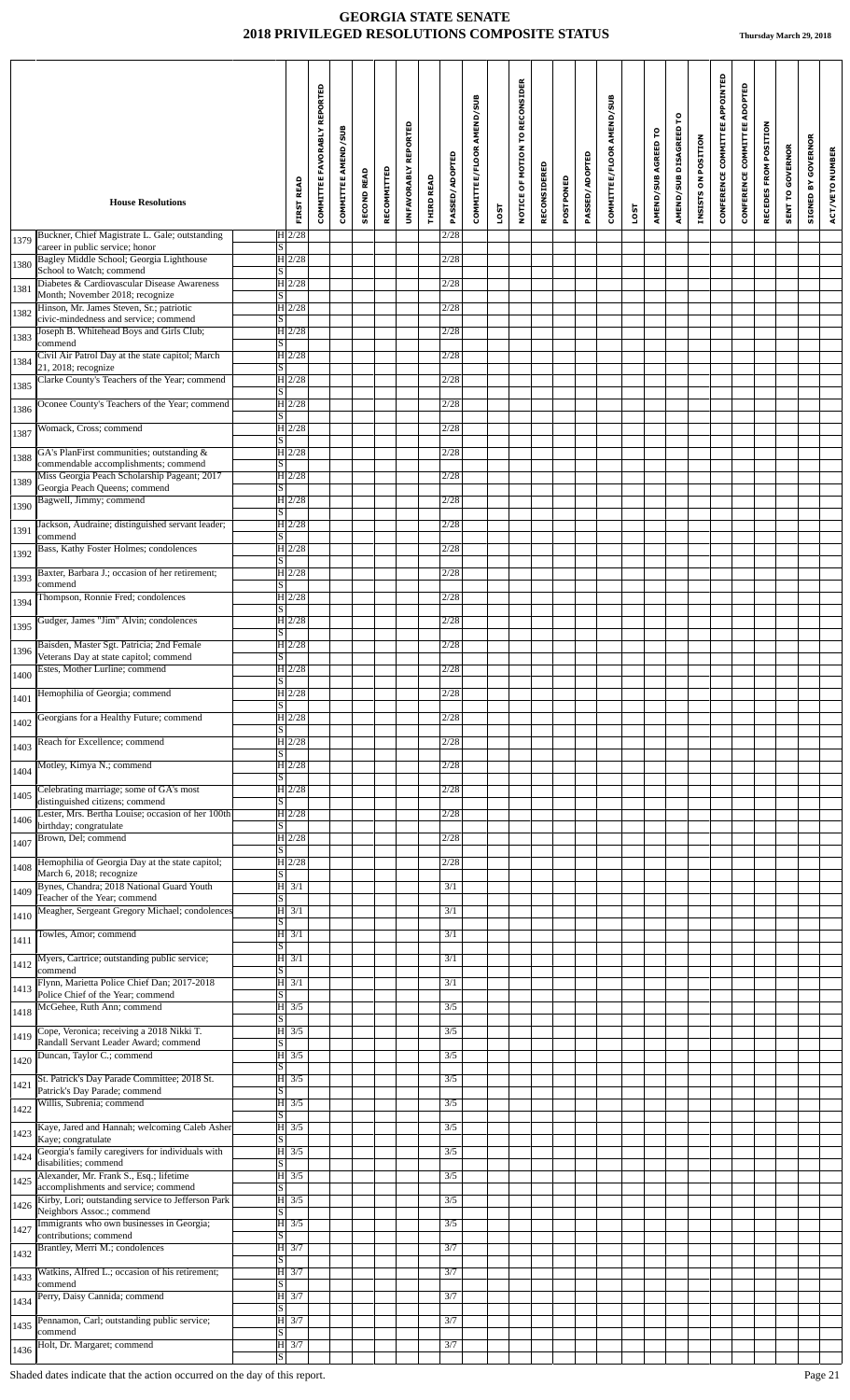# GEORGIA STATE SENATE
## 2018 PRIVILEGED RESOLUTIONS COMPOSITE STATUS

**Thursday March 29, 2018**

| | House Resolutions | | FIRST READ | COMMITTEE FAVORABLY REPORTED | COMMITTEE AMEND/SUB | SECOND READ | RECOMMITTED | UNFAVORABLY REPORTED | THIRD READ | PASSED/ADOPTED | COMMITTEE/FLOOR AMEND/SUB | LOST | NOTICE OF MOTION TO RECONSIDER | RECONSIDERED | POSTPONED | PASSED/ADOPTED | COMMITTEE/FLOOR AMEND/SUB | LOST | AMEND/SUB AGREED TO | AMEND/SUB DISAGREED TO | INSISTS ON POSITION | CONFERENCE COMMITTEE APPOINTED | CONFERENCE COMMITTEE ADOPTED | RECEDES FROM POSITION | SENT TO GOVERNOR | SIGNED BY GOVERNOR | ACT/VETO NUMBER |
|---|---|---|---|---|---|---|---|---|---|---|---|---|---|---|---|---|---|---|---|---|---|---|---|---|---|---|---|
| 1379 | Buckner, Chief Magistrate L. Gale; outstanding career in public service; honor | H | 2/28 | | | | | | | 2/28 | | | | | | | | | | | | | | | | | |
| | | S | | | | | | | | | | | | | | | | | | | | | | | | | |
| 1380 | Bagley Middle School; Georgia Lighthouse School to Watch; commend | H | 2/28 | | | | | | | 2/28 | | | | | | | | | | | | | | | | | |
| | | S | | | | | | | | | | | | | | | | | | | | | | | | | |
| 1381 | Diabetes & Cardiovascular Disease Awareness Month; November 2018; recognize | H | 2/28 | | | | | | | 2/28 | | | | | | | | | | | | | | | | | |
| | | S | | | | | | | | | | | | | | | | | | | | | | | | | |
| 1382 | Hinson, Mr. James Steven, Sr.; patriotic civic-mindedness and service; commend | H | 2/28 | | | | | | | 2/28 | | | | | | | | | | | | | | | | | |
| | | S | | | | | | | | | | | | | | | | | | | | | | | | | |
| 1383 | Joseph B. Whitehead Boys and Girls Club; commend | H | 2/28 | | | | | | | 2/28 | | | | | | | | | | | | | | | | | |
| | | S | | | | | | | | | | | | | | | | | | | | | | | | | |
| 1384 | Civil Air Patrol Day at the state capitol; March 21, 2018; recognize | H | 2/28 | | | | | | | 2/28 | | | | | | | | | | | | | | | | | |
| | | S | | | | | | | | | | | | | | | | | | | | | | | | | |
| 1385 | Clarke County's Teachers of the Year; commend | H | 2/28 | | | | | | | 2/28 | | | | | | | | | | | | | | | | | |
| | | S | | | | | | | | | | | | | | | | | | | | | | | | | |
| 1386 | Oconee County's Teachers of the Year; commend | H | 2/28 | | | | | | | 2/28 | | | | | | | | | | | | | | | | | |
| | | S | | | | | | | | | | | | | | | | | | | | | | | | | |
| 1387 | Womack, Cross; commend | H | 2/28 | | | | | | | 2/28 | | | | | | | | | | | | | | | | | |
| | | S | | | | | | | | | | | | | | | | | | | | | | | | | |
| 1388 | GA's PlanFirst communities; outstanding & commendable accomplishments; commend | H | 2/28 | | | | | | | 2/28 | | | | | | | | | | | | | | | | | |
| | | S | | | | | | | | | | | | | | | | | | | | | | | | | |
| 1389 | Miss Georgia Peach Scholarship Pageant; 2017 Georgia Peach Queens; commend | H | 2/28 | | | | | | | 2/28 | | | | | | | | | | | | | | | | | |
| | | S | | | | | | | | | | | | | | | | | | | | | | | | | |
| 1390 | Bagwell, Jimmy; commend | H | 2/28 | | | | | | | 2/28 | | | | | | | | | | | | | | | | | |
| | | S | | | | | | | | | | | | | | | | | | | | | | | | | |
| 1391 | Jackson, Audraine; distinguished servant leader; commend | H | 2/28 | | | | | | | 2/28 | | | | | | | | | | | | | | | | | |
| | | S | | | | | | | | | | | | | | | | | | | | | | | | | |
| 1392 | Bass, Kathy Foster Holmes; condolences | H | 2/28 | | | | | | | 2/28 | | | | | | | | | | | | | | | | | |
| | | S | | | | | | | | | | | | | | | | | | | | | | | | | |
| 1393 | Baxter, Barbara J.; occasion of her retirement; commend | H | 2/28 | | | | | | | 2/28 | | | | | | | | | | | | | | | | | |
| | | S | | | | | | | | | | | | | | | | | | | | | | | | | |
| 1394 | Thompson, Ronnie Fred; condolences | H | 2/28 | | | | | | | 2/28 | | | | | | | | | | | | | | | | | |
| | | S | | | | | | | | | | | | | | | | | | | | | | | | | |
| 1395 | Gudger, James "Jim" Alvin; condolences | H | 2/28 | | | | | | | 2/28 | | | | | | | | | | | | | | | | | |
| | | S | | | | | | | | | | | | | | | | | | | | | | | | | |
| 1396 | Baisden, Master Sgt. Patricia; 2nd Female Veterans Day at state capitol; commend | H | 2/28 | | | | | | | 2/28 | | | | | | | | | | | | | | | | | |
| | | S | | | | | | | | | | | | | | | | | | | | | | | | | |
| 1400 | Estes, Mother Lurline; commend | H | 2/28 | | | | | | | 2/28 | | | | | | | | | | | | | | | | | |
| | | S | | | | | | | | | | | | | | | | | | | | | | | | | |
| 1401 | Hemophilia of Georgia; commend | H | 2/28 | | | | | | | 2/28 | | | | | | | | | | | | | | | | | |
| | | S | | | | | | | | | | | | | | | | | | | | | | | | | |
| 1402 | Georgians for a Healthy Future; commend | H | 2/28 | | | | | | | 2/28 | | | | | | | | | | | | | | | | | |
| | | S | | | | | | | | | | | | | | | | | | | | | | | | | |
| 1403 | Reach for Excellence; commend | H | 2/28 | | | | | | | 2/28 | | | | | | | | | | | | | | | | | |
| | | S | | | | | | | | | | | | | | | | | | | | | | | | | |
| 1404 | Motley, Kimya N.; commend | H | 2/28 | | | | | | | 2/28 | | | | | | | | | | | | | | | | | |
| | | S | | | | | | | | | | | | | | | | | | | | | | | | | |
| 1405 | Celebrating marriage; some of GA's most distinguished citizens; commend | H | 2/28 | | | | | | | 2/28 | | | | | | | | | | | | | | | | | |
| | | S | | | | | | | | | | | | | | | | | | | | | | | | | |
| 1406 | Lester, Mrs. Bertha Louise; occasion of her 100th birthday; congratulate | H | 2/28 | | | | | | | 2/28 | | | | | | | | | | | | | | | | | |
| | | S | | | | | | | | | | | | | | | | | | | | | | | | | |
| 1407 | Brown, Del; commend | H | 2/28 | | | | | | | 2/28 | | | | | | | | | | | | | | | | | |
| | | S | | | | | | | | | | | | | | | | | | | | | | | | | |
| 1408 | Hemophilia of Georgia Day at the state capitol; March 6, 2018; recognize | H | 2/28 | | | | | | | 2/28 | | | | | | | | | | | | | | | | | |
| | | S | | | | | | | | | | | | | | | | | | | | | | | | | |
| 1409 | Bynes, Chandra; 2018 National Guard Youth Teacher of the Year; commend | H | 3/1 | | | | | | | 3/1 | | | | | | | | | | | | | | | | | |
| | | S | | | | | | | | | | | | | | | | | | | | | | | | | |
| 1410 | Meagher, Sergeant Gregory Michael; condolences | H | 3/1 | | | | | | | 3/1 | | | | | | | | | | | | | | | | | |
| | | S | | | | | | | | | | | | | | | | | | | | | | | | | |
| 1411 | Towles, Amor; commend | H | 3/1 | | | | | | | 3/1 | | | | | | | | | | | | | | | | | |
| | | S | | | | | | | | | | | | | | | | | | | | | | | | | |
| 1412 | Myers, Cartrice; outstanding public service; commend | H | 3/1 | | | | | | | 3/1 | | | | | | | | | | | | | | | | | |
| | | S | | | | | | | | | | | | | | | | | | | | | | | | | |
| 1413 | Flynn, Marietta Police Chief Dan; 2017-2018 Police Chief of the Year; commend | H | 3/1 | | | | | | | 3/1 | | | | | | | | | | | | | | | | | |
| | | S | | | | | | | | | | | | | | | | | | | | | | | | | |
| 1418 | McGehee, Ruth Ann; commend | H | 3/5 | | | | | | | 3/5 | | | | | | | | | | | | | | | | | |
| | | S | | | | | | | | | | | | | | | | | | | | | | | | | |
| 1419 | Cope, Veronica; receiving a 2018 Nikki T. Randall Servant Leader Award; commend | H | 3/5 | | | | | | | 3/5 | | | | | | | | | | | | | | | | | |
| | | S | | | | | | | | | | | | | | | | | | | | | | | | | |
| 1420 | Duncan, Taylor C.; commend | H | 3/5 | | | | | | | 3/5 | | | | | | | | | | | | | | | | | |
| | | S | | | | | | | | | | | | | | | | | | | | | | | | | |
| 1421 | St. Patrick's Day Parade Committee; 2018 St. Patrick's Day Parade; commend | H | 3/5 | | | | | | | 3/5 | | | | | | | | | | | | | | | | | |
| | | S | | | | | | | | | | | | | | | | | | | | | | | | | |
| 1422 | Willis, Subrenia; commend | H | 3/5 | | | | | | | 3/5 | | | | | | | | | | | | | | | | | |
| | | S | | | | | | | | | | | | | | | | | | | | | | | | | |
| 1423 | Kaye, Jared and Hannah; welcoming Caleb Asher Kaye; congratulate | H | 3/5 | | | | | | | 3/5 | | | | | | | | | | | | | | | | | |
| | | S | | | | | | | | | | | | | | | | | | | | | | | | | |
| 1424 | Georgia's family caregivers for individuals with disabilities; commend | H | 3/5 | | | | | | | 3/5 | | | | | | | | | | | | | | | | | |
| | | S | | | | | | | | | | | | | | | | | | | | | | | | | |
| 1425 | Alexander, Mr. Frank S., Esq.; lifetime accomplishments and service; commend | H | 3/5 | | | | | | | 3/5 | | | | | | | | | | | | | | | | | |
| | | S | | | | | | | | | | | | | | | | | | | | | | | | | |
| 1426 | Kirby, Lori; outstanding service to Jefferson Park Neighbors Assoc.; commend | H | 3/5 | | | | | | | 3/5 | | | | | | | | | | | | | | | | | |
| | | S | | | | | | | | | | | | | | | | | | | | | | | | | |
| 1427 | Immigrants who own businesses in Georgia; contributions; commend | H | 3/5 | | | | | | | 3/5 | | | | | | | | | | | | | | | | | |
| | | S | | | | | | | | | | | | | | | | | | | | | | | | | |
| 1432 | Brantley, Merri M.; condolences | H | 3/7 | | | | | | | 3/7 | | | | | | | | | | | | | | | | | |
| | | S | | | | | | | | | | | | | | | | | | | | | | | | | |
| 1433 | Watkins, Alfred L.; occasion of his retirement; commend | H | 3/7 | | | | | | | 3/7 | | | | | | | | | | | | | | | | | |
| | | S | | | | | | | | | | | | | | | | | | | | | | | | | |
| 1434 | Perry, Daisy Cannida; commend | H | 3/7 | | | | | | | 3/7 | | | | | | | | | | | | | | | | | |
| | | S | | | | | | | | | | | | | | | | | | | | | | | | | |
| 1435 | Pennamon, Carl; outstanding public service; commend | H | 3/7 | | | | | | | 3/7 | | | | | | | | | | | | | | | | | |
| | | S | | | | | | | | | | | | | | | | | | | | | | | | | |
| 1436 | Holt, Dr. Margaret; commend | H | 3/7 | | | | | | | 3/7 | | | | | | | | | | | | | | | | | |
| | | S | | | | | | | | | | | | | | | | | | | | | | | | | |

Shaded dates indicate that the action occurred on the day of this report.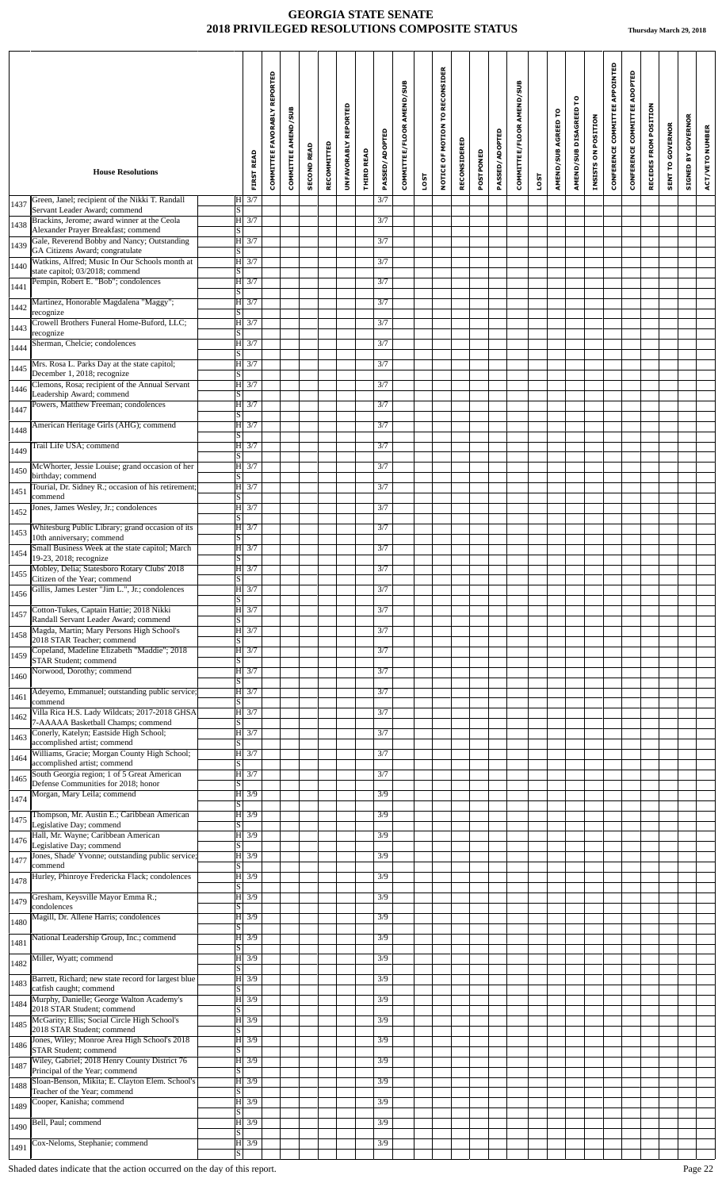# GEORGIA STATE SENATE
## 2018 PRIVILEGED RESOLUTIONS COMPOSITE STATUS

**Thursday March 29, 2018**

| | House Resolutions | | FIRST READ | COMMITTEE FAVORABLY REPORTED | COMMITTEE AMEND/SUB | SECOND READ | RECOMMITTED | UNFAVORABLY REPORTED | THIRD READ | PASSED/ADOPTED | COMMITTEE/FLOOR AMEND/SUB | LOST | NOTICE OF MOTION TO RECONSIDER | RECONSIDERED | POSTPONED | PASSED/ADOPTED | COMMITTEE/FLOOR AMEND/SUB | LOST | AMEND/SUB AGREED TO | AMEND/SUB DISAGREED TO | INSISTS ON POSITION | CONFERENCE COMMITTEE APPOINTED | CONFERENCE COMMITTEE ADOPTED | RECEDES FROM POSITION | SENT TO GOVERNOR | SIGNED BY GOVERNOR | ACT/VETO NUMBER |
|---|---|---|---|---|---|---|---|---|---|---|---|---|---|---|---|---|---|---|---|---|---|---|---|---|---|---|---|
| 1437 | Green, Janel; recipient of the Nikki T. Randall Servant Leader Award; commend | H | 3/7 | | | | | | | 3/7 | | | | | | | | | | | | | | | | | |
| | | S | | | | | | | | | | | | | | | | | | | | | | | | | |
| 1438 | Brackins, Jerome; award winner at the Ceola Alexander Prayer Breakfast; commend | H | 3/7 | | | | | | | 3/7 | | | | | | | | | | | | | | | | | |
| | | S | | | | | | | | | | | | | | | | | | | | | | | | | |
| 1439 | Gale, Reverend Bobby and Nancy; Outstanding GA Citizens Award; congratulate | H | 3/7 | | | | | | | 3/7 | | | | | | | | | | | | | | | | | |
| | | S | | | | | | | | | | | | | | | | | | | | | | | | | |
| 1440 | Watkins, Alfred; Music In Our Schools month at state capitol; 03/2018; commend | H | 3/7 | | | | | | | 3/7 | | | | | | | | | | | | | | | | | |
| | | S | | | | | | | | | | | | | | | | | | | | | | | | | |
| 1441 | Pempin, Robert E. "Bob"; condolences | H | 3/7 | | | | | | | 3/7 | | | | | | | | | | | | | | | | | |
| | | S | | | | | | | | | | | | | | | | | | | | | | | | | |
| 1442 | Martinez, Honorable Magdalena "Maggy"; recognize | H | 3/7 | | | | | | | 3/7 | | | | | | | | | | | | | | | | | |
| | | S | | | | | | | | | | | | | | | | | | | | | | | | | |
| 1443 | Crowell Brothers Funeral Home-Buford, LLC; recognize | H | 3/7 | | | | | | | 3/7 | | | | | | | | | | | | | | | | | |
| | | S | | | | | | | | | | | | | | | | | | | | | | | | | |
| 1444 | Sherman, Chelcie; condolences | H | 3/7 | | | | | | | 3/7 | | | | | | | | | | | | | | | | | |
| | | S | | | | | | | | | | | | | | | | | | | | | | | | | |
| 1445 | Mrs. Rosa L. Parks Day at the state capitol; December 1, 2018; recognize | H | 3/7 | | | | | | | 3/7 | | | | | | | | | | | | | | | | | |
| | | S | | | | | | | | | | | | | | | | | | | | | | | | | |
| 1446 | Clemons, Rosa; recipient of the Annual Servant Leadership Award; commend | H | 3/7 | | | | | | | 3/7 | | | | | | | | | | | | | | | | | |
| | | S | | | | | | | | | | | | | | | | | | | | | | | | | |
| 1447 | Powers, Matthew Freeman; condolences | H | 3/7 | | | | | | | 3/7 | | | | | | | | | | | | | | | | | |
| | | S | | | | | | | | | | | | | | | | | | | | | | | | | |
| 1448 | American Heritage Girls (AHG); commend | H | 3/7 | | | | | | | 3/7 | | | | | | | | | | | | | | | | | |
| | | S | | | | | | | | | | | | | | | | | | | | | | | | | |
| 1449 | Trail Life USA; commend | H | 3/7 | | | | | | | 3/7 | | | | | | | | | | | | | | | | | |
| | | S | | | | | | | | | | | | | | | | | | | | | | | | | |
| 1450 | McWhorter, Jessie Louise; grand occasion of her birthday; commend | H | 3/7 | | | | | | | 3/7 | | | | | | | | | | | | | | | | | |
| | | S | | | | | | | | | | | | | | | | | | | | | | | | | |
| 1451 | Tourial, Dr. Sidney R.; occasion of his retirement; commend | H | 3/7 | | | | | | | 3/7 | | | | | | | | | | | | | | | | | |
| | | S | | | | | | | | | | | | | | | | | | | | | | | | | |
| 1452 | Jones, James Wesley, Jr.; condolences | H | 3/7 | | | | | | | 3/7 | | | | | | | | | | | | | | | | | |
| | | S | | | | | | | | | | | | | | | | | | | | | | | | | |
| 1453 | Whitesburg Public Library; grand occasion of its 10th anniversary; commend | H | 3/7 | | | | | | | 3/7 | | | | | | | | | | | | | | | | | |
| | | S | | | | | | | | | | | | | | | | | | | | | | | | | |
| 1454 | Small Business Week at the state capitol; March 19-23, 2018; recognize | H | 3/7 | | | | | | | 3/7 | | | | | | | | | | | | | | | | | |
| | | S | | | | | | | | | | | | | | | | | | | | | | | | | |
| 1455 | Mobley, Delia; Statesboro Rotary Clubs' 2018 Citizen of the Year; commend | H | 3/7 | | | | | | | 3/7 | | | | | | | | | | | | | | | | | |
| | | S | | | | | | | | | | | | | | | | | | | | | | | | | |
| 1456 | Gillis, James Lester "Jim L.", Jr.; condolences | H | 3/7 | | | | | | | 3/7 | | | | | | | | | | | | | | | | | |
| | | S | | | | | | | | | | | | | | | | | | | | | | | | | |
| 1457 | Cotton-Tukes, Captain Hattie; 2018 Nikki Randall Servant Leader Award; commend | H | 3/7 | | | | | | | 3/7 | | | | | | | | | | | | | | | | | |
| | | S | | | | | | | | | | | | | | | | | | | | | | | | | |
| 1458 | Magda, Martin; Mary Persons High School's 2018 STAR Teacher; commend | H | 3/7 | | | | | | | 3/7 | | | | | | | | | | | | | | | | | |
| | | S | | | | | | | | | | | | | | | | | | | | | | | | | |
| 1459 | Copeland, Madeline Elizabeth "Maddie"; 2018 STAR Student; commend | H | 3/7 | | | | | | | 3/7 | | | | | | | | | | | | | | | | | |
| | | S | | | | | | | | | | | | | | | | | | | | | | | | | |
| 1460 | Norwood, Dorothy; commend | H | 3/7 | | | | | | | 3/7 | | | | | | | | | | | | | | | | | |
| | | S | | | | | | | | | | | | | | | | | | | | | | | | | |
| 1461 | Adeyemo, Emmanuel; outstanding public service; commend | H | 3/7 | | | | | | | 3/7 | | | | | | | | | | | | | | | | | |
| | | S | | | | | | | | | | | | | | | | | | | | | | | | | |
| 1462 | Villa Rica H.S. Lady Wildcats; 2017-2018 GHSA 7-AAAAA Basketball Champs; commend | H | 3/7 | | | | | | | 3/7 | | | | | | | | | | | | | | | | | |
| | | S | | | | | | | | | | | | | | | | | | | | | | | | | |
| 1463 | Conerly, Katelyn; Eastside High School; accomplished artist; commend | H | 3/7 | | | | | | | 3/7 | | | | | | | | | | | | | | | | | |
| | | S | | | | | | | | | | | | | | | | | | | | | | | | | |
| 1464 | Williams, Gracie; Morgan County High School; accomplished artist; commend | H | 3/7 | | | | | | | 3/7 | | | | | | | | | | | | | | | | | |
| | | S | | | | | | | | | | | | | | | | | | | | | | | | | |
| 1465 | South Georgia region; 1 of 5 Great American Defense Communities for 2018; honor | H | 3/7 | | | | | | | 3/7 | | | | | | | | | | | | | | | | | |
| | | S | | | | | | | | | | | | | | | | | | | | | | | | | |
| 1474 | Morgan, Mary Leila; commend | H | 3/9 | | | | | | | 3/9 | | | | | | | | | | | | | | | | | |
| | | S | | | | | | | | | | | | | | | | | | | | | | | | | |
| 1475 | Thompson, Mr. Austin E.; Caribbean American Legislative Day; commend | H | 3/9 | | | | | | | 3/9 | | | | | | | | | | | | | | | | | |
| | | S | | | | | | | | | | | | | | | | | | | | | | | | | |
| 1476 | Hall, Mr. Wayne; Caribbean American Legislative Day; commend | H | 3/9 | | | | | | | 3/9 | | | | | | | | | | | | | | | | | |
| | | S | | | | | | | | | | | | | | | | | | | | | | | | | |
| 1477 | Jones, Shade' Yvonne; outstanding public service; commend | H | 3/9 | | | | | | | 3/9 | | | | | | | | | | | | | | | | | |
| | | S | | | | | | | | | | | | | | | | | | | | | | | | | |
| 1478 | Hurley, Phinroye Fredericka Flack; condolences | H | 3/9 | | | | | | | 3/9 | | | | | | | | | | | | | | | | | |
| | | S | | | | | | | | | | | | | | | | | | | | | | | | | |
| 1479 | Gresham, Keysville Mayor Emma R.; condolences | H | 3/9 | | | | | | | 3/9 | | | | | | | | | | | | | | | | | |
| | | S | | | | | | | | | | | | | | | | | | | | | | | | | |
| 1480 | Magill, Dr. Allene Harris; condolences | H | 3/9 | | | | | | | 3/9 | | | | | | | | | | | | | | | | | |
| | | S | | | | | | | | | | | | | | | | | | | | | | | | | |
| 1481 | National Leadership Group, Inc.; commend | H | 3/9 | | | | | | | 3/9 | | | | | | | | | | | | | | | | | |
| | | S | | | | | | | | | | | | | | | | | | | | | | | | | |
| 1482 | Miller, Wyatt; commend | H | 3/9 | | | | | | | 3/9 | | | | | | | | | | | | | | | | | |
| | | S | | | | | | | | | | | | | | | | | | | | | | | | | |
| 1483 | Barrett, Richard; new state record for largest blue catfish caught; commend | H | 3/9 | | | | | | | 3/9 | | | | | | | | | | | | | | | | | |
| | | S | | | | | | | | | | | | | | | | | | | | | | | | | |
| 1484 | Murphy, Danielle; George Walton Academy's 2018 STAR Student; commend | H | 3/9 | | | | | | | 3/9 | | | | | | | | | | | | | | | | | |
| | | S | | | | | | | | | | | | | | | | | | | | | | | | | |
| 1485 | McGarity; Ellis; Social Circle High School's 2018 STAR Student; commend | H | 3/9 | | | | | | | 3/9 | | | | | | | | | | | | | | | | | |
| | | S | | | | | | | | | | | | | | | | | | | | | | | | | |
| 1486 | Jones, Wiley; Monroe Area High School's 2018 STAR Student; commend | H | 3/9 | | | | | | | 3/9 | | | | | | | | | | | | | | | | | |
| | | S | | | | | | | | | | | | | | | | | | | | | | | | | |
| 1487 | Wiley, Gabriel; 2018 Henry County District 76 Principal of the Year; commend | H | 3/9 | | | | | | | 3/9 | | | | | | | | | | | | | | | | | |
| | | S | | | | | | | | | | | | | | | | | | | | | | | | | |
| 1488 | Sloan-Benson, Mikita; E. Clayton Elem. School's Teacher of the Year; commend | H | 3/9 | | | | | | | 3/9 | | | | | | | | | | | | | | | | | |
| | | S | | | | | | | | | | | | | | | | | | | | | | | | | |
| 1489 | Cooper, Kanisha; commend | H | 3/9 | | | | | | | 3/9 | | | | | | | | | | | | | | | | | |
| | | S | | | | | | | | | | | | | | | | | | | | | | | | | |
| 1490 | Bell, Paul; commend | H | 3/9 | | | | | | | 3/9 | | | | | | | | | | | | | | | | | |
| | | S | | | | | | | | | | | | | | | | | | | | | | | | | |
| 1491 | Cox-Neloms, Stephanie; commend | H | 3/9 | | | | | | | 3/9 | | | | | | | | | | | | | | | | | |
| | | S | | | | | | | | | | | | | | | | | | | | | | | | | |

Shaded dates indicate that the action occurred on the day of this report.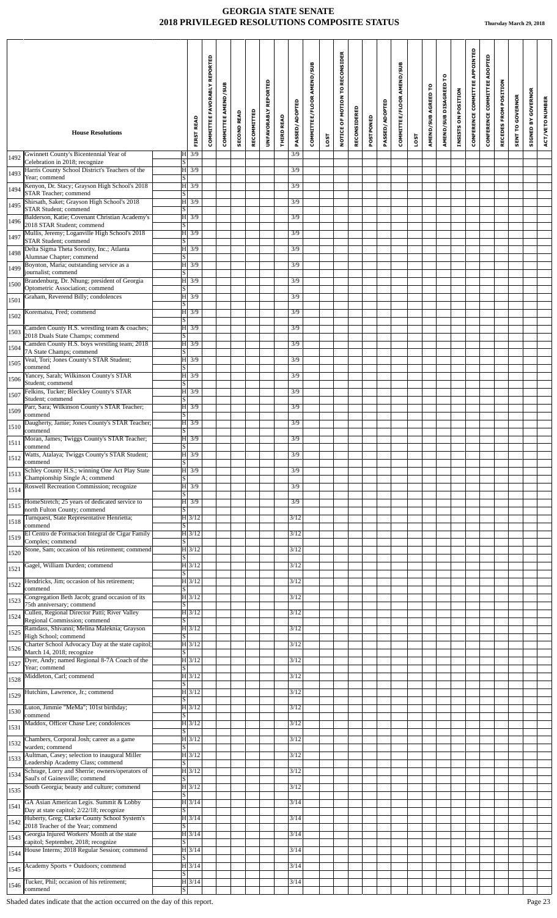# GEORGIA STATE SENATE
## 2018 PRIVILEGED RESOLUTIONS COMPOSITE STATUS

**Thursday March 29, 2018**

| | House Resolutions | | FIRST READ | COMMITTEE FAVORABLY REPORTED | COMMITTEE AMEND/SUB | SECOND READ | RECOMMITTED | UNFAVORABLY REPORTED | THIRD READ | PASSED/ADOPTED | COMMITTEE/FLOOR AMEND/SUB | LOST | NOTICE OF MOTION TO RECONSIDER | RECONSIDERED | POSTPONED | PASSED/ADOPTED | COMMITTEE/FLOOR AMEND/SUB | LOST | AMEND/SUB AGREED TO | AMEND/SUB DISAGREED TO | INSISTS ON POSITION | CONFERENCE COMMITTEE APPOINTED | CONFERENCE COMMITTEE ADOPTED | RECEDES FROM POSITION | SENT TO GOVERNOR | SIGNED BY GOVERNOR | ACT/VETO NUMBER |
|---|---|---|---|---|---|---|---|---|---|---|---|---|---|---|---|---|---|---|---|---|---|---|---|---|---|---|---|
| 1492 | Gwinnett County's Bicentennial Year of Celebration in 2018; recognize | H | 3/9 | | | | | | | 3/9 | | | | | | | | | | | | | | | | | |
| | | S | | | | | | | | | | | | | | | | | | | | | | | | | |
| 1493 | Harris County School District's Teachers of the Year; commend | H | 3/9 | | | | | | | 3/9 | | | | | | | | | | | | | | | | | |
| | | S | | | | | | | | | | | | | | | | | | | | | | | | | |
| 1494 | Kenyon, Dr. Stacy; Grayson High School's 2018 STAR Teacher; commend | H | 3/9 | | | | | | | 3/9 | | | | | | | | | | | | | | | | | |
| | | S | | | | | | | | | | | | | | | | | | | | | | | | | |
| 1495 | Shirsath, Saket; Grayson High School's 2018 STAR Student; commend | H | 3/9 | | | | | | | 3/9 | | | | | | | | | | | | | | | | | |
| | | S | | | | | | | | | | | | | | | | | | | | | | | | | |
| 1496 | Balderson, Katie; Covenant Christian Academy's 2018 STAR Student; commend | H | 3/9 | | | | | | | 3/9 | | | | | | | | | | | | | | | | | |
| | | S | | | | | | | | | | | | | | | | | | | | | | | | | |
| 1497 | Mullis, Jeremy; Loganville High School's 2018 STAR Student; commend | H | 3/9 | | | | | | | 3/9 | | | | | | | | | | | | | | | | | |
| | | S | | | | | | | | | | | | | | | | | | | | | | | | | |
| 1498 | Delta Sigma Theta Sorority, Inc.; Atlanta Alumnae Chapter; commend | H | 3/9 | | | | | | | 3/9 | | | | | | | | | | | | | | | | | |
| | | S | | | | | | | | | | | | | | | | | | | | | | | | | |
| 1499 | Boynton, Maria; outstanding service as a journalist; commend | H | 3/9 | | | | | | | 3/9 | | | | | | | | | | | | | | | | | |
| | | S | | | | | | | | | | | | | | | | | | | | | | | | | |
| 1500 | Brandenburg, Dr. Nhung; president of Georgia Optometric Association; commend | H | 3/9 | | | | | | | 3/9 | | | | | | | | | | | | | | | | | |
| | | S | | | | | | | | | | | | | | | | | | | | | | | | | |
| 1501 | Graham, Reverend Billy; condolences | H | 3/9 | | | | | | | 3/9 | | | | | | | | | | | | | | | | | |
| | | S | | | | | | | | | | | | | | | | | | | | | | | | | |
| 1502 | Korematsu, Fred; commend | H | 3/9 | | | | | | | 3/9 | | | | | | | | | | | | | | | | | |
| | | S | | | | | | | | | | | | | | | | | | | | | | | | | |
| 1503 | Camden County H.S. wrestling team & coaches; 2018 Duals State Champs; commend | H | 3/9 | | | | | | | 3/9 | | | | | | | | | | | | | | | | | |
| | | S | | | | | | | | | | | | | | | | | | | | | | | | | |
| 1504 | Camden County H.S. boys wrestling team; 2018 7A State Champs; commend | H | 3/9 | | | | | | | 3/9 | | | | | | | | | | | | | | | | | |
| | | S | | | | | | | | | | | | | | | | | | | | | | | | | |
| 1505 | Veal, Tori; Jones County's STAR Student; commend | H | 3/9 | | | | | | | 3/9 | | | | | | | | | | | | | | | | | |
| | | S | | | | | | | | | | | | | | | | | | | | | | | | | |
| 1506 | Yancey, Sarah; Wilkinson County's STAR Student; commend | H | 3/9 | | | | | | | 3/9 | | | | | | | | | | | | | | | | | |
| | | S | | | | | | | | | | | | | | | | | | | | | | | | | |
| 1507 | Felkins, Tucker; Bleckley County's STAR Student; commend | H | 3/9 | | | | | | | 3/9 | | | | | | | | | | | | | | | | | |
| | | S | | | | | | | | | | | | | | | | | | | | | | | | | |
| 1509 | Parr, Sara; Wilkinson County's STAR Teacher; commend | H | 3/9 | | | | | | | 3/9 | | | | | | | | | | | | | | | | | |
| | | S | | | | | | | | | | | | | | | | | | | | | | | | | |
| 1510 | Daugherty, Jamie; Jones County's STAR Teacher; commend | H | 3/9 | | | | | | | 3/9 | | | | | | | | | | | | | | | | | |
| | | S | | | | | | | | | | | | | | | | | | | | | | | | | |
| 1511 | Moran, James; Twiggs County's STAR Teacher; commend | H | 3/9 | | | | | | | 3/9 | | | | | | | | | | | | | | | | | |
| | | S | | | | | | | | | | | | | | | | | | | | | | | | | |
| 1512 | Watts, Atalaya; Twiggs County's STAR Student; commend | H | 3/9 | | | | | | | 3/9 | | | | | | | | | | | | | | | | | |
| | | S | | | | | | | | | | | | | | | | | | | | | | | | | |
| 1513 | Schley County H.S.; winning One Act Play State Championship Single A; commend | H | 3/9 | | | | | | | 3/9 | | | | | | | | | | | | | | | | | |
| | | S | | | | | | | | | | | | | | | | | | | | | | | | | |
| 1514 | Roswell Recreation Commission; recognize | H | 3/9 | | | | | | | 3/9 | | | | | | | | | | | | | | | | | |
| | | S | | | | | | | | | | | | | | | | | | | | | | | | | |
| 1515 | HomeStretch; 25 years of dedicated service to north Fulton County; commend | H | 3/9 | | | | | | | 3/9 | | | | | | | | | | | | | | | | | |
| | | S | | | | | | | | | | | | | | | | | | | | | | | | | |
| 1518 | Turnquest, State Representative Henrietta; commend | H | 3/12 | | | | | | | 3/12 | | | | | | | | | | | | | | | | | |
| | | S | | | | | | | | | | | | | | | | | | | | | | | | | |
| 1519 | El Centro de Formacion Integral de Cigar Family Complex; commend | H | 3/12 | | | | | | | 3/12 | | | | | | | | | | | | | | | | | |
| | | S | | | | | | | | | | | | | | | | | | | | | | | | | |
| 1520 | Stone, Sam; occasion of his retirement; commend | H | 3/12 | | | | | | | 3/12 | | | | | | | | | | | | | | | | | |
| | | S | | | | | | | | | | | | | | | | | | | | | | | | | |
| 1521 | Gagel, William Durden; commend | H | 3/12 | | | | | | | 3/12 | | | | | | | | | | | | | | | | | |
| | | S | | | | | | | | | | | | | | | | | | | | | | | | | |
| 1522 | Hendricks, Jim; occasion of his retirement; commend | H | 3/12 | | | | | | | 3/12 | | | | | | | | | | | | | | | | | |
| | | S | | | | | | | | | | | | | | | | | | | | | | | | | |
| 1523 | Congregation Beth Jacob; grand occasion of its 75th anniversary; commend | H | 3/12 | | | | | | | 3/12 | | | | | | | | | | | | | | | | | |
| | | S | | | | | | | | | | | | | | | | | | | | | | | | | |
| 1524 | Cullen, Regional Director Patti; River Valley Regional Commission; commend | H | 3/12 | | | | | | | 3/12 | | | | | | | | | | | | | | | | | |
| | | S | | | | | | | | | | | | | | | | | | | | | | | | | |
| 1525 | Ramdass, Shivanni; Melina Maleknia; Grayson High School; commend | H | 3/12 | | | | | | | 3/12 | | | | | | | | | | | | | | | | | |
| | | S | | | | | | | | | | | | | | | | | | | | | | | | | |
| 1526 | Charter School Advocacy Day at the state capitol; March 14, 2018; recognize | H | 3/12 | | | | | | | 3/12 | | | | | | | | | | | | | | | | | |
| | | S | | | | | | | | | | | | | | | | | | | | | | | | | |
| 1527 | Dyer, Andy; named Regional 8-7A Coach of the Year; commend | H | 3/12 | | | | | | | 3/12 | | | | | | | | | | | | | | | | | |
| | | S | | | | | | | | | | | | | | | | | | | | | | | | | |
| 1528 | Middleton, Carl; commend | H | 3/12 | | | | | | | 3/12 | | | | | | | | | | | | | | | | | |
| | | S | | | | | | | | | | | | | | | | | | | | | | | | | |
| 1529 | Hutchins, Lawrence, Jr.; commend | H | 3/12 | | | | | | | 3/12 | | | | | | | | | | | | | | | | | |
| | | S | | | | | | | | | | | | | | | | | | | | | | | | | |
| 1530 | Luton, Jimmie "MeMa"; 101st birthday; commend | H | 3/12 | | | | | | | 3/12 | | | | | | | | | | | | | | | | | |
| | | S | | | | | | | | | | | | | | | | | | | | | | | | | |
| 1531 | Maddox, Officer Chase Lee; condolences | H | 3/12 | | | | | | | 3/12 | | | | | | | | | | | | | | | | | |
| | | S | | | | | | | | | | | | | | | | | | | | | | | | | |
| 1532 | Chambers, Corporal Josh; career as a game warden; commend | H | 3/12 | | | | | | | 3/12 | | | | | | | | | | | | | | | | | |
| | | S | | | | | | | | | | | | | | | | | | | | | | | | | |
| 1533 | Aultman, Casey; selection to inaugural Miller Leadership Academy Class; commend | H | 3/12 | | | | | | | 3/12 | | | | | | | | | | | | | | | | | |
| | | S | | | | | | | | | | | | | | | | | | | | | | | | | |
| 1534 | Schrage, Lorry and Sherrie; owners/operators of Saul's of Gainesville; commend | H | 3/12 | | | | | | | 3/12 | | | | | | | | | | | | | | | | | |
| | | S | | | | | | | | | | | | | | | | | | | | | | | | | |
| 1535 | South Georgia; beauty and culture; commend | H | 3/12 | | | | | | | 3/12 | | | | | | | | | | | | | | | | | |
| | | S | | | | | | | | | | | | | | | | | | | | | | | | | |
| 1541 | GA Asian American Legis. Summit & Lobby Day at state capitol; 2/22/18; recognize | H | 3/14 | | | | | | | 3/14 | | | | | | | | | | | | | | | | | |
| | | S | | | | | | | | | | | | | | | | | | | | | | | | | |
| 1542 | Huberty, Greg; Clarke County School System's 2018 Teacher of the Year; commend | H | 3/14 | | | | | | | 3/14 | | | | | | | | | | | | | | | | | |
| | | S | | | | | | | | | | | | | | | | | | | | | | | | | |
| 1543 | Georgia Injured Workers' Month at the state capitol; September, 2018; recognize | H | 3/14 | | | | | | | 3/14 | | | | | | | | | | | | | | | | | |
| | | S | | | | | | | | | | | | | | | | | | | | | | | | | |
| 1544 | House Interns; 2018 Regular Session; commend | H | 3/14 | | | | | | | 3/14 | | | | | | | | | | | | | | | | | |
| | | S | | | | | | | | | | | | | | | | | | | | | | | | | |
| 1545 | Academy Sports + Outdoors; commend | H | 3/14 | | | | | | | 3/14 | | | | | | | | | | | | | | | | | |
| | | S | | | | | | | | | | | | | | | | | | | | | | | | | |
| 1546 | Tucker, Phil; occasion of his retirement; commend | H | 3/14 | | | | | | | 3/14 | | | | | | | | | | | | | | | | | |
| | | S | | | | | | | | | | | | | | | | | | | | | | | | | |

Shaded dates indicate that the action occurred on the day of this report.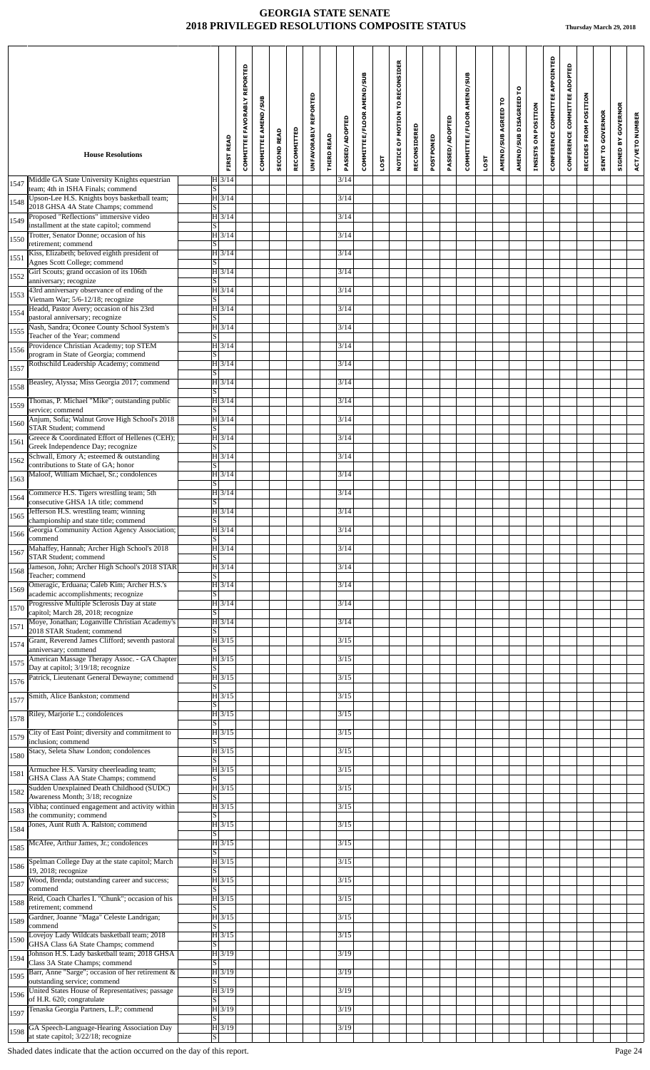# GEORGIA STATE SENATE
## 2018 PRIVILEGED RESOLUTIONS COMPOSITE STATUS

**Thursday March 29, 2018**

| | House Resolutions | | FIRST READ | COMMITTEE FAVORABLY REPORTED | COMMITTEE AMEND/SUB | SECOND READ | RECOMMITTED | UNFAVORABLY REPORTED | THIRD READ | PASSED/ADOPTED | COMMITTEE/FLOOR AMEND/SUB | LOST | NOTICE OF MOTION TO RECONSIDER | RECONSIDERED | POSTPONED | PASSED/ADOPTED | COMMITTEE/FLOOR AMEND/SUB | LOST | AMEND/SUB AGREED TO | AMEND/SUB DISAGREED TO | INSISTS ON POSITION | CONFERENCE COMMITTEE APPOINTED | CONFERENCE COMMITTEE ADOPTED | RECEDES FROM POSITION | SENT TO GOVERNOR | SIGNED BY GOVERNOR | ACT/VETO NUMBER |
|---|---|---|---|---|---|---|---|---|---|---|---|---|---|---|---|---|---|---|---|---|---|---|---|---|---|---|---|
| 1547 | Middle GA State University Knights equestrian team; 4th in ISHA Finals; commend | H | 3/14 | | | | | | | 3/14 | | | | | | | | | | | | | | | | | |
| | | S | | | | | | | | | | | | | | | | | | | | | | | | | |
| 1548 | Upson-Lee H.S. Knights boys basketball team; 2018 GHSA 4A State Champs; commend | H | 3/14 | | | | | | | 3/14 | | | | | | | | | | | | | | | | | |
| | | S | | | | | | | | | | | | | | | | | | | | | | | | | |
| 1549 | Proposed "Reflections" immersive video installment at the state capitol; commend | H | 3/14 | | | | | | | 3/14 | | | | | | | | | | | | | | | | | |
| | | S | | | | | | | | | | | | | | | | | | | | | | | | | |
| 1550 | Trotter, Senator Donne; occasion of his retirement; commend | H | 3/14 | | | | | | | 3/14 | | | | | | | | | | | | | | | | | |
| | | S | | | | | | | | | | | | | | | | | | | | | | | | | |
| 1551 | Kiss, Elizabeth; beloved eighth president of Agnes Scott College; commend | H | 3/14 | | | | | | | 3/14 | | | | | | | | | | | | | | | | | |
| | | S | | | | | | | | | | | | | | | | | | | | | | | | | |
| 1552 | Girl Scouts; grand occasion of its 106th anniversary; recognize | H | 3/14 | | | | | | | 3/14 | | | | | | | | | | | | | | | | | |
| | | S | | | | | | | | | | | | | | | | | | | | | | | | | |
| 1553 | 43rd anniversary observance of ending of the Vietnam War; 5/6-12/18; recognize | H | 3/14 | | | | | | | 3/14 | | | | | | | | | | | | | | | | | |
| | | S | | | | | | | | | | | | | | | | | | | | | | | | | |
| 1554 | Headd, Pastor Avery; occasion of his 23rd pastoral anniversary; recognize | H | 3/14 | | | | | | | 3/14 | | | | | | | | | | | | | | | | | |
| | | S | | | | | | | | | | | | | | | | | | | | | | | | | |
| 1555 | Nash, Sandra; Oconee County School System's Teacher of the Year; commend | H | 3/14 | | | | | | | 3/14 | | | | | | | | | | | | | | | | | |
| | | S | | | | | | | | | | | | | | | | | | | | | | | | | |
| 1556 | Providence Christian Academy; top STEM program in State of Georgia; commend | H | 3/14 | | | | | | | 3/14 | | | | | | | | | | | | | | | | | |
| | | S | | | | | | | | | | | | | | | | | | | | | | | | | |
| 1557 | Rothschild Leadership Academy; commend | H | 3/14 | | | | | | | 3/14 | | | | | | | | | | | | | | | | | |
| | | S | | | | | | | | | | | | | | | | | | | | | | | | | |
| 1558 | Beasley, Alyssa; Miss Georgia 2017; commend | H | 3/14 | | | | | | | 3/14 | | | | | | | | | | | | | | | | | |
| | | S | | | | | | | | | | | | | | | | | | | | | | | | | |
| 1559 | Thomas, P. Michael "Mike"; outstanding public service; commend | H | 3/14 | | | | | | | 3/14 | | | | | | | | | | | | | | | | | |
| | | S | | | | | | | | | | | | | | | | | | | | | | | | | |
| 1560 | Anjum, Sofia; Walnut Grove High School's 2018 STAR Student; commend | H | 3/14 | | | | | | | 3/14 | | | | | | | | | | | | | | | | | |
| | | S | | | | | | | | | | | | | | | | | | | | | | | | | |
| 1561 | Greece & Coordinated Effort of Hellenes (CEH); Greek Independence Day; recognize | H | 3/14 | | | | | | | 3/14 | | | | | | | | | | | | | | | | | |
| | | S | | | | | | | | | | | | | | | | | | | | | | | | | |
| 1562 | Schwall, Emory A; esteemed & outstanding contributions to State of GA; honor | H | 3/14 | | | | | | | 3/14 | | | | | | | | | | | | | | | | | |
| | | S | | | | | | | | | | | | | | | | | | | | | | | | | |
| 1563 | Maloof, William Michael, Sr.; condolences | H | 3/14 | | | | | | | 3/14 | | | | | | | | | | | | | | | | | |
| | | S | | | | | | | | | | | | | | | | | | | | | | | | | |
| 1564 | Commerce H.S. Tigers wrestling team; 5th consecutive GHSA 1A title; commend | H | 3/14 | | | | | | | 3/14 | | | | | | | | | | | | | | | | | |
| | | S | | | | | | | | | | | | | | | | | | | | | | | | | |
| 1565 | Jefferson H.S. wrestling team; winning championship and state title; commend | H | 3/14 | | | | | | | 3/14 | | | | | | | | | | | | | | | | | |
| | | S | | | | | | | | | | | | | | | | | | | | | | | | | |
| 1566 | Georgia Community Action Agency Association; commend | H | 3/14 | | | | | | | 3/14 | | | | | | | | | | | | | | | | | |
| | | S | | | | | | | | | | | | | | | | | | | | | | | | | |
| 1567 | Mahaffey, Hannah; Archer High School's 2018 STAR Student; commend | H | 3/14 | | | | | | | 3/14 | | | | | | | | | | | | | | | | | |
| | | S | | | | | | | | | | | | | | | | | | | | | | | | | |
| 1568 | Jameson, John; Archer High School's 2018 STAR Teacher; commend | H | 3/14 | | | | | | | 3/14 | | | | | | | | | | | | | | | | | |
| | | S | | | | | | | | | | | | | | | | | | | | | | | | | |
| 1569 | Omeragic, Erduana; Caleb Kim; Archer H.S.'s academic accomplishments; recognize | H | 3/14 | | | | | | | 3/14 | | | | | | | | | | | | | | | | | |
| | | S | | | | | | | | | | | | | | | | | | | | | | | | | |
| 1570 | Progressive Multiple Sclerosis Day at state capitol; March 28, 2018; recognize | H | 3/14 | | | | | | | 3/14 | | | | | | | | | | | | | | | | | |
| | | S | | | | | | | | | | | | | | | | | | | | | | | | | |
| 1571 | Moye, Jonathan; Loganville Christian Academy's 2018 STAR Student; commend | H | 3/14 | | | | | | | 3/14 | | | | | | | | | | | | | | | | | |
| | | S | | | | | | | | | | | | | | | | | | | | | | | | | |
| 1574 | Grant, Reverend James Clifford; seventh pastoral anniversary; commend | H | 3/15 | | | | | | | 3/15 | | | | | | | | | | | | | | | | | |
| | | S | | | | | | | | | | | | | | | | | | | | | | | | | |
| 1575 | American Massage Therapy Assoc. - GA Chapter Day at capitol; 3/19/18; recognize | H | 3/15 | | | | | | | 3/15 | | | | | | | | | | | | | | | | | |
| | | S | | | | | | | | | | | | | | | | | | | | | | | | | |
| 1576 | Patrick, Lieutenant General Dewayne; commend | H | 3/15 | | | | | | | 3/15 | | | | | | | | | | | | | | | | | |
| | | S | | | | | | | | | | | | | | | | | | | | | | | | | |
| 1577 | Smith, Alice Bankston; commend | H | 3/15 | | | | | | | 3/15 | | | | | | | | | | | | | | | | | |
| | | S | | | | | | | | | | | | | | | | | | | | | | | | | |
| 1578 | Riley, Marjorie L.; condolences | H | 3/15 | | | | | | | 3/15 | | | | | | | | | | | | | | | | | |
| | | S | | | | | | | | | | | | | | | | | | | | | | | | | |
| 1579 | City of East Point; diversity and commitment to inclusion; commend | H | 3/15 | | | | | | | 3/15 | | | | | | | | | | | | | | | | | |
| | | S | | | | | | | | | | | | | | | | | | | | | | | | | |
| 1580 | Stacy, Seleta Shaw London; condolences | H | 3/15 | | | | | | | 3/15 | | | | | | | | | | | | | | | | | |
| | | S | | | | | | | | | | | | | | | | | | | | | | | | | |
| 1581 | Armuchee H.S. Varsity cheerleading team; GHSA Class AA State Champs; commend | H | 3/15 | | | | | | | 3/15 | | | | | | | | | | | | | | | | | |
| | | S | | | | | | | | | | | | | | | | | | | | | | | | | |
| 1582 | Sudden Unexplained Death Childhood (SUDC) Awareness Month; 3/18; recognize | H | 3/15 | | | | | | | 3/15 | | | | | | | | | | | | | | | | | |
| | | S | | | | | | | | | | | | | | | | | | | | | | | | | |
| 1583 | Vibha; continued engagement and activity within the community; commend | H | 3/15 | | | | | | | 3/15 | | | | | | | | | | | | | | | | | |
| | | S | | | | | | | | | | | | | | | | | | | | | | | | | |
| 1584 | Jones, Aunt Ruth A. Ralston; commend | H | 3/15 | | | | | | | 3/15 | | | | | | | | | | | | | | | | | |
| | | S | | | | | | | | | | | | | | | | | | | | | | | | | |
| 1585 | McAfee, Arthur James, Jr.; condolences | H | 3/15 | | | | | | | 3/15 | | | | | | | | | | | | | | | | | |
| | | S | | | | | | | | | | | | | | | | | | | | | | | | | |
| 1586 | Spelman College Day at the state capitol; March 19, 2018; recognize | H | 3/15 | | | | | | | 3/15 | | | | | | | | | | | | | | | | | |
| | | S | | | | | | | | | | | | | | | | | | | | | | | | | |
| 1587 | Wood, Brenda; outstanding career and success; commend | H | 3/15 | | | | | | | 3/15 | | | | | | | | | | | | | | | | | |
| | | S | | | | | | | | | | | | | | | | | | | | | | | | | |
| 1588 | Reid, Coach Charles I. "Chunk"; occasion of his retirement; commend | H | 3/15 | | | | | | | 3/15 | | | | | | | | | | | | | | | | | |
| | | S | | | | | | | | | | | | | | | | | | | | | | | | | |
| 1589 | Gardner, Joanne "Maga" Celeste Landrigan; commend | H | 3/15 | | | | | | | 3/15 | | | | | | | | | | | | | | | | | |
| | | S | | | | | | | | | | | | | | | | | | | | | | | | | |
| 1590 | Lovejoy Lady Wildcats basketball team; 2018 GHSA Class 6A State Champs; commend | H | 3/15 | | | | | | | 3/15 | | | | | | | | | | | | | | | | | |
| | | S | | | | | | | | | | | | | | | | | | | | | | | | | |
| 1594 | Johnson H.S. Lady basketball team; 2018 GHSA Class 3A State Champs; commend | H | 3/19 | | | | | | | 3/19 | | | | | | | | | | | | | | | | | |
| | | S | | | | | | | | | | | | | | | | | | | | | | | | | |
| 1595 | Barr, Anne "Sarge"; occasion of her retirement & outstanding service; commend | H | 3/19 | | | | | | | 3/19 | | | | | | | | | | | | | | | | | |
| | | S | | | | | | | | | | | | | | | | | | | | | | | | | |
| 1596 | United States House of Representatives; passage of H.R. 620; congratulate | H | 3/19 | | | | | | | 3/19 | | | | | | | | | | | | | | | | | |
| | | S | | | | | | | | | | | | | | | | | | | | | | | | | |
| 1597 | Tenaska Georgia Partners, L.P.; commend | H | 3/19 | | | | | | | 3/19 | | | | | | | | | | | | | | | | | |
| | | S | | | | | | | | | | | | | | | | | | | | | | | | | |
| 1598 | GA Speech-Language-Hearing Association Day at state capitol; 3/22/18; recognize | H | 3/19 | | | | | | | 3/19 | | | | | | | | | | | | | | | | | |
| | | S | | | | | | | | | | | | | | | | | | | | | | | | | |

Shaded dates indicate that the action occurred on the day of this report.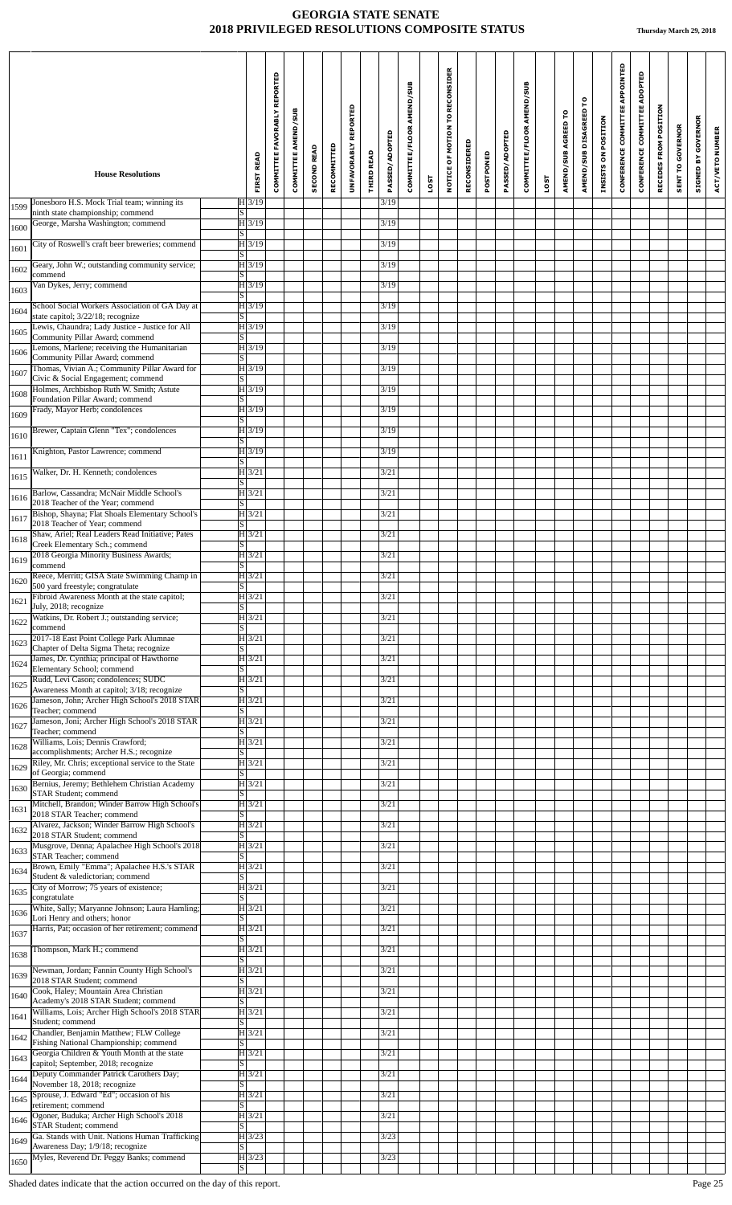# GEORGIA STATE SENATE
## 2018 PRIVILEGED RESOLUTIONS COMPOSITE STATUS

**Thursday March 29, 2018**

| | House Resolutions | | FIRST READ | COMMITTEE FAVORABLY REPORTED | COMMITTEE AMEND/SUB | SECOND READ | RECOMMITTED | UNFAVORABLY REPORTED | THIRD READ | PASSED/ADOPTED | COMMITTEE/FLOOR AMEND/SUB | LOST | NOTICE OF MOTION TO RECONSIDER | RECONSIDERED | POSTPONED | PASSED/ADOPTED | COMMITTEE/FLOOR AMEND/SUB | LOST | AMEND/SUB AGREED TO | AMEND/SUB DISAGREED TO | INSISTS ON POSITION | CONFERENCE COMMITTEE APPOINTED | CONFERENCE COMMITTEE ADOPTED | RECEDES FROM POSITION | SENT TO GOVERNOR | SIGNED BY GOVERNOR | ACT/VETO NUMBER |
|---|---|---|---|---|---|---|---|---|---|---|---|---|---|---|---|---|---|---|---|---|---|---|---|---|---|---|---|
| 1599 | Jonesboro H.S. Mock Trial team; winning its ninth state championship; commend | H | 3/19 | | | | | | | 3/19 | | | | | | | | | | | | | | | | | |
| | | S | | | | | | | | | | | | | | | | | | | | | | | | | |
| 1600 | George, Marsha Washington; commend | H | 3/19 | | | | | | | 3/19 | | | | | | | | | | | | | | | | | |
| | | S | | | | | | | | | | | | | | | | | | | | | | | | | |
| 1601 | City of Roswell's craft beer breweries; commend | H | 3/19 | | | | | | | 3/19 | | | | | | | | | | | | | | | | | |
| | | S | | | | | | | | | | | | | | | | | | | | | | | | | |
| 1602 | Geary, John W.; outstanding community service; commend | H | 3/19 | | | | | | | 3/19 | | | | | | | | | | | | | | | | | |
| | | S | | | | | | | | | | | | | | | | | | | | | | | | | |
| 1603 | Van Dykes, Jerry; commend | H | 3/19 | | | | | | | 3/19 | | | | | | | | | | | | | | | | | |
| | | S | | | | | | | | | | | | | | | | | | | | | | | | | |
| 1604 | School Social Workers Association of GA Day at state capitol; 3/22/18; recognize | H | 3/19 | | | | | | | 3/19 | | | | | | | | | | | | | | | | | |
| | | S | | | | | | | | | | | | | | | | | | | | | | | | | |
| 1605 | Lewis, Chaundra; Lady Justice - Justice for All Community Pillar Award; commend | H | 3/19 | | | | | | | 3/19 | | | | | | | | | | | | | | | | | |
| | | S | | | | | | | | | | | | | | | | | | | | | | | | | |
| 1606 | Lemons, Marlene; receiving the Humanitarian Community Pillar Award; commend | H | 3/19 | | | | | | | 3/19 | | | | | | | | | | | | | | | | | |
| | | S | | | | | | | | | | | | | | | | | | | | | | | | | |
| 1607 | Thomas, Vivian A.; Community Pillar Award for Civic & Social Engagement; commend | H | 3/19 | | | | | | | 3/19 | | | | | | | | | | | | | | | | | |
| | | S | | | | | | | | | | | | | | | | | | | | | | | | | |
| 1608 | Holmes, Archbishop Ruth W. Smith; Astute Foundation Pillar Award; commend | H | 3/19 | | | | | | | 3/19 | | | | | | | | | | | | | | | | | |
| | | S | | | | | | | | | | | | | | | | | | | | | | | | | |
| 1609 | Frady, Mayor Herb; condolences | H | 3/19 | | | | | | | 3/19 | | | | | | | | | | | | | | | | | |
| | | S | | | | | | | | | | | | | | | | | | | | | | | | | |
| 1610 | Brewer, Captain Glenn "Tex"; condolences | H | 3/19 | | | | | | | 3/19 | | | | | | | | | | | | | | | | | |
| | | S | | | | | | | | | | | | | | | | | | | | | | | | | |
| 1611 | Knighton, Pastor Lawrence; commend | H | 3/19 | | | | | | | 3/19 | | | | | | | | | | | | | | | | | |
| | | S | | | | | | | | | | | | | | | | | | | | | | | | | |
| 1615 | Walker, Dr. H. Kenneth; condolences | H | 3/21 | | | | | | | 3/21 | | | | | | | | | | | | | | | | | |
| | | S | | | | | | | | | | | | | | | | | | | | | | | | | |
| 1616 | Barlow, Cassandra; McNair Middle School's 2018 Teacher of the Year; commend | H | 3/21 | | | | | | | 3/21 | | | | | | | | | | | | | | | | | |
| | | S | | | | | | | | | | | | | | | | | | | | | | | | | |
| 1617 | Bishop, Shayna; Flat Shoals Elementary School's 2018 Teacher of Year; commend | H | 3/21 | | | | | | | 3/21 | | | | | | | | | | | | | | | | | |
| | | S | | | | | | | | | | | | | | | | | | | | | | | | | |
| 1618 | Shaw, Ariel; Real Leaders Read Initiative; Pates Creek Elementary Sch.; commend | H | 3/21 | | | | | | | 3/21 | | | | | | | | | | | | | | | | | |
| | | S | | | | | | | | | | | | | | | | | | | | | | | | | |
| 1619 | 2018 Georgia Minority Business Awards; commend | H | 3/21 | | | | | | | 3/21 | | | | | | | | | | | | | | | | | |
| | | S | | | | | | | | | | | | | | | | | | | | | | | | | |
| 1620 | Reece, Merritt; GISA State Swimming Champ in 500 yard freestyle; congratulate | H | 3/21 | | | | | | | 3/21 | | | | | | | | | | | | | | | | | |
| | | S | | | | | | | | | | | | | | | | | | | | | | | | | |
| 1621 | Fibroid Awareness Month at the state capitol; July, 2018; recognize | H | 3/21 | | | | | | | 3/21 | | | | | | | | | | | | | | | | | |
| | | S | | | | | | | | | | | | | | | | | | | | | | | | | |
| 1622 | Watkins, Dr. Robert J.; outstanding service; commend | H | 3/21 | | | | | | | 3/21 | | | | | | | | | | | | | | | | | |
| | | S | | | | | | | | | | | | | | | | | | | | | | | | | |
| 1623 | 2017-18 East Point College Park Alumnae Chapter of Delta Sigma Theta; recognize | H | 3/21 | | | | | | | 3/21 | | | | | | | | | | | | | | | | | |
| | | S | | | | | | | | | | | | | | | | | | | | | | | | | |
| 1624 | James, Dr. Cynthia; principal of Hawthorne Elementary School; commend | H | 3/21 | | | | | | | 3/21 | | | | | | | | | | | | | | | | | |
| | | S | | | | | | | | | | | | | | | | | | | | | | | | | |
| 1625 | Rudd, Levi Cason; condolences; SUDC Awareness Month at capitol; 3/18; recognize | H | 3/21 | | | | | | | 3/21 | | | | | | | | | | | | | | | | | |
| | | S | | | | | | | | | | | | | | | | | | | | | | | | | |
| 1626 | Jameson, John; Archer High School's 2018 STAR Teacher; commend | H | 3/21 | | | | | | | 3/21 | | | | | | | | | | | | | | | | | |
| | | S | | | | | | | | | | | | | | | | | | | | | | | | | |
| 1627 | Jameson, Joni; Archer High School's 2018 STAR Teacher; commend | H | 3/21 | | | | | | | 3/21 | | | | | | | | | | | | | | | | | |
| | | S | | | | | | | | | | | | | | | | | | | | | | | | | |
| 1628 | Williams, Lois; Dennis Crawford; accomplishments; Archer H.S.; recognize | H | 3/21 | | | | | | | 3/21 | | | | | | | | | | | | | | | | | |
| | | S | | | | | | | | | | | | | | | | | | | | | | | | | |
| 1629 | Riley, Mr. Chris; exceptional service to the State of Georgia; commend | H | 3/21 | | | | | | | 3/21 | | | | | | | | | | | | | | | | | |
| | | S | | | | | | | | | | | | | | | | | | | | | | | | | |
| 1630 | Bernius, Jeremy; Bethlehem Christian Academy STAR Student; commend | H | 3/21 | | | | | | | 3/21 | | | | | | | | | | | | | | | | | |
| | | S | | | | | | | | | | | | | | | | | | | | | | | | | |
| 1631 | Mitchell, Brandon; Winder Barrow High School's 2018 STAR Teacher; commend | H | 3/21 | | | | | | | 3/21 | | | | | | | | | | | | | | | | | |
| | | S | | | | | | | | | | | | | | | | | | | | | | | | | |
| 1632 | Alvarez, Jackson; Winder Barrow High School's 2018 STAR Student; commend | H | 3/21 | | | | | | | 3/21 | | | | | | | | | | | | | | | | | |
| | | S | | | | | | | | | | | | | | | | | | | | | | | | | |
| 1633 | Musgrove, Denna; Apalachee High School's 2018 STAR Teacher; commend | H | 3/21 | | | | | | | 3/21 | | | | | | | | | | | | | | | | | |
| | | S | | | | | | | | | | | | | | | | | | | | | | | | | |
| 1634 | Brown, Emily "Emma"; Apalachee H.S.'s STAR Student & valedictorian; commend | H | 3/21 | | | | | | | 3/21 | | | | | | | | | | | | | | | | | |
| | | S | | | | | | | | | | | | | | | | | | | | | | | | | |
| 1635 | City of Morrow; 75 years of existence; congratulate | H | 3/21 | | | | | | | 3/21 | | | | | | | | | | | | | | | | | |
| | | S | | | | | | | | | | | | | | | | | | | | | | | | | |
| 1636 | White, Sally; Maryanne Johnson; Laura Hamling; Lori Henry and others; honor | H | 3/21 | | | | | | | 3/21 | | | | | | | | | | | | | | | | | |
| | | S | | | | | | | | | | | | | | | | | | | | | | | | | |
| 1637 | Harris, Pat; occasion of her retirement; commend | H | 3/21 | | | | | | | 3/21 | | | | | | | | | | | | | | | | | |
| | | S | | | | | | | | | | | | | | | | | | | | | | | | | |
| 1638 | Thompson, Mark H.; commend | H | 3/21 | | | | | | | 3/21 | | | | | | | | | | | | | | | | | |
| | | S | | | | | | | | | | | | | | | | | | | | | | | | | |
| 1639 | Newman, Jordan; Fannin County High School's 2018 STAR Student; commend | H | 3/21 | | | | | | | 3/21 | | | | | | | | | | | | | | | | | |
| | | S | | | | | | | | | | | | | | | | | | | | | | | | | |
| 1640 | Cook, Haley; Mountain Area Christian Academy's 2018 STAR Student; commend | H | 3/21 | | | | | | | 3/21 | | | | | | | | | | | | | | | | | |
| | | S | | | | | | | | | | | | | | | | | | | | | | | | | |
| 1641 | Williams, Lois; Archer High School's 2018 STAR Student; commend | H | 3/21 | | | | | | | 3/21 | | | | | | | | | | | | | | | | | |
| | | S | | | | | | | | | | | | | | | | | | | | | | | | | |
| 1642 | Chandler, Benjamin Matthew; FLW College Fishing National Championship; commend | H | 3/21 | | | | | | | 3/21 | | | | | | | | | | | | | | | | | |
| | | S | | | | | | | | | | | | | | | | | | | | | | | | | |
| 1643 | Georgia Children & Youth Month at the state capitol; September, 2018; recognize | H | 3/21 | | | | | | | 3/21 | | | | | | | | | | | | | | | | | |
| | | S | | | | | | | | | | | | | | | | | | | | | | | | | |
| 1644 | Deputy Commander Patrick Carothers Day; November 18, 2018; recognize | H | 3/21 | | | | | | | 3/21 | | | | | | | | | | | | | | | | | |
| | | S | | | | | | | | | | | | | | | | | | | | | | | | | |
| 1645 | Sprouse, J. Edward "Ed"; occasion of his retirement; commend | H | 3/21 | | | | | | | 3/21 | | | | | | | | | | | | | | | | | |
| | | S | | | | | | | | | | | | | | | | | | | | | | | | | |
| 1646 | Ogoner, Buduka; Archer High School's 2018 STAR Student; commend | H | 3/21 | | | | | | | 3/21 | | | | | | | | | | | | | | | | | |
| | | S | | | | | | | | | | | | | | | | | | | | | | | | | |
| 1649 | Ga. Stands with Unit. Nations Human Trafficking Awareness Day; 1/9/18; recognize | H | 3/23 | | | | | | | 3/23 | | | | | | | | | | | | | | | | | |
| | | S | | | | | | | | | | | | | | | | | | | | | | | | | |
| 1650 | Myles, Reverend Dr. Peggy Banks; commend | H | 3/23 | | | | | | | 3/23 | | | | | | | | | | | | | | | | | |
| | | S | | | | | | | | | | | | | | | | | | | | | | | | | |

Shaded dates indicate that the action occurred on the day of this report.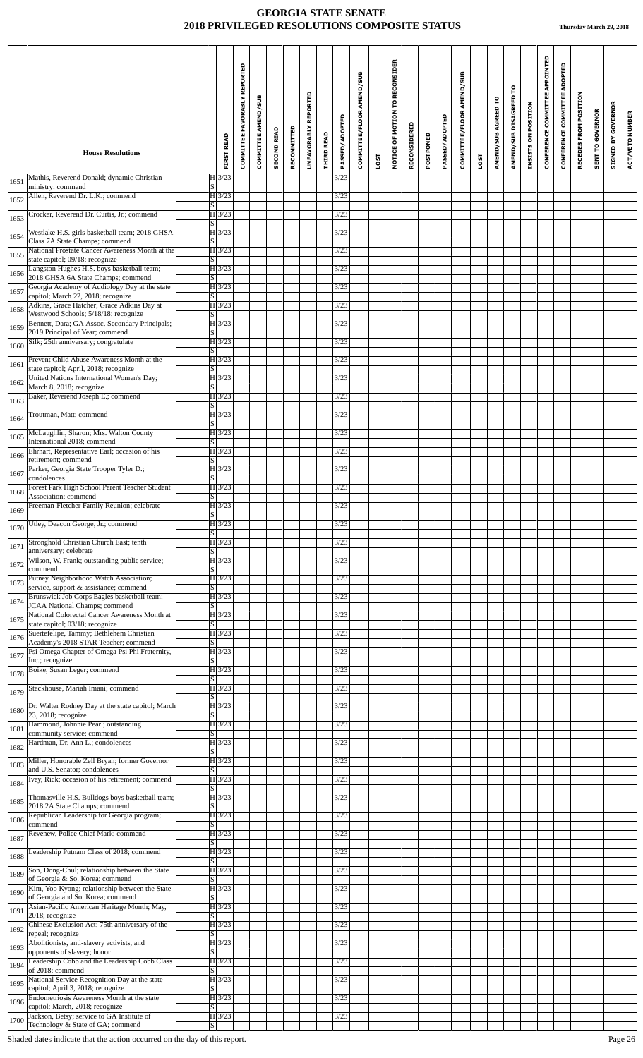# GEORGIA STATE SENATE
## 2018 PRIVILEGED RESOLUTIONS COMPOSITE STATUS

**Thursday March 29, 2018**

| | House Resolutions | | FIRST READ | COMMITTEE FAVORABLY REPORTED | COMMITTEE AMEND/SUB | SECOND READ | RECOMMITTED | UNFAVORABLY REPORTED | THIRD READ | PASSED/ADOPTED | COMMITTEE/FLOOR AMEND/SUB | LOST | NOTICE OF MOTION TO RECONSIDER | RECONSIDERED | POSTPONED | PASSED/ADOPTED | COMMITTEE/FLOOR AMEND/SUB | LOST | AMEND/SUB AGREED TO | AMEND/SUB DISAGREED TO | INSISTS ON POSITION | CONFERENCE COMMITTEE APPOINTED | CONFERENCE COMMITTEE ADOPTED | RECEDES FROM POSITION | SENT TO GOVERNOR | SIGNED BY GOVERNOR | ACT/VETO NUMBER |
|---|---|---|---|---|---|---|---|---|---|---|---|---|---|---|---|---|---|---|---|---|---|---|---|---|---|---|---|
| 1651 | Mathis, Reverend Donald; dynamic Christian ministry; commend | H | 3/23 | | | | | | | 3/23 | | | | | | | | | | | | | | | | | |
| | | S | | | | | | | | | | | | | | | | | | | | | | | | | |
| 1652 | Allen, Reverend Dr. L.K.; commend | H | 3/23 | | | | | | | 3/23 | | | | | | | | | | | | | | | | | |
| | | S | | | | | | | | | | | | | | | | | | | | | | | | | |
| 1653 | Crocker, Reverend Dr. Curtis, Jr.; commend | H | 3/23 | | | | | | | 3/23 | | | | | | | | | | | | | | | | | |
| | | S | | | | | | | | | | | | | | | | | | | | | | | | | |
| 1654 | Westlake H.S. girls basketball team; 2018 GHSA Class 7A State Champs; commend | H | 3/23 | | | | | | | 3/23 | | | | | | | | | | | | | | | | | |
| | | S | | | | | | | | | | | | | | | | | | | | | | | | | |
| 1655 | National Prostate Cancer Awareness Month at the state capitol; 09/18; recognize | H | 3/23 | | | | | | | 3/23 | | | | | | | | | | | | | | | | | |
| | | S | | | | | | | | | | | | | | | | | | | | | | | | | |
| 1656 | Langston Hughes H.S. boys basketball team; 2018 GHSA 6A State Champs; commend | H | 3/23 | | | | | | | 3/23 | | | | | | | | | | | | | | | | | |
| | | S | | | | | | | | | | | | | | | | | | | | | | | | | |
| 1657 | Georgia Academy of Audiology Day at the state capitol; March 22, 2018; recognize | H | 3/23 | | | | | | | 3/23 | | | | | | | | | | | | | | | | | |
| | | S | | | | | | | | | | | | | | | | | | | | | | | | | |
| 1658 | Adkins, Grace Hatcher; Grace Adkins Day at Westwood Schools; 5/18/18; recognize | H | 3/23 | | | | | | | 3/23 | | | | | | | | | | | | | | | | | |
| | | S | | | | | | | | | | | | | | | | | | | | | | | | | |
| 1659 | Bennett, Dara; GA Assoc. Secondary Principals; 2019 Principal of Year; commend | H | 3/23 | | | | | | | 3/23 | | | | | | | | | | | | | | | | | |
| | | S | | | | | | | | | | | | | | | | | | | | | | | | | |
| 1660 | Silk; 25th anniversary; congratulate | H | 3/23 | | | | | | | 3/23 | | | | | | | | | | | | | | | | | |
| | | S | | | | | | | | | | | | | | | | | | | | | | | | | |
| 1661 | Prevent Child Abuse Awareness Month at the state capitol; April, 2018; recognize | H | 3/23 | | | | | | | 3/23 | | | | | | | | | | | | | | | | | |
| | | S | | | | | | | | | | | | | | | | | | | | | | | | | |
| 1662 | United Nations International Women's Day; March 8, 2018; recognize | H | 3/23 | | | | | | | 3/23 | | | | | | | | | | | | | | | | | |
| | | S | | | | | | | | | | | | | | | | | | | | | | | | | |
| 1663 | Baker, Reverend Joseph E.; commend | H | 3/23 | | | | | | | 3/23 | | | | | | | | | | | | | | | | | |
| | | S | | | | | | | | | | | | | | | | | | | | | | | | | |
| 1664 | Troutman, Matt; commend | H | 3/23 | | | | | | | 3/23 | | | | | | | | | | | | | | | | | |
| | | S | | | | | | | | | | | | | | | | | | | | | | | | | |
| 1665 | McLaughlin, Sharon; Mrs. Walton County International 2018; commend | H | 3/23 | | | | | | | 3/23 | | | | | | | | | | | | | | | | | |
| | | S | | | | | | | | | | | | | | | | | | | | | | | | | |
| 1666 | Ehrhart, Representative Earl; occasion of his retirement; commend | H | 3/23 | | | | | | | 3/23 | | | | | | | | | | | | | | | | | |
| | | S | | | | | | | | | | | | | | | | | | | | | | | | | |
| 1667 | Parker, Georgia State Trooper Tyler D.; condolences | H | 3/23 | | | | | | | 3/23 | | | | | | | | | | | | | | | | | |
| | | S | | | | | | | | | | | | | | | | | | | | | | | | | |
| 1668 | Forest Park High School Parent Teacher Student Association; commend | H | 3/23 | | | | | | | 3/23 | | | | | | | | | | | | | | | | | |
| | | S | | | | | | | | | | | | | | | | | | | | | | | | | |
| 1669 | Freeman-Fletcher Family Reunion; celebrate | H | 3/23 | | | | | | | 3/23 | | | | | | | | | | | | | | | | | |
| | | S | | | | | | | | | | | | | | | | | | | | | | | | | |
| 1670 | Utley, Deacon George, Jr.; commend | H | 3/23 | | | | | | | 3/23 | | | | | | | | | | | | | | | | | |
| | | S | | | | | | | | | | | | | | | | | | | | | | | | | |
| 1671 | Stronghold Christian Church East; tenth anniversary; celebrate | H | 3/23 | | | | | | | 3/23 | | | | | | | | | | | | | | | | | |
| | | S | | | | | | | | | | | | | | | | | | | | | | | | | |
| 1672 | Wilson, W. Frank; outstanding public service; commend | H | 3/23 | | | | | | | 3/23 | | | | | | | | | | | | | | | | | |
| | | S | | | | | | | | | | | | | | | | | | | | | | | | | |
| 1673 | Putney Neighborhood Watch Association; service, support & assistance; commend | H | 3/23 | | | | | | | 3/23 | | | | | | | | | | | | | | | | | |
| | | S | | | | | | | | | | | | | | | | | | | | | | | | | |
| 1674 | Brunswick Job Corps Eagles basketball team; JCAA National Champs; commend | H | 3/23 | | | | | | | 3/23 | | | | | | | | | | | | | | | | | |
| | | S | | | | | | | | | | | | | | | | | | | | | | | | | |
| 1675 | National Colorectal Cancer Awareness Month at state capitol; 03/18; recognize | H | 3/23 | | | | | | | 3/23 | | | | | | | | | | | | | | | | | |
| | | S | | | | | | | | | | | | | | | | | | | | | | | | | |
| 1676 | Suertefelipe, Tammy; Bethlehem Christian Academy's 2018 STAR Teacher; commend | H | 3/23 | | | | | | | 3/23 | | | | | | | | | | | | | | | | | |
| | | S | | | | | | | | | | | | | | | | | | | | | | | | | |
| 1677 | Psi Omega Chapter of Omega Psi Phi Fraternity, Inc.; recognize | H | 3/23 | | | | | | | 3/23 | | | | | | | | | | | | | | | | | |
| | | S | | | | | | | | | | | | | | | | | | | | | | | | | |
| 1678 | Boike, Susan Leger; commend | H | 3/23 | | | | | | | 3/23 | | | | | | | | | | | | | | | | | |
| | | S | | | | | | | | | | | | | | | | | | | | | | | | | |
| 1679 | Stackhouse, Mariah Imani; commend | H | 3/23 | | | | | | | 3/23 | | | | | | | | | | | | | | | | | |
| | | S | | | | | | | | | | | | | | | | | | | | | | | | | |
| 1680 | Dr. Walter Rodney Day at the state capitol; March 23, 2018; recognize | H | 3/23 | | | | | | | 3/23 | | | | | | | | | | | | | | | | | |
| | | S | | | | | | | | | | | | | | | | | | | | | | | | | |
| 1681 | Hammond, Johnnie Pearl; outstanding community service; commend | H | 3/23 | | | | | | | 3/23 | | | | | | | | | | | | | | | | | |
| | | S | | | | | | | | | | | | | | | | | | | | | | | | | |
| 1682 | Hardman, Dr. Ann L.; condolences | H | 3/23 | | | | | | | 3/23 | | | | | | | | | | | | | | | | | |
| | | S | | | | | | | | | | | | | | | | | | | | | | | | | |
| 1683 | Miller, Honorable Zell Bryan; former Governor and U.S. Senator; condolences | H | 3/23 | | | | | | | 3/23 | | | | | | | | | | | | | | | | | |
| | | S | | | | | | | | | | | | | | | | | | | | | | | | | |
| 1684 | Ivey, Rick; occasion of his retirement; commend | H | 3/23 | | | | | | | 3/23 | | | | | | | | | | | | | | | | | |
| | | S | | | | | | | | | | | | | | | | | | | | | | | | | |
| 1685 | Thomasville H.S. Bulldogs boys basketball team; 2018 2A State Champs; commend | H | 3/23 | | | | | | | 3/23 | | | | | | | | | | | | | | | | | |
| | | S | | | | | | | | | | | | | | | | | | | | | | | | | |
| 1686 | Republican Leadership for Georgia program; commend | H | 3/23 | | | | | | | 3/23 | | | | | | | | | | | | | | | | | |
| | | S | | | | | | | | | | | | | | | | | | | | | | | | | |
| 1687 | Revenew, Police Chief Mark; commend | H | 3/23 | | | | | | | 3/23 | | | | | | | | | | | | | | | | | |
| | | S | | | | | | | | | | | | | | | | | | | | | | | | | |
| 1688 | Leadership Putnam Class of 2018; commend | H | 3/23 | | | | | | | 3/23 | | | | | | | | | | | | | | | | | |
| | | S | | | | | | | | | | | | | | | | | | | | | | | | | |
| 1689 | Son, Dong-Chul; relationship between the State of Georgia & So. Korea; commend | H | 3/23 | | | | | | | 3/23 | | | | | | | | | | | | | | | | | |
| | | S | | | | | | | | | | | | | | | | | | | | | | | | | |
| 1690 | Kim, Yoo Kyong; relationship between the State of Georgia and So. Korea; commend | H | 3/23 | | | | | | | 3/23 | | | | | | | | | | | | | | | | | |
| | | S | | | | | | | | | | | | | | | | | | | | | | | | | |
| 1691 | Asian-Pacific American Heritage Month; May, 2018; recognize | H | 3/23 | | | | | | | 3/23 | | | | | | | | | | | | | | | | | |
| | | S | | | | | | | | | | | | | | | | | | | | | | | | | |
| 1692 | Chinese Exclusion Act; 75th anniversary of the repeal; recognize | H | 3/23 | | | | | | | 3/23 | | | | | | | | | | | | | | | | | |
| | | S | | | | | | | | | | | | | | | | | | | | | | | | | |
| 1693 | Abolitionists, anti-slavery activists, and opponents of slavery; honor | H | 3/23 | | | | | | | 3/23 | | | | | | | | | | | | | | | | | |
| | | S | | | | | | | | | | | | | | | | | | | | | | | | | |
| 1694 | Leadership Cobb and the Leadership Cobb Class of 2018; commend | H | 3/23 | | | | | | | 3/23 | | | | | | | | | | | | | | | | | |
| | | S | | | | | | | | | | | | | | | | | | | | | | | | | |
| 1695 | National Service Recognition Day at the state capitol; April 3, 2018; recognize | H | 3/23 | | | | | | | 3/23 | | | | | | | | | | | | | | | | | |
| | | S | | | | | | | | | | | | | | | | | | | | | | | | | |
| 1696 | Endometriosis Awareness Month at the state capitol; March, 2018; recognize | H | 3/23 | | | | | | | 3/23 | | | | | | | | | | | | | | | | | |
| | | S | | | | | | | | | | | | | | | | | | | | | | | | | |
| 1700 | Jackson, Betsy; service to GA Institute of Technology & State of GA; commend | H | 3/23 | | | | | | | 3/23 | | | | | | | | | | | | | | | | | |
| | | S | | | | | | | | | | | | | | | | | | | | | | | | | |

Shaded dates indicate that the action occurred on the day of this report.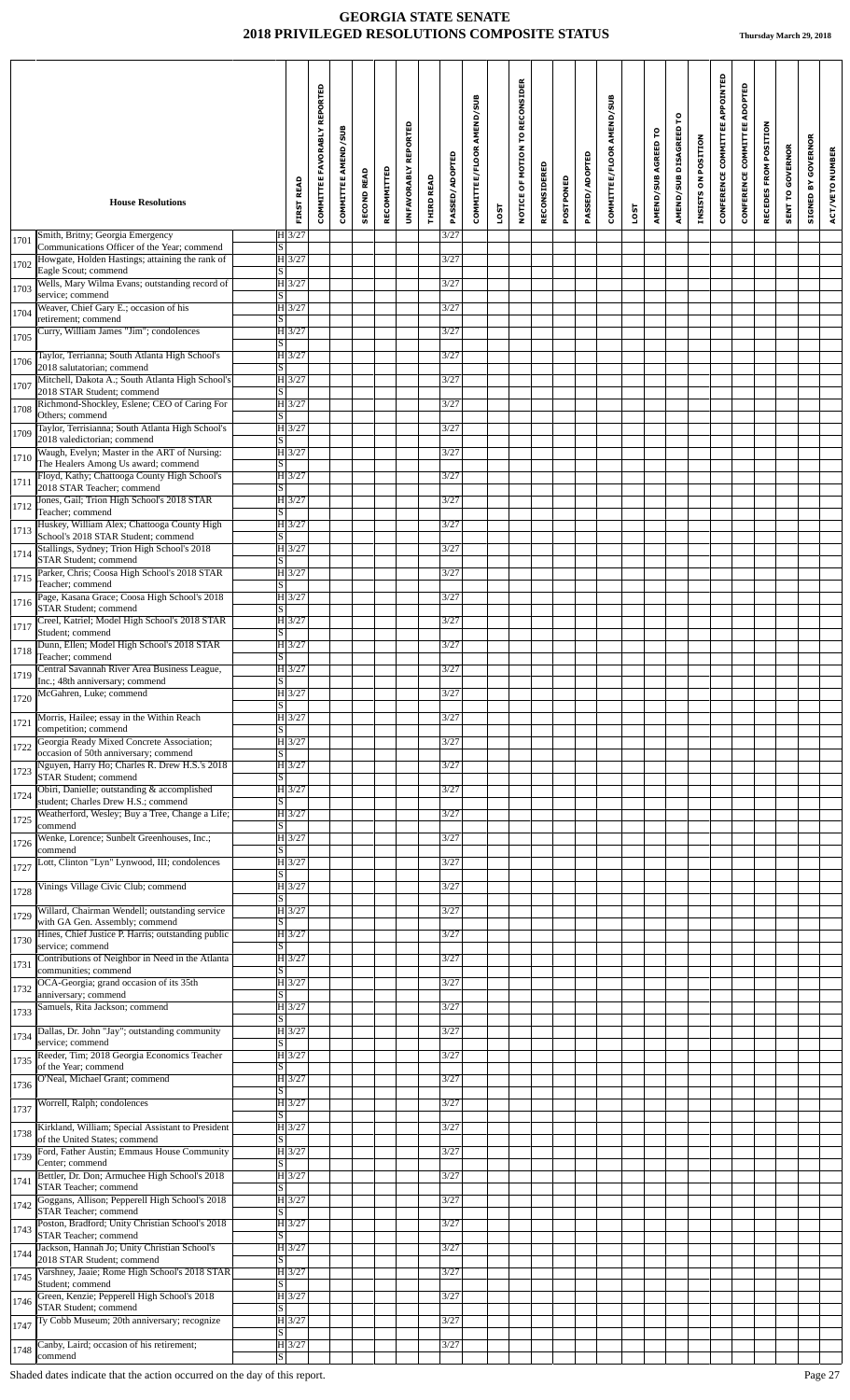# GEORGIA STATE SENATE
## 2018 PRIVILEGED RESOLUTIONS COMPOSITE STATUS

**Thursday March 29, 2018**

| | House Resolutions | | FIRST READ | COMMITTEE FAVORABLY REPORTED | COMMITTEE AMEND/SUB | SECOND READ | RECOMMITTED | UNFAVORABLY REPORTED | THIRD READ | PASSED/ADOPTED | COMMITTEE/FLOOR AMEND/SUB | LOST | NOTICE OF MOTION TO RECONSIDER | RECONSIDERED | POSTPONED | PASSED/ADOPTED | COMMITTEE/FLOOR AMEND/SUB | LOST | AMEND/SUB AGREED TO | AMEND/SUB DISAGREED TO | INSISTS ON POSITION | CONFERENCE COMMITTEE APPOINTED | CONFERENCE COMMITTEE ADOPTED | RECEDES FROM POSITION | SENT TO GOVERNOR | SIGNED BY GOVERNOR | ACT/VETO NUMBER |
|---|---|---|---|---|---|---|---|---|---|---|---|---|---|---|---|---|---|---|---|---|---|---|---|---|---|---|---|
| 1701 | Smith, Britny; Georgia Emergency Communications Officer of the Year; commend | H | 3/27 | | | | | | | 3/27 | | | | | | | | | | | | | | | | | |
| | | S | | | | | | | | | | | | | | | | | | | | | | | | | |
| 1702 | Howgate, Holden Hastings; attaining the rank of Eagle Scout; commend | H | 3/27 | | | | | | | 3/27 | | | | | | | | | | | | | | | | | |
| | | S | | | | | | | | | | | | | | | | | | | | | | | | | |
| 1703 | Wells, Mary Wilma Evans; outstanding record of service; commend | H | 3/27 | | | | | | | 3/27 | | | | | | | | | | | | | | | | | |
| | | S | | | | | | | | | | | | | | | | | | | | | | | | | |
| 1704 | Weaver, Chief Gary E.; occasion of his retirement; commend | H | 3/27 | | | | | | | 3/27 | | | | | | | | | | | | | | | | | |
| | | S | | | | | | | | | | | | | | | | | | | | | | | | | |
| 1705 | Curry, William James "Jim"; condolences | H | 3/27 | | | | | | | 3/27 | | | | | | | | | | | | | | | | | |
| | | S | | | | | | | | | | | | | | | | | | | | | | | | | |
| 1706 | Taylor, Terrianna; South Atlanta High School's 2018 salutatorian; commend | H | 3/27 | | | | | | | 3/27 | | | | | | | | | | | | | | | | | |
| | | S | | | | | | | | | | | | | | | | | | | | | | | | | |
| 1707 | Mitchell, Dakota A.; South Atlanta High School's 2018 STAR Student; commend | H | 3/27 | | | | | | | 3/27 | | | | | | | | | | | | | | | | | |
| | | S | | | | | | | | | | | | | | | | | | | | | | | | | |
| 1708 | Richmond-Shockley, Eslene; CEO of Caring For Others; commend | H | 3/27 | | | | | | | 3/27 | | | | | | | | | | | | | | | | | |
| | | S | | | | | | | | | | | | | | | | | | | | | | | | | |
| 1709 | Taylor, Terrisianna; South Atlanta High School's 2018 valedictorian; commend | H | 3/27 | | | | | | | 3/27 | | | | | | | | | | | | | | | | | |
| | | S | | | | | | | | | | | | | | | | | | | | | | | | | |
| 1710 | Waugh, Evelyn; Master in the ART of Nursing: The Healers Among Us award; commend | H | 3/27 | | | | | | | 3/27 | | | | | | | | | | | | | | | | | |
| | | S | | | | | | | | | | | | | | | | | | | | | | | | | |
| 1711 | Floyd, Kathy; Chattooga County High School's 2018 STAR Teacher; commend | H | 3/27 | | | | | | | 3/27 | | | | | | | | | | | | | | | | | |
| | | S | | | | | | | | | | | | | | | | | | | | | | | | | |
| 1712 | Jones, Gail; Trion High School's 2018 STAR Teacher; commend | H | 3/27 | | | | | | | 3/27 | | | | | | | | | | | | | | | | | |
| | | S | | | | | | | | | | | | | | | | | | | | | | | | | |
| 1713 | Huskey, William Alex; Chattooga County High School's 2018 STAR Student; commend | H | 3/27 | | | | | | | 3/27 | | | | | | | | | | | | | | | | | |
| | | S | | | | | | | | | | | | | | | | | | | | | | | | | |
| 1714 | Stallings, Sydney; Trion High School's 2018 STAR Student; commend | H | 3/27 | | | | | | | 3/27 | | | | | | | | | | | | | | | | | |
| | | S | | | | | | | | | | | | | | | | | | | | | | | | | |
| 1715 | Parker, Chris; Coosa High School's 2018 STAR Teacher; commend | H | 3/27 | | | | | | | 3/27 | | | | | | | | | | | | | | | | | |
| | | S | | | | | | | | | | | | | | | | | | | | | | | | | |
| 1716 | Page, Kasana Grace; Coosa High School's 2018 STAR Student; commend | H | 3/27 | | | | | | | 3/27 | | | | | | | | | | | | | | | | | |
| | | S | | | | | | | | | | | | | | | | | | | | | | | | | |
| 1717 | Creel, Katriel; Model High School's 2018 STAR Student; commend | H | 3/27 | | | | | | | 3/27 | | | | | | | | | | | | | | | | | |
| | | S | | | | | | | | | | | | | | | | | | | | | | | | | |
| 1718 | Dunn, Ellen; Model High School's 2018 STAR Teacher; commend | H | 3/27 | | | | | | | 3/27 | | | | | | | | | | | | | | | | | |
| | | S | | | | | | | | | | | | | | | | | | | | | | | | | |
| 1719 | Central Savannah River Area Business League, Inc.; 48th anniversary; commend | H | 3/27 | | | | | | | 3/27 | | | | | | | | | | | | | | | | | |
| | | S | | | | | | | | | | | | | | | | | | | | | | | | | |
| 1720 | McGahren, Luke; commend | H | 3/27 | | | | | | | 3/27 | | | | | | | | | | | | | | | | | |
| | | S | | | | | | | | | | | | | | | | | | | | | | | | | |
| 1721 | Morris, Hailee; essay in the Within Reach competition; commend | H | 3/27 | | | | | | | 3/27 | | | | | | | | | | | | | | | | | |
| | | S | | | | | | | | | | | | | | | | | | | | | | | | | |
| 1722 | Georgia Ready Mixed Concrete Association; occasion of 50th anniversary; commend | H | 3/27 | | | | | | | 3/27 | | | | | | | | | | | | | | | | | |
| | | S | | | | | | | | | | | | | | | | | | | | | | | | | |
| 1723 | Nguyen, Harry Ho; Charles R. Drew H.S.'s 2018 STAR Student; commend | H | 3/27 | | | | | | | 3/27 | | | | | | | | | | | | | | | | | |
| | | S | | | | | | | | | | | | | | | | | | | | | | | | | |
| 1724 | Obiri, Danielle; outstanding & accomplished student; Charles Drew H.S.; commend | H | 3/27 | | | | | | | 3/27 | | | | | | | | | | | | | | | | | |
| | | S | | | | | | | | | | | | | | | | | | | | | | | | | |
| 1725 | Weatherford, Wesley; Buy a Tree, Change a Life; commend | H | 3/27 | | | | | | | 3/27 | | | | | | | | | | | | | | | | | |
| | | S | | | | | | | | | | | | | | | | | | | | | | | | | |
| 1726 | Wenke, Lorence; Sunbelt Greenhouses, Inc.; commend | H | 3/27 | | | | | | | 3/27 | | | | | | | | | | | | | | | | | |
| | | S | | | | | | | | | | | | | | | | | | | | | | | | | |
| 1727 | Lott, Clinton "Lyn" Lynwood, III; condolences | H | 3/27 | | | | | | | 3/27 | | | | | | | | | | | | | | | | | |
| | | S | | | | | | | | | | | | | | | | | | | | | | | | | |
| 1728 | Vinings Village Civic Club; commend | H | 3/27 | | | | | | | 3/27 | | | | | | | | | | | | | | | | | |
| | | S | | | | | | | | | | | | | | | | | | | | | | | | | |
| 1729 | Willard, Chairman Wendell; outstanding service with GA Gen. Assembly; commend | H | 3/27 | | | | | | | 3/27 | | | | | | | | | | | | | | | | | |
| | | S | | | | | | | | | | | | | | | | | | | | | | | | | |
| 1730 | Hines, Chief Justice P. Harris; outstanding public service; commend | H | 3/27 | | | | | | | 3/27 | | | | | | | | | | | | | | | | | |
| | | S | | | | | | | | | | | | | | | | | | | | | | | | | |
| 1731 | Contributions of Neighbor in Need in the Atlanta communities; commend | H | 3/27 | | | | | | | 3/27 | | | | | | | | | | | | | | | | | |
| | | S | | | | | | | | | | | | | | | | | | | | | | | | | |
| 1732 | OCA-Georgia; grand occasion of its 35th anniversary; commend | H | 3/27 | | | | | | | 3/27 | | | | | | | | | | | | | | | | | |
| | | S | | | | | | | | | | | | | | | | | | | | | | | | | |
| 1733 | Samuels, Rita Jackson; commend | H | 3/27 | | | | | | | 3/27 | | | | | | | | | | | | | | | | | |
| | | S | | | | | | | | | | | | | | | | | | | | | | | | | |
| 1734 | Dallas, Dr. John "Jay"; outstanding community service; commend | H | 3/27 | | | | | | | 3/27 | | | | | | | | | | | | | | | | | |
| | | S | | | | | | | | | | | | | | | | | | | | | | | | | |
| 1735 | Reeder, Tim; 2018 Georgia Economics Teacher of the Year; commend | H | 3/27 | | | | | | | 3/27 | | | | | | | | | | | | | | | | | |
| | | S | | | | | | | | | | | | | | | | | | | | | | | | | |
| 1736 | O'Neal, Michael Grant; commend | H | 3/27 | | | | | | | 3/27 | | | | | | | | | | | | | | | | | |
| | | S | | | | | | | | | | | | | | | | | | | | | | | | | |
| 1737 | Worrell, Ralph; condolences | H | 3/27 | | | | | | | 3/27 | | | | | | | | | | | | | | | | | |
| | | S | | | | | | | | | | | | | | | | | | | | | | | | | |
| 1738 | Kirkland, William; Special Assistant to President of the United States; commend | H | 3/27 | | | | | | | 3/27 | | | | | | | | | | | | | | | | | |
| | | S | | | | | | | | | | | | | | | | | | | | | | | | | |
| 1739 | Ford, Father Austin; Emmaus House Community Center; commend | H | 3/27 | | | | | | | 3/27 | | | | | | | | | | | | | | | | | |
| | | S | | | | | | | | | | | | | | | | | | | | | | | | | |
| 1741 | Bettler, Dr. Don; Armuchee High School's 2018 STAR Teacher; commend | H | 3/27 | | | | | | | 3/27 | | | | | | | | | | | | | | | | | |
| | | S | | | | | | | | | | | | | | | | | | | | | | | | | |
| 1742 | Goggans, Allison; Pepperell High School's 2018 STAR Teacher; commend | H | 3/27 | | | | | | | 3/27 | | | | | | | | | | | | | | | | | |
| | | S | | | | | | | | | | | | | | | | | | | | | | | | | |
| 1743 | Poston, Bradford; Unity Christian School's 2018 STAR Teacher; commend | H | 3/27 | | | | | | | 3/27 | | | | | | | | | | | | | | | | | |
| | | S | | | | | | | | | | | | | | | | | | | | | | | | | |
| 1744 | Jackson, Hannah Jo; Unity Christian School's 2018 STAR Student; commend | H | 3/27 | | | | | | | 3/27 | | | | | | | | | | | | | | | | | |
| | | S | | | | | | | | | | | | | | | | | | | | | | | | | |
| 1745 | Varshney, Jaaie; Rome High School's 2018 STAR Student; commend | H | 3/27 | | | | | | | 3/27 | | | | | | | | | | | | | | | | | |
| | | S | | | | | | | | | | | | | | | | | | | | | | | | | |
| 1746 | Green, Kenzie; Pepperell High School's 2018 STAR Student; commend | H | 3/27 | | | | | | | 3/27 | | | | | | | | | | | | | | | | | |
| | | S | | | | | | | | | | | | | | | | | | | | | | | | | |
| 1747 | Ty Cobb Museum; 20th anniversary; recognize | H | 3/27 | | | | | | | 3/27 | | | | | | | | | | | | | | | | | |
| | | S | | | | | | | | | | | | | | | | | | | | | | | | | |
| 1748 | Canby, Laird; occasion of his retirement; commend | H | 3/27 | | | | | | | 3/27 | | | | | | | | | | | | | | | | | |
| | | S | | | | | | | | | | | | | | | | | | | | | | | | | |

Shaded dates indicate that the action occurred on the day of this report.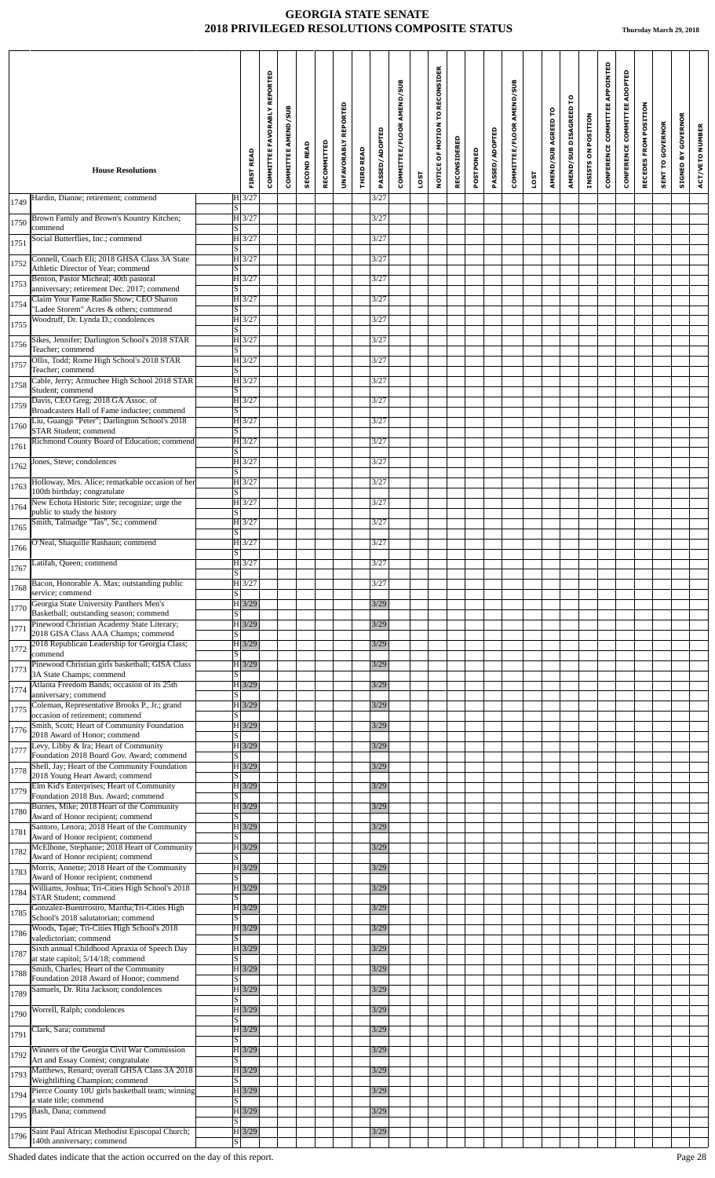# GEORGIA STATE SENATE
## 2018 PRIVILEGED RESOLUTIONS COMPOSITE STATUS

Thursday March 29, 2018

| | House Resolutions | | FIRST READ | COMMITTEE FAVORABLY REPORTED | COMMITTEE AMEND/SUB | SECOND READ | RECOMMITTED | UNFAVORABLY REPORTED | THIRD READ | PASSED/ADOPTED | COMMITTEE/FLOOR AMEND/SUB | LOST | NOTICE OF MOTION TO RECONSIDER | RECONSIDERED | POSTPONED | PASSED/ADOPTED | COMMITTEE/FLOOR AMEND/SUB | LOST | AMEND/SUB AGREED TO | AMEND/SUB DISAGREED TO | INSISTS ON POSITION | CONFERENCE COMMITTEE APPOINTED | CONFERENCE COMMITTEE ADOPTED | RECEDES FROM POSITION | SENT TO GOVERNOR | SIGNED BY GOVERNOR | ACT/VETO NUMBER |
|---|---|---|---|---|---|---|---|---|---|---|---|---|---|---|---|---|---|---|---|---|---|---|---|---|---|---|---|
| 1749 | Hardin, Dianne; retirement; commend | H | 3/27 | | | | | | | 3/27 | | | | | | | | | | | | | | | | | |
| | | S | | | | | | | | | | | | | | | | | | | | | | | | | |
| 1750 | Brown Family and Brown's Kountry Kitchen; commend | H | 3/27 | | | | | | | 3/27 | | | | | | | | | | | | | | | | | |
| | | S | | | | | | | | | | | | | | | | | | | | | | | | | |
| 1751 | Social Butterflies, Inc.; commend | H | 3/27 | | | | | | | 3/27 | | | | | | | | | | | | | | | | | |
| | | S | | | | | | | | | | | | | | | | | | | | | | | | | |
| 1752 | Connell, Coach Eli; 2018 GHSA Class 3A State Athletic Director of Year; commend | H | 3/27 | | | | | | | 3/27 | | | | | | | | | | | | | | | | | |
| | | S | | | | | | | | | | | | | | | | | | | | | | | | | |
| 1753 | Benton, Pastor Micheal; 40th pastoral anniversary; retirement Dec. 2017; commend | H | 3/27 | | | | | | | 3/27 | | | | | | | | | | | | | | | | | |
| | | S | | | | | | | | | | | | | | | | | | | | | | | | | |
| 1754 | Claim Your Fame Radio Show; CEO Sharon "Ladee Storem" Acres & others; commend | H | 3/27 | | | | | | | 3/27 | | | | | | | | | | | | | | | | | |
| | | S | | | | | | | | | | | | | | | | | | | | | | | | | |
| 1755 | Woodruff, Dr. Lynda D.; condolences | H | 3/27 | | | | | | | 3/27 | | | | | | | | | | | | | | | | | |
| | | S | | | | | | | | | | | | | | | | | | | | | | | | | |
| 1756 | Sikes, Jennifer; Darlington School's 2018 STAR Teacher; commend | H | 3/27 | | | | | | | 3/27 | | | | | | | | | | | | | | | | | |
| | | S | | | | | | | | | | | | | | | | | | | | | | | | | |
| 1757 | Ollis, Todd; Rome High School's 2018 STAR Teacher; commend | H | 3/27 | | | | | | | 3/27 | | | | | | | | | | | | | | | | | |
| | | S | | | | | | | | | | | | | | | | | | | | | | | | | |
| 1758 | Cable, Jerry; Armuchee High School 2018 STAR Student; commend | H | 3/27 | | | | | | | 3/27 | | | | | | | | | | | | | | | | | |
| | | S | | | | | | | | | | | | | | | | | | | | | | | | | |
| 1759 | Davis, CEO Greg; 2018 GA Assoc. of Broadcasters Hall of Fame inductee; commend | H | 3/27 | | | | | | | 3/27 | | | | | | | | | | | | | | | | | |
| | | S | | | | | | | | | | | | | | | | | | | | | | | | | |
| 1760 | Liu, Guangji "Peter"; Darlington School's 2018 STAR Student; commend | H | 3/27 | | | | | | | 3/27 | | | | | | | | | | | | | | | | | |
| | | S | | | | | | | | | | | | | | | | | | | | | | | | | |
| 1761 | Richmond County Board of Education; commend | H | 3/27 | | | | | | | 3/27 | | | | | | | | | | | | | | | | | |
| | | S | | | | | | | | | | | | | | | | | | | | | | | | | |
| 1762 | Jones, Steve; condolences | H | 3/27 | | | | | | | 3/27 | | | | | | | | | | | | | | | | | |
| | | S | | | | | | | | | | | | | | | | | | | | | | | | | |
| 1763 | Holloway, Mrs. Alice; remarkable occasion of her 100th birthday; congratulate | H | 3/27 | | | | | | | 3/27 | | | | | | | | | | | | | | | | | |
| | | S | | | | | | | | | | | | | | | | | | | | | | | | | |
| 1764 | New Echota Historic Site; recognize; urge the public to study the history | H | 3/27 | | | | | | | 3/27 | | | | | | | | | | | | | | | | | |
| | | S | | | | | | | | | | | | | | | | | | | | | | | | | |
| 1765 | Smith, Talmadge "Tas", Sr.; commend | H | 3/27 | | | | | | | 3/27 | | | | | | | | | | | | | | | | | |
| | | S | | | | | | | | | | | | | | | | | | | | | | | | | |
| 1766 | O'Neal, Shaquille Rashaun; commend | H | 3/27 | | | | | | | 3/27 | | | | | | | | | | | | | | | | | |
| | | S | | | | | | | | | | | | | | | | | | | | | | | | | |
| 1767 | Latifah, Queen; commend | H | 3/27 | | | | | | | 3/27 | | | | | | | | | | | | | | | | | |
| | | S | | | | | | | | | | | | | | | | | | | | | | | | | |
| 1768 | Bacon, Honorable A. Max; outstanding public service; commend | H | 3/27 | | | | | | | 3/27 | | | | | | | | | | | | | | | | | |
| | | S | | | | | | | | | | | | | | | | | | | | | | | | | |
| 1770 | Georgia State University Panthers Men's Basketball; outstanding season; commend | H | 3/29 | | | | | | | 3/29 | | | | | | | | | | | | | | | | | |
| | | S | | | | | | | | | | | | | | | | | | | | | | | | | |
| 1771 | Pinewood Christian Academy State Literary; 2018 GISA Class AAA Champs; commend | H | 3/29 | | | | | | | 3/29 | | | | | | | | | | | | | | | | | |
| | | S | | | | | | | | | | | | | | | | | | | | | | | | | |
| 1772 | 2018 Republican Leadership for Georgia Class; commend | H | 3/29 | | | | | | | 3/29 | | | | | | | | | | | | | | | | | |
| | | S | | | | | | | | | | | | | | | | | | | | | | | | | |
| 1773 | Pinewood Christian girls basketball; GISA Class 3A State Champs; commend | H | 3/29 | | | | | | | 3/29 | | | | | | | | | | | | | | | | | |
| | | S | | | | | | | | | | | | | | | | | | | | | | | | | |
| 1774 | Atlanta Freedom Bands; occasion of its 25th anniversary; commend | H | 3/29 | | | | | | | 3/29 | | | | | | | | | | | | | | | | | |
| | | S | | | | | | | | | | | | | | | | | | | | | | | | | |
| 1775 | Coleman, Representative Brooks P., Jr.; grand occasion of retirement; commend | H | 3/29 | | | | | | | 3/29 | | | | | | | | | | | | | | | | | |
| | | S | | | | | | | | | | | | | | | | | | | | | | | | | |
| 1776 | Smith, Scott; Heart of Community Foundation 2018 Award of Honor; commend | H | 3/29 | | | | | | | 3/29 | | | | | | | | | | | | | | | | | |
| | | S | | | | | | | | | | | | | | | | | | | | | | | | | |
| 1777 | Levy, Libby & Ira; Heart of Community Foundation 2018 Board Gov. Award; commend | H | 3/29 | | | | | | | 3/29 | | | | | | | | | | | | | | | | | |
| | | S | | | | | | | | | | | | | | | | | | | | | | | | | |
| 1778 | Shell, Jay; Heart of the Community Foundation 2018 Young Heart Award; commend | H | 3/29 | | | | | | | 3/29 | | | | | | | | | | | | | | | | | |
| | | S | | | | | | | | | | | | | | | | | | | | | | | | | |
| 1779 | Elm Kid's Enterprises; Heart of Community Foundation 2018 Bus. Award; commend | H | 3/29 | | | | | | | 3/29 | | | | | | | | | | | | | | | | | |
| | | S | | | | | | | | | | | | | | | | | | | | | | | | | |
| 1780 | Burnes, Mike; 2018 Heart of the Community Award of Honor recipient; commend | H | 3/29 | | | | | | | 3/29 | | | | | | | | | | | | | | | | | |
| | | S | | | | | | | | | | | | | | | | | | | | | | | | | |
| 1781 | Santoro, Lenora; 2018 Heart of the Community Award of Honor recipient; commend | H | 3/29 | | | | | | | 3/29 | | | | | | | | | | | | | | | | | |
| | | S | | | | | | | | | | | | | | | | | | | | | | | | | |
| 1782 | McElhone, Stephanie; 2018 Heart of Community Award of Honor recipient; commend | H | 3/29 | | | | | | | 3/29 | | | | | | | | | | | | | | | | | |
| | | S | | | | | | | | | | | | | | | | | | | | | | | | | |
| 1783 | Morris, Annette; 2018 Heart of the Community Award of Honor recipient; commend | H | 3/29 | | | | | | | 3/29 | | | | | | | | | | | | | | | | | |
| | | S | | | | | | | | | | | | | | | | | | | | | | | | | |
| 1784 | Williams, Joshua; Tri-Cities High School's 2018 STAR Student; commend | H | 3/29 | | | | | | | 3/29 | | | | | | | | | | | | | | | | | |
| | | S | | | | | | | | | | | | | | | | | | | | | | | | | |
| 1785 | Gonzalez-Buenrostro, Martha;Tri-Cities High School's 2018 salutatorian; commend | H | 3/29 | | | | | | | 3/29 | | | | | | | | | | | | | | | | | |
| | | S | | | | | | | | | | | | | | | | | | | | | | | | | |
| 1786 | Woods, Tajaé; Tri-Cities High School's 2018 valedictorian; commend | H | 3/29 | | | | | | | 3/29 | | | | | | | | | | | | | | | | | |
| | | S | | | | | | | | | | | | | | | | | | | | | | | | | |
| 1787 | Sixth annual Childhood Apraxia of Speech Day at state capitol; 5/14/18; commend | H | 3/29 | | | | | | | 3/29 | | | | | | | | | | | | | | | | | |
| | | S | | | | | | | | | | | | | | | | | | | | | | | | | |
| 1788 | Smith, Charles; Heart of the Community Foundation 2018 Award of Honor; commend | H | 3/29 | | | | | | | 3/29 | | | | | | | | | | | | | | | | | |
| | | S | | | | | | | | | | | | | | | | | | | | | | | | | |
| 1789 | Samuels, Dr. Rita Jackson; condolences | H | 3/29 | | | | | | | 3/29 | | | | | | | | | | | | | | | | | |
| | | S | | | | | | | | | | | | | | | | | | | | | | | | | |
| 1790 | Worrell, Ralph; condolences | H | 3/29 | | | | | | | 3/29 | | | | | | | | | | | | | | | | | |
| | | S | | | | | | | | | | | | | | | | | | | | | | | | | |
| 1791 | Clark, Sara; commend | H | 3/29 | | | | | | | 3/29 | | | | | | | | | | | | | | | | | |
| | | S | | | | | | | | | | | | | | | | | | | | | | | | | |
| 1792 | Winners of the Georgia Civil War Commission Art and Essay Contest; congratulate | H | 3/29 | | | | | | | 3/29 | | | | | | | | | | | | | | | | | |
| | | S | | | | | | | | | | | | | | | | | | | | | | | | | |
| 1793 | Matthews, Renard; overall GHSA Class 3A 2018 Weightlifting Champion; commend | H | 3/29 | | | | | | | 3/29 | | | | | | | | | | | | | | | | | |
| | | S | | | | | | | | | | | | | | | | | | | | | | | | | |
| 1794 | Pierce County 10U girls basketball team; winning a state title; commend | H | 3/29 | | | | | | | 3/29 | | | | | | | | | | | | | | | | | |
| | | S | | | | | | | | | | | | | | | | | | | | | | | | | |
| 1795 | Bash, Dana; commend | H | 3/29 | | | | | | | 3/29 | | | | | | | | | | | | | | | | | |
| | | S | | | | | | | | | | | | | | | | | | | | | | | | | |
| 1796 | Saint Paul African Methodist Episcopal Church; 140th anniversary; commend | H | 3/29 | | | | | | | 3/29 | | | | | | | | | | | | | | | | | |
| | | S | | | | | | | | | | | | | | | | | | | | | | | | | |

Shaded dates indicate that the action occurred on the day of this report.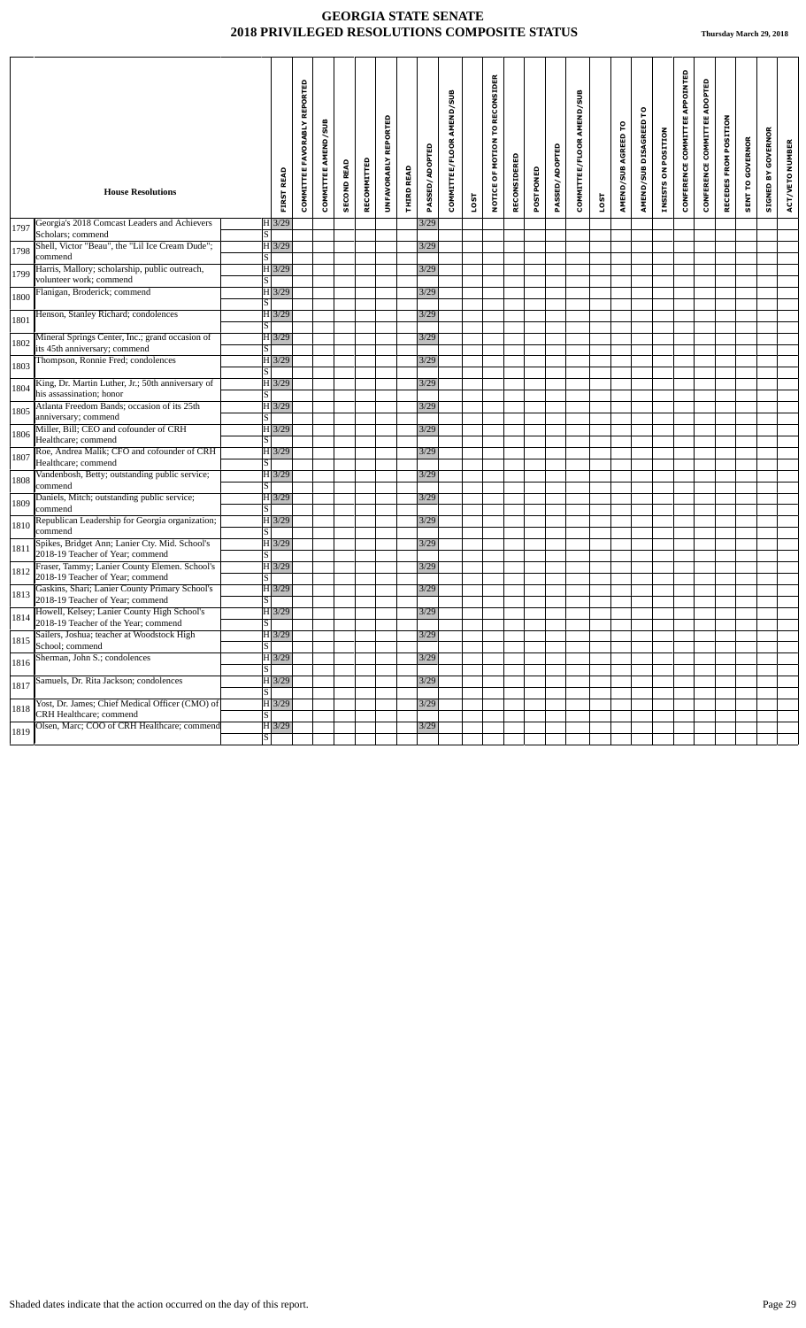# GEORGIA STATE SENATE
# 2018 PRIVILEGED RESOLUTIONS COMPOSITE STATUS

**Thursday March 29, 2018**

| | House Resolutions | | FIRST READ | COMMITTEE FAVORABLY REPORTED | COMMITTEE AMEND/SUB | SECOND READ | RECOMMITTED | UNFAVORABLY REPORTED | THIRD READ | PASSED/ADOPTED | COMMITTEE/FLOOR AMEND/SUB | LOST | NOTICE OF MOTION TO RECONSIDER | RECONSIDERED | POSTPONED | PASSED/ADOPTED | COMMITTEE/FLOOR AMEND/SUB | LOST | AMEND/SUB AGREED TO | AMEND/SUB DISAGREED TO | INSISTS ON POSITION | CONFERENCE COMMITTEE APPOINTED | CONFERENCE COMMITTEE ADOPTED | RECEDES FROM POSITION | SENT TO GOVERNOR | SIGNED BY GOVERNOR | ACT/VETO NUMBER |
|---|---|---|---|---|---|---|---|---|---|---|---|---|---|---|---|---|---|---|---|---|---|---|---|---|---|---|---|
| 1797 | Georgia's 2018 Comcast Leaders and Achievers Scholars; commend | H | 3/29 | | | | | | | 3/29 | | | | | | | | | | | | | | | | | |
| | | S | | | | | | | | | | | | | | | | | | | | | | | | | |
| 1798 | Shell, Victor "Beau", the "Lil Ice Cream Dude"; commend | H | 3/29 | | | | | | | 3/29 | | | | | | | | | | | | | | | | | |
| | | S | | | | | | | | | | | | | | | | | | | | | | | | | |
| 1799 | Harris, Mallory; scholarship, public outreach, volunteer work; commend | H | 3/29 | | | | | | | 3/29 | | | | | | | | | | | | | | | | | |
| | | S | | | | | | | | | | | | | | | | | | | | | | | | | |
| 1800 | Flanigan, Broderick; commend | H | 3/29 | | | | | | | 3/29 | | | | | | | | | | | | | | | | | |
| | | S | | | | | | | | | | | | | | | | | | | | | | | | | |
| 1801 | Henson, Stanley Richard; condolences | H | 3/29 | | | | | | | 3/29 | | | | | | | | | | | | | | | | | |
| | | S | | | | | | | | | | | | | | | | | | | | | | | | | |
| 1802 | Mineral Springs Center, Inc.; grand occasion of its 45th anniversary; commend | H | 3/29 | | | | | | | 3/29 | | | | | | | | | | | | | | | | | |
| | | S | | | | | | | | | | | | | | | | | | | | | | | | | |
| 1803 | Thompson, Ronnie Fred; condolences | H | 3/29 | | | | | | | 3/29 | | | | | | | | | | | | | | | | | |
| | | S | | | | | | | | | | | | | | | | | | | | | | | | | |
| 1804 | King, Dr. Martin Luther, Jr.; 50th anniversary of his assassination; honor | H | 3/29 | | | | | | | 3/29 | | | | | | | | | | | | | | | | | |
| | | S | | | | | | | | | | | | | | | | | | | | | | | | | |
| 1805 | Atlanta Freedom Bands; occasion of its 25th anniversary; commend | H | 3/29 | | | | | | | 3/29 | | | | | | | | | | | | | | | | | |
| | | S | | | | | | | | | | | | | | | | | | | | | | | | | |
| 1806 | Miller, Bill; CEO and cofounder of CRH Healthcare; commend | H | 3/29 | | | | | | | 3/29 | | | | | | | | | | | | | | | | | |
| | | S | | | | | | | | | | | | | | | | | | | | | | | | | |
| 1807 | Roe, Andrea Malik; CFO and cofounder of CRH Healthcare; commend | H | 3/29 | | | | | | | 3/29 | | | | | | | | | | | | | | | | | |
| | | S | | | | | | | | | | | | | | | | | | | | | | | | | |
| 1808 | Vandenbosh, Betty; outstanding public service; commend | H | 3/29 | | | | | | | 3/29 | | | | | | | | | | | | | | | | | |
| | | S | | | | | | | | | | | | | | | | | | | | | | | | | |
| 1809 | Daniels, Mitch; outstanding public service; commend | H | 3/29 | | | | | | | 3/29 | | | | | | | | | | | | | | | | | |
| | | S | | | | | | | | | | | | | | | | | | | | | | | | | |
| 1810 | Republican Leadership for Georgia organization; commend | H | 3/29 | | | | | | | 3/29 | | | | | | | | | | | | | | | | | |
| | | S | | | | | | | | | | | | | | | | | | | | | | | | | |
| 1811 | Spikes, Bridget Ann; Lanier Cty. Mid. School's 2018-19 Teacher of Year; commend | H | 3/29 | | | | | | | 3/29 | | | | | | | | | | | | | | | | | |
| | | S | | | | | | | | | | | | | | | | | | | | | | | | | |
| 1812 | Fraser, Tammy; Lanier County Elemen. School's 2018-19 Teacher of Year; commend | H | 3/29 | | | | | | | 3/29 | | | | | | | | | | | | | | | | | |
| | | S | | | | | | | | | | | | | | | | | | | | | | | | | |
| 1813 | Gaskins, Shari; Lanier County Primary School's 2018-19 Teacher of Year; commend | H | 3/29 | | | | | | | 3/29 | | | | | | | | | | | | | | | | | |
| | | S | | | | | | | | | | | | | | | | | | | | | | | | | |
| 1814 | Howell, Kelsey; Lanier County High School's 2018-19 Teacher of the Year; commend | H | 3/29 | | | | | | | 3/29 | | | | | | | | | | | | | | | | | |
| | | S | | | | | | | | | | | | | | | | | | | | | | | | | |
| 1815 | Sailers, Joshua; teacher at Woodstock High School; commend | H | 3/29 | | | | | | | 3/29 | | | | | | | | | | | | | | | | | |
| | | S | | | | | | | | | | | | | | | | | | | | | | | | | |
| 1816 | Sherman, John S.; condolences | H | 3/29 | | | | | | | 3/29 | | | | | | | | | | | | | | | | | |
| | | S | | | | | | | | | | | | | | | | | | | | | | | | | |
| 1817 | Samuels, Dr. Rita Jackson; condolences | H | 3/29 | | | | | | | 3/29 | | | | | | | | | | | | | | | | | |
| | | S | | | | | | | | | | | | | | | | | | | | | | | | | |
| 1818 | Yost, Dr. James; Chief Medical Officer (CMO) of CRH Healthcare; commend | H | 3/29 | | | | | | | 3/29 | | | | | | | | | | | | | | | | | |
| | | S | | | | | | | | | | | | | | | | | | | | | | | | | |
| 1819 | Olsen, Marc; COO of CRH Healthcare; commend | H | 3/29 | | | | | | | 3/29 | | | | | | | | | | | | | | | | | |
| | | S | | | | | | | | | | | | | | | | | | | | | | | | | |

Shaded dates indicate that the action occurred on the day of this report.